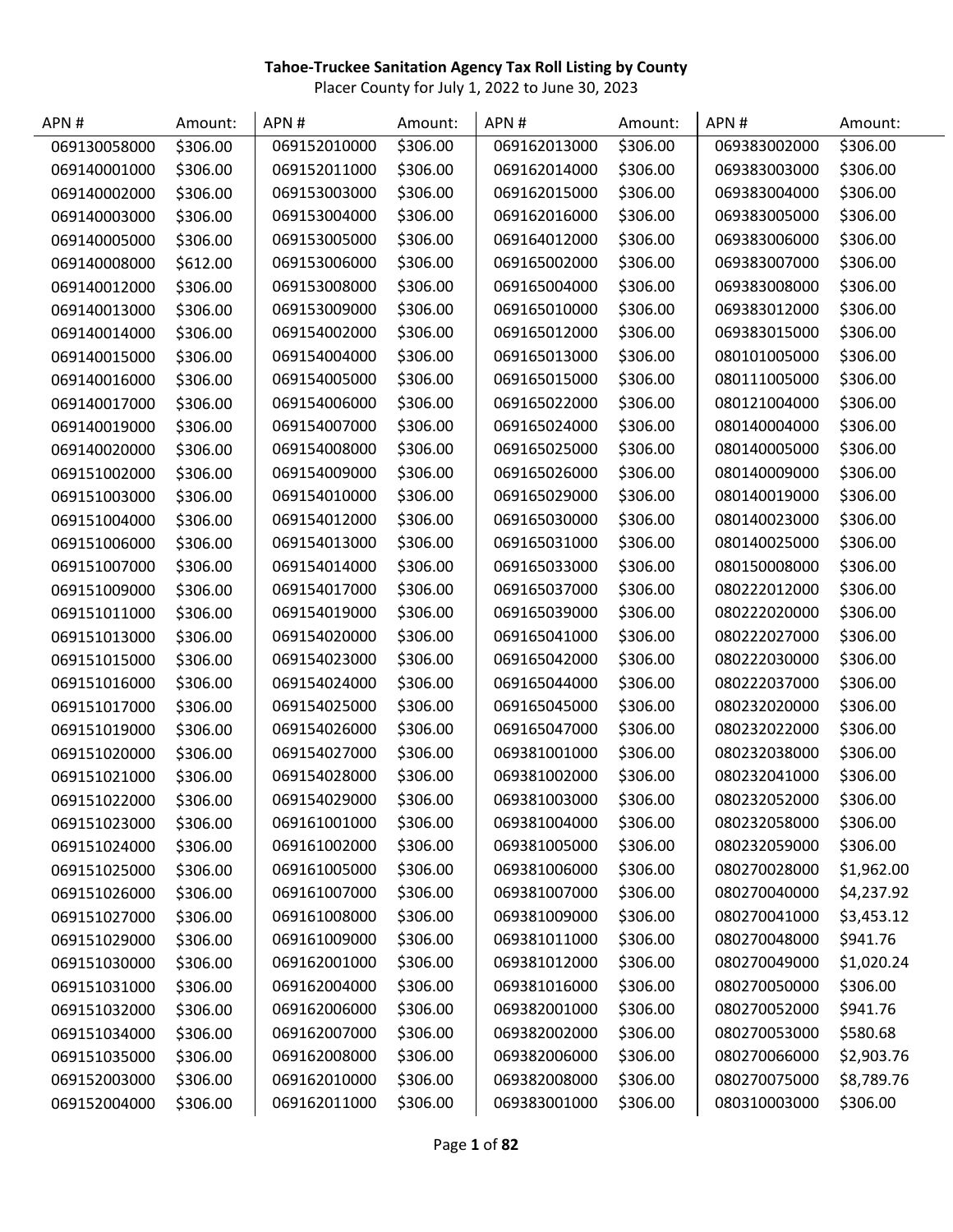**Tahoe-Truckee Sanitation Agency Tax Roll Listing by County**

Placer County for July 1, 2022 to June 30, 2023

| APN # | Amount: | APN # | Amount: | APN # | Amount: | APN # | Amount: |
|---|---|---|---|---|---|---|---|
| 069130058000 | $306.00 | 069152010000 | $306.00 | 069162013000 | $306.00 | 069383002000 | $306.00 |
| 069140001000 | $306.00 | 069152011000 | $306.00 | 069162014000 | $306.00 | 069383003000 | $306.00 |
| 069140002000 | $306.00 | 069153003000 | $306.00 | 069162015000 | $306.00 | 069383004000 | $306.00 |
| 069140003000 | $306.00 | 069153004000 | $306.00 | 069162016000 | $306.00 | 069383005000 | $306.00 |
| 069140005000 | $306.00 | 069153005000 | $306.00 | 069164012000 | $306.00 | 069383006000 | $306.00 |
| 069140008000 | $612.00 | 069153006000 | $306.00 | 069165002000 | $306.00 | 069383007000 | $306.00 |
| 069140012000 | $306.00 | 069153008000 | $306.00 | 069165004000 | $306.00 | 069383008000 | $306.00 |
| 069140013000 | $306.00 | 069153009000 | $306.00 | 069165010000 | $306.00 | 069383012000 | $306.00 |
| 069140014000 | $306.00 | 069154002000 | $306.00 | 069165012000 | $306.00 | 069383015000 | $306.00 |
| 069140015000 | $306.00 | 069154004000 | $306.00 | 069165013000 | $306.00 | 080101005000 | $306.00 |
| 069140016000 | $306.00 | 069154005000 | $306.00 | 069165015000 | $306.00 | 080111005000 | $306.00 |
| 069140017000 | $306.00 | 069154006000 | $306.00 | 069165022000 | $306.00 | 080121004000 | $306.00 |
| 069140019000 | $306.00 | 069154007000 | $306.00 | 069165024000 | $306.00 | 080140004000 | $306.00 |
| 069140020000 | $306.00 | 069154008000 | $306.00 | 069165025000 | $306.00 | 080140005000 | $306.00 |
| 069151002000 | $306.00 | 069154009000 | $306.00 | 069165026000 | $306.00 | 080140009000 | $306.00 |
| 069151003000 | $306.00 | 069154010000 | $306.00 | 069165029000 | $306.00 | 080140019000 | $306.00 |
| 069151004000 | $306.00 | 069154012000 | $306.00 | 069165030000 | $306.00 | 080140023000 | $306.00 |
| 069151006000 | $306.00 | 069154013000 | $306.00 | 069165031000 | $306.00 | 080140025000 | $306.00 |
| 069151007000 | $306.00 | 069154014000 | $306.00 | 069165033000 | $306.00 | 080150008000 | $306.00 |
| 069151009000 | $306.00 | 069154017000 | $306.00 | 069165037000 | $306.00 | 080222012000 | $306.00 |
| 069151011000 | $306.00 | 069154019000 | $306.00 | 069165039000 | $306.00 | 080222020000 | $306.00 |
| 069151013000 | $306.00 | 069154020000 | $306.00 | 069165041000 | $306.00 | 080222027000 | $306.00 |
| 069151015000 | $306.00 | 069154023000 | $306.00 | 069165042000 | $306.00 | 080222030000 | $306.00 |
| 069151016000 | $306.00 | 069154024000 | $306.00 | 069165044000 | $306.00 | 080222037000 | $306.00 |
| 069151017000 | $306.00 | 069154025000 | $306.00 | 069165045000 | $306.00 | 080232020000 | $306.00 |
| 069151019000 | $306.00 | 069154026000 | $306.00 | 069165047000 | $306.00 | 080232022000 | $306.00 |
| 069151020000 | $306.00 | 069154027000 | $306.00 | 069381001000 | $306.00 | 080232038000 | $306.00 |
| 069151021000 | $306.00 | 069154028000 | $306.00 | 069381002000 | $306.00 | 080232041000 | $306.00 |
| 069151022000 | $306.00 | 069154029000 | $306.00 | 069381003000 | $306.00 | 080232052000 | $306.00 |
| 069151023000 | $306.00 | 069161001000 | $306.00 | 069381004000 | $306.00 | 080232058000 | $306.00 |
| 069151024000 | $306.00 | 069161002000 | $306.00 | 069381005000 | $306.00 | 080232059000 | $306.00 |
| 069151025000 | $306.00 | 069161005000 | $306.00 | 069381006000 | $306.00 | 080270028000 | $1,962.00 |
| 069151026000 | $306.00 | 069161007000 | $306.00 | 069381007000 | $306.00 | 080270040000 | $4,237.92 |
| 069151027000 | $306.00 | 069161008000 | $306.00 | 069381009000 | $306.00 | 080270041000 | $3,453.12 |
| 069151029000 | $306.00 | 069161009000 | $306.00 | 069381011000 | $306.00 | 080270048000 | $941.76 |
| 069151030000 | $306.00 | 069162001000 | $306.00 | 069381012000 | $306.00 | 080270049000 | $1,020.24 |
| 069151031000 | $306.00 | 069162004000 | $306.00 | 069381016000 | $306.00 | 080270050000 | $306.00 |
| 069151032000 | $306.00 | 069162006000 | $306.00 | 069382001000 | $306.00 | 080270052000 | $941.76 |
| 069151034000 | $306.00 | 069162007000 | $306.00 | 069382002000 | $306.00 | 080270053000 | $580.68 |
| 069151035000 | $306.00 | 069162008000 | $306.00 | 069382006000 | $306.00 | 080270066000 | $2,903.76 |
| 069152003000 | $306.00 | 069162010000 | $306.00 | 069382008000 | $306.00 | 080270075000 | $8,789.76 |
| 069152004000 | $306.00 | 069162011000 | $306.00 | 069383001000 | $306.00 | 080310003000 | $306.00 |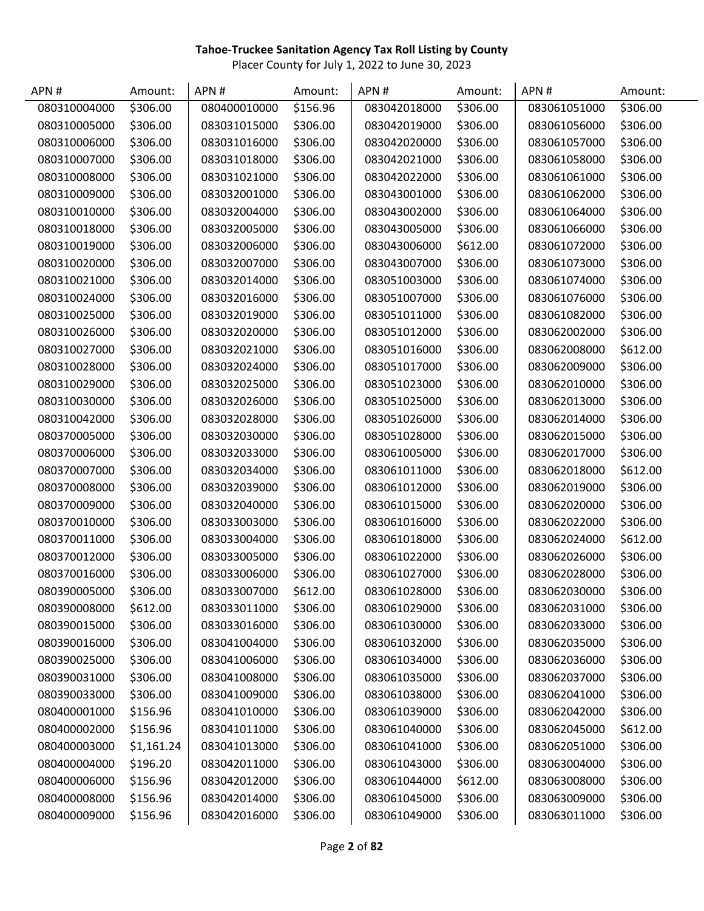**Tahoe-Truckee Sanitation Agency Tax Roll Listing by County**

Placer County for July 1, 2022 to June 30, 2023

| APN # | Amount: | APN # | Amount: | APN # | Amount: | APN # | Amount: |
|---|---|---|---|---|---|---|---|
| 080310004000 | $306.00 | 080400010000 | $156.96 | 083042018000 | $306.00 | 083061051000 | $306.00 |
| 080310005000 | $306.00 | 083031015000 | $306.00 | 083042019000 | $306.00 | 083061056000 | $306.00 |
| 080310006000 | $306.00 | 083031016000 | $306.00 | 083042020000 | $306.00 | 083061057000 | $306.00 |
| 080310007000 | $306.00 | 083031018000 | $306.00 | 083042021000 | $306.00 | 083061058000 | $306.00 |
| 080310008000 | $306.00 | 083031021000 | $306.00 | 083042022000 | $306.00 | 083061061000 | $306.00 |
| 080310009000 | $306.00 | 083032001000 | $306.00 | 083043001000 | $306.00 | 083061062000 | $306.00 |
| 080310010000 | $306.00 | 083032004000 | $306.00 | 083043002000 | $306.00 | 083061064000 | $306.00 |
| 080310018000 | $306.00 | 083032005000 | $306.00 | 083043005000 | $306.00 | 083061066000 | $306.00 |
| 080310019000 | $306.00 | 083032006000 | $306.00 | 083043006000 | $612.00 | 083061072000 | $306.00 |
| 080310020000 | $306.00 | 083032007000 | $306.00 | 083043007000 | $306.00 | 083061073000 | $306.00 |
| 080310021000 | $306.00 | 083032014000 | $306.00 | 083051003000 | $306.00 | 083061074000 | $306.00 |
| 080310024000 | $306.00 | 083032016000 | $306.00 | 083051007000 | $306.00 | 083061076000 | $306.00 |
| 080310025000 | $306.00 | 083032019000 | $306.00 | 083051011000 | $306.00 | 083061082000 | $306.00 |
| 080310026000 | $306.00 | 083032020000 | $306.00 | 083051012000 | $306.00 | 083062002000 | $306.00 |
| 080310027000 | $306.00 | 083032021000 | $306.00 | 083051016000 | $306.00 | 083062008000 | $612.00 |
| 080310028000 | $306.00 | 083032024000 | $306.00 | 083051017000 | $306.00 | 083062009000 | $306.00 |
| 080310029000 | $306.00 | 083032025000 | $306.00 | 083051023000 | $306.00 | 083062010000 | $306.00 |
| 080310030000 | $306.00 | 083032026000 | $306.00 | 083051025000 | $306.00 | 083062013000 | $306.00 |
| 080310042000 | $306.00 | 083032028000 | $306.00 | 083051026000 | $306.00 | 083062014000 | $306.00 |
| 080370005000 | $306.00 | 083032030000 | $306.00 | 083051028000 | $306.00 | 083062015000 | $306.00 |
| 080370006000 | $306.00 | 083032033000 | $306.00 | 083061005000 | $306.00 | 083062017000 | $306.00 |
| 080370007000 | $306.00 | 083032034000 | $306.00 | 083061011000 | $306.00 | 083062018000 | $612.00 |
| 080370008000 | $306.00 | 083032039000 | $306.00 | 083061012000 | $306.00 | 083062019000 | $306.00 |
| 080370009000 | $306.00 | 083032040000 | $306.00 | 083061015000 | $306.00 | 083062020000 | $306.00 |
| 080370010000 | $306.00 | 083033003000 | $306.00 | 083061016000 | $306.00 | 083062022000 | $306.00 |
| 080370011000 | $306.00 | 083033004000 | $306.00 | 083061018000 | $306.00 | 083062024000 | $612.00 |
| 080370012000 | $306.00 | 083033005000 | $306.00 | 083061022000 | $306.00 | 083062026000 | $306.00 |
| 080370016000 | $306.00 | 083033006000 | $306.00 | 083061027000 | $306.00 | 083062028000 | $306.00 |
| 080390005000 | $306.00 | 083033007000 | $612.00 | 083061028000 | $306.00 | 083062030000 | $306.00 |
| 080390008000 | $612.00 | 083033011000 | $306.00 | 083061029000 | $306.00 | 083062031000 | $306.00 |
| 080390015000 | $306.00 | 083033016000 | $306.00 | 083061030000 | $306.00 | 083062033000 | $306.00 |
| 080390016000 | $306.00 | 083041004000 | $306.00 | 083061032000 | $306.00 | 083062035000 | $306.00 |
| 080390025000 | $306.00 | 083041006000 | $306.00 | 083061034000 | $306.00 | 083062036000 | $306.00 |
| 080390031000 | $306.00 | 083041008000 | $306.00 | 083061035000 | $306.00 | 083062037000 | $306.00 |
| 080390033000 | $306.00 | 083041009000 | $306.00 | 083061038000 | $306.00 | 083062041000 | $306.00 |
| 080400001000 | $156.96 | 083041010000 | $306.00 | 083061039000 | $306.00 | 083062042000 | $306.00 |
| 080400002000 | $156.96 | 083041011000 | $306.00 | 083061040000 | $306.00 | 083062045000 | $612.00 |
| 080400003000 | $1,161.24 | 083041013000 | $306.00 | 083061041000 | $306.00 | 083062051000 | $306.00 |
| 080400004000 | $196.20 | 083042011000 | $306.00 | 083061043000 | $306.00 | 083063004000 | $306.00 |
| 080400006000 | $156.96 | 083042012000 | $306.00 | 083061044000 | $612.00 | 083063008000 | $306.00 |
| 080400008000 | $156.96 | 083042014000 | $306.00 | 083061045000 | $306.00 | 083063009000 | $306.00 |
| 080400009000 | $156.96 | 083042016000 | $306.00 | 083061049000 | $306.00 | 083063011000 | $306.00 |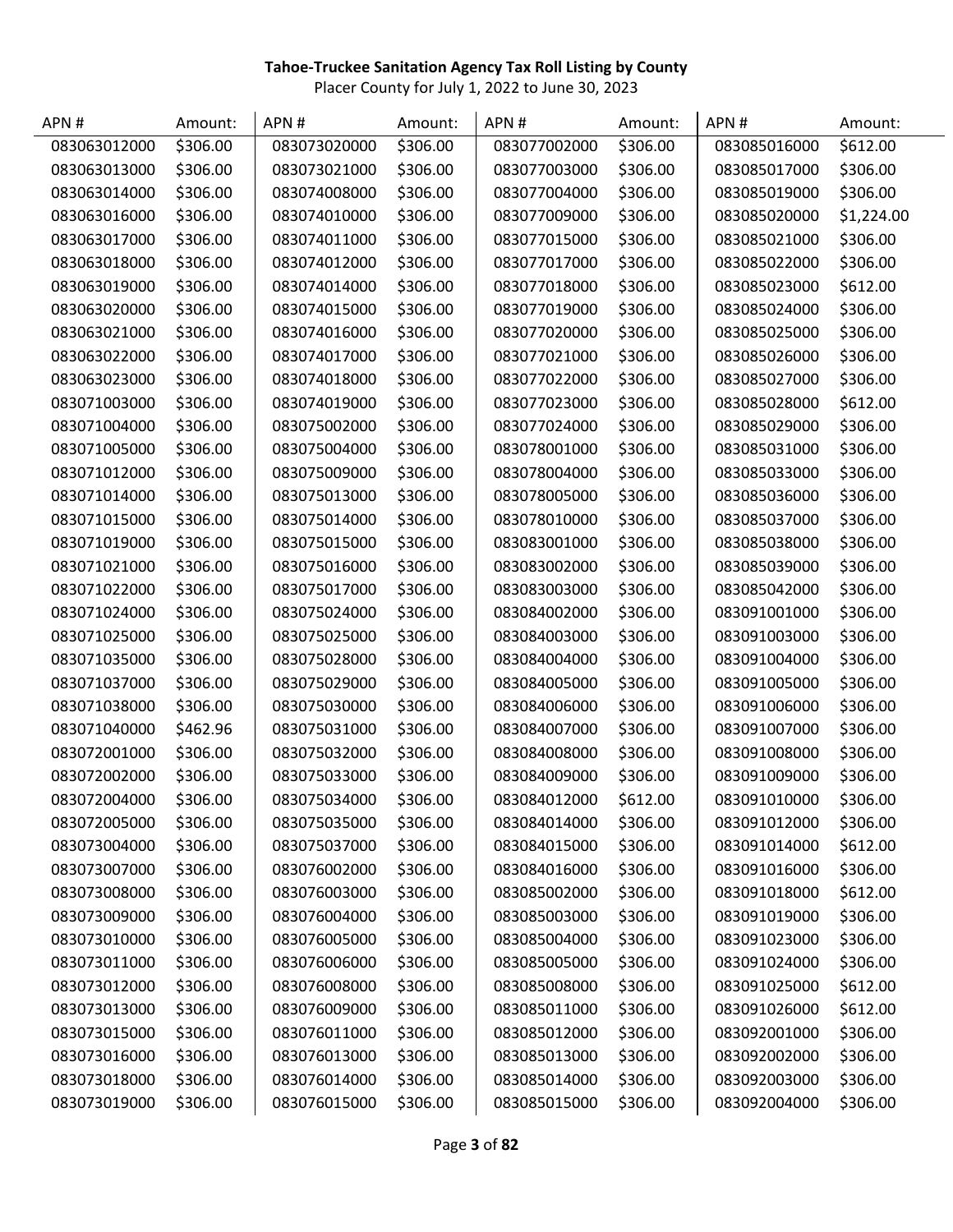**Tahoe-Truckee Sanitation Agency Tax Roll Listing by County**

Placer County for July 1, 2022 to June 30, 2023

| APN # | Amount: | APN # | Amount: | APN # | Amount: | APN # | Amount: |
|---|---|---|---|---|---|---|---|
| 083063012000 | $306.00 | 083073020000 | $306.00 | 083077002000 | $306.00 | 083085016000 | $612.00 |
| 083063013000 | $306.00 | 083073021000 | $306.00 | 083077003000 | $306.00 | 083085017000 | $306.00 |
| 083063014000 | $306.00 | 083074008000 | $306.00 | 083077004000 | $306.00 | 083085019000 | $306.00 |
| 083063016000 | $306.00 | 083074010000 | $306.00 | 083077009000 | $306.00 | 083085020000 | $1,224.00 |
| 083063017000 | $306.00 | 083074011000 | $306.00 | 083077015000 | $306.00 | 083085021000 | $306.00 |
| 083063018000 | $306.00 | 083074012000 | $306.00 | 083077017000 | $306.00 | 083085022000 | $306.00 |
| 083063019000 | $306.00 | 083074014000 | $306.00 | 083077018000 | $306.00 | 083085023000 | $612.00 |
| 083063020000 | $306.00 | 083074015000 | $306.00 | 083077019000 | $306.00 | 083085024000 | $306.00 |
| 083063021000 | $306.00 | 083074016000 | $306.00 | 083077020000 | $306.00 | 083085025000 | $306.00 |
| 083063022000 | $306.00 | 083074017000 | $306.00 | 083077021000 | $306.00 | 083085026000 | $306.00 |
| 083063023000 | $306.00 | 083074018000 | $306.00 | 083077022000 | $306.00 | 083085027000 | $306.00 |
| 083071003000 | $306.00 | 083074019000 | $306.00 | 083077023000 | $306.00 | 083085028000 | $612.00 |
| 083071004000 | $306.00 | 083075002000 | $306.00 | 083077024000 | $306.00 | 083085029000 | $306.00 |
| 083071005000 | $306.00 | 083075004000 | $306.00 | 083078001000 | $306.00 | 083085031000 | $306.00 |
| 083071012000 | $306.00 | 083075009000 | $306.00 | 083078004000 | $306.00 | 083085033000 | $306.00 |
| 083071014000 | $306.00 | 083075013000 | $306.00 | 083078005000 | $306.00 | 083085036000 | $306.00 |
| 083071015000 | $306.00 | 083075014000 | $306.00 | 083078010000 | $306.00 | 083085037000 | $306.00 |
| 083071019000 | $306.00 | 083075015000 | $306.00 | 083083001000 | $306.00 | 083085038000 | $306.00 |
| 083071021000 | $306.00 | 083075016000 | $306.00 | 083083002000 | $306.00 | 083085039000 | $306.00 |
| 083071022000 | $306.00 | 083075017000 | $306.00 | 083083003000 | $306.00 | 083085042000 | $306.00 |
| 083071024000 | $306.00 | 083075024000 | $306.00 | 083084002000 | $306.00 | 083091001000 | $306.00 |
| 083071025000 | $306.00 | 083075025000 | $306.00 | 083084003000 | $306.00 | 083091003000 | $306.00 |
| 083071035000 | $306.00 | 083075028000 | $306.00 | 083084004000 | $306.00 | 083091004000 | $306.00 |
| 083071037000 | $306.00 | 083075029000 | $306.00 | 083084005000 | $306.00 | 083091005000 | $306.00 |
| 083071038000 | $306.00 | 083075030000 | $306.00 | 083084006000 | $306.00 | 083091006000 | $306.00 |
| 083071040000 | $462.96 | 083075031000 | $306.00 | 083084007000 | $306.00 | 083091007000 | $306.00 |
| 083072001000 | $306.00 | 083075032000 | $306.00 | 083084008000 | $306.00 | 083091008000 | $306.00 |
| 083072002000 | $306.00 | 083075033000 | $306.00 | 083084009000 | $306.00 | 083091009000 | $306.00 |
| 083072004000 | $306.00 | 083075034000 | $306.00 | 083084012000 | $612.00 | 083091010000 | $306.00 |
| 083072005000 | $306.00 | 083075035000 | $306.00 | 083084014000 | $306.00 | 083091012000 | $306.00 |
| 083073004000 | $306.00 | 083075037000 | $306.00 | 083084015000 | $306.00 | 083091014000 | $612.00 |
| 083073007000 | $306.00 | 083076002000 | $306.00 | 083084016000 | $306.00 | 083091016000 | $306.00 |
| 083073008000 | $306.00 | 083076003000 | $306.00 | 083085002000 | $306.00 | 083091018000 | $612.00 |
| 083073009000 | $306.00 | 083076004000 | $306.00 | 083085003000 | $306.00 | 083091019000 | $306.00 |
| 083073010000 | $306.00 | 083076005000 | $306.00 | 083085004000 | $306.00 | 083091023000 | $306.00 |
| 083073011000 | $306.00 | 083076006000 | $306.00 | 083085005000 | $306.00 | 083091024000 | $306.00 |
| 083073012000 | $306.00 | 083076008000 | $306.00 | 083085008000 | $306.00 | 083091025000 | $612.00 |
| 083073013000 | $306.00 | 083076009000 | $306.00 | 083085011000 | $306.00 | 083091026000 | $612.00 |
| 083073015000 | $306.00 | 083076011000 | $306.00 | 083085012000 | $306.00 | 083092001000 | $306.00 |
| 083073016000 | $306.00 | 083076013000 | $306.00 | 083085013000 | $306.00 | 083092002000 | $306.00 |
| 083073018000 | $306.00 | 083076014000 | $306.00 | 083085014000 | $306.00 | 083092003000 | $306.00 |
| 083073019000 | $306.00 | 083076015000 | $306.00 | 083085015000 | $306.00 | 083092004000 | $306.00 |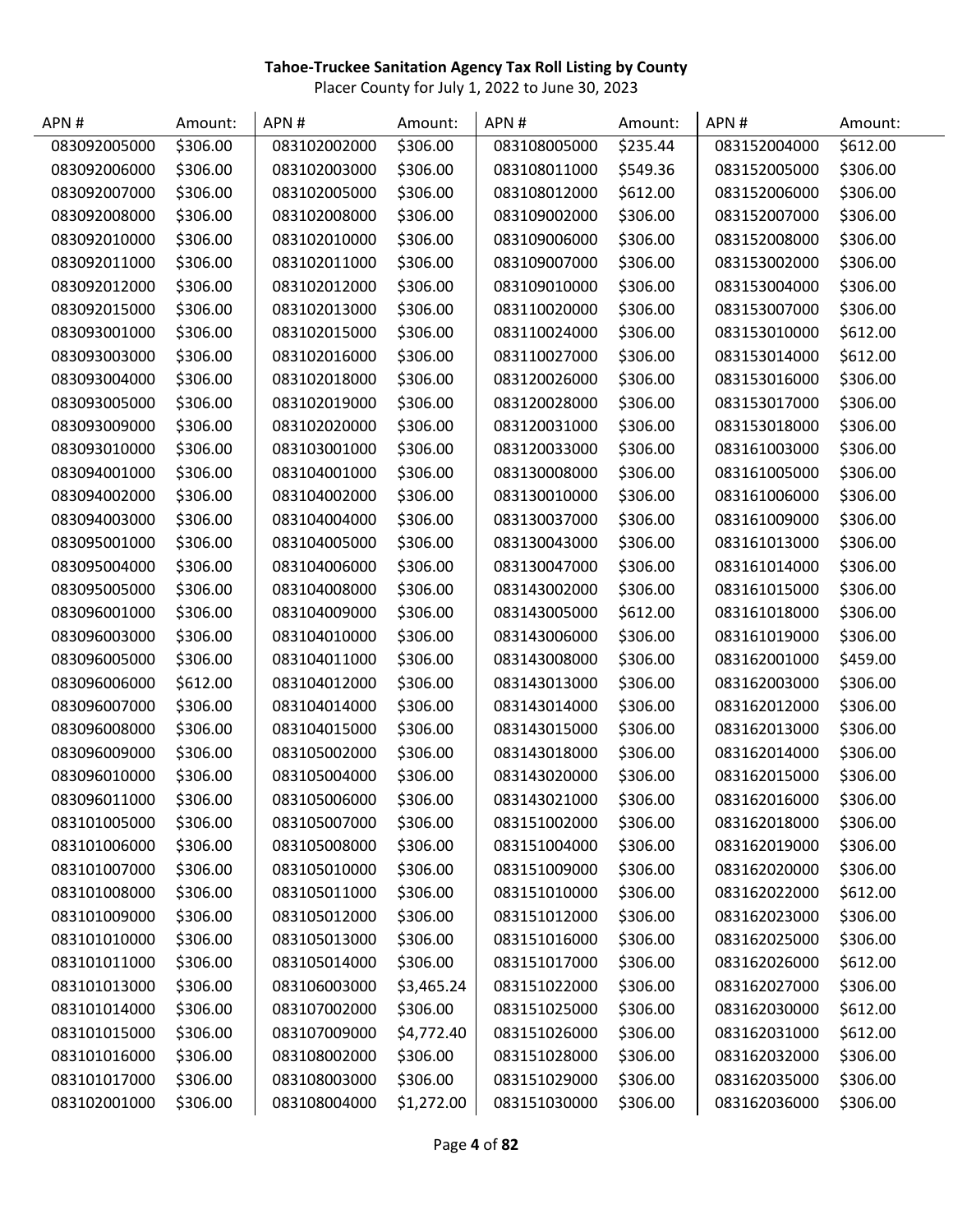**Tahoe-Truckee Sanitation Agency Tax Roll Listing by County**

Placer County for July 1, 2022 to June 30, 2023

| APN # | Amount: | APN # | Amount: | APN # | Amount: | APN # | Amount: |
|---|---|---|---|---|---|---|---|
| 083092005000 | $306.00 | 083102002000 | $306.00 | 083108005000 | $235.44 | 083152004000 | $612.00 |
| 083092006000 | $306.00 | 083102003000 | $306.00 | 083108011000 | $549.36 | 083152005000 | $306.00 |
| 083092007000 | $306.00 | 083102005000 | $306.00 | 083108012000 | $612.00 | 083152006000 | $306.00 |
| 083092008000 | $306.00 | 083102008000 | $306.00 | 083109002000 | $306.00 | 083152007000 | $306.00 |
| 083092010000 | $306.00 | 083102010000 | $306.00 | 083109006000 | $306.00 | 083152008000 | $306.00 |
| 083092011000 | $306.00 | 083102011000 | $306.00 | 083109007000 | $306.00 | 083153002000 | $306.00 |
| 083092012000 | $306.00 | 083102012000 | $306.00 | 083109010000 | $306.00 | 083153004000 | $306.00 |
| 083092015000 | $306.00 | 083102013000 | $306.00 | 083110020000 | $306.00 | 083153007000 | $306.00 |
| 083093001000 | $306.00 | 083102015000 | $306.00 | 083110024000 | $306.00 | 083153010000 | $612.00 |
| 083093003000 | $306.00 | 083102016000 | $306.00 | 083110027000 | $306.00 | 083153014000 | $612.00 |
| 083093004000 | $306.00 | 083102018000 | $306.00 | 083120026000 | $306.00 | 083153016000 | $306.00 |
| 083093005000 | $306.00 | 083102019000 | $306.00 | 083120028000 | $306.00 | 083153017000 | $306.00 |
| 083093009000 | $306.00 | 083102020000 | $306.00 | 083120031000 | $306.00 | 083153018000 | $306.00 |
| 083093010000 | $306.00 | 083103001000 | $306.00 | 083120033000 | $306.00 | 083161003000 | $306.00 |
| 083094001000 | $306.00 | 083104001000 | $306.00 | 083130008000 | $306.00 | 083161005000 | $306.00 |
| 083094002000 | $306.00 | 083104002000 | $306.00 | 083130010000 | $306.00 | 083161006000 | $306.00 |
| 083094003000 | $306.00 | 083104004000 | $306.00 | 083130037000 | $306.00 | 083161009000 | $306.00 |
| 083095001000 | $306.00 | 083104005000 | $306.00 | 083130043000 | $306.00 | 083161013000 | $306.00 |
| 083095004000 | $306.00 | 083104006000 | $306.00 | 083130047000 | $306.00 | 083161014000 | $306.00 |
| 083095005000 | $306.00 | 083104008000 | $306.00 | 083143002000 | $306.00 | 083161015000 | $306.00 |
| 083096001000 | $306.00 | 083104009000 | $306.00 | 083143005000 | $612.00 | 083161018000 | $306.00 |
| 083096003000 | $306.00 | 083104010000 | $306.00 | 083143006000 | $306.00 | 083161019000 | $306.00 |
| 083096005000 | $306.00 | 083104011000 | $306.00 | 083143008000 | $306.00 | 083162001000 | $459.00 |
| 083096006000 | $612.00 | 083104012000 | $306.00 | 083143013000 | $306.00 | 083162003000 | $306.00 |
| 083096007000 | $306.00 | 083104014000 | $306.00 | 083143014000 | $306.00 | 083162012000 | $306.00 |
| 083096008000 | $306.00 | 083104015000 | $306.00 | 083143015000 | $306.00 | 083162013000 | $306.00 |
| 083096009000 | $306.00 | 083105002000 | $306.00 | 083143018000 | $306.00 | 083162014000 | $306.00 |
| 083096010000 | $306.00 | 083105004000 | $306.00 | 083143020000 | $306.00 | 083162015000 | $306.00 |
| 083096011000 | $306.00 | 083105006000 | $306.00 | 083143021000 | $306.00 | 083162016000 | $306.00 |
| 083101005000 | $306.00 | 083105007000 | $306.00 | 083151002000 | $306.00 | 083162018000 | $306.00 |
| 083101006000 | $306.00 | 083105008000 | $306.00 | 083151004000 | $306.00 | 083162019000 | $306.00 |
| 083101007000 | $306.00 | 083105010000 | $306.00 | 083151009000 | $306.00 | 083162020000 | $306.00 |
| 083101008000 | $306.00 | 083105011000 | $306.00 | 083151010000 | $306.00 | 083162022000 | $612.00 |
| 083101009000 | $306.00 | 083105012000 | $306.00 | 083151012000 | $306.00 | 083162023000 | $306.00 |
| 083101010000 | $306.00 | 083105013000 | $306.00 | 083151016000 | $306.00 | 083162025000 | $306.00 |
| 083101011000 | $306.00 | 083105014000 | $306.00 | 083151017000 | $306.00 | 083162026000 | $612.00 |
| 083101013000 | $306.00 | 083106003000 | $3,465.24 | 083151022000 | $306.00 | 083162027000 | $306.00 |
| 083101014000 | $306.00 | 083107002000 | $306.00 | 083151025000 | $306.00 | 083162030000 | $612.00 |
| 083101015000 | $306.00 | 083107009000 | $4,772.40 | 083151026000 | $306.00 | 083162031000 | $612.00 |
| 083101016000 | $306.00 | 083108002000 | $306.00 | 083151028000 | $306.00 | 083162032000 | $306.00 |
| 083101017000 | $306.00 | 083108003000 | $306.00 | 083151029000 | $306.00 | 083162035000 | $306.00 |
| 083102001000 | $306.00 | 083108004000 | $1,272.00 | 083151030000 | $306.00 | 083162036000 | $306.00 |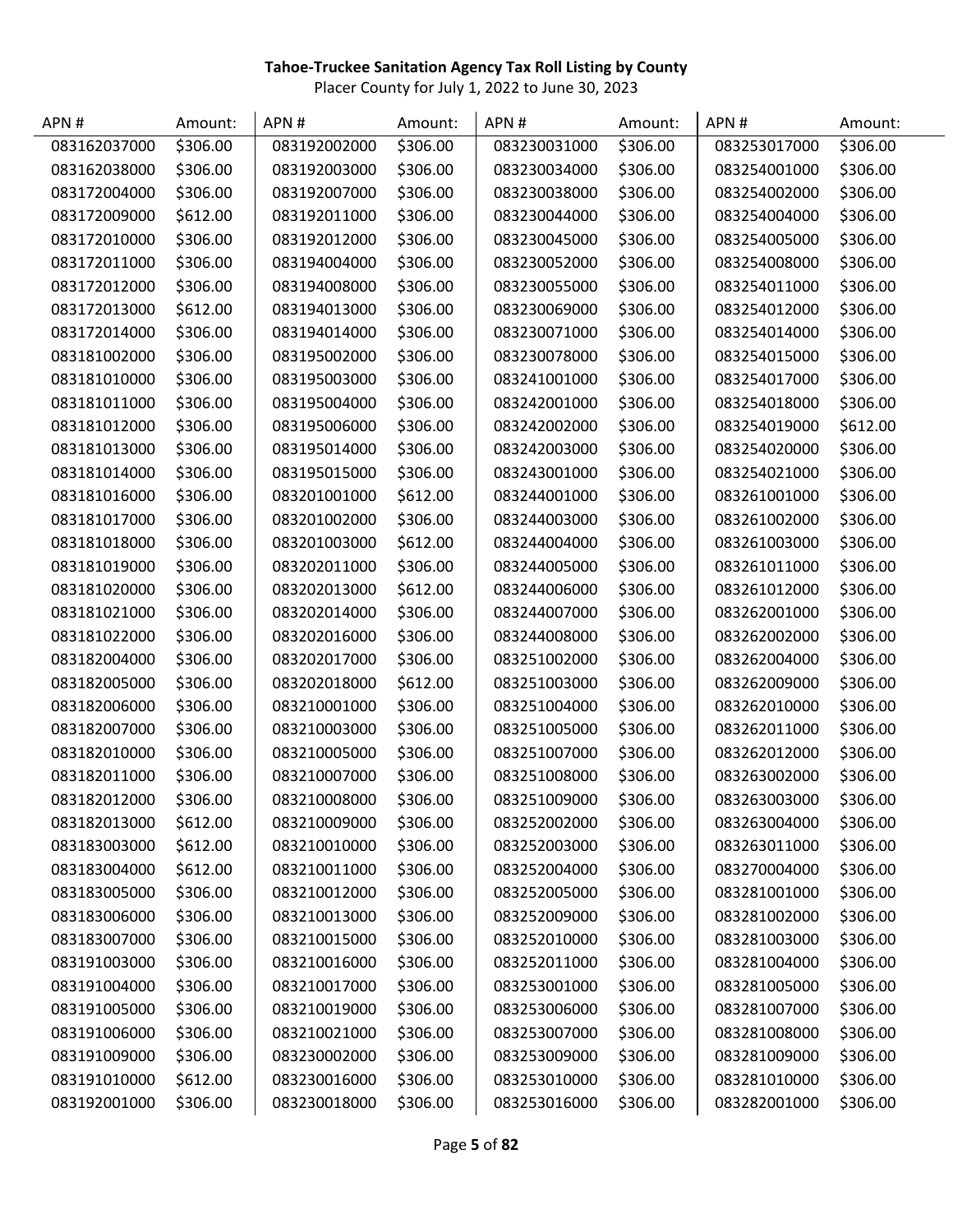**Tahoe-Truckee Sanitation Agency Tax Roll Listing by County**

Placer County for July 1, 2022 to June 30, 2023

| APN # | Amount: | APN # | Amount: | APN # | Amount: | APN # | Amount: |
|---|---|---|---|---|---|---|---|
| 083162037000 | $306.00 | 083192002000 | $306.00 | 083230031000 | $306.00 | 083253017000 | $306.00 |
| 083162038000 | $306.00 | 083192003000 | $306.00 | 083230034000 | $306.00 | 083254001000 | $306.00 |
| 083172004000 | $306.00 | 083192007000 | $306.00 | 083230038000 | $306.00 | 083254002000 | $306.00 |
| 083172009000 | $612.00 | 083192011000 | $306.00 | 083230044000 | $306.00 | 083254004000 | $306.00 |
| 083172010000 | $306.00 | 083192012000 | $306.00 | 083230045000 | $306.00 | 083254005000 | $306.00 |
| 083172011000 | $306.00 | 083194004000 | $306.00 | 083230052000 | $306.00 | 083254008000 | $306.00 |
| 083172012000 | $306.00 | 083194008000 | $306.00 | 083230055000 | $306.00 | 083254011000 | $306.00 |
| 083172013000 | $612.00 | 083194013000 | $306.00 | 083230069000 | $306.00 | 083254012000 | $306.00 |
| 083172014000 | $306.00 | 083194014000 | $306.00 | 083230071000 | $306.00 | 083254014000 | $306.00 |
| 083181002000 | $306.00 | 083195002000 | $306.00 | 083230078000 | $306.00 | 083254015000 | $306.00 |
| 083181010000 | $306.00 | 083195003000 | $306.00 | 083241001000 | $306.00 | 083254017000 | $306.00 |
| 083181011000 | $306.00 | 083195004000 | $306.00 | 083242001000 | $306.00 | 083254018000 | $306.00 |
| 083181012000 | $306.00 | 083195006000 | $306.00 | 083242002000 | $306.00 | 083254019000 | $612.00 |
| 083181013000 | $306.00 | 083195014000 | $306.00 | 083242003000 | $306.00 | 083254020000 | $306.00 |
| 083181014000 | $306.00 | 083195015000 | $306.00 | 083243001000 | $306.00 | 083254021000 | $306.00 |
| 083181016000 | $306.00 | 083201001000 | $612.00 | 083244001000 | $306.00 | 083261001000 | $306.00 |
| 083181017000 | $306.00 | 083201002000 | $306.00 | 083244003000 | $306.00 | 083261002000 | $306.00 |
| 083181018000 | $306.00 | 083201003000 | $612.00 | 083244004000 | $306.00 | 083261003000 | $306.00 |
| 083181019000 | $306.00 | 083202011000 | $306.00 | 083244005000 | $306.00 | 083261011000 | $306.00 |
| 083181020000 | $306.00 | 083202013000 | $612.00 | 083244006000 | $306.00 | 083261012000 | $306.00 |
| 083181021000 | $306.00 | 083202014000 | $306.00 | 083244007000 | $306.00 | 083262001000 | $306.00 |
| 083181022000 | $306.00 | 083202016000 | $306.00 | 083244008000 | $306.00 | 083262002000 | $306.00 |
| 083182004000 | $306.00 | 083202017000 | $306.00 | 083251002000 | $306.00 | 083262004000 | $306.00 |
| 083182005000 | $306.00 | 083202018000 | $612.00 | 083251003000 | $306.00 | 083262009000 | $306.00 |
| 083182006000 | $306.00 | 083210001000 | $306.00 | 083251004000 | $306.00 | 083262010000 | $306.00 |
| 083182007000 | $306.00 | 083210003000 | $306.00 | 083251005000 | $306.00 | 083262011000 | $306.00 |
| 083182010000 | $306.00 | 083210005000 | $306.00 | 083251007000 | $306.00 | 083262012000 | $306.00 |
| 083182011000 | $306.00 | 083210007000 | $306.00 | 083251008000 | $306.00 | 083263002000 | $306.00 |
| 083182012000 | $306.00 | 083210008000 | $306.00 | 083251009000 | $306.00 | 083263003000 | $306.00 |
| 083182013000 | $612.00 | 083210009000 | $306.00 | 083252002000 | $306.00 | 083263004000 | $306.00 |
| 083183003000 | $612.00 | 083210010000 | $306.00 | 083252003000 | $306.00 | 083263011000 | $306.00 |
| 083183004000 | $612.00 | 083210011000 | $306.00 | 083252004000 | $306.00 | 083270004000 | $306.00 |
| 083183005000 | $306.00 | 083210012000 | $306.00 | 083252005000 | $306.00 | 083281001000 | $306.00 |
| 083183006000 | $306.00 | 083210013000 | $306.00 | 083252009000 | $306.00 | 083281002000 | $306.00 |
| 083183007000 | $306.00 | 083210015000 | $306.00 | 083252010000 | $306.00 | 083281003000 | $306.00 |
| 083191003000 | $306.00 | 083210016000 | $306.00 | 083252011000 | $306.00 | 083281004000 | $306.00 |
| 083191004000 | $306.00 | 083210017000 | $306.00 | 083253001000 | $306.00 | 083281005000 | $306.00 |
| 083191005000 | $306.00 | 083210019000 | $306.00 | 083253006000 | $306.00 | 083281007000 | $306.00 |
| 083191006000 | $306.00 | 083210021000 | $306.00 | 083253007000 | $306.00 | 083281008000 | $306.00 |
| 083191009000 | $306.00 | 083230002000 | $306.00 | 083253009000 | $306.00 | 083281009000 | $306.00 |
| 083191010000 | $612.00 | 083230016000 | $306.00 | 083253010000 | $306.00 | 083281010000 | $306.00 |
| 083192001000 | $306.00 | 083230018000 | $306.00 | 083253016000 | $306.00 | 083282001000 | $306.00 |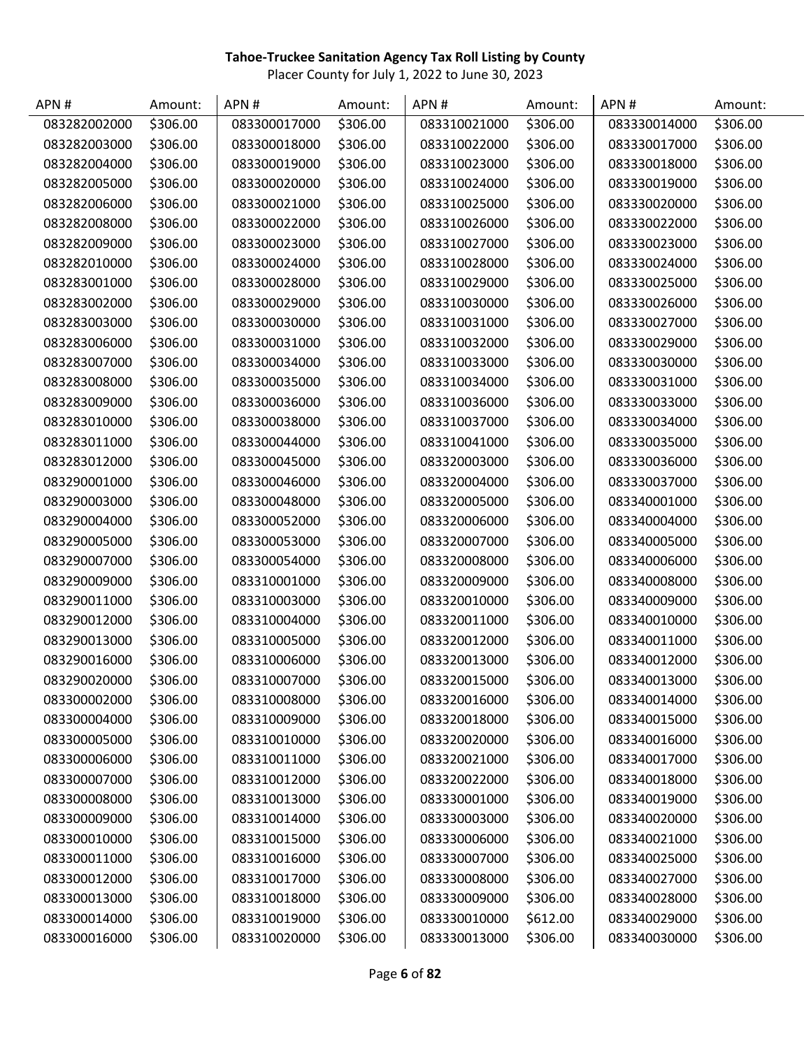**Tahoe-Truckee Sanitation Agency Tax Roll Listing by County**

Placer County for July 1, 2022 to June 30, 2023

| APN # | Amount: | APN # | Amount: | APN # | Amount: | APN # | Amount: |
|---|---|---|---|---|---|---|---|
| 083282002000 | $306.00 | 083300017000 | $306.00 | 083310021000 | $306.00 | 083330014000 | $306.00 |
| 083282003000 | $306.00 | 083300018000 | $306.00 | 083310022000 | $306.00 | 083330017000 | $306.00 |
| 083282004000 | $306.00 | 083300019000 | $306.00 | 083310023000 | $306.00 | 083330018000 | $306.00 |
| 083282005000 | $306.00 | 083300020000 | $306.00 | 083310024000 | $306.00 | 083330019000 | $306.00 |
| 083282006000 | $306.00 | 083300021000 | $306.00 | 083310025000 | $306.00 | 083330020000 | $306.00 |
| 083282008000 | $306.00 | 083300022000 | $306.00 | 083310026000 | $306.00 | 083330022000 | $306.00 |
| 083282009000 | $306.00 | 083300023000 | $306.00 | 083310027000 | $306.00 | 083330023000 | $306.00 |
| 083282010000 | $306.00 | 083300024000 | $306.00 | 083310028000 | $306.00 | 083330024000 | $306.00 |
| 083283001000 | $306.00 | 083300028000 | $306.00 | 083310029000 | $306.00 | 083330025000 | $306.00 |
| 083283002000 | $306.00 | 083300029000 | $306.00 | 083310030000 | $306.00 | 083330026000 | $306.00 |
| 083283003000 | $306.00 | 083300030000 | $306.00 | 083310031000 | $306.00 | 083330027000 | $306.00 |
| 083283006000 | $306.00 | 083300031000 | $306.00 | 083310032000 | $306.00 | 083330029000 | $306.00 |
| 083283007000 | $306.00 | 083300034000 | $306.00 | 083310033000 | $306.00 | 083330030000 | $306.00 |
| 083283008000 | $306.00 | 083300035000 | $306.00 | 083310034000 | $306.00 | 083330031000 | $306.00 |
| 083283009000 | $306.00 | 083300036000 | $306.00 | 083310036000 | $306.00 | 083330033000 | $306.00 |
| 083283010000 | $306.00 | 083300038000 | $306.00 | 083310037000 | $306.00 | 083330034000 | $306.00 |
| 083283011000 | $306.00 | 083300044000 | $306.00 | 083310041000 | $306.00 | 083330035000 | $306.00 |
| 083283012000 | $306.00 | 083300045000 | $306.00 | 083320003000 | $306.00 | 083330036000 | $306.00 |
| 083290001000 | $306.00 | 083300046000 | $306.00 | 083320004000 | $306.00 | 083330037000 | $306.00 |
| 083290003000 | $306.00 | 083300048000 | $306.00 | 083320005000 | $306.00 | 083340001000 | $306.00 |
| 083290004000 | $306.00 | 083300052000 | $306.00 | 083320006000 | $306.00 | 083340004000 | $306.00 |
| 083290005000 | $306.00 | 083300053000 | $306.00 | 083320007000 | $306.00 | 083340005000 | $306.00 |
| 083290007000 | $306.00 | 083300054000 | $306.00 | 083320008000 | $306.00 | 083340006000 | $306.00 |
| 083290009000 | $306.00 | 083310001000 | $306.00 | 083320009000 | $306.00 | 083340008000 | $306.00 |
| 083290011000 | $306.00 | 083310003000 | $306.00 | 083320010000 | $306.00 | 083340009000 | $306.00 |
| 083290012000 | $306.00 | 083310004000 | $306.00 | 083320011000 | $306.00 | 083340010000 | $306.00 |
| 083290013000 | $306.00 | 083310005000 | $306.00 | 083320012000 | $306.00 | 083340011000 | $306.00 |
| 083290016000 | $306.00 | 083310006000 | $306.00 | 083320013000 | $306.00 | 083340012000 | $306.00 |
| 083290020000 | $306.00 | 083310007000 | $306.00 | 083320015000 | $306.00 | 083340013000 | $306.00 |
| 083300002000 | $306.00 | 083310008000 | $306.00 | 083320016000 | $306.00 | 083340014000 | $306.00 |
| 083300004000 | $306.00 | 083310009000 | $306.00 | 083320018000 | $306.00 | 083340015000 | $306.00 |
| 083300005000 | $306.00 | 083310010000 | $306.00 | 083320020000 | $306.00 | 083340016000 | $306.00 |
| 083300006000 | $306.00 | 083310011000 | $306.00 | 083320021000 | $306.00 | 083340017000 | $306.00 |
| 083300007000 | $306.00 | 083310012000 | $306.00 | 083320022000 | $306.00 | 083340018000 | $306.00 |
| 083300008000 | $306.00 | 083310013000 | $306.00 | 083330001000 | $306.00 | 083340019000 | $306.00 |
| 083300009000 | $306.00 | 083310014000 | $306.00 | 083330003000 | $306.00 | 083340020000 | $306.00 |
| 083300010000 | $306.00 | 083310015000 | $306.00 | 083330006000 | $306.00 | 083340021000 | $306.00 |
| 083300011000 | $306.00 | 083310016000 | $306.00 | 083330007000 | $306.00 | 083340025000 | $306.00 |
| 083300012000 | $306.00 | 083310017000 | $306.00 | 083330008000 | $306.00 | 083340027000 | $306.00 |
| 083300013000 | $306.00 | 083310018000 | $306.00 | 083330009000 | $306.00 | 083340028000 | $306.00 |
| 083300014000 | $306.00 | 083310019000 | $306.00 | 083330010000 | $612.00 | 083340029000 | $306.00 |
| 083300016000 | $306.00 | 083310020000 | $306.00 | 083330013000 | $306.00 | 083340030000 | $306.00 |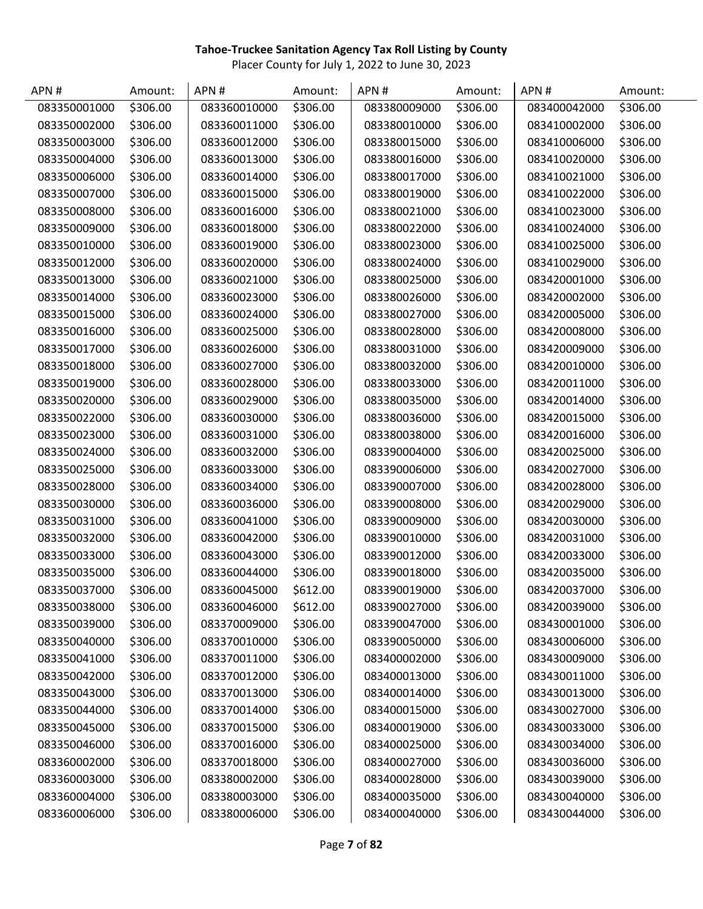**Tahoe-Truckee Sanitation Agency Tax Roll Listing by County**

Placer County for July 1, 2022 to June 30, 2023

| APN # | Amount: | APN # | Amount: | APN # | Amount: | APN # | Amount: |
|---|---|---|---|---|---|---|---|
| 083350001000 | $306.00 | 083360010000 | $306.00 | 083380009000 | $306.00 | 083400042000 | $306.00 |
| 083350002000 | $306.00 | 083360011000 | $306.00 | 083380010000 | $306.00 | 083410002000 | $306.00 |
| 083350003000 | $306.00 | 083360012000 | $306.00 | 083380015000 | $306.00 | 083410006000 | $306.00 |
| 083350004000 | $306.00 | 083360013000 | $306.00 | 083380016000 | $306.00 | 083410020000 | $306.00 |
| 083350006000 | $306.00 | 083360014000 | $306.00 | 083380017000 | $306.00 | 083410021000 | $306.00 |
| 083350007000 | $306.00 | 083360015000 | $306.00 | 083380019000 | $306.00 | 083410022000 | $306.00 |
| 083350008000 | $306.00 | 083360016000 | $306.00 | 083380021000 | $306.00 | 083410023000 | $306.00 |
| 083350009000 | $306.00 | 083360018000 | $306.00 | 083380022000 | $306.00 | 083410024000 | $306.00 |
| 083350010000 | $306.00 | 083360019000 | $306.00 | 083380023000 | $306.00 | 083410025000 | $306.00 |
| 083350012000 | $306.00 | 083360020000 | $306.00 | 083380024000 | $306.00 | 083410029000 | $306.00 |
| 083350013000 | $306.00 | 083360021000 | $306.00 | 083380025000 | $306.00 | 083420001000 | $306.00 |
| 083350014000 | $306.00 | 083360023000 | $306.00 | 083380026000 | $306.00 | 083420002000 | $306.00 |
| 083350015000 | $306.00 | 083360024000 | $306.00 | 083380027000 | $306.00 | 083420005000 | $306.00 |
| 083350016000 | $306.00 | 083360025000 | $306.00 | 083380028000 | $306.00 | 083420008000 | $306.00 |
| 083350017000 | $306.00 | 083360026000 | $306.00 | 083380031000 | $306.00 | 083420009000 | $306.00 |
| 083350018000 | $306.00 | 083360027000 | $306.00 | 083380032000 | $306.00 | 083420010000 | $306.00 |
| 083350019000 | $306.00 | 083360028000 | $306.00 | 083380033000 | $306.00 | 083420011000 | $306.00 |
| 083350020000 | $306.00 | 083360029000 | $306.00 | 083380035000 | $306.00 | 083420014000 | $306.00 |
| 083350022000 | $306.00 | 083360030000 | $306.00 | 083380036000 | $306.00 | 083420015000 | $306.00 |
| 083350023000 | $306.00 | 083360031000 | $306.00 | 083380038000 | $306.00 | 083420016000 | $306.00 |
| 083350024000 | $306.00 | 083360032000 | $306.00 | 083390004000 | $306.00 | 083420025000 | $306.00 |
| 083350025000 | $306.00 | 083360033000 | $306.00 | 083390006000 | $306.00 | 083420027000 | $306.00 |
| 083350028000 | $306.00 | 083360034000 | $306.00 | 083390007000 | $306.00 | 083420028000 | $306.00 |
| 083350030000 | $306.00 | 083360036000 | $306.00 | 083390008000 | $306.00 | 083420029000 | $306.00 |
| 083350031000 | $306.00 | 083360041000 | $306.00 | 083390009000 | $306.00 | 083420030000 | $306.00 |
| 083350032000 | $306.00 | 083360042000 | $306.00 | 083390010000 | $306.00 | 083420031000 | $306.00 |
| 083350033000 | $306.00 | 083360043000 | $306.00 | 083390012000 | $306.00 | 083420033000 | $306.00 |
| 083350035000 | $306.00 | 083360044000 | $306.00 | 083390018000 | $306.00 | 083420035000 | $306.00 |
| 083350037000 | $306.00 | 083360045000 | $612.00 | 083390019000 | $306.00 | 083420037000 | $306.00 |
| 083350038000 | $306.00 | 083360046000 | $612.00 | 083390027000 | $306.00 | 083420039000 | $306.00 |
| 083350039000 | $306.00 | 083370009000 | $306.00 | 083390047000 | $306.00 | 083430001000 | $306.00 |
| 083350040000 | $306.00 | 083370010000 | $306.00 | 083390050000 | $306.00 | 083430006000 | $306.00 |
| 083350041000 | $306.00 | 083370011000 | $306.00 | 083400002000 | $306.00 | 083430009000 | $306.00 |
| 083350042000 | $306.00 | 083370012000 | $306.00 | 083400013000 | $306.00 | 083430011000 | $306.00 |
| 083350043000 | $306.00 | 083370013000 | $306.00 | 083400014000 | $306.00 | 083430013000 | $306.00 |
| 083350044000 | $306.00 | 083370014000 | $306.00 | 083400015000 | $306.00 | 083430027000 | $306.00 |
| 083350045000 | $306.00 | 083370015000 | $306.00 | 083400019000 | $306.00 | 083430033000 | $306.00 |
| 083350046000 | $306.00 | 083370016000 | $306.00 | 083400025000 | $306.00 | 083430034000 | $306.00 |
| 083360002000 | $306.00 | 083370018000 | $306.00 | 083400027000 | $306.00 | 083430036000 | $306.00 |
| 083360003000 | $306.00 | 083380002000 | $306.00 | 083400028000 | $306.00 | 083430039000 | $306.00 |
| 083360004000 | $306.00 | 083380003000 | $306.00 | 083400035000 | $306.00 | 083430040000 | $306.00 |
| 083360006000 | $306.00 | 083380006000 | $306.00 | 083400040000 | $306.00 | 083430044000 | $306.00 |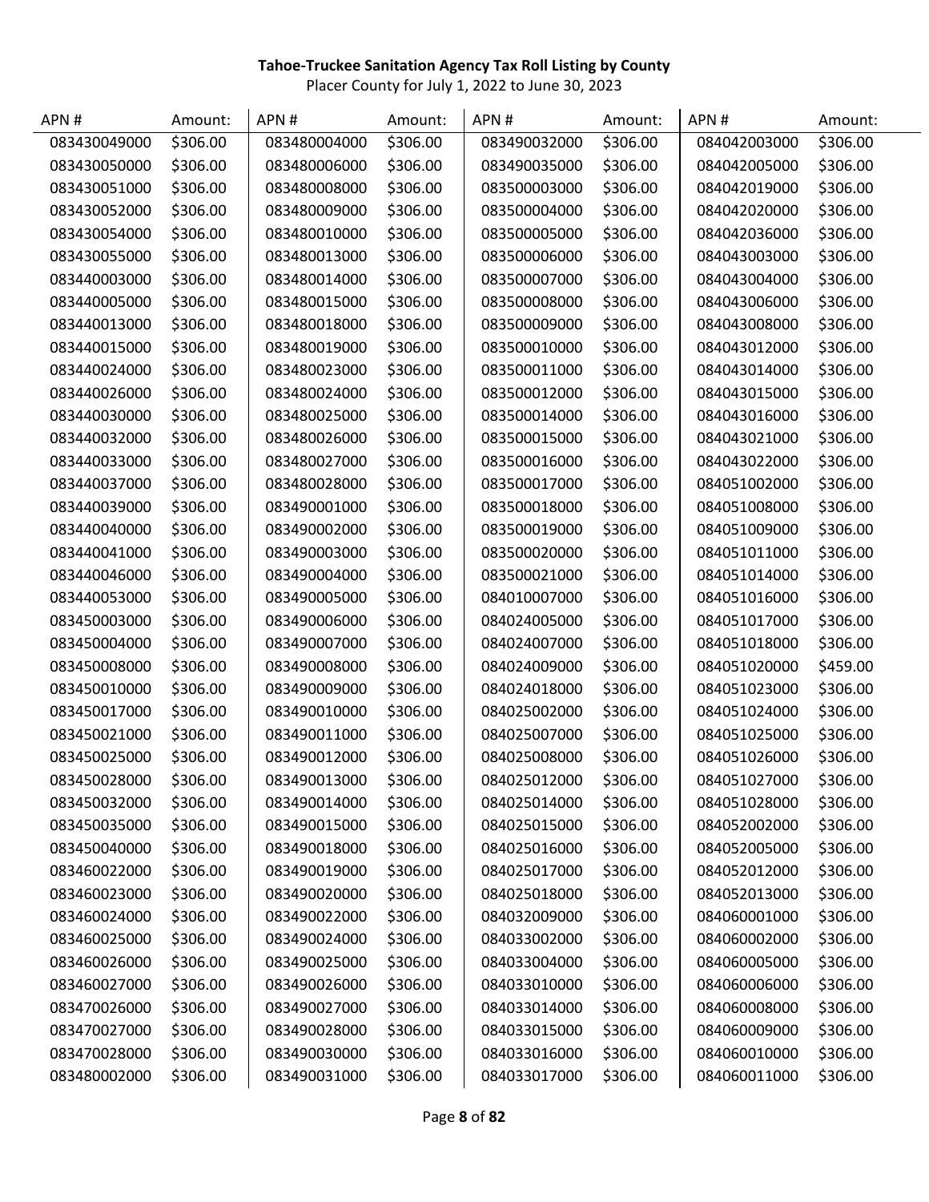**Tahoe-Truckee Sanitation Agency Tax Roll Listing by County**

Placer County for July 1, 2022 to June 30, 2023

| APN # | Amount: | APN # | Amount: | APN # | Amount: | APN # | Amount: |
|---|---|---|---|---|---|---|---|
| 083430049000 | $306.00 | 083480004000 | $306.00 | 083490032000 | $306.00 | 084042003000 | $306.00 |
| 083430050000 | $306.00 | 083480006000 | $306.00 | 083490035000 | $306.00 | 084042005000 | $306.00 |
| 083430051000 | $306.00 | 083480008000 | $306.00 | 083500003000 | $306.00 | 084042019000 | $306.00 |
| 083430052000 | $306.00 | 083480009000 | $306.00 | 083500004000 | $306.00 | 084042020000 | $306.00 |
| 083430054000 | $306.00 | 083480010000 | $306.00 | 083500005000 | $306.00 | 084042036000 | $306.00 |
| 083430055000 | $306.00 | 083480013000 | $306.00 | 083500006000 | $306.00 | 084043003000 | $306.00 |
| 083440003000 | $306.00 | 083480014000 | $306.00 | 083500007000 | $306.00 | 084043004000 | $306.00 |
| 083440005000 | $306.00 | 083480015000 | $306.00 | 083500008000 | $306.00 | 084043006000 | $306.00 |
| 083440013000 | $306.00 | 083480018000 | $306.00 | 083500009000 | $306.00 | 084043008000 | $306.00 |
| 083440015000 | $306.00 | 083480019000 | $306.00 | 083500010000 | $306.00 | 084043012000 | $306.00 |
| 083440024000 | $306.00 | 083480023000 | $306.00 | 083500011000 | $306.00 | 084043014000 | $306.00 |
| 083440026000 | $306.00 | 083480024000 | $306.00 | 083500012000 | $306.00 | 084043015000 | $306.00 |
| 083440030000 | $306.00 | 083480025000 | $306.00 | 083500014000 | $306.00 | 084043016000 | $306.00 |
| 083440032000 | $306.00 | 083480026000 | $306.00 | 083500015000 | $306.00 | 084043021000 | $306.00 |
| 083440033000 | $306.00 | 083480027000 | $306.00 | 083500016000 | $306.00 | 084043022000 | $306.00 |
| 083440037000 | $306.00 | 083480028000 | $306.00 | 083500017000 | $306.00 | 084051002000 | $306.00 |
| 083440039000 | $306.00 | 083490001000 | $306.00 | 083500018000 | $306.00 | 084051008000 | $306.00 |
| 083440040000 | $306.00 | 083490002000 | $306.00 | 083500019000 | $306.00 | 084051009000 | $306.00 |
| 083440041000 | $306.00 | 083490003000 | $306.00 | 083500020000 | $306.00 | 084051011000 | $306.00 |
| 083440046000 | $306.00 | 083490004000 | $306.00 | 083500021000 | $306.00 | 084051014000 | $306.00 |
| 083440053000 | $306.00 | 083490005000 | $306.00 | 084010007000 | $306.00 | 084051016000 | $306.00 |
| 083450003000 | $306.00 | 083490006000 | $306.00 | 084024005000 | $306.00 | 084051017000 | $306.00 |
| 083450004000 | $306.00 | 083490007000 | $306.00 | 084024007000 | $306.00 | 084051018000 | $306.00 |
| 083450008000 | $306.00 | 083490008000 | $306.00 | 084024009000 | $306.00 | 084051020000 | $459.00 |
| 083450010000 | $306.00 | 083490009000 | $306.00 | 084024018000 | $306.00 | 084051023000 | $306.00 |
| 083450017000 | $306.00 | 083490010000 | $306.00 | 084025002000 | $306.00 | 084051024000 | $306.00 |
| 083450021000 | $306.00 | 083490011000 | $306.00 | 084025007000 | $306.00 | 084051025000 | $306.00 |
| 083450025000 | $306.00 | 083490012000 | $306.00 | 084025008000 | $306.00 | 084051026000 | $306.00 |
| 083450028000 | $306.00 | 083490013000 | $306.00 | 084025012000 | $306.00 | 084051027000 | $306.00 |
| 083450032000 | $306.00 | 083490014000 | $306.00 | 084025014000 | $306.00 | 084051028000 | $306.00 |
| 083450035000 | $306.00 | 083490015000 | $306.00 | 084025015000 | $306.00 | 084052002000 | $306.00 |
| 083450040000 | $306.00 | 083490018000 | $306.00 | 084025016000 | $306.00 | 084052005000 | $306.00 |
| 083460022000 | $306.00 | 083490019000 | $306.00 | 084025017000 | $306.00 | 084052012000 | $306.00 |
| 083460023000 | $306.00 | 083490020000 | $306.00 | 084025018000 | $306.00 | 084052013000 | $306.00 |
| 083460024000 | $306.00 | 083490022000 | $306.00 | 084032009000 | $306.00 | 084060001000 | $306.00 |
| 083460025000 | $306.00 | 083490024000 | $306.00 | 084033002000 | $306.00 | 084060002000 | $306.00 |
| 083460026000 | $306.00 | 083490025000 | $306.00 | 084033004000 | $306.00 | 084060005000 | $306.00 |
| 083460027000 | $306.00 | 083490026000 | $306.00 | 084033010000 | $306.00 | 084060006000 | $306.00 |
| 083470026000 | $306.00 | 083490027000 | $306.00 | 084033014000 | $306.00 | 084060008000 | $306.00 |
| 083470027000 | $306.00 | 083490028000 | $306.00 | 084033015000 | $306.00 | 084060009000 | $306.00 |
| 083470028000 | $306.00 | 083490030000 | $306.00 | 084033016000 | $306.00 | 084060010000 | $306.00 |
| 083480002000 | $306.00 | 083490031000 | $306.00 | 084033017000 | $306.00 | 084060011000 | $306.00 |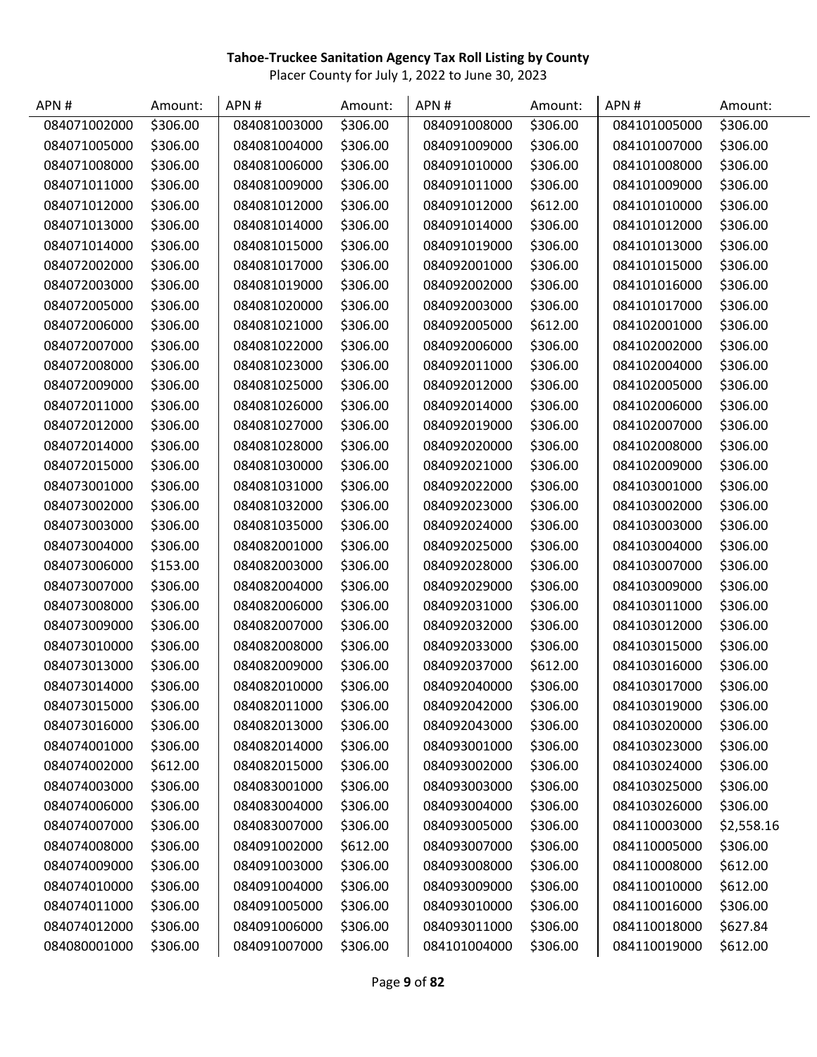**Tahoe-Truckee Sanitation Agency Tax Roll Listing by County**

Placer County for July 1, 2022 to June 30, 2023

| APN # | Amount: | APN # | Amount: | APN # | Amount: | APN # | Amount: |
|---|---|---|---|---|---|---|---|
| 084071002000 | $306.00 | 084081003000 | $306.00 | 084091008000 | $306.00 | 084101005000 | $306.00 |
| 084071005000 | $306.00 | 084081004000 | $306.00 | 084091009000 | $306.00 | 084101007000 | $306.00 |
| 084071008000 | $306.00 | 084081006000 | $306.00 | 084091010000 | $306.00 | 084101008000 | $306.00 |
| 084071011000 | $306.00 | 084081009000 | $306.00 | 084091011000 | $306.00 | 084101009000 | $306.00 |
| 084071012000 | $306.00 | 084081012000 | $306.00 | 084091012000 | $612.00 | 084101010000 | $306.00 |
| 084071013000 | $306.00 | 084081014000 | $306.00 | 084091014000 | $306.00 | 084101012000 | $306.00 |
| 084071014000 | $306.00 | 084081015000 | $306.00 | 084091019000 | $306.00 | 084101013000 | $306.00 |
| 084072002000 | $306.00 | 084081017000 | $306.00 | 084092001000 | $306.00 | 084101015000 | $306.00 |
| 084072003000 | $306.00 | 084081019000 | $306.00 | 084092002000 | $306.00 | 084101016000 | $306.00 |
| 084072005000 | $306.00 | 084081020000 | $306.00 | 084092003000 | $306.00 | 084101017000 | $306.00 |
| 084072006000 | $306.00 | 084081021000 | $306.00 | 084092005000 | $612.00 | 084102001000 | $306.00 |
| 084072007000 | $306.00 | 084081022000 | $306.00 | 084092006000 | $306.00 | 084102002000 | $306.00 |
| 084072008000 | $306.00 | 084081023000 | $306.00 | 084092011000 | $306.00 | 084102004000 | $306.00 |
| 084072009000 | $306.00 | 084081025000 | $306.00 | 084092012000 | $306.00 | 084102005000 | $306.00 |
| 084072011000 | $306.00 | 084081026000 | $306.00 | 084092014000 | $306.00 | 084102006000 | $306.00 |
| 084072012000 | $306.00 | 084081027000 | $306.00 | 084092019000 | $306.00 | 084102007000 | $306.00 |
| 084072014000 | $306.00 | 084081028000 | $306.00 | 084092020000 | $306.00 | 084102008000 | $306.00 |
| 084072015000 | $306.00 | 084081030000 | $306.00 | 084092021000 | $306.00 | 084102009000 | $306.00 |
| 084073001000 | $306.00 | 084081031000 | $306.00 | 084092022000 | $306.00 | 084103001000 | $306.00 |
| 084073002000 | $306.00 | 084081032000 | $306.00 | 084092023000 | $306.00 | 084103002000 | $306.00 |
| 084073003000 | $306.00 | 084081035000 | $306.00 | 084092024000 | $306.00 | 084103003000 | $306.00 |
| 084073004000 | $306.00 | 084082001000 | $306.00 | 084092025000 | $306.00 | 084103004000 | $306.00 |
| 084073006000 | $153.00 | 084082003000 | $306.00 | 084092028000 | $306.00 | 084103007000 | $306.00 |
| 084073007000 | $306.00 | 084082004000 | $306.00 | 084092029000 | $306.00 | 084103009000 | $306.00 |
| 084073008000 | $306.00 | 084082006000 | $306.00 | 084092031000 | $306.00 | 084103011000 | $306.00 |
| 084073009000 | $306.00 | 084082007000 | $306.00 | 084092032000 | $306.00 | 084103012000 | $306.00 |
| 084073010000 | $306.00 | 084082008000 | $306.00 | 084092033000 | $306.00 | 084103015000 | $306.00 |
| 084073013000 | $306.00 | 084082009000 | $306.00 | 084092037000 | $612.00 | 084103016000 | $306.00 |
| 084073014000 | $306.00 | 084082010000 | $306.00 | 084092040000 | $306.00 | 084103017000 | $306.00 |
| 084073015000 | $306.00 | 084082011000 | $306.00 | 084092042000 | $306.00 | 084103019000 | $306.00 |
| 084073016000 | $306.00 | 084082013000 | $306.00 | 084092043000 | $306.00 | 084103020000 | $306.00 |
| 084074001000 | $306.00 | 084082014000 | $306.00 | 084093001000 | $306.00 | 084103023000 | $306.00 |
| 084074002000 | $612.00 | 084082015000 | $306.00 | 084093002000 | $306.00 | 084103024000 | $306.00 |
| 084074003000 | $306.00 | 084083001000 | $306.00 | 084093003000 | $306.00 | 084103025000 | $306.00 |
| 084074006000 | $306.00 | 084083004000 | $306.00 | 084093004000 | $306.00 | 084103026000 | $306.00 |
| 084074007000 | $306.00 | 084083007000 | $306.00 | 084093005000 | $306.00 | 084110003000 | $2,558.16 |
| 084074008000 | $306.00 | 084091002000 | $612.00 | 084093007000 | $306.00 | 084110005000 | $306.00 |
| 084074009000 | $306.00 | 084091003000 | $306.00 | 084093008000 | $306.00 | 084110008000 | $612.00 |
| 084074010000 | $306.00 | 084091004000 | $306.00 | 084093009000 | $306.00 | 084110010000 | $612.00 |
| 084074011000 | $306.00 | 084091005000 | $306.00 | 084093010000 | $306.00 | 084110016000 | $306.00 |
| 084074012000 | $306.00 | 084091006000 | $306.00 | 084093011000 | $306.00 | 084110018000 | $627.84 |
| 084080001000 | $306.00 | 084091007000 | $306.00 | 084101004000 | $306.00 | 084110019000 | $612.00 |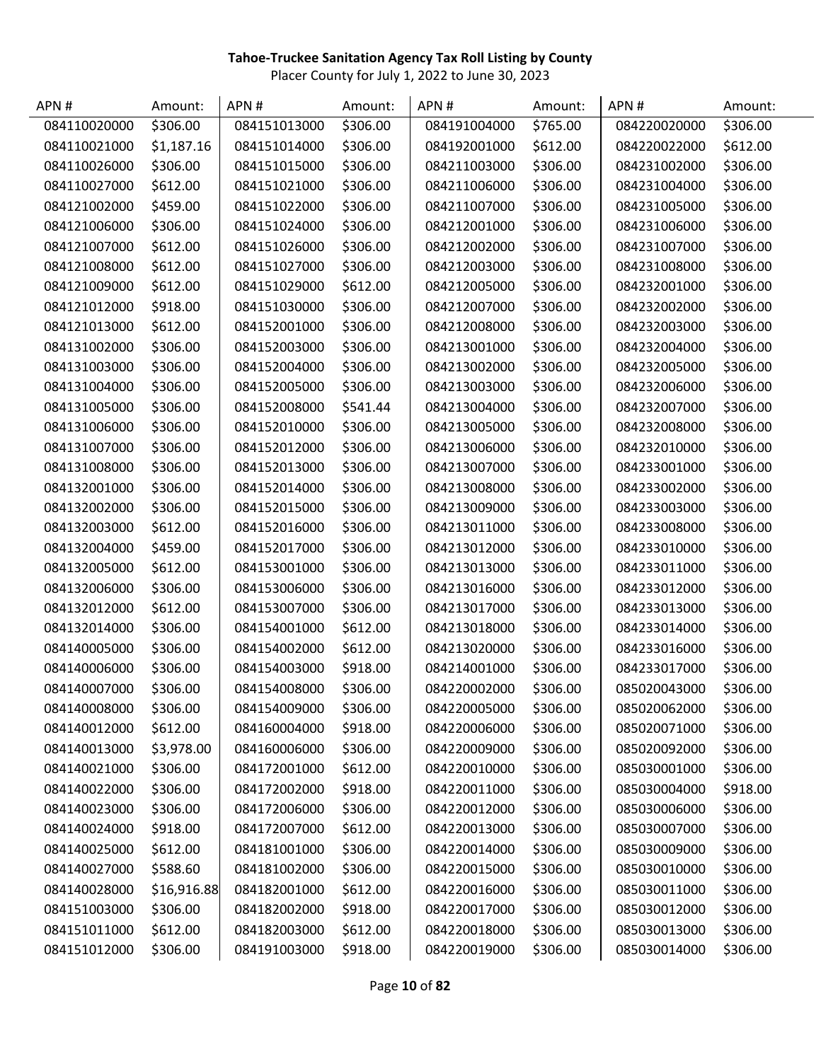**Tahoe-Truckee Sanitation Agency Tax Roll Listing by County**

Placer County for July 1, 2022 to June 30, 2023

| APN # | Amount: | APN # | Amount: | APN # | Amount: | APN # | Amount: |
|---|---|---|---|---|---|---|---|
| 084110020000 | $306.00 | 084151013000 | $306.00 | 084191004000 | $765.00 | 084220020000 | $306.00 |
| 084110021000 | $1,187.16 | 084151014000 | $306.00 | 084192001000 | $612.00 | 084220022000 | $612.00 |
| 084110026000 | $306.00 | 084151015000 | $306.00 | 084211003000 | $306.00 | 084231002000 | $306.00 |
| 084110027000 | $612.00 | 084151021000 | $306.00 | 084211006000 | $306.00 | 084231004000 | $306.00 |
| 084121002000 | $459.00 | 084151022000 | $306.00 | 084211007000 | $306.00 | 084231005000 | $306.00 |
| 084121006000 | $306.00 | 084151024000 | $306.00 | 084212001000 | $306.00 | 084231006000 | $306.00 |
| 084121007000 | $612.00 | 084151026000 | $306.00 | 084212002000 | $306.00 | 084231007000 | $306.00 |
| 084121008000 | $612.00 | 084151027000 | $306.00 | 084212003000 | $306.00 | 084231008000 | $306.00 |
| 084121009000 | $612.00 | 084151029000 | $612.00 | 084212005000 | $306.00 | 084232001000 | $306.00 |
| 084121012000 | $918.00 | 084151030000 | $306.00 | 084212007000 | $306.00 | 084232002000 | $306.00 |
| 084121013000 | $612.00 | 084152001000 | $306.00 | 084212008000 | $306.00 | 084232003000 | $306.00 |
| 084131002000 | $306.00 | 084152003000 | $306.00 | 084213001000 | $306.00 | 084232004000 | $306.00 |
| 084131003000 | $306.00 | 084152004000 | $306.00 | 084213002000 | $306.00 | 084232005000 | $306.00 |
| 084131004000 | $306.00 | 084152005000 | $306.00 | 084213003000 | $306.00 | 084232006000 | $306.00 |
| 084131005000 | $306.00 | 084152008000 | $541.44 | 084213004000 | $306.00 | 084232007000 | $306.00 |
| 084131006000 | $306.00 | 084152010000 | $306.00 | 084213005000 | $306.00 | 084232008000 | $306.00 |
| 084131007000 | $306.00 | 084152012000 | $306.00 | 084213006000 | $306.00 | 084232010000 | $306.00 |
| 084131008000 | $306.00 | 084152013000 | $306.00 | 084213007000 | $306.00 | 084233001000 | $306.00 |
| 084132001000 | $306.00 | 084152014000 | $306.00 | 084213008000 | $306.00 | 084233002000 | $306.00 |
| 084132002000 | $306.00 | 084152015000 | $306.00 | 084213009000 | $306.00 | 084233003000 | $306.00 |
| 084132003000 | $612.00 | 084152016000 | $306.00 | 084213011000 | $306.00 | 084233008000 | $306.00 |
| 084132004000 | $459.00 | 084152017000 | $306.00 | 084213012000 | $306.00 | 084233010000 | $306.00 |
| 084132005000 | $612.00 | 084153001000 | $306.00 | 084213013000 | $306.00 | 084233011000 | $306.00 |
| 084132006000 | $306.00 | 084153006000 | $306.00 | 084213016000 | $306.00 | 084233012000 | $306.00 |
| 084132012000 | $612.00 | 084153007000 | $306.00 | 084213017000 | $306.00 | 084233013000 | $306.00 |
| 084132014000 | $306.00 | 084154001000 | $612.00 | 084213018000 | $306.00 | 084233014000 | $306.00 |
| 084140005000 | $306.00 | 084154002000 | $612.00 | 084213020000 | $306.00 | 084233016000 | $306.00 |
| 084140006000 | $306.00 | 084154003000 | $918.00 | 084214001000 | $306.00 | 084233017000 | $306.00 |
| 084140007000 | $306.00 | 084154008000 | $306.00 | 084220002000 | $306.00 | 085020043000 | $306.00 |
| 084140008000 | $306.00 | 084154009000 | $306.00 | 084220005000 | $306.00 | 085020062000 | $306.00 |
| 084140012000 | $612.00 | 084160004000 | $918.00 | 084220006000 | $306.00 | 085020071000 | $306.00 |
| 084140013000 | $3,978.00 | 084160006000 | $306.00 | 084220009000 | $306.00 | 085020092000 | $306.00 |
| 084140021000 | $306.00 | 084172001000 | $612.00 | 084220010000 | $306.00 | 085030001000 | $306.00 |
| 084140022000 | $306.00 | 084172002000 | $918.00 | 084220011000 | $306.00 | 085030004000 | $918.00 |
| 084140023000 | $306.00 | 084172006000 | $306.00 | 084220012000 | $306.00 | 085030006000 | $306.00 |
| 084140024000 | $918.00 | 084172007000 | $612.00 | 084220013000 | $306.00 | 085030007000 | $306.00 |
| 084140025000 | $612.00 | 084181001000 | $306.00 | 084220014000 | $306.00 | 085030009000 | $306.00 |
| 084140027000 | $588.60 | 084181002000 | $306.00 | 084220015000 | $306.00 | 085030010000 | $306.00 |
| 084140028000 | $16,916.88 | 084182001000 | $612.00 | 084220016000 | $306.00 | 085030011000 | $306.00 |
| 084151003000 | $306.00 | 084182002000 | $918.00 | 084220017000 | $306.00 | 085030012000 | $306.00 |
| 084151011000 | $612.00 | 084182003000 | $612.00 | 084220018000 | $306.00 | 085030013000 | $306.00 |
| 084151012000 | $306.00 | 084191003000 | $918.00 | 084220019000 | $306.00 | 085030014000 | $306.00 |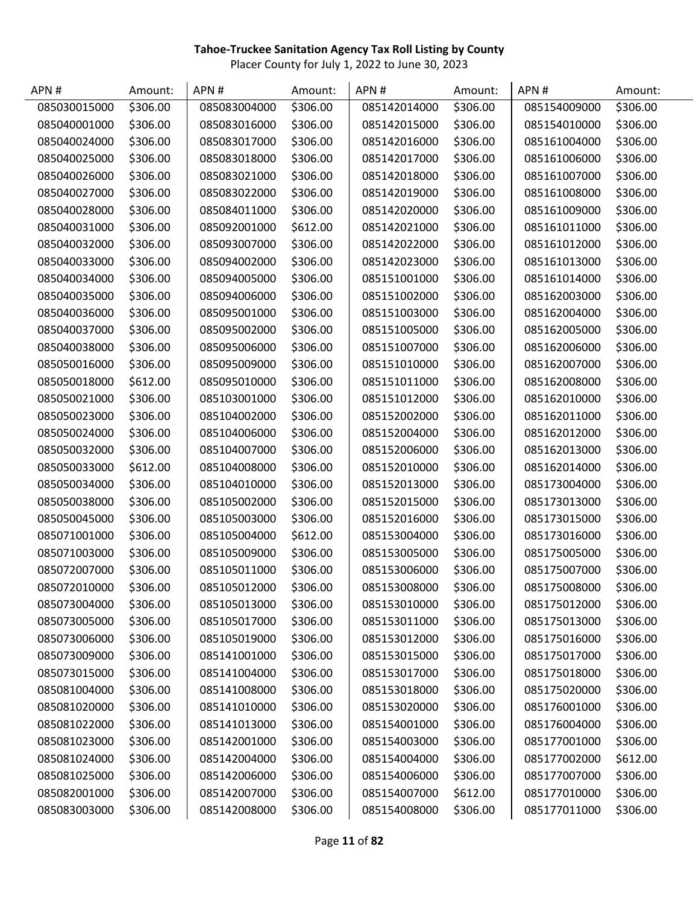**Tahoe-Truckee Sanitation Agency Tax Roll Listing by County**

Placer County for July 1, 2022 to June 30, 2023

| APN # | Amount: | APN # | Amount: | APN # | Amount: | APN # | Amount: |
|---|---|---|---|---|---|---|---|
| 085030015000 | $306.00 | 085083004000 | $306.00 | 085142014000 | $306.00 | 085154009000 | $306.00 |
| 085040001000 | $306.00 | 085083016000 | $306.00 | 085142015000 | $306.00 | 085154010000 | $306.00 |
| 085040024000 | $306.00 | 085083017000 | $306.00 | 085142016000 | $306.00 | 085161004000 | $306.00 |
| 085040025000 | $306.00 | 085083018000 | $306.00 | 085142017000 | $306.00 | 085161006000 | $306.00 |
| 085040026000 | $306.00 | 085083021000 | $306.00 | 085142018000 | $306.00 | 085161007000 | $306.00 |
| 085040027000 | $306.00 | 085083022000 | $306.00 | 085142019000 | $306.00 | 085161008000 | $306.00 |
| 085040028000 | $306.00 | 085084011000 | $306.00 | 085142020000 | $306.00 | 085161009000 | $306.00 |
| 085040031000 | $306.00 | 085092001000 | $612.00 | 085142021000 | $306.00 | 085161011000 | $306.00 |
| 085040032000 | $306.00 | 085093007000 | $306.00 | 085142022000 | $306.00 | 085161012000 | $306.00 |
| 085040033000 | $306.00 | 085094002000 | $306.00 | 085142023000 | $306.00 | 085161013000 | $306.00 |
| 085040034000 | $306.00 | 085094005000 | $306.00 | 085151001000 | $306.00 | 085161014000 | $306.00 |
| 085040035000 | $306.00 | 085094006000 | $306.00 | 085151002000 | $306.00 | 085162003000 | $306.00 |
| 085040036000 | $306.00 | 085095001000 | $306.00 | 085151003000 | $306.00 | 085162004000 | $306.00 |
| 085040037000 | $306.00 | 085095002000 | $306.00 | 085151005000 | $306.00 | 085162005000 | $306.00 |
| 085040038000 | $306.00 | 085095006000 | $306.00 | 085151007000 | $306.00 | 085162006000 | $306.00 |
| 085050016000 | $306.00 | 085095009000 | $306.00 | 085151010000 | $306.00 | 085162007000 | $306.00 |
| 085050018000 | $612.00 | 085095010000 | $306.00 | 085151011000 | $306.00 | 085162008000 | $306.00 |
| 085050021000 | $306.00 | 085103001000 | $306.00 | 085151012000 | $306.00 | 085162010000 | $306.00 |
| 085050023000 | $306.00 | 085104002000 | $306.00 | 085152002000 | $306.00 | 085162011000 | $306.00 |
| 085050024000 | $306.00 | 085104006000 | $306.00 | 085152004000 | $306.00 | 085162012000 | $306.00 |
| 085050032000 | $306.00 | 085104007000 | $306.00 | 085152006000 | $306.00 | 085162013000 | $306.00 |
| 085050033000 | $612.00 | 085104008000 | $306.00 | 085152010000 | $306.00 | 085162014000 | $306.00 |
| 085050034000 | $306.00 | 085104010000 | $306.00 | 085152013000 | $306.00 | 085173004000 | $306.00 |
| 085050038000 | $306.00 | 085105002000 | $306.00 | 085152015000 | $306.00 | 085173013000 | $306.00 |
| 085050045000 | $306.00 | 085105003000 | $306.00 | 085152016000 | $306.00 | 085173015000 | $306.00 |
| 085071001000 | $306.00 | 085105004000 | $612.00 | 085153004000 | $306.00 | 085173016000 | $306.00 |
| 085071003000 | $306.00 | 085105009000 | $306.00 | 085153005000 | $306.00 | 085175005000 | $306.00 |
| 085072007000 | $306.00 | 085105011000 | $306.00 | 085153006000 | $306.00 | 085175007000 | $306.00 |
| 085072010000 | $306.00 | 085105012000 | $306.00 | 085153008000 | $306.00 | 085175008000 | $306.00 |
| 085073004000 | $306.00 | 085105013000 | $306.00 | 085153010000 | $306.00 | 085175012000 | $306.00 |
| 085073005000 | $306.00 | 085105017000 | $306.00 | 085153011000 | $306.00 | 085175013000 | $306.00 |
| 085073006000 | $306.00 | 085105019000 | $306.00 | 085153012000 | $306.00 | 085175016000 | $306.00 |
| 085073009000 | $306.00 | 085141001000 | $306.00 | 085153015000 | $306.00 | 085175017000 | $306.00 |
| 085073015000 | $306.00 | 085141004000 | $306.00 | 085153017000 | $306.00 | 085175018000 | $306.00 |
| 085081004000 | $306.00 | 085141008000 | $306.00 | 085153018000 | $306.00 | 085175020000 | $306.00 |
| 085081020000 | $306.00 | 085141010000 | $306.00 | 085153020000 | $306.00 | 085176001000 | $306.00 |
| 085081022000 | $306.00 | 085141013000 | $306.00 | 085154001000 | $306.00 | 085176004000 | $306.00 |
| 085081023000 | $306.00 | 085142001000 | $306.00 | 085154003000 | $306.00 | 085177001000 | $306.00 |
| 085081024000 | $306.00 | 085142004000 | $306.00 | 085154004000 | $306.00 | 085177002000 | $612.00 |
| 085081025000 | $306.00 | 085142006000 | $306.00 | 085154006000 | $306.00 | 085177007000 | $306.00 |
| 085082001000 | $306.00 | 085142007000 | $306.00 | 085154007000 | $612.00 | 085177010000 | $306.00 |
| 085083003000 | $306.00 | 085142008000 | $306.00 | 085154008000 | $306.00 | 085177011000 | $306.00 |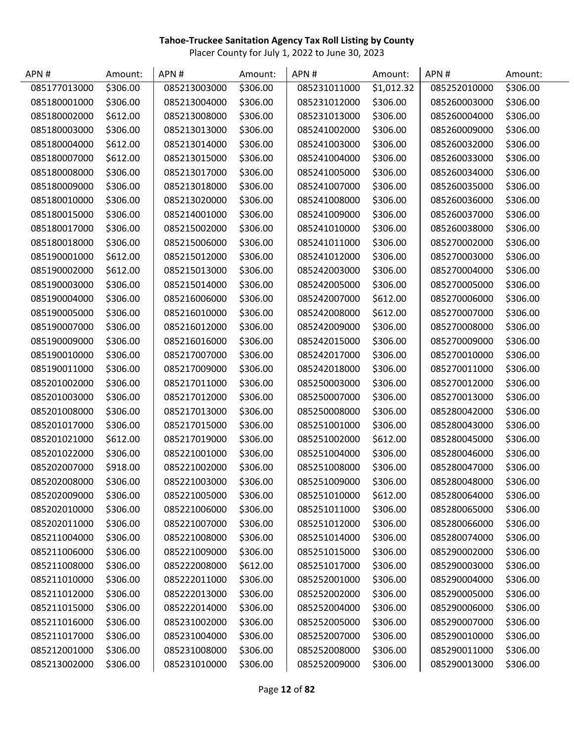**Tahoe-Truckee Sanitation Agency Tax Roll Listing by County**

Placer County for July 1, 2022 to June 30, 2023

| APN # | Amount: | APN # | Amount: | APN # | Amount: | APN # | Amount: |
|---|---|---|---|---|---|---|---|
| 085177013000 | $306.00 | 085213003000 | $306.00 | 085231011000 | $1,012.32 | 085252010000 | $306.00 |
| 085180001000 | $306.00 | 085213004000 | $306.00 | 085231012000 | $306.00 | 085260003000 | $306.00 |
| 085180002000 | $612.00 | 085213008000 | $306.00 | 085231013000 | $306.00 | 085260004000 | $306.00 |
| 085180003000 | $306.00 | 085213013000 | $306.00 | 085241002000 | $306.00 | 085260009000 | $306.00 |
| 085180004000 | $612.00 | 085213014000 | $306.00 | 085241003000 | $306.00 | 085260032000 | $306.00 |
| 085180007000 | $612.00 | 085213015000 | $306.00 | 085241004000 | $306.00 | 085260033000 | $306.00 |
| 085180008000 | $306.00 | 085213017000 | $306.00 | 085241005000 | $306.00 | 085260034000 | $306.00 |
| 085180009000 | $306.00 | 085213018000 | $306.00 | 085241007000 | $306.00 | 085260035000 | $306.00 |
| 085180010000 | $306.00 | 085213020000 | $306.00 | 085241008000 | $306.00 | 085260036000 | $306.00 |
| 085180015000 | $306.00 | 085214001000 | $306.00 | 085241009000 | $306.00 | 085260037000 | $306.00 |
| 085180017000 | $306.00 | 085215002000 | $306.00 | 085241010000 | $306.00 | 085260038000 | $306.00 |
| 085180018000 | $306.00 | 085215006000 | $306.00 | 085241011000 | $306.00 | 085270002000 | $306.00 |
| 085190001000 | $612.00 | 085215012000 | $306.00 | 085241012000 | $306.00 | 085270003000 | $306.00 |
| 085190002000 | $612.00 | 085215013000 | $306.00 | 085242003000 | $306.00 | 085270004000 | $306.00 |
| 085190003000 | $306.00 | 085215014000 | $306.00 | 085242005000 | $306.00 | 085270005000 | $306.00 |
| 085190004000 | $306.00 | 085216006000 | $306.00 | 085242007000 | $612.00 | 085270006000 | $306.00 |
| 085190005000 | $306.00 | 085216010000 | $306.00 | 085242008000 | $612.00 | 085270007000 | $306.00 |
| 085190007000 | $306.00 | 085216012000 | $306.00 | 085242009000 | $306.00 | 085270008000 | $306.00 |
| 085190009000 | $306.00 | 085216016000 | $306.00 | 085242015000 | $306.00 | 085270009000 | $306.00 |
| 085190010000 | $306.00 | 085217007000 | $306.00 | 085242017000 | $306.00 | 085270010000 | $306.00 |
| 085190011000 | $306.00 | 085217009000 | $306.00 | 085242018000 | $306.00 | 085270011000 | $306.00 |
| 085201002000 | $306.00 | 085217011000 | $306.00 | 085250003000 | $306.00 | 085270012000 | $306.00 |
| 085201003000 | $306.00 | 085217012000 | $306.00 | 085250007000 | $306.00 | 085270013000 | $306.00 |
| 085201008000 | $306.00 | 085217013000 | $306.00 | 085250008000 | $306.00 | 085280042000 | $306.00 |
| 085201017000 | $306.00 | 085217015000 | $306.00 | 085251001000 | $306.00 | 085280043000 | $306.00 |
| 085201021000 | $612.00 | 085217019000 | $306.00 | 085251002000 | $612.00 | 085280045000 | $306.00 |
| 085201022000 | $306.00 | 085221001000 | $306.00 | 085251004000 | $306.00 | 085280046000 | $306.00 |
| 085202007000 | $918.00 | 085221002000 | $306.00 | 085251008000 | $306.00 | 085280047000 | $306.00 |
| 085202008000 | $306.00 | 085221003000 | $306.00 | 085251009000 | $306.00 | 085280048000 | $306.00 |
| 085202009000 | $306.00 | 085221005000 | $306.00 | 085251010000 | $612.00 | 085280064000 | $306.00 |
| 085202010000 | $306.00 | 085221006000 | $306.00 | 085251011000 | $306.00 | 085280065000 | $306.00 |
| 085202011000 | $306.00 | 085221007000 | $306.00 | 085251012000 | $306.00 | 085280066000 | $306.00 |
| 085211004000 | $306.00 | 085221008000 | $306.00 | 085251014000 | $306.00 | 085280074000 | $306.00 |
| 085211006000 | $306.00 | 085221009000 | $306.00 | 085251015000 | $306.00 | 085290002000 | $306.00 |
| 085211008000 | $306.00 | 085222008000 | $612.00 | 085251017000 | $306.00 | 085290003000 | $306.00 |
| 085211010000 | $306.00 | 085222011000 | $306.00 | 085252001000 | $306.00 | 085290004000 | $306.00 |
| 085211012000 | $306.00 | 085222013000 | $306.00 | 085252002000 | $306.00 | 085290005000 | $306.00 |
| 085211015000 | $306.00 | 085222014000 | $306.00 | 085252004000 | $306.00 | 085290006000 | $306.00 |
| 085211016000 | $306.00 | 085231002000 | $306.00 | 085252005000 | $306.00 | 085290007000 | $306.00 |
| 085211017000 | $306.00 | 085231004000 | $306.00 | 085252007000 | $306.00 | 085290010000 | $306.00 |
| 085212001000 | $306.00 | 085231008000 | $306.00 | 085252008000 | $306.00 | 085290011000 | $306.00 |
| 085213002000 | $306.00 | 085231010000 | $306.00 | 085252009000 | $306.00 | 085290013000 | $306.00 |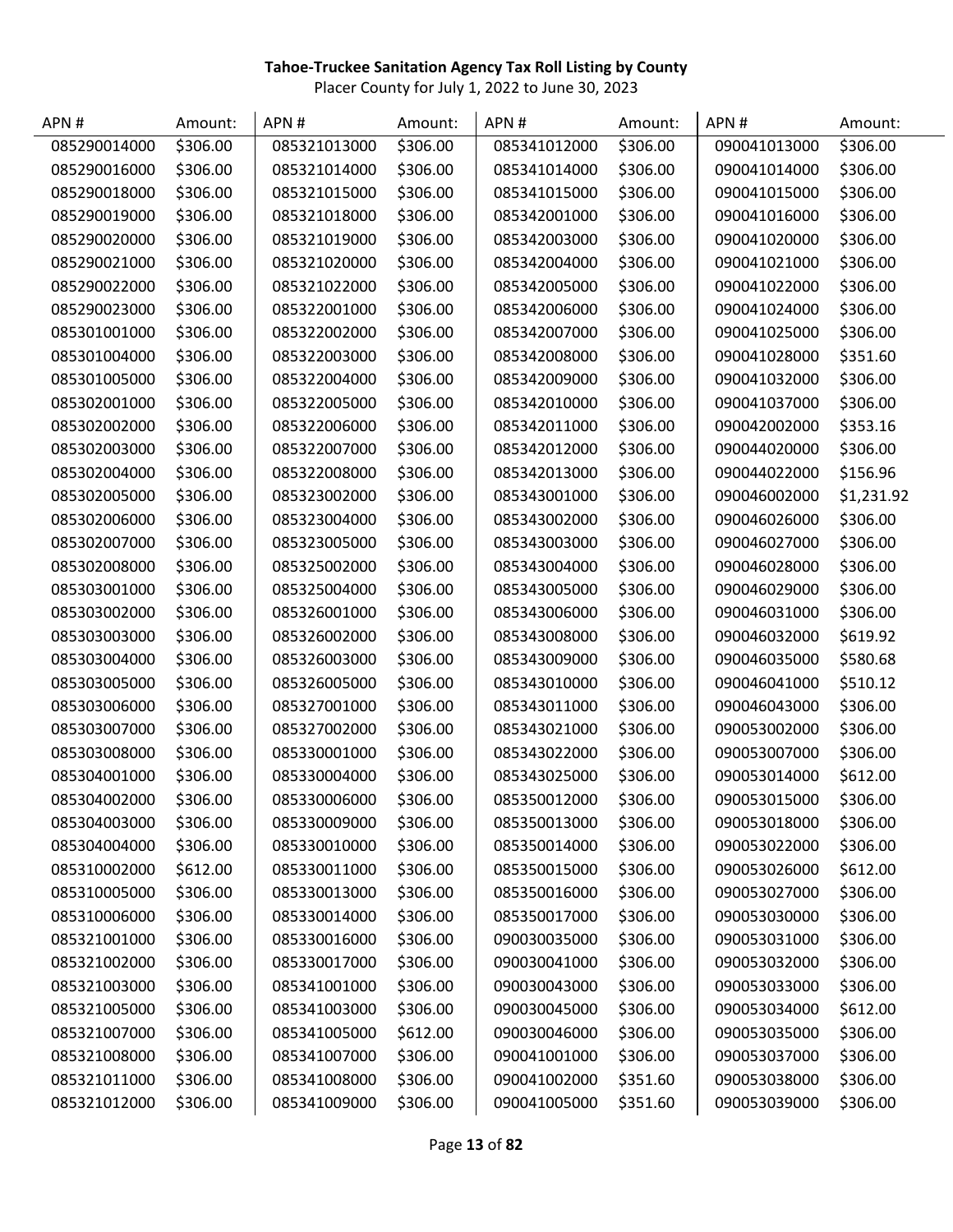**Tahoe-Truckee Sanitation Agency Tax Roll Listing by County**

Placer County for July 1, 2022 to June 30, 2023

| APN # | Amount: | APN # | Amount: | APN # | Amount: | APN # | Amount: |
|---|---|---|---|---|---|---|---|
| 085290014000 | $306.00 | 085321013000 | $306.00 | 085341012000 | $306.00 | 090041013000 | $306.00 |
| 085290016000 | $306.00 | 085321014000 | $306.00 | 085341014000 | $306.00 | 090041014000 | $306.00 |
| 085290018000 | $306.00 | 085321015000 | $306.00 | 085341015000 | $306.00 | 090041015000 | $306.00 |
| 085290019000 | $306.00 | 085321018000 | $306.00 | 085342001000 | $306.00 | 090041016000 | $306.00 |
| 085290020000 | $306.00 | 085321019000 | $306.00 | 085342003000 | $306.00 | 090041020000 | $306.00 |
| 085290021000 | $306.00 | 085321020000 | $306.00 | 085342004000 | $306.00 | 090041021000 | $306.00 |
| 085290022000 | $306.00 | 085321022000 | $306.00 | 085342005000 | $306.00 | 090041022000 | $306.00 |
| 085290023000 | $306.00 | 085322001000 | $306.00 | 085342006000 | $306.00 | 090041024000 | $306.00 |
| 085301001000 | $306.00 | 085322002000 | $306.00 | 085342007000 | $306.00 | 090041025000 | $306.00 |
| 085301004000 | $306.00 | 085322003000 | $306.00 | 085342008000 | $306.00 | 090041028000 | $351.60 |
| 085301005000 | $306.00 | 085322004000 | $306.00 | 085342009000 | $306.00 | 090041032000 | $306.00 |
| 085302001000 | $306.00 | 085322005000 | $306.00 | 085342010000 | $306.00 | 090041037000 | $306.00 |
| 085302002000 | $306.00 | 085322006000 | $306.00 | 085342011000 | $306.00 | 090042002000 | $353.16 |
| 085302003000 | $306.00 | 085322007000 | $306.00 | 085342012000 | $306.00 | 090044020000 | $306.00 |
| 085302004000 | $306.00 | 085322008000 | $306.00 | 085342013000 | $306.00 | 090044022000 | $156.96 |
| 085302005000 | $306.00 | 085323002000 | $306.00 | 085343001000 | $306.00 | 090046002000 | $1,231.92 |
| 085302006000 | $306.00 | 085323004000 | $306.00 | 085343002000 | $306.00 | 090046026000 | $306.00 |
| 085302007000 | $306.00 | 085323005000 | $306.00 | 085343003000 | $306.00 | 090046027000 | $306.00 |
| 085302008000 | $306.00 | 085325002000 | $306.00 | 085343004000 | $306.00 | 090046028000 | $306.00 |
| 085303001000 | $306.00 | 085325004000 | $306.00 | 085343005000 | $306.00 | 090046029000 | $306.00 |
| 085303002000 | $306.00 | 085326001000 | $306.00 | 085343006000 | $306.00 | 090046031000 | $306.00 |
| 085303003000 | $306.00 | 085326002000 | $306.00 | 085343008000 | $306.00 | 090046032000 | $619.92 |
| 085303004000 | $306.00 | 085326003000 | $306.00 | 085343009000 | $306.00 | 090046035000 | $580.68 |
| 085303005000 | $306.00 | 085326005000 | $306.00 | 085343010000 | $306.00 | 090046041000 | $510.12 |
| 085303006000 | $306.00 | 085327001000 | $306.00 | 085343011000 | $306.00 | 090046043000 | $306.00 |
| 085303007000 | $306.00 | 085327002000 | $306.00 | 085343021000 | $306.00 | 090053002000 | $306.00 |
| 085303008000 | $306.00 | 085330001000 | $306.00 | 085343022000 | $306.00 | 090053007000 | $306.00 |
| 085304001000 | $306.00 | 085330004000 | $306.00 | 085343025000 | $306.00 | 090053014000 | $612.00 |
| 085304002000 | $306.00 | 085330006000 | $306.00 | 085350012000 | $306.00 | 090053015000 | $306.00 |
| 085304003000 | $306.00 | 085330009000 | $306.00 | 085350013000 | $306.00 | 090053018000 | $306.00 |
| 085304004000 | $306.00 | 085330010000 | $306.00 | 085350014000 | $306.00 | 090053022000 | $306.00 |
| 085310002000 | $612.00 | 085330011000 | $306.00 | 085350015000 | $306.00 | 090053026000 | $612.00 |
| 085310005000 | $306.00 | 085330013000 | $306.00 | 085350016000 | $306.00 | 090053027000 | $306.00 |
| 085310006000 | $306.00 | 085330014000 | $306.00 | 085350017000 | $306.00 | 090053030000 | $306.00 |
| 085321001000 | $306.00 | 085330016000 | $306.00 | 090030035000 | $306.00 | 090053031000 | $306.00 |
| 085321002000 | $306.00 | 085330017000 | $306.00 | 090030041000 | $306.00 | 090053032000 | $306.00 |
| 085321003000 | $306.00 | 085341001000 | $306.00 | 090030043000 | $306.00 | 090053033000 | $306.00 |
| 085321005000 | $306.00 | 085341003000 | $306.00 | 090030045000 | $306.00 | 090053034000 | $612.00 |
| 085321007000 | $306.00 | 085341005000 | $612.00 | 090030046000 | $306.00 | 090053035000 | $306.00 |
| 085321008000 | $306.00 | 085341007000 | $306.00 | 090041001000 | $306.00 | 090053037000 | $306.00 |
| 085321011000 | $306.00 | 085341008000 | $306.00 | 090041002000 | $351.60 | 090053038000 | $306.00 |
| 085321012000 | $306.00 | 085341009000 | $306.00 | 090041005000 | $351.60 | 090053039000 | $306.00 |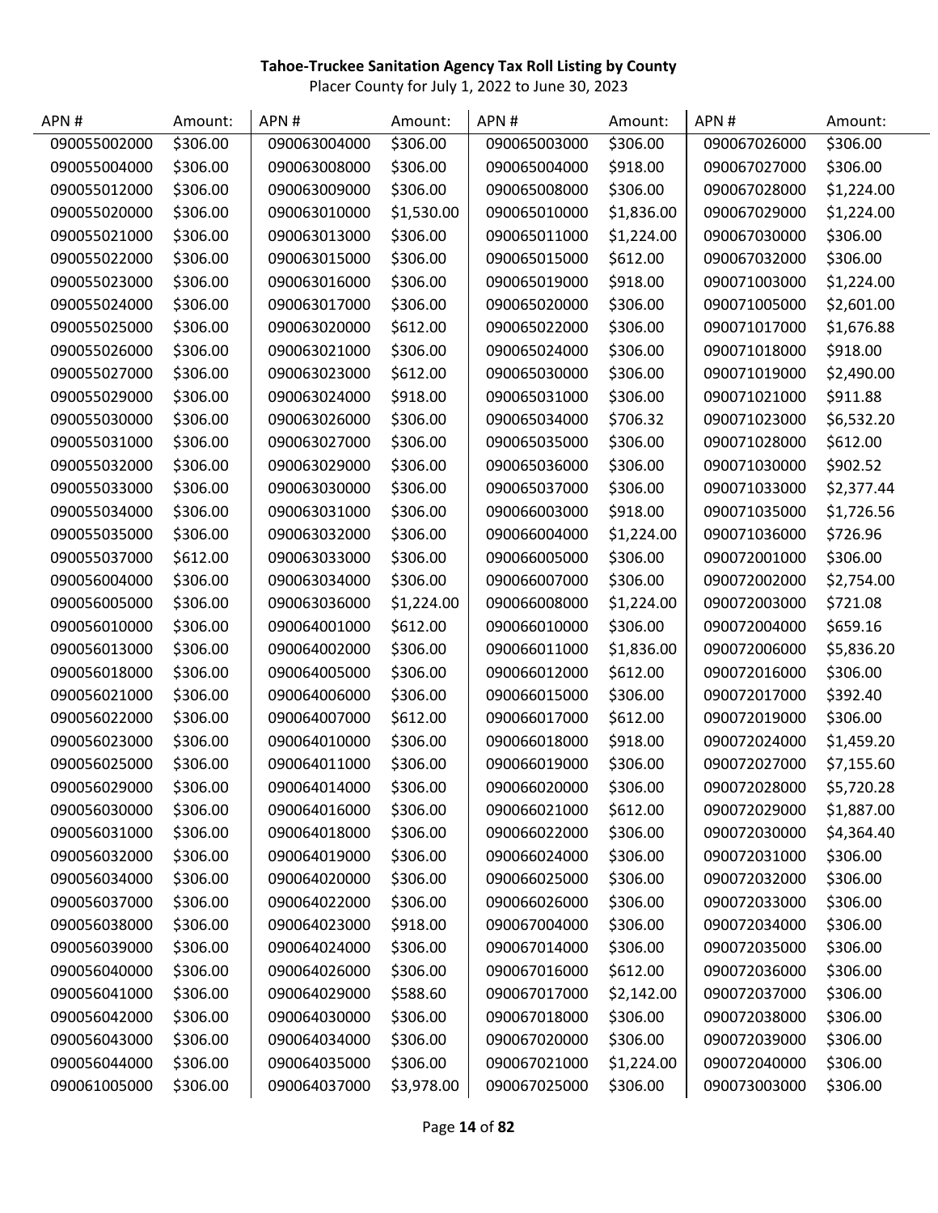**Tahoe-Truckee Sanitation Agency Tax Roll Listing by County**

Placer County for July 1, 2022 to June 30, 2023

| APN # | Amount: | APN # | Amount: | APN # | Amount: | APN # | Amount: |
|---|---|---|---|---|---|---|---|
| 090055002000 | $306.00 | 090063004000 | $306.00 | 090065003000 | $306.00 | 090067026000 | $306.00 |
| 090055004000 | $306.00 | 090063008000 | $306.00 | 090065004000 | $918.00 | 090067027000 | $306.00 |
| 090055012000 | $306.00 | 090063009000 | $306.00 | 090065008000 | $306.00 | 090067028000 | $1,224.00 |
| 090055020000 | $306.00 | 090063010000 | $1,530.00 | 090065010000 | $1,836.00 | 090067029000 | $1,224.00 |
| 090055021000 | $306.00 | 090063013000 | $306.00 | 090065011000 | $1,224.00 | 090067030000 | $306.00 |
| 090055022000 | $306.00 | 090063015000 | $306.00 | 090065015000 | $612.00 | 090067032000 | $306.00 |
| 090055023000 | $306.00 | 090063016000 | $306.00 | 090065019000 | $918.00 | 090071003000 | $1,224.00 |
| 090055024000 | $306.00 | 090063017000 | $306.00 | 090065020000 | $306.00 | 090071005000 | $2,601.00 |
| 090055025000 | $306.00 | 090063020000 | $612.00 | 090065022000 | $306.00 | 090071017000 | $1,676.88 |
| 090055026000 | $306.00 | 090063021000 | $306.00 | 090065024000 | $306.00 | 090071018000 | $918.00 |
| 090055027000 | $306.00 | 090063023000 | $612.00 | 090065030000 | $306.00 | 090071019000 | $2,490.00 |
| 090055029000 | $306.00 | 090063024000 | $918.00 | 090065031000 | $306.00 | 090071021000 | $911.88 |
| 090055030000 | $306.00 | 090063026000 | $306.00 | 090065034000 | $706.32 | 090071023000 | $6,532.20 |
| 090055031000 | $306.00 | 090063027000 | $306.00 | 090065035000 | $306.00 | 090071028000 | $612.00 |
| 090055032000 | $306.00 | 090063029000 | $306.00 | 090065036000 | $306.00 | 090071030000 | $902.52 |
| 090055033000 | $306.00 | 090063030000 | $306.00 | 090065037000 | $306.00 | 090071033000 | $2,377.44 |
| 090055034000 | $306.00 | 090063031000 | $306.00 | 090066003000 | $918.00 | 090071035000 | $1,726.56 |
| 090055035000 | $306.00 | 090063032000 | $306.00 | 090066004000 | $1,224.00 | 090071036000 | $726.96 |
| 090055037000 | $612.00 | 090063033000 | $306.00 | 090066005000 | $306.00 | 090072001000 | $306.00 |
| 090056004000 | $306.00 | 090063034000 | $306.00 | 090066007000 | $306.00 | 090072002000 | $2,754.00 |
| 090056005000 | $306.00 | 090063036000 | $1,224.00 | 090066008000 | $1,224.00 | 090072003000 | $721.08 |
| 090056010000 | $306.00 | 090064001000 | $612.00 | 090066010000 | $306.00 | 090072004000 | $659.16 |
| 090056013000 | $306.00 | 090064002000 | $306.00 | 090066011000 | $1,836.00 | 090072006000 | $5,836.20 |
| 090056018000 | $306.00 | 090064005000 | $306.00 | 090066012000 | $612.00 | 090072016000 | $306.00 |
| 090056021000 | $306.00 | 090064006000 | $306.00 | 090066015000 | $306.00 | 090072017000 | $392.40 |
| 090056022000 | $306.00 | 090064007000 | $612.00 | 090066017000 | $612.00 | 090072019000 | $306.00 |
| 090056023000 | $306.00 | 090064010000 | $306.00 | 090066018000 | $918.00 | 090072024000 | $1,459.20 |
| 090056025000 | $306.00 | 090064011000 | $306.00 | 090066019000 | $306.00 | 090072027000 | $7,155.60 |
| 090056029000 | $306.00 | 090064014000 | $306.00 | 090066020000 | $306.00 | 090072028000 | $5,720.28 |
| 090056030000 | $306.00 | 090064016000 | $306.00 | 090066021000 | $612.00 | 090072029000 | $1,887.00 |
| 090056031000 | $306.00 | 090064018000 | $306.00 | 090066022000 | $306.00 | 090072030000 | $4,364.40 |
| 090056032000 | $306.00 | 090064019000 | $306.00 | 090066024000 | $306.00 | 090072031000 | $306.00 |
| 090056034000 | $306.00 | 090064020000 | $306.00 | 090066025000 | $306.00 | 090072032000 | $306.00 |
| 090056037000 | $306.00 | 090064022000 | $306.00 | 090066026000 | $306.00 | 090072033000 | $306.00 |
| 090056038000 | $306.00 | 090064023000 | $918.00 | 090067004000 | $306.00 | 090072034000 | $306.00 |
| 090056039000 | $306.00 | 090064024000 | $306.00 | 090067014000 | $306.00 | 090072035000 | $306.00 |
| 090056040000 | $306.00 | 090064026000 | $306.00 | 090067016000 | $612.00 | 090072036000 | $306.00 |
| 090056041000 | $306.00 | 090064029000 | $588.60 | 090067017000 | $2,142.00 | 090072037000 | $306.00 |
| 090056042000 | $306.00 | 090064030000 | $306.00 | 090067018000 | $306.00 | 090072038000 | $306.00 |
| 090056043000 | $306.00 | 090064034000 | $306.00 | 090067020000 | $306.00 | 090072039000 | $306.00 |
| 090056044000 | $306.00 | 090064035000 | $306.00 | 090067021000 | $1,224.00 | 090072040000 | $306.00 |
| 090061005000 | $306.00 | 090064037000 | $3,978.00 | 090067025000 | $306.00 | 090073003000 | $306.00 |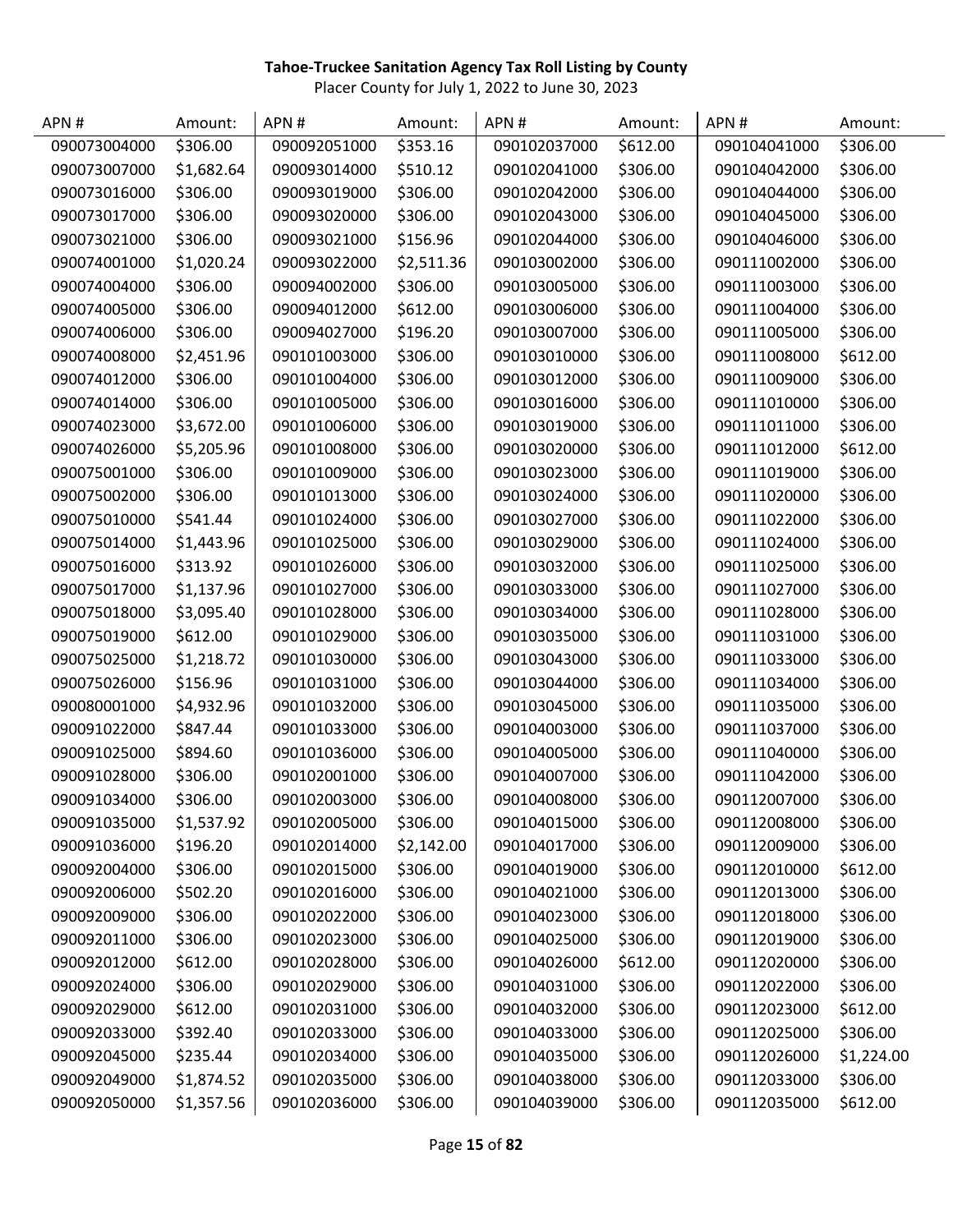**Tahoe-Truckee Sanitation Agency Tax Roll Listing by County**

Placer County for July 1, 2022 to June 30, 2023

| APN # | Amount: | APN # | Amount: | APN # | Amount: | APN # | Amount: |
|---|---|---|---|---|---|---|---|
| 090073004000 | $306.00 | 090092051000 | $353.16 | 090102037000 | $612.00 | 090104041000 | $306.00 |
| 090073007000 | $1,682.64 | 090093014000 | $510.12 | 090102041000 | $306.00 | 090104042000 | $306.00 |
| 090073016000 | $306.00 | 090093019000 | $306.00 | 090102042000 | $306.00 | 090104044000 | $306.00 |
| 090073017000 | $306.00 | 090093020000 | $306.00 | 090102043000 | $306.00 | 090104045000 | $306.00 |
| 090073021000 | $306.00 | 090093021000 | $156.96 | 090102044000 | $306.00 | 090104046000 | $306.00 |
| 090074001000 | $1,020.24 | 090093022000 | $2,511.36 | 090103002000 | $306.00 | 090111002000 | $306.00 |
| 090074004000 | $306.00 | 090094002000 | $306.00 | 090103005000 | $306.00 | 090111003000 | $306.00 |
| 090074005000 | $306.00 | 090094012000 | $612.00 | 090103006000 | $306.00 | 090111004000 | $306.00 |
| 090074006000 | $306.00 | 090094027000 | $196.20 | 090103007000 | $306.00 | 090111005000 | $306.00 |
| 090074008000 | $2,451.96 | 090101003000 | $306.00 | 090103010000 | $306.00 | 090111008000 | $612.00 |
| 090074012000 | $306.00 | 090101004000 | $306.00 | 090103012000 | $306.00 | 090111009000 | $306.00 |
| 090074014000 | $306.00 | 090101005000 | $306.00 | 090103016000 | $306.00 | 090111010000 | $306.00 |
| 090074023000 | $3,672.00 | 090101006000 | $306.00 | 090103019000 | $306.00 | 090111011000 | $306.00 |
| 090074026000 | $5,205.96 | 090101008000 | $306.00 | 090103020000 | $306.00 | 090111012000 | $612.00 |
| 090075001000 | $306.00 | 090101009000 | $306.00 | 090103023000 | $306.00 | 090111019000 | $306.00 |
| 090075002000 | $306.00 | 090101013000 | $306.00 | 090103024000 | $306.00 | 090111020000 | $306.00 |
| 090075010000 | $541.44 | 090101024000 | $306.00 | 090103027000 | $306.00 | 090111022000 | $306.00 |
| 090075014000 | $1,443.96 | 090101025000 | $306.00 | 090103029000 | $306.00 | 090111024000 | $306.00 |
| 090075016000 | $313.92 | 090101026000 | $306.00 | 090103032000 | $306.00 | 090111025000 | $306.00 |
| 090075017000 | $1,137.96 | 090101027000 | $306.00 | 090103033000 | $306.00 | 090111027000 | $306.00 |
| 090075018000 | $3,095.40 | 090101028000 | $306.00 | 090103034000 | $306.00 | 090111028000 | $306.00 |
| 090075019000 | $612.00 | 090101029000 | $306.00 | 090103035000 | $306.00 | 090111031000 | $306.00 |
| 090075025000 | $1,218.72 | 090101030000 | $306.00 | 090103043000 | $306.00 | 090111033000 | $306.00 |
| 090075026000 | $156.96 | 090101031000 | $306.00 | 090103044000 | $306.00 | 090111034000 | $306.00 |
| 090080001000 | $4,932.96 | 090101032000 | $306.00 | 090103045000 | $306.00 | 090111035000 | $306.00 |
| 090091022000 | $847.44 | 090101033000 | $306.00 | 090104003000 | $306.00 | 090111037000 | $306.00 |
| 090091025000 | $894.60 | 090101036000 | $306.00 | 090104005000 | $306.00 | 090111040000 | $306.00 |
| 090091028000 | $306.00 | 090102001000 | $306.00 | 090104007000 | $306.00 | 090111042000 | $306.00 |
| 090091034000 | $306.00 | 090102003000 | $306.00 | 090104008000 | $306.00 | 090112007000 | $306.00 |
| 090091035000 | $1,537.92 | 090102005000 | $306.00 | 090104015000 | $306.00 | 090112008000 | $306.00 |
| 090091036000 | $196.20 | 090102014000 | $2,142.00 | 090104017000 | $306.00 | 090112009000 | $306.00 |
| 090092004000 | $306.00 | 090102015000 | $306.00 | 090104019000 | $306.00 | 090112010000 | $612.00 |
| 090092006000 | $502.20 | 090102016000 | $306.00 | 090104021000 | $306.00 | 090112013000 | $306.00 |
| 090092009000 | $306.00 | 090102022000 | $306.00 | 090104023000 | $306.00 | 090112018000 | $306.00 |
| 090092011000 | $306.00 | 090102023000 | $306.00 | 090104025000 | $306.00 | 090112019000 | $306.00 |
| 090092012000 | $612.00 | 090102028000 | $306.00 | 090104026000 | $612.00 | 090112020000 | $306.00 |
| 090092024000 | $306.00 | 090102029000 | $306.00 | 090104031000 | $306.00 | 090112022000 | $306.00 |
| 090092029000 | $612.00 | 090102031000 | $306.00 | 090104032000 | $306.00 | 090112023000 | $612.00 |
| 090092033000 | $392.40 | 090102033000 | $306.00 | 090104033000 | $306.00 | 090112025000 | $306.00 |
| 090092045000 | $235.44 | 090102034000 | $306.00 | 090104035000 | $306.00 | 090112026000 | $1,224.00 |
| 090092049000 | $1,874.52 | 090102035000 | $306.00 | 090104038000 | $306.00 | 090112033000 | $306.00 |
| 090092050000 | $1,357.56 | 090102036000 | $306.00 | 090104039000 | $306.00 | 090112035000 | $612.00 |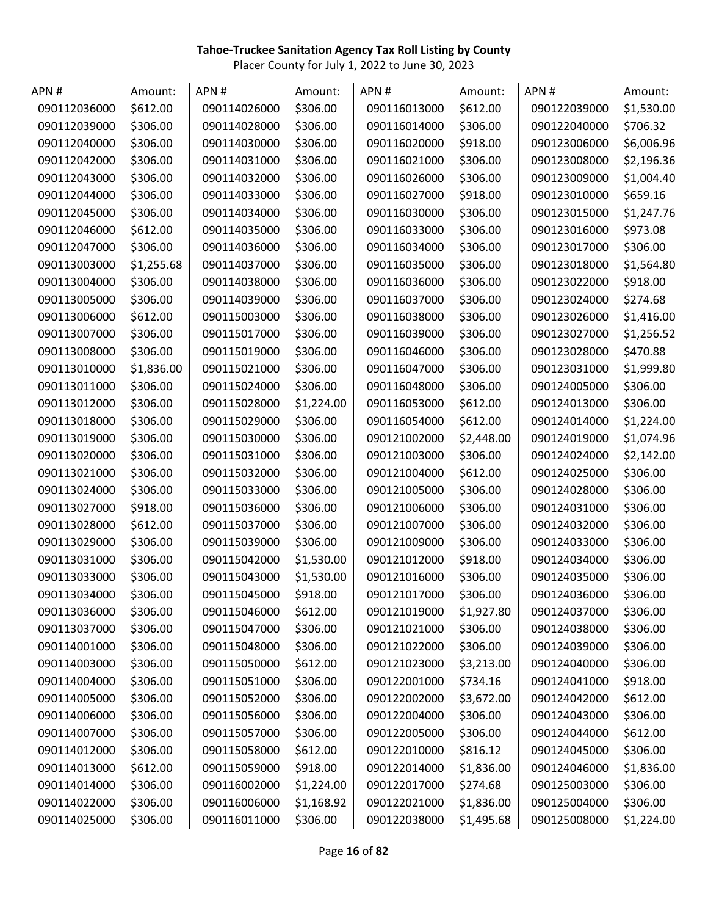**Tahoe-Truckee Sanitation Agency Tax Roll Listing by County**

Placer County for July 1, 2022 to June 30, 2023

| APN # | Amount: | APN # | Amount: | APN # | Amount: | APN # | Amount: |
|---|---|---|---|---|---|---|---|
| 090112036000 | $612.00 | 090114026000 | $306.00 | 090116013000 | $612.00 | 090122039000 | $1,530.00 |
| 090112039000 | $306.00 | 090114028000 | $306.00 | 090116014000 | $306.00 | 090122040000 | $706.32 |
| 090112040000 | $306.00 | 090114030000 | $306.00 | 090116020000 | $918.00 | 090123006000 | $6,006.96 |
| 090112042000 | $306.00 | 090114031000 | $306.00 | 090116021000 | $306.00 | 090123008000 | $2,196.36 |
| 090112043000 | $306.00 | 090114032000 | $306.00 | 090116026000 | $306.00 | 090123009000 | $1,004.40 |
| 090112044000 | $306.00 | 090114033000 | $306.00 | 090116027000 | $918.00 | 090123010000 | $659.16 |
| 090112045000 | $306.00 | 090114034000 | $306.00 | 090116030000 | $306.00 | 090123015000 | $1,247.76 |
| 090112046000 | $612.00 | 090114035000 | $306.00 | 090116033000 | $306.00 | 090123016000 | $973.08 |
| 090112047000 | $306.00 | 090114036000 | $306.00 | 090116034000 | $306.00 | 090123017000 | $306.00 |
| 090113003000 | $1,255.68 | 090114037000 | $306.00 | 090116035000 | $306.00 | 090123018000 | $1,564.80 |
| 090113004000 | $306.00 | 090114038000 | $306.00 | 090116036000 | $306.00 | 090123022000 | $918.00 |
| 090113005000 | $306.00 | 090114039000 | $306.00 | 090116037000 | $306.00 | 090123024000 | $274.68 |
| 090113006000 | $612.00 | 090115003000 | $306.00 | 090116038000 | $306.00 | 090123026000 | $1,416.00 |
| 090113007000 | $306.00 | 090115017000 | $306.00 | 090116039000 | $306.00 | 090123027000 | $1,256.52 |
| 090113008000 | $306.00 | 090115019000 | $306.00 | 090116046000 | $306.00 | 090123028000 | $470.88 |
| 090113010000 | $1,836.00 | 090115021000 | $306.00 | 090116047000 | $306.00 | 090123031000 | $1,999.80 |
| 090113011000 | $306.00 | 090115024000 | $306.00 | 090116048000 | $306.00 | 090124005000 | $306.00 |
| 090113012000 | $306.00 | 090115028000 | $1,224.00 | 090116053000 | $612.00 | 090124013000 | $306.00 |
| 090113018000 | $306.00 | 090115029000 | $306.00 | 090116054000 | $612.00 | 090124014000 | $1,224.00 |
| 090113019000 | $306.00 | 090115030000 | $306.00 | 090121002000 | $2,448.00 | 090124019000 | $1,074.96 |
| 090113020000 | $306.00 | 090115031000 | $306.00 | 090121003000 | $306.00 | 090124024000 | $2,142.00 |
| 090113021000 | $306.00 | 090115032000 | $306.00 | 090121004000 | $612.00 | 090124025000 | $306.00 |
| 090113024000 | $306.00 | 090115033000 | $306.00 | 090121005000 | $306.00 | 090124028000 | $306.00 |
| 090113027000 | $918.00 | 090115036000 | $306.00 | 090121006000 | $306.00 | 090124031000 | $306.00 |
| 090113028000 | $612.00 | 090115037000 | $306.00 | 090121007000 | $306.00 | 090124032000 | $306.00 |
| 090113029000 | $306.00 | 090115039000 | $306.00 | 090121009000 | $306.00 | 090124033000 | $306.00 |
| 090113031000 | $306.00 | 090115042000 | $1,530.00 | 090121012000 | $918.00 | 090124034000 | $306.00 |
| 090113033000 | $306.00 | 090115043000 | $1,530.00 | 090121016000 | $306.00 | 090124035000 | $306.00 |
| 090113034000 | $306.00 | 090115045000 | $918.00 | 090121017000 | $306.00 | 090124036000 | $306.00 |
| 090113036000 | $306.00 | 090115046000 | $612.00 | 090121019000 | $1,927.80 | 090124037000 | $306.00 |
| 090113037000 | $306.00 | 090115047000 | $306.00 | 090121021000 | $306.00 | 090124038000 | $306.00 |
| 090114001000 | $306.00 | 090115048000 | $306.00 | 090121022000 | $306.00 | 090124039000 | $306.00 |
| 090114003000 | $306.00 | 090115050000 | $612.00 | 090121023000 | $3,213.00 | 090124040000 | $306.00 |
| 090114004000 | $306.00 | 090115051000 | $306.00 | 090122001000 | $734.16 | 090124041000 | $918.00 |
| 090114005000 | $306.00 | 090115052000 | $306.00 | 090122002000 | $3,672.00 | 090124042000 | $612.00 |
| 090114006000 | $306.00 | 090115056000 | $306.00 | 090122004000 | $306.00 | 090124043000 | $306.00 |
| 090114007000 | $306.00 | 090115057000 | $306.00 | 090122005000 | $306.00 | 090124044000 | $612.00 |
| 090114012000 | $306.00 | 090115058000 | $612.00 | 090122010000 | $816.12 | 090124045000 | $306.00 |
| 090114013000 | $612.00 | 090115059000 | $918.00 | 090122014000 | $1,836.00 | 090124046000 | $1,836.00 |
| 090114014000 | $306.00 | 090116002000 | $1,224.00 | 090122017000 | $274.68 | 090125003000 | $306.00 |
| 090114022000 | $306.00 | 090116006000 | $1,168.92 | 090122021000 | $1,836.00 | 090125004000 | $306.00 |
| 090114025000 | $306.00 | 090116011000 | $306.00 | 090122038000 | $1,495.68 | 090125008000 | $1,224.00 |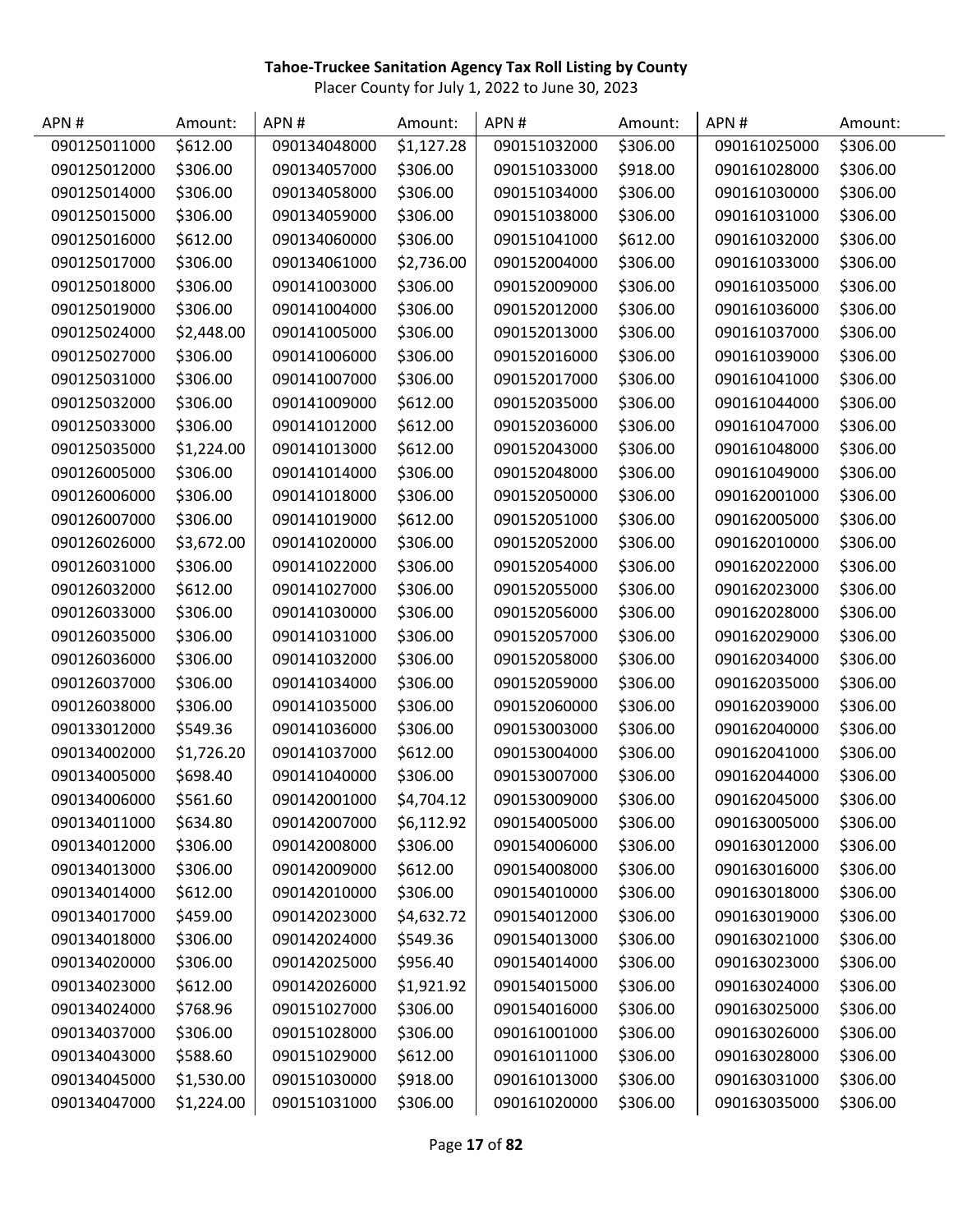**Tahoe-Truckee Sanitation Agency Tax Roll Listing by County**

Placer County for July 1, 2022 to June 30, 2023

| APN # | Amount: | APN # | Amount: | APN # | Amount: | APN # | Amount: |
|---|---|---|---|---|---|---|---|
| 090125011000 | $612.00 | 090134048000 | $1,127.28 | 090151032000 | $306.00 | 090161025000 | $306.00 |
| 090125012000 | $306.00 | 090134057000 | $306.00 | 090151033000 | $918.00 | 090161028000 | $306.00 |
| 090125014000 | $306.00 | 090134058000 | $306.00 | 090151034000 | $306.00 | 090161030000 | $306.00 |
| 090125015000 | $306.00 | 090134059000 | $306.00 | 090151038000 | $306.00 | 090161031000 | $306.00 |
| 090125016000 | $612.00 | 090134060000 | $306.00 | 090151041000 | $612.00 | 090161032000 | $306.00 |
| 090125017000 | $306.00 | 090134061000 | $2,736.00 | 090152004000 | $306.00 | 090161033000 | $306.00 |
| 090125018000 | $306.00 | 090141003000 | $306.00 | 090152009000 | $306.00 | 090161035000 | $306.00 |
| 090125019000 | $306.00 | 090141004000 | $306.00 | 090152012000 | $306.00 | 090161036000 | $306.00 |
| 090125024000 | $2,448.00 | 090141005000 | $306.00 | 090152013000 | $306.00 | 090161037000 | $306.00 |
| 090125027000 | $306.00 | 090141006000 | $306.00 | 090152016000 | $306.00 | 090161039000 | $306.00 |
| 090125031000 | $306.00 | 090141007000 | $306.00 | 090152017000 | $306.00 | 090161041000 | $306.00 |
| 090125032000 | $306.00 | 090141009000 | $612.00 | 090152035000 | $306.00 | 090161044000 | $306.00 |
| 090125033000 | $306.00 | 090141012000 | $612.00 | 090152036000 | $306.00 | 090161047000 | $306.00 |
| 090125035000 | $1,224.00 | 090141013000 | $612.00 | 090152043000 | $306.00 | 090161048000 | $306.00 |
| 090126005000 | $306.00 | 090141014000 | $306.00 | 090152048000 | $306.00 | 090161049000 | $306.00 |
| 090126006000 | $306.00 | 090141018000 | $306.00 | 090152050000 | $306.00 | 090162001000 | $306.00 |
| 090126007000 | $306.00 | 090141019000 | $612.00 | 090152051000 | $306.00 | 090162005000 | $306.00 |
| 090126026000 | $3,672.00 | 090141020000 | $306.00 | 090152052000 | $306.00 | 090162010000 | $306.00 |
| 090126031000 | $306.00 | 090141022000 | $306.00 | 090152054000 | $306.00 | 090162022000 | $306.00 |
| 090126032000 | $612.00 | 090141027000 | $306.00 | 090152055000 | $306.00 | 090162023000 | $306.00 |
| 090126033000 | $306.00 | 090141030000 | $306.00 | 090152056000 | $306.00 | 090162028000 | $306.00 |
| 090126035000 | $306.00 | 090141031000 | $306.00 | 090152057000 | $306.00 | 090162029000 | $306.00 |
| 090126036000 | $306.00 | 090141032000 | $306.00 | 090152058000 | $306.00 | 090162034000 | $306.00 |
| 090126037000 | $306.00 | 090141034000 | $306.00 | 090152059000 | $306.00 | 090162035000 | $306.00 |
| 090126038000 | $306.00 | 090141035000 | $306.00 | 090152060000 | $306.00 | 090162039000 | $306.00 |
| 090133012000 | $549.36 | 090141036000 | $306.00 | 090153003000 | $306.00 | 090162040000 | $306.00 |
| 090134002000 | $1,726.20 | 090141037000 | $612.00 | 090153004000 | $306.00 | 090162041000 | $306.00 |
| 090134005000 | $698.40 | 090141040000 | $306.00 | 090153007000 | $306.00 | 090162044000 | $306.00 |
| 090134006000 | $561.60 | 090142001000 | $4,704.12 | 090153009000 | $306.00 | 090162045000 | $306.00 |
| 090134011000 | $634.80 | 090142007000 | $6,112.92 | 090154005000 | $306.00 | 090163005000 | $306.00 |
| 090134012000 | $306.00 | 090142008000 | $306.00 | 090154006000 | $306.00 | 090163012000 | $306.00 |
| 090134013000 | $306.00 | 090142009000 | $612.00 | 090154008000 | $306.00 | 090163016000 | $306.00 |
| 090134014000 | $612.00 | 090142010000 | $306.00 | 090154010000 | $306.00 | 090163018000 | $306.00 |
| 090134017000 | $459.00 | 090142023000 | $4,632.72 | 090154012000 | $306.00 | 090163019000 | $306.00 |
| 090134018000 | $306.00 | 090142024000 | $549.36 | 090154013000 | $306.00 | 090163021000 | $306.00 |
| 090134020000 | $306.00 | 090142025000 | $956.40 | 090154014000 | $306.00 | 090163023000 | $306.00 |
| 090134023000 | $612.00 | 090142026000 | $1,921.92 | 090154015000 | $306.00 | 090163024000 | $306.00 |
| 090134024000 | $768.96 | 090151027000 | $306.00 | 090154016000 | $306.00 | 090163025000 | $306.00 |
| 090134037000 | $306.00 | 090151028000 | $306.00 | 090161001000 | $306.00 | 090163026000 | $306.00 |
| 090134043000 | $588.60 | 090151029000 | $612.00 | 090161011000 | $306.00 | 090163028000 | $306.00 |
| 090134045000 | $1,530.00 | 090151030000 | $918.00 | 090161013000 | $306.00 | 090163031000 | $306.00 |
| 090134047000 | $1,224.00 | 090151031000 | $306.00 | 090161020000 | $306.00 | 090163035000 | $306.00 |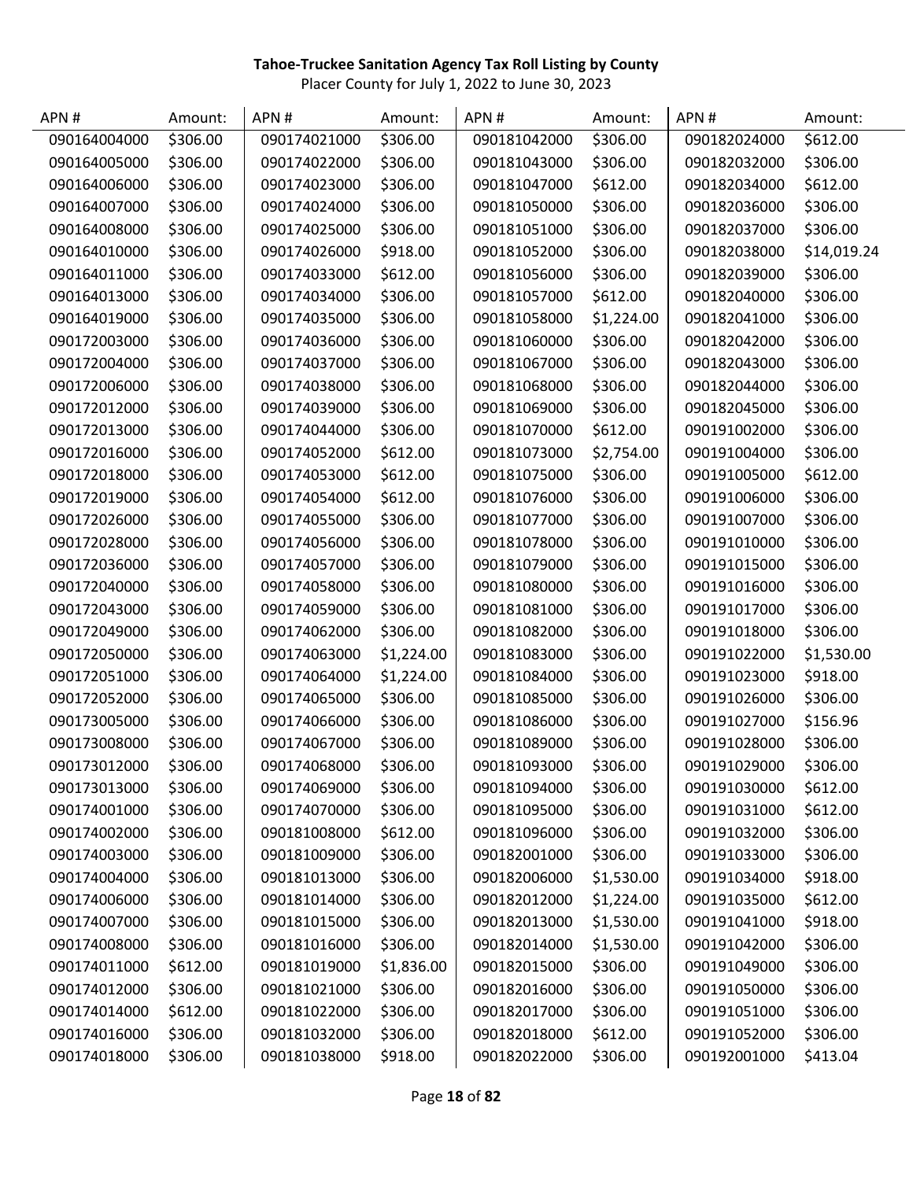**Tahoe-Truckee Sanitation Agency Tax Roll Listing by County**

Placer County for July 1, 2022 to June 30, 2023

| APN # | Amount: | APN # | Amount: | APN # | Amount: | APN # | Amount: |
|---|---|---|---|---|---|---|---|
| 090164004000 | $306.00 | 090174021000 | $306.00 | 090181042000 | $306.00 | 090182024000 | $612.00 |
| 090164005000 | $306.00 | 090174022000 | $306.00 | 090181043000 | $306.00 | 090182032000 | $306.00 |
| 090164006000 | $306.00 | 090174023000 | $306.00 | 090181047000 | $612.00 | 090182034000 | $612.00 |
| 090164007000 | $306.00 | 090174024000 | $306.00 | 090181050000 | $306.00 | 090182036000 | $306.00 |
| 090164008000 | $306.00 | 090174025000 | $306.00 | 090181051000 | $306.00 | 090182037000 | $306.00 |
| 090164010000 | $306.00 | 090174026000 | $918.00 | 090181052000 | $306.00 | 090182038000 | $14,019.24 |
| 090164011000 | $306.00 | 090174033000 | $612.00 | 090181056000 | $306.00 | 090182039000 | $306.00 |
| 090164013000 | $306.00 | 090174034000 | $306.00 | 090181057000 | $612.00 | 090182040000 | $306.00 |
| 090164019000 | $306.00 | 090174035000 | $306.00 | 090181058000 | $1,224.00 | 090182041000 | $306.00 |
| 090172003000 | $306.00 | 090174036000 | $306.00 | 090181060000 | $306.00 | 090182042000 | $306.00 |
| 090172004000 | $306.00 | 090174037000 | $306.00 | 090181067000 | $306.00 | 090182043000 | $306.00 |
| 090172006000 | $306.00 | 090174038000 | $306.00 | 090181068000 | $306.00 | 090182044000 | $306.00 |
| 090172012000 | $306.00 | 090174039000 | $306.00 | 090181069000 | $306.00 | 090182045000 | $306.00 |
| 090172013000 | $306.00 | 090174044000 | $306.00 | 090181070000 | $612.00 | 090191002000 | $306.00 |
| 090172016000 | $306.00 | 090174052000 | $612.00 | 090181073000 | $2,754.00 | 090191004000 | $306.00 |
| 090172018000 | $306.00 | 090174053000 | $612.00 | 090181075000 | $306.00 | 090191005000 | $612.00 |
| 090172019000 | $306.00 | 090174054000 | $612.00 | 090181076000 | $306.00 | 090191006000 | $306.00 |
| 090172026000 | $306.00 | 090174055000 | $306.00 | 090181077000 | $306.00 | 090191007000 | $306.00 |
| 090172028000 | $306.00 | 090174056000 | $306.00 | 090181078000 | $306.00 | 090191010000 | $306.00 |
| 090172036000 | $306.00 | 090174057000 | $306.00 | 090181079000 | $306.00 | 090191015000 | $306.00 |
| 090172040000 | $306.00 | 090174058000 | $306.00 | 090181080000 | $306.00 | 090191016000 | $306.00 |
| 090172043000 | $306.00 | 090174059000 | $306.00 | 090181081000 | $306.00 | 090191017000 | $306.00 |
| 090172049000 | $306.00 | 090174062000 | $306.00 | 090181082000 | $306.00 | 090191018000 | $306.00 |
| 090172050000 | $306.00 | 090174063000 | $1,224.00 | 090181083000 | $306.00 | 090191022000 | $1,530.00 |
| 090172051000 | $306.00 | 090174064000 | $1,224.00 | 090181084000 | $306.00 | 090191023000 | $918.00 |
| 090172052000 | $306.00 | 090174065000 | $306.00 | 090181085000 | $306.00 | 090191026000 | $306.00 |
| 090173005000 | $306.00 | 090174066000 | $306.00 | 090181086000 | $306.00 | 090191027000 | $156.96 |
| 090173008000 | $306.00 | 090174067000 | $306.00 | 090181089000 | $306.00 | 090191028000 | $306.00 |
| 090173012000 | $306.00 | 090174068000 | $306.00 | 090181093000 | $306.00 | 090191029000 | $306.00 |
| 090173013000 | $306.00 | 090174069000 | $306.00 | 090181094000 | $306.00 | 090191030000 | $612.00 |
| 090174001000 | $306.00 | 090174070000 | $306.00 | 090181095000 | $306.00 | 090191031000 | $612.00 |
| 090174002000 | $306.00 | 090181008000 | $612.00 | 090181096000 | $306.00 | 090191032000 | $306.00 |
| 090174003000 | $306.00 | 090181009000 | $306.00 | 090182001000 | $306.00 | 090191033000 | $306.00 |
| 090174004000 | $306.00 | 090181013000 | $306.00 | 090182006000 | $1,530.00 | 090191034000 | $918.00 |
| 090174006000 | $306.00 | 090181014000 | $306.00 | 090182012000 | $1,224.00 | 090191035000 | $612.00 |
| 090174007000 | $306.00 | 090181015000 | $306.00 | 090182013000 | $1,530.00 | 090191041000 | $918.00 |
| 090174008000 | $306.00 | 090181016000 | $306.00 | 090182014000 | $1,530.00 | 090191042000 | $306.00 |
| 090174011000 | $612.00 | 090181019000 | $1,836.00 | 090182015000 | $306.00 | 090191049000 | $306.00 |
| 090174012000 | $306.00 | 090181021000 | $306.00 | 090182016000 | $306.00 | 090191050000 | $306.00 |
| 090174014000 | $612.00 | 090181022000 | $306.00 | 090182017000 | $306.00 | 090191051000 | $306.00 |
| 090174016000 | $306.00 | 090181032000 | $306.00 | 090182018000 | $612.00 | 090191052000 | $306.00 |
| 090174018000 | $306.00 | 090181038000 | $918.00 | 090182022000 | $306.00 | 090192001000 | $413.04 |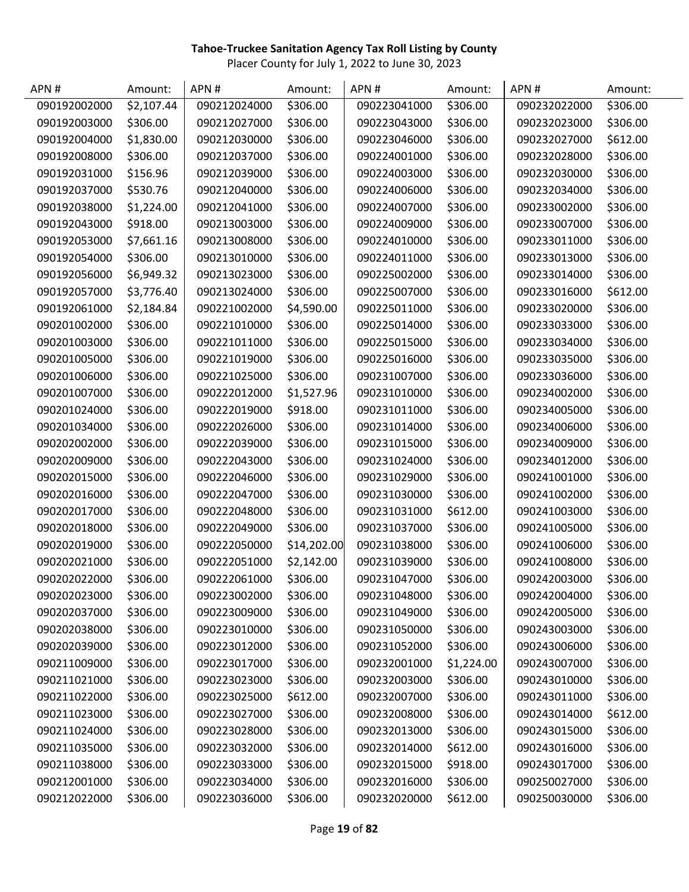**Tahoe-Truckee Sanitation Agency Tax Roll Listing by County**

Placer County for July 1, 2022 to June 30, 2023

| APN # | Amount: | APN # | Amount: | APN # | Amount: | APN # | Amount: |
|---|---|---|---|---|---|---|---|
| 090192002000 | $2,107.44 | 090212024000 | $306.00 | 090223041000 | $306.00 | 090232022000 | $306.00 |
| 090192003000 | $306.00 | 090212027000 | $306.00 | 090223043000 | $306.00 | 090232023000 | $306.00 |
| 090192004000 | $1,830.00 | 090212030000 | $306.00 | 090223046000 | $306.00 | 090232027000 | $612.00 |
| 090192008000 | $306.00 | 090212037000 | $306.00 | 090224001000 | $306.00 | 090232028000 | $306.00 |
| 090192031000 | $156.96 | 090212039000 | $306.00 | 090224003000 | $306.00 | 090232030000 | $306.00 |
| 090192037000 | $530.76 | 090212040000 | $306.00 | 090224006000 | $306.00 | 090232034000 | $306.00 |
| 090192038000 | $1,224.00 | 090212041000 | $306.00 | 090224007000 | $306.00 | 090233002000 | $306.00 |
| 090192043000 | $918.00 | 090213003000 | $306.00 | 090224009000 | $306.00 | 090233007000 | $306.00 |
| 090192053000 | $7,661.16 | 090213008000 | $306.00 | 090224010000 | $306.00 | 090233011000 | $306.00 |
| 090192054000 | $306.00 | 090213010000 | $306.00 | 090224011000 | $306.00 | 090233013000 | $306.00 |
| 090192056000 | $6,949.32 | 090213023000 | $306.00 | 090225002000 | $306.00 | 090233014000 | $306.00 |
| 090192057000 | $3,776.40 | 090213024000 | $306.00 | 090225007000 | $306.00 | 090233016000 | $612.00 |
| 090192061000 | $2,184.84 | 090221002000 | $4,590.00 | 090225011000 | $306.00 | 090233020000 | $306.00 |
| 090201002000 | $306.00 | 090221010000 | $306.00 | 090225014000 | $306.00 | 090233033000 | $306.00 |
| 090201003000 | $306.00 | 090221011000 | $306.00 | 090225015000 | $306.00 | 090233034000 | $306.00 |
| 090201005000 | $306.00 | 090221019000 | $306.00 | 090225016000 | $306.00 | 090233035000 | $306.00 |
| 090201006000 | $306.00 | 090221025000 | $306.00 | 090231007000 | $306.00 | 090233036000 | $306.00 |
| 090201007000 | $306.00 | 090222012000 | $1,527.96 | 090231010000 | $306.00 | 090234002000 | $306.00 |
| 090201024000 | $306.00 | 090222019000 | $918.00 | 090231011000 | $306.00 | 090234005000 | $306.00 |
| 090201034000 | $306.00 | 090222026000 | $306.00 | 090231014000 | $306.00 | 090234006000 | $306.00 |
| 090202002000 | $306.00 | 090222039000 | $306.00 | 090231015000 | $306.00 | 090234009000 | $306.00 |
| 090202009000 | $306.00 | 090222043000 | $306.00 | 090231024000 | $306.00 | 090234012000 | $306.00 |
| 090202015000 | $306.00 | 090222046000 | $306.00 | 090231029000 | $306.00 | 090241001000 | $306.00 |
| 090202016000 | $306.00 | 090222047000 | $306.00 | 090231030000 | $306.00 | 090241002000 | $306.00 |
| 090202017000 | $306.00 | 090222048000 | $306.00 | 090231031000 | $612.00 | 090241003000 | $306.00 |
| 090202018000 | $306.00 | 090222049000 | $306.00 | 090231037000 | $306.00 | 090241005000 | $306.00 |
| 090202019000 | $306.00 | 090222050000 | $14,202.00 | 090231038000 | $306.00 | 090241006000 | $306.00 |
| 090202021000 | $306.00 | 090222051000 | $2,142.00 | 090231039000 | $306.00 | 090241008000 | $306.00 |
| 090202022000 | $306.00 | 090222061000 | $306.00 | 090231047000 | $306.00 | 090242003000 | $306.00 |
| 090202023000 | $306.00 | 090223002000 | $306.00 | 090231048000 | $306.00 | 090242004000 | $306.00 |
| 090202037000 | $306.00 | 090223009000 | $306.00 | 090231049000 | $306.00 | 090242005000 | $306.00 |
| 090202038000 | $306.00 | 090223010000 | $306.00 | 090231050000 | $306.00 | 090243003000 | $306.00 |
| 090202039000 | $306.00 | 090223012000 | $306.00 | 090231052000 | $306.00 | 090243006000 | $306.00 |
| 090211009000 | $306.00 | 090223017000 | $306.00 | 090232001000 | $1,224.00 | 090243007000 | $306.00 |
| 090211021000 | $306.00 | 090223023000 | $306.00 | 090232003000 | $306.00 | 090243010000 | $306.00 |
| 090211022000 | $306.00 | 090223025000 | $612.00 | 090232007000 | $306.00 | 090243011000 | $306.00 |
| 090211023000 | $306.00 | 090223027000 | $306.00 | 090232008000 | $306.00 | 090243014000 | $612.00 |
| 090211024000 | $306.00 | 090223028000 | $306.00 | 090232013000 | $306.00 | 090243015000 | $306.00 |
| 090211035000 | $306.00 | 090223032000 | $306.00 | 090232014000 | $612.00 | 090243016000 | $306.00 |
| 090211038000 | $306.00 | 090223033000 | $306.00 | 090232015000 | $918.00 | 090243017000 | $306.00 |
| 090212001000 | $306.00 | 090223034000 | $306.00 | 090232016000 | $306.00 | 090250027000 | $306.00 |
| 090212022000 | $306.00 | 090223036000 | $306.00 | 090232020000 | $612.00 | 090250030000 | $306.00 |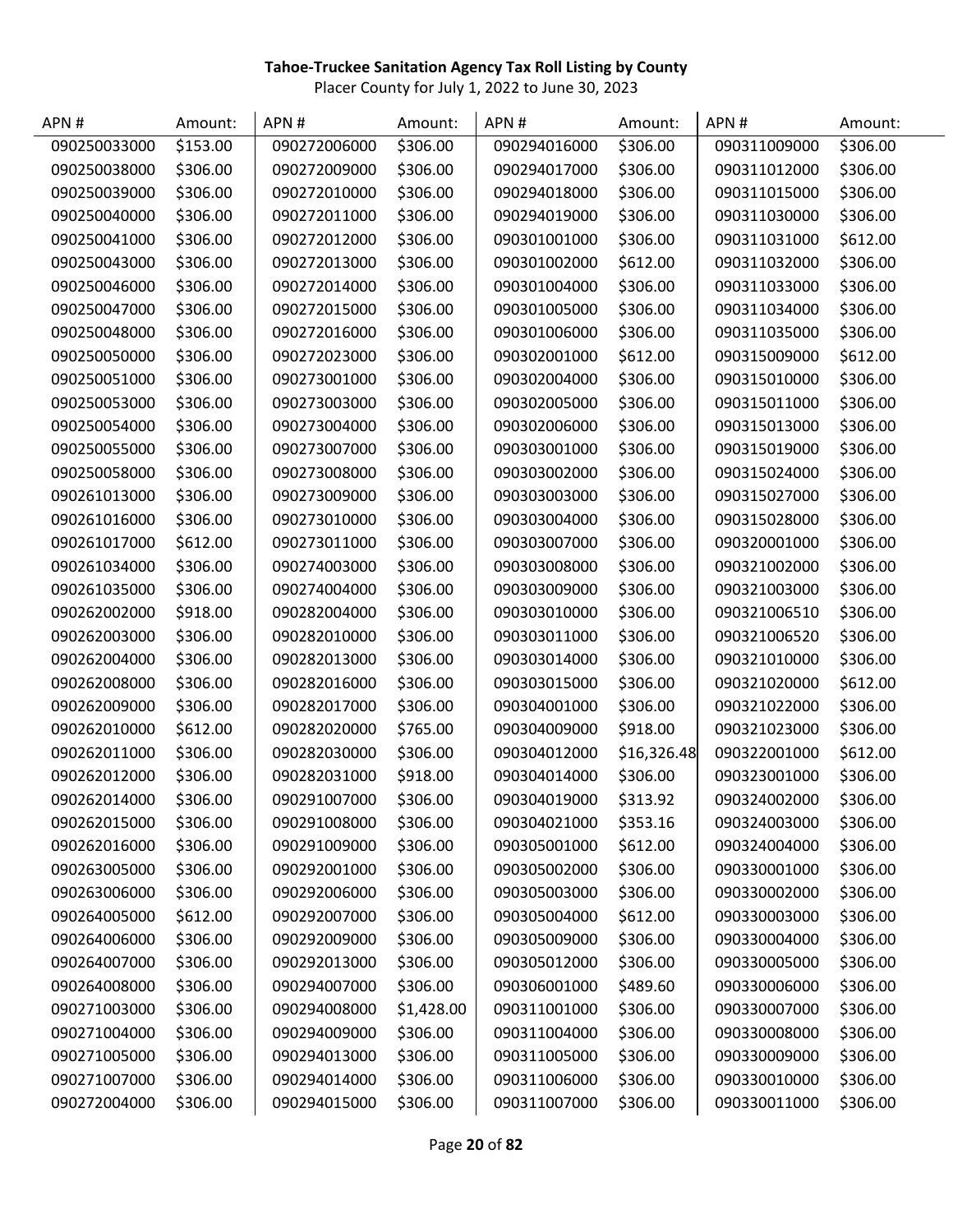**Tahoe-Truckee Sanitation Agency Tax Roll Listing by County**

Placer County for July 1, 2022 to June 30, 2023

| APN # | Amount: | APN # | Amount: | APN # | Amount: | APN # | Amount: |
|---|---|---|---|---|---|---|---|
| 090250033000 | $153.00 | 090272006000 | $306.00 | 090294016000 | $306.00 | 090311009000 | $306.00 |
| 090250038000 | $306.00 | 090272009000 | $306.00 | 090294017000 | $306.00 | 090311012000 | $306.00 |
| 090250039000 | $306.00 | 090272010000 | $306.00 | 090294018000 | $306.00 | 090311015000 | $306.00 |
| 090250040000 | $306.00 | 090272011000 | $306.00 | 090294019000 | $306.00 | 090311030000 | $306.00 |
| 090250041000 | $306.00 | 090272012000 | $306.00 | 090301001000 | $306.00 | 090311031000 | $612.00 |
| 090250043000 | $306.00 | 090272013000 | $306.00 | 090301002000 | $612.00 | 090311032000 | $306.00 |
| 090250046000 | $306.00 | 090272014000 | $306.00 | 090301004000 | $306.00 | 090311033000 | $306.00 |
| 090250047000 | $306.00 | 090272015000 | $306.00 | 090301005000 | $306.00 | 090311034000 | $306.00 |
| 090250048000 | $306.00 | 090272016000 | $306.00 | 090301006000 | $306.00 | 090311035000 | $306.00 |
| 090250050000 | $306.00 | 090272023000 | $306.00 | 090302001000 | $612.00 | 090315009000 | $612.00 |
| 090250051000 | $306.00 | 090273001000 | $306.00 | 090302004000 | $306.00 | 090315010000 | $306.00 |
| 090250053000 | $306.00 | 090273003000 | $306.00 | 090302005000 | $306.00 | 090315011000 | $306.00 |
| 090250054000 | $306.00 | 090273004000 | $306.00 | 090302006000 | $306.00 | 090315013000 | $306.00 |
| 090250055000 | $306.00 | 090273007000 | $306.00 | 090303001000 | $306.00 | 090315019000 | $306.00 |
| 090250058000 | $306.00 | 090273008000 | $306.00 | 090303002000 | $306.00 | 090315024000 | $306.00 |
| 090261013000 | $306.00 | 090273009000 | $306.00 | 090303003000 | $306.00 | 090315027000 | $306.00 |
| 090261016000 | $306.00 | 090273010000 | $306.00 | 090303004000 | $306.00 | 090315028000 | $306.00 |
| 090261017000 | $612.00 | 090273011000 | $306.00 | 090303007000 | $306.00 | 090320001000 | $306.00 |
| 090261034000 | $306.00 | 090274003000 | $306.00 | 090303008000 | $306.00 | 090321002000 | $306.00 |
| 090261035000 | $306.00 | 090274004000 | $306.00 | 090303009000 | $306.00 | 090321003000 | $306.00 |
| 090262002000 | $918.00 | 090282004000 | $306.00 | 090303010000 | $306.00 | 090321006510 | $306.00 |
| 090262003000 | $306.00 | 090282010000 | $306.00 | 090303011000 | $306.00 | 090321006520 | $306.00 |
| 090262004000 | $306.00 | 090282013000 | $306.00 | 090303014000 | $306.00 | 090321010000 | $306.00 |
| 090262008000 | $306.00 | 090282016000 | $306.00 | 090303015000 | $306.00 | 090321020000 | $612.00 |
| 090262009000 | $306.00 | 090282017000 | $306.00 | 090304001000 | $306.00 | 090321022000 | $306.00 |
| 090262010000 | $612.00 | 090282020000 | $765.00 | 090304009000 | $918.00 | 090321023000 | $306.00 |
| 090262011000 | $306.00 | 090282030000 | $306.00 | 090304012000 | $16,326.48 | 090322001000 | $612.00 |
| 090262012000 | $306.00 | 090282031000 | $918.00 | 090304014000 | $306.00 | 090323001000 | $306.00 |
| 090262014000 | $306.00 | 090291007000 | $306.00 | 090304019000 | $313.92 | 090324002000 | $306.00 |
| 090262015000 | $306.00 | 090291008000 | $306.00 | 090304021000 | $353.16 | 090324003000 | $306.00 |
| 090262016000 | $306.00 | 090291009000 | $306.00 | 090305001000 | $612.00 | 090324004000 | $306.00 |
| 090263005000 | $306.00 | 090292001000 | $306.00 | 090305002000 | $306.00 | 090330001000 | $306.00 |
| 090263006000 | $306.00 | 090292006000 | $306.00 | 090305003000 | $306.00 | 090330002000 | $306.00 |
| 090264005000 | $612.00 | 090292007000 | $306.00 | 090305004000 | $612.00 | 090330003000 | $306.00 |
| 090264006000 | $306.00 | 090292009000 | $306.00 | 090305009000 | $306.00 | 090330004000 | $306.00 |
| 090264007000 | $306.00 | 090292013000 | $306.00 | 090305012000 | $306.00 | 090330005000 | $306.00 |
| 090264008000 | $306.00 | 090294007000 | $306.00 | 090306001000 | $489.60 | 090330006000 | $306.00 |
| 090271003000 | $306.00 | 090294008000 | $1,428.00 | 090311001000 | $306.00 | 090330007000 | $306.00 |
| 090271004000 | $306.00 | 090294009000 | $306.00 | 090311004000 | $306.00 | 090330008000 | $306.00 |
| 090271005000 | $306.00 | 090294013000 | $306.00 | 090311005000 | $306.00 | 090330009000 | $306.00 |
| 090271007000 | $306.00 | 090294014000 | $306.00 | 090311006000 | $306.00 | 090330010000 | $306.00 |
| 090272004000 | $306.00 | 090294015000 | $306.00 | 090311007000 | $306.00 | 090330011000 | $306.00 |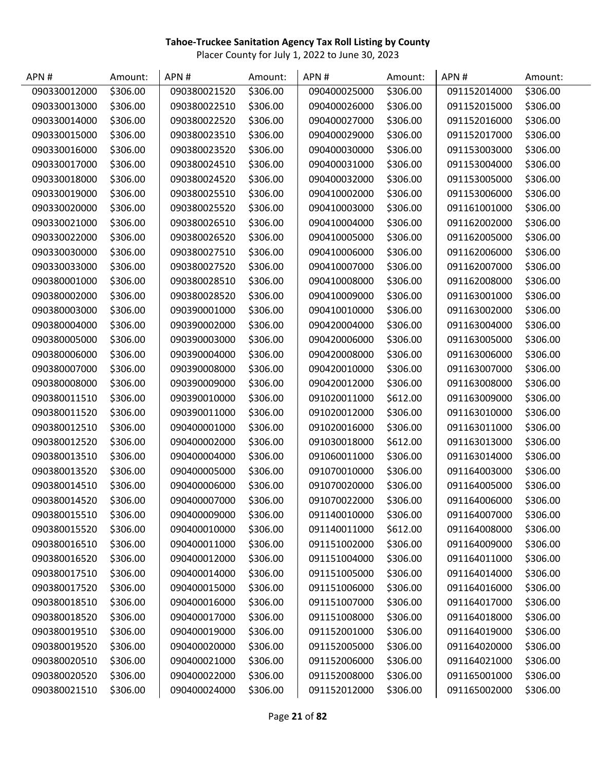**Tahoe-Truckee Sanitation Agency Tax Roll Listing by County**

Placer County for July 1, 2022 to June 30, 2023

| APN # | Amount: | APN # | Amount: | APN # | Amount: | APN # | Amount: |
|---|---|---|---|---|---|---|---|
| 090330012000 | $306.00 | 090380021520 | $306.00 | 090400025000 | $306.00 | 091152014000 | $306.00 |
| 090330013000 | $306.00 | 090380022510 | $306.00 | 090400026000 | $306.00 | 091152015000 | $306.00 |
| 090330014000 | $306.00 | 090380022520 | $306.00 | 090400027000 | $306.00 | 091152016000 | $306.00 |
| 090330015000 | $306.00 | 090380023510 | $306.00 | 090400029000 | $306.00 | 091152017000 | $306.00 |
| 090330016000 | $306.00 | 090380023520 | $306.00 | 090400030000 | $306.00 | 091153003000 | $306.00 |
| 090330017000 | $306.00 | 090380024510 | $306.00 | 090400031000 | $306.00 | 091153004000 | $306.00 |
| 090330018000 | $306.00 | 090380024520 | $306.00 | 090400032000 | $306.00 | 091153005000 | $306.00 |
| 090330019000 | $306.00 | 090380025510 | $306.00 | 090410002000 | $306.00 | 091153006000 | $306.00 |
| 090330020000 | $306.00 | 090380025520 | $306.00 | 090410003000 | $306.00 | 091161001000 | $306.00 |
| 090330021000 | $306.00 | 090380026510 | $306.00 | 090410004000 | $306.00 | 091162002000 | $306.00 |
| 090330022000 | $306.00 | 090380026520 | $306.00 | 090410005000 | $306.00 | 091162005000 | $306.00 |
| 090330030000 | $306.00 | 090380027510 | $306.00 | 090410006000 | $306.00 | 091162006000 | $306.00 |
| 090330033000 | $306.00 | 090380027520 | $306.00 | 090410007000 | $306.00 | 091162007000 | $306.00 |
| 090380001000 | $306.00 | 090380028510 | $306.00 | 090410008000 | $306.00 | 091162008000 | $306.00 |
| 090380002000 | $306.00 | 090380028520 | $306.00 | 090410009000 | $306.00 | 091163001000 | $306.00 |
| 090380003000 | $306.00 | 090390001000 | $306.00 | 090410010000 | $306.00 | 091163002000 | $306.00 |
| 090380004000 | $306.00 | 090390002000 | $306.00 | 090420004000 | $306.00 | 091163004000 | $306.00 |
| 090380005000 | $306.00 | 090390003000 | $306.00 | 090420006000 | $306.00 | 091163005000 | $306.00 |
| 090380006000 | $306.00 | 090390004000 | $306.00 | 090420008000 | $306.00 | 091163006000 | $306.00 |
| 090380007000 | $306.00 | 090390008000 | $306.00 | 090420010000 | $306.00 | 091163007000 | $306.00 |
| 090380008000 | $306.00 | 090390009000 | $306.00 | 090420012000 | $306.00 | 091163008000 | $306.00 |
| 090380011510 | $306.00 | 090390010000 | $306.00 | 091020011000 | $612.00 | 091163009000 | $306.00 |
| 090380011520 | $306.00 | 090390011000 | $306.00 | 091020012000 | $306.00 | 091163010000 | $306.00 |
| 090380012510 | $306.00 | 090400001000 | $306.00 | 091020016000 | $306.00 | 091163011000 | $306.00 |
| 090380012520 | $306.00 | 090400002000 | $306.00 | 091030018000 | $612.00 | 091163013000 | $306.00 |
| 090380013510 | $306.00 | 090400004000 | $306.00 | 091060011000 | $306.00 | 091163014000 | $306.00 |
| 090380013520 | $306.00 | 090400005000 | $306.00 | 091070010000 | $306.00 | 091164003000 | $306.00 |
| 090380014510 | $306.00 | 090400006000 | $306.00 | 091070020000 | $306.00 | 091164005000 | $306.00 |
| 090380014520 | $306.00 | 090400007000 | $306.00 | 091070022000 | $306.00 | 091164006000 | $306.00 |
| 090380015510 | $306.00 | 090400009000 | $306.00 | 091140010000 | $306.00 | 091164007000 | $306.00 |
| 090380015520 | $306.00 | 090400010000 | $306.00 | 091140011000 | $612.00 | 091164008000 | $306.00 |
| 090380016510 | $306.00 | 090400011000 | $306.00 | 091151002000 | $306.00 | 091164009000 | $306.00 |
| 090380016520 | $306.00 | 090400012000 | $306.00 | 091151004000 | $306.00 | 091164011000 | $306.00 |
| 090380017510 | $306.00 | 090400014000 | $306.00 | 091151005000 | $306.00 | 091164014000 | $306.00 |
| 090380017520 | $306.00 | 090400015000 | $306.00 | 091151006000 | $306.00 | 091164016000 | $306.00 |
| 090380018510 | $306.00 | 090400016000 | $306.00 | 091151007000 | $306.00 | 091164017000 | $306.00 |
| 090380018520 | $306.00 | 090400017000 | $306.00 | 091151008000 | $306.00 | 091164018000 | $306.00 |
| 090380019510 | $306.00 | 090400019000 | $306.00 | 091152001000 | $306.00 | 091164019000 | $306.00 |
| 090380019520 | $306.00 | 090400020000 | $306.00 | 091152005000 | $306.00 | 091164020000 | $306.00 |
| 090380020510 | $306.00 | 090400021000 | $306.00 | 091152006000 | $306.00 | 091164021000 | $306.00 |
| 090380020520 | $306.00 | 090400022000 | $306.00 | 091152008000 | $306.00 | 091165001000 | $306.00 |
| 090380021510 | $306.00 | 090400024000 | $306.00 | 091152012000 | $306.00 | 091165002000 | $306.00 |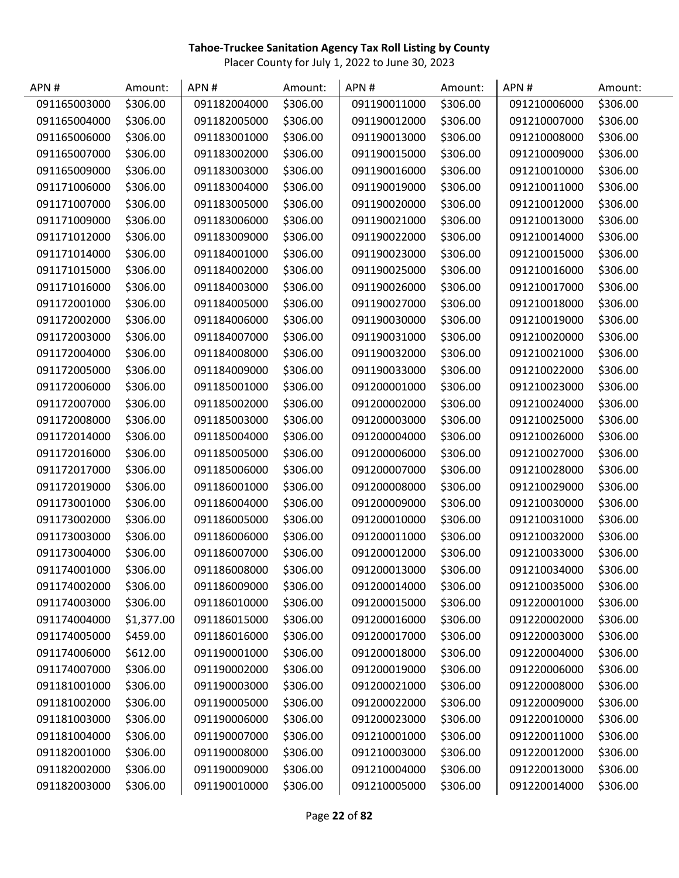**Tahoe-Truckee Sanitation Agency Tax Roll Listing by County**

Placer County for July 1, 2022 to June 30, 2023

| APN # | Amount: | APN # | Amount: | APN # | Amount: | APN # | Amount: |
|---|---|---|---|---|---|---|---|
| 091165003000 | $306.00 | 091182004000 | $306.00 | 091190011000 | $306.00 | 091210006000 | $306.00 |
| 091165004000 | $306.00 | 091182005000 | $306.00 | 091190012000 | $306.00 | 091210007000 | $306.00 |
| 091165006000 | $306.00 | 091183001000 | $306.00 | 091190013000 | $306.00 | 091210008000 | $306.00 |
| 091165007000 | $306.00 | 091183002000 | $306.00 | 091190015000 | $306.00 | 091210009000 | $306.00 |
| 091165009000 | $306.00 | 091183003000 | $306.00 | 091190016000 | $306.00 | 091210010000 | $306.00 |
| 091171006000 | $306.00 | 091183004000 | $306.00 | 091190019000 | $306.00 | 091210011000 | $306.00 |
| 091171007000 | $306.00 | 091183005000 | $306.00 | 091190020000 | $306.00 | 091210012000 | $306.00 |
| 091171009000 | $306.00 | 091183006000 | $306.00 | 091190021000 | $306.00 | 091210013000 | $306.00 |
| 091171012000 | $306.00 | 091183009000 | $306.00 | 091190022000 | $306.00 | 091210014000 | $306.00 |
| 091171014000 | $306.00 | 091184001000 | $306.00 | 091190023000 | $306.00 | 091210015000 | $306.00 |
| 091171015000 | $306.00 | 091184002000 | $306.00 | 091190025000 | $306.00 | 091210016000 | $306.00 |
| 091171016000 | $306.00 | 091184003000 | $306.00 | 091190026000 | $306.00 | 091210017000 | $306.00 |
| 091172001000 | $306.00 | 091184005000 | $306.00 | 091190027000 | $306.00 | 091210018000 | $306.00 |
| 091172002000 | $306.00 | 091184006000 | $306.00 | 091190030000 | $306.00 | 091210019000 | $306.00 |
| 091172003000 | $306.00 | 091184007000 | $306.00 | 091190031000 | $306.00 | 091210020000 | $306.00 |
| 091172004000 | $306.00 | 091184008000 | $306.00 | 091190032000 | $306.00 | 091210021000 | $306.00 |
| 091172005000 | $306.00 | 091184009000 | $306.00 | 091190033000 | $306.00 | 091210022000 | $306.00 |
| 091172006000 | $306.00 | 091185001000 | $306.00 | 091200001000 | $306.00 | 091210023000 | $306.00 |
| 091172007000 | $306.00 | 091185002000 | $306.00 | 091200002000 | $306.00 | 091210024000 | $306.00 |
| 091172008000 | $306.00 | 091185003000 | $306.00 | 091200003000 | $306.00 | 091210025000 | $306.00 |
| 091172014000 | $306.00 | 091185004000 | $306.00 | 091200004000 | $306.00 | 091210026000 | $306.00 |
| 091172016000 | $306.00 | 091185005000 | $306.00 | 091200006000 | $306.00 | 091210027000 | $306.00 |
| 091172017000 | $306.00 | 091185006000 | $306.00 | 091200007000 | $306.00 | 091210028000 | $306.00 |
| 091172019000 | $306.00 | 091186001000 | $306.00 | 091200008000 | $306.00 | 091210029000 | $306.00 |
| 091173001000 | $306.00 | 091186004000 | $306.00 | 091200009000 | $306.00 | 091210030000 | $306.00 |
| 091173002000 | $306.00 | 091186005000 | $306.00 | 091200010000 | $306.00 | 091210031000 | $306.00 |
| 091173003000 | $306.00 | 091186006000 | $306.00 | 091200011000 | $306.00 | 091210032000 | $306.00 |
| 091173004000 | $306.00 | 091186007000 | $306.00 | 091200012000 | $306.00 | 091210033000 | $306.00 |
| 091174001000 | $306.00 | 091186008000 | $306.00 | 091200013000 | $306.00 | 091210034000 | $306.00 |
| 091174002000 | $306.00 | 091186009000 | $306.00 | 091200014000 | $306.00 | 091210035000 | $306.00 |
| 091174003000 | $306.00 | 091186010000 | $306.00 | 091200015000 | $306.00 | 091220001000 | $306.00 |
| 091174004000 | $1,377.00 | 091186015000 | $306.00 | 091200016000 | $306.00 | 091220002000 | $306.00 |
| 091174005000 | $459.00 | 091186016000 | $306.00 | 091200017000 | $306.00 | 091220003000 | $306.00 |
| 091174006000 | $612.00 | 091190001000 | $306.00 | 091200018000 | $306.00 | 091220004000 | $306.00 |
| 091174007000 | $306.00 | 091190002000 | $306.00 | 091200019000 | $306.00 | 091220006000 | $306.00 |
| 091181001000 | $306.00 | 091190003000 | $306.00 | 091200021000 | $306.00 | 091220008000 | $306.00 |
| 091181002000 | $306.00 | 091190005000 | $306.00 | 091200022000 | $306.00 | 091220009000 | $306.00 |
| 091181003000 | $306.00 | 091190006000 | $306.00 | 091200023000 | $306.00 | 091220010000 | $306.00 |
| 091181004000 | $306.00 | 091190007000 | $306.00 | 091210001000 | $306.00 | 091220011000 | $306.00 |
| 091182001000 | $306.00 | 091190008000 | $306.00 | 091210003000 | $306.00 | 091220012000 | $306.00 |
| 091182002000 | $306.00 | 091190009000 | $306.00 | 091210004000 | $306.00 | 091220013000 | $306.00 |
| 091182003000 | $306.00 | 091190010000 | $306.00 | 091210005000 | $306.00 | 091220014000 | $306.00 |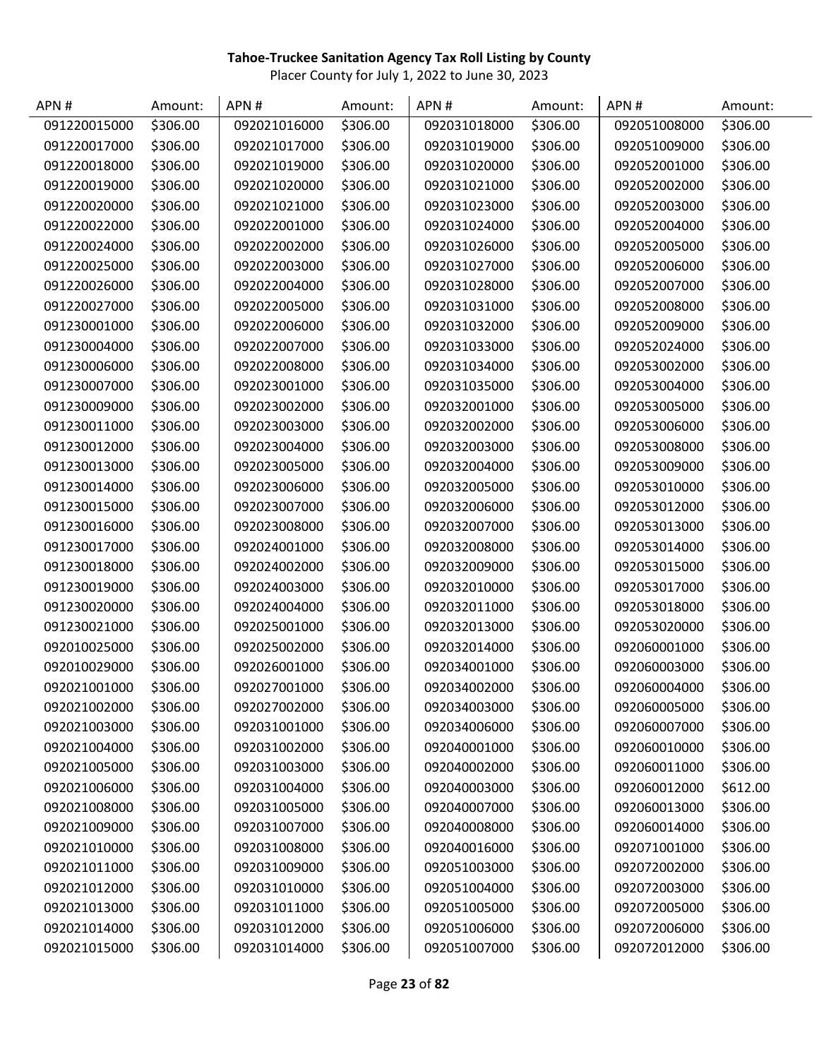**Tahoe-Truckee Sanitation Agency Tax Roll Listing by County**

Placer County for July 1, 2022 to June 30, 2023

| APN # | Amount: | APN # | Amount: | APN # | Amount: | APN # | Amount: |
|---|---|---|---|---|---|---|---|
| 091220015000 | $306.00 | 092021016000 | $306.00 | 092031018000 | $306.00 | 092051008000 | $306.00 |
| 091220017000 | $306.00 | 092021017000 | $306.00 | 092031019000 | $306.00 | 092051009000 | $306.00 |
| 091220018000 | $306.00 | 092021019000 | $306.00 | 092031020000 | $306.00 | 092052001000 | $306.00 |
| 091220019000 | $306.00 | 092021020000 | $306.00 | 092031021000 | $306.00 | 092052002000 | $306.00 |
| 091220020000 | $306.00 | 092021021000 | $306.00 | 092031023000 | $306.00 | 092052003000 | $306.00 |
| 091220022000 | $306.00 | 092022001000 | $306.00 | 092031024000 | $306.00 | 092052004000 | $306.00 |
| 091220024000 | $306.00 | 092022002000 | $306.00 | 092031026000 | $306.00 | 092052005000 | $306.00 |
| 091220025000 | $306.00 | 092022003000 | $306.00 | 092031027000 | $306.00 | 092052006000 | $306.00 |
| 091220026000 | $306.00 | 092022004000 | $306.00 | 092031028000 | $306.00 | 092052007000 | $306.00 |
| 091220027000 | $306.00 | 092022005000 | $306.00 | 092031031000 | $306.00 | 092052008000 | $306.00 |
| 091230001000 | $306.00 | 092022006000 | $306.00 | 092031032000 | $306.00 | 092052009000 | $306.00 |
| 091230004000 | $306.00 | 092022007000 | $306.00 | 092031033000 | $306.00 | 092052024000 | $306.00 |
| 091230006000 | $306.00 | 092022008000 | $306.00 | 092031034000 | $306.00 | 092053002000 | $306.00 |
| 091230007000 | $306.00 | 092023001000 | $306.00 | 092031035000 | $306.00 | 092053004000 | $306.00 |
| 091230009000 | $306.00 | 092023002000 | $306.00 | 092032001000 | $306.00 | 092053005000 | $306.00 |
| 091230011000 | $306.00 | 092023003000 | $306.00 | 092032002000 | $306.00 | 092053006000 | $306.00 |
| 091230012000 | $306.00 | 092023004000 | $306.00 | 092032003000 | $306.00 | 092053008000 | $306.00 |
| 091230013000 | $306.00 | 092023005000 | $306.00 | 092032004000 | $306.00 | 092053009000 | $306.00 |
| 091230014000 | $306.00 | 092023006000 | $306.00 | 092032005000 | $306.00 | 092053010000 | $306.00 |
| 091230015000 | $306.00 | 092023007000 | $306.00 | 092032006000 | $306.00 | 092053012000 | $306.00 |
| 091230016000 | $306.00 | 092023008000 | $306.00 | 092032007000 | $306.00 | 092053013000 | $306.00 |
| 091230017000 | $306.00 | 092024001000 | $306.00 | 092032008000 | $306.00 | 092053014000 | $306.00 |
| 091230018000 | $306.00 | 092024002000 | $306.00 | 092032009000 | $306.00 | 092053015000 | $306.00 |
| 091230019000 | $306.00 | 092024003000 | $306.00 | 092032010000 | $306.00 | 092053017000 | $306.00 |
| 091230020000 | $306.00 | 092024004000 | $306.00 | 092032011000 | $306.00 | 092053018000 | $306.00 |
| 091230021000 | $306.00 | 092025001000 | $306.00 | 092032013000 | $306.00 | 092053020000 | $306.00 |
| 092010025000 | $306.00 | 092025002000 | $306.00 | 092032014000 | $306.00 | 092060001000 | $306.00 |
| 092010029000 | $306.00 | 092026001000 | $306.00 | 092034001000 | $306.00 | 092060003000 | $306.00 |
| 092021001000 | $306.00 | 092027001000 | $306.00 | 092034002000 | $306.00 | 092060004000 | $306.00 |
| 092021002000 | $306.00 | 092027002000 | $306.00 | 092034003000 | $306.00 | 092060005000 | $306.00 |
| 092021003000 | $306.00 | 092031001000 | $306.00 | 092034006000 | $306.00 | 092060007000 | $306.00 |
| 092021004000 | $306.00 | 092031002000 | $306.00 | 092040001000 | $306.00 | 092060010000 | $306.00 |
| 092021005000 | $306.00 | 092031003000 | $306.00 | 092040002000 | $306.00 | 092060011000 | $306.00 |
| 092021006000 | $306.00 | 092031004000 | $306.00 | 092040003000 | $306.00 | 092060012000 | $612.00 |
| 092021008000 | $306.00 | 092031005000 | $306.00 | 092040007000 | $306.00 | 092060013000 | $306.00 |
| 092021009000 | $306.00 | 092031007000 | $306.00 | 092040008000 | $306.00 | 092060014000 | $306.00 |
| 092021010000 | $306.00 | 092031008000 | $306.00 | 092040016000 | $306.00 | 092071001000 | $306.00 |
| 092021011000 | $306.00 | 092031009000 | $306.00 | 092051003000 | $306.00 | 092072002000 | $306.00 |
| 092021012000 | $306.00 | 092031010000 | $306.00 | 092051004000 | $306.00 | 092072003000 | $306.00 |
| 092021013000 | $306.00 | 092031011000 | $306.00 | 092051005000 | $306.00 | 092072005000 | $306.00 |
| 092021014000 | $306.00 | 092031012000 | $306.00 | 092051006000 | $306.00 | 092072006000 | $306.00 |
| 092021015000 | $306.00 | 092031014000 | $306.00 | 092051007000 | $306.00 | 092072012000 | $306.00 |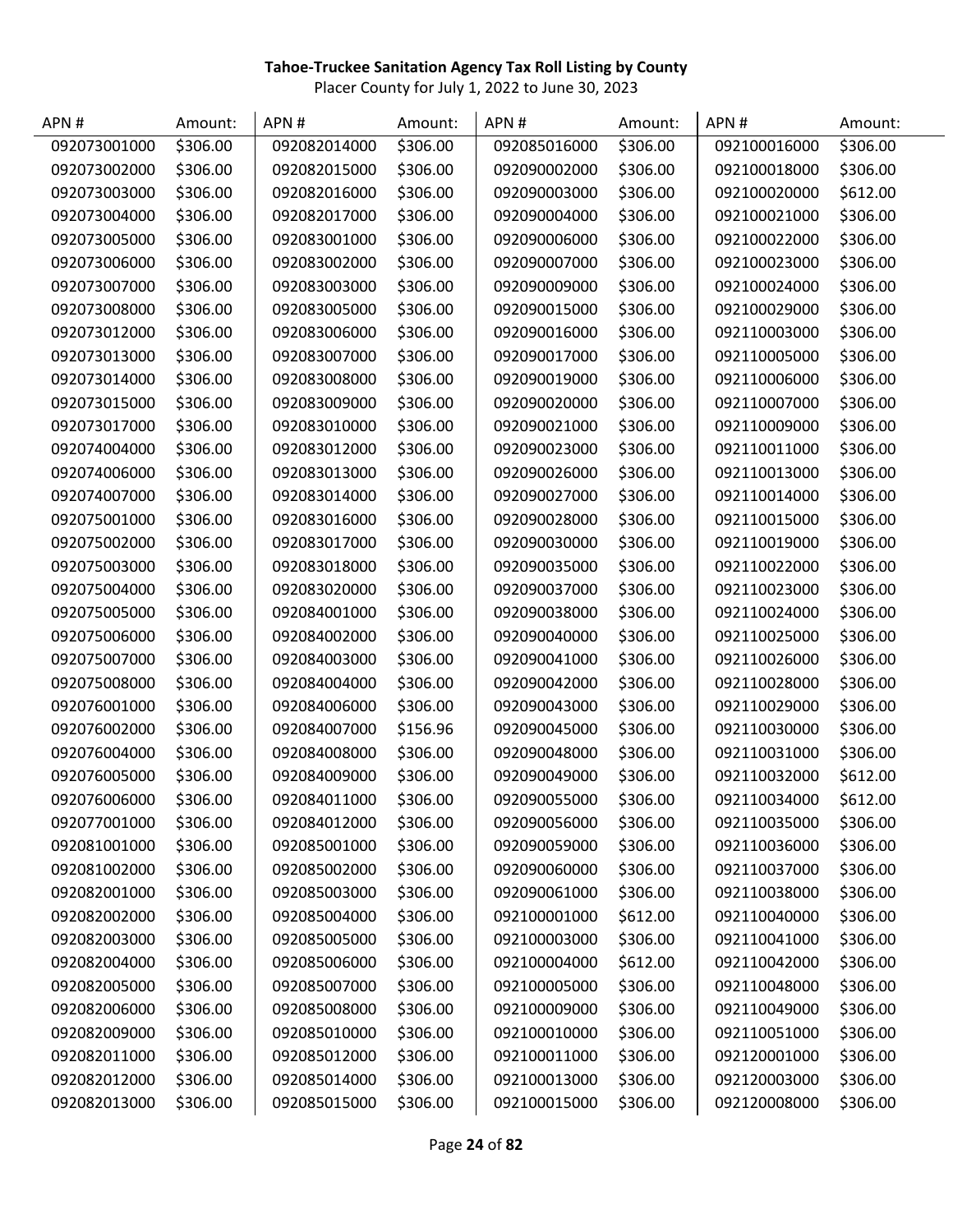**Tahoe-Truckee Sanitation Agency Tax Roll Listing by County**

Placer County for July 1, 2022 to June 30, 2023

| APN # | Amount: | APN # | Amount: | APN # | Amount: | APN # | Amount: |
|---|---|---|---|---|---|---|---|
| 092073001000 | $306.00 | 092082014000 | $306.00 | 092085016000 | $306.00 | 092100016000 | $306.00 |
| 092073002000 | $306.00 | 092082015000 | $306.00 | 092090002000 | $306.00 | 092100018000 | $306.00 |
| 092073003000 | $306.00 | 092082016000 | $306.00 | 092090003000 | $306.00 | 092100020000 | $612.00 |
| 092073004000 | $306.00 | 092082017000 | $306.00 | 092090004000 | $306.00 | 092100021000 | $306.00 |
| 092073005000 | $306.00 | 092083001000 | $306.00 | 092090006000 | $306.00 | 092100022000 | $306.00 |
| 092073006000 | $306.00 | 092083002000 | $306.00 | 092090007000 | $306.00 | 092100023000 | $306.00 |
| 092073007000 | $306.00 | 092083003000 | $306.00 | 092090009000 | $306.00 | 092100024000 | $306.00 |
| 092073008000 | $306.00 | 092083005000 | $306.00 | 092090015000 | $306.00 | 092100029000 | $306.00 |
| 092073012000 | $306.00 | 092083006000 | $306.00 | 092090016000 | $306.00 | 092110003000 | $306.00 |
| 092073013000 | $306.00 | 092083007000 | $306.00 | 092090017000 | $306.00 | 092110005000 | $306.00 |
| 092073014000 | $306.00 | 092083008000 | $306.00 | 092090019000 | $306.00 | 092110006000 | $306.00 |
| 092073015000 | $306.00 | 092083009000 | $306.00 | 092090020000 | $306.00 | 092110007000 | $306.00 |
| 092073017000 | $306.00 | 092083010000 | $306.00 | 092090021000 | $306.00 | 092110009000 | $306.00 |
| 092074004000 | $306.00 | 092083012000 | $306.00 | 092090023000 | $306.00 | 092110011000 | $306.00 |
| 092074006000 | $306.00 | 092083013000 | $306.00 | 092090026000 | $306.00 | 092110013000 | $306.00 |
| 092074007000 | $306.00 | 092083014000 | $306.00 | 092090027000 | $306.00 | 092110014000 | $306.00 |
| 092075001000 | $306.00 | 092083016000 | $306.00 | 092090028000 | $306.00 | 092110015000 | $306.00 |
| 092075002000 | $306.00 | 092083017000 | $306.00 | 092090030000 | $306.00 | 092110019000 | $306.00 |
| 092075003000 | $306.00 | 092083018000 | $306.00 | 092090035000 | $306.00 | 092110022000 | $306.00 |
| 092075004000 | $306.00 | 092083020000 | $306.00 | 092090037000 | $306.00 | 092110023000 | $306.00 |
| 092075005000 | $306.00 | 092084001000 | $306.00 | 092090038000 | $306.00 | 092110024000 | $306.00 |
| 092075006000 | $306.00 | 092084002000 | $306.00 | 092090040000 | $306.00 | 092110025000 | $306.00 |
| 092075007000 | $306.00 | 092084003000 | $306.00 | 092090041000 | $306.00 | 092110026000 | $306.00 |
| 092075008000 | $306.00 | 092084004000 | $306.00 | 092090042000 | $306.00 | 092110028000 | $306.00 |
| 092076001000 | $306.00 | 092084006000 | $306.00 | 092090043000 | $306.00 | 092110029000 | $306.00 |
| 092076002000 | $306.00 | 092084007000 | $156.96 | 092090045000 | $306.00 | 092110030000 | $306.00 |
| 092076004000 | $306.00 | 092084008000 | $306.00 | 092090048000 | $306.00 | 092110031000 | $306.00 |
| 092076005000 | $306.00 | 092084009000 | $306.00 | 092090049000 | $306.00 | 092110032000 | $612.00 |
| 092076006000 | $306.00 | 092084011000 | $306.00 | 092090055000 | $306.00 | 092110034000 | $612.00 |
| 092077001000 | $306.00 | 092084012000 | $306.00 | 092090056000 | $306.00 | 092110035000 | $306.00 |
| 092081001000 | $306.00 | 092085001000 | $306.00 | 092090059000 | $306.00 | 092110036000 | $306.00 |
| 092081002000 | $306.00 | 092085002000 | $306.00 | 092090060000 | $306.00 | 092110037000 | $306.00 |
| 092082001000 | $306.00 | 092085003000 | $306.00 | 092090061000 | $306.00 | 092110038000 | $306.00 |
| 092082002000 | $306.00 | 092085004000 | $306.00 | 092100001000 | $612.00 | 092110040000 | $306.00 |
| 092082003000 | $306.00 | 092085005000 | $306.00 | 092100003000 | $306.00 | 092110041000 | $306.00 |
| 092082004000 | $306.00 | 092085006000 | $306.00 | 092100004000 | $612.00 | 092110042000 | $306.00 |
| 092082005000 | $306.00 | 092085007000 | $306.00 | 092100005000 | $306.00 | 092110048000 | $306.00 |
| 092082006000 | $306.00 | 092085008000 | $306.00 | 092100009000 | $306.00 | 092110049000 | $306.00 |
| 092082009000 | $306.00 | 092085010000 | $306.00 | 092100010000 | $306.00 | 092110051000 | $306.00 |
| 092082011000 | $306.00 | 092085012000 | $306.00 | 092100011000 | $306.00 | 092120001000 | $306.00 |
| 092082012000 | $306.00 | 092085014000 | $306.00 | 092100013000 | $306.00 | 092120003000 | $306.00 |
| 092082013000 | $306.00 | 092085015000 | $306.00 | 092100015000 | $306.00 | 092120008000 | $306.00 |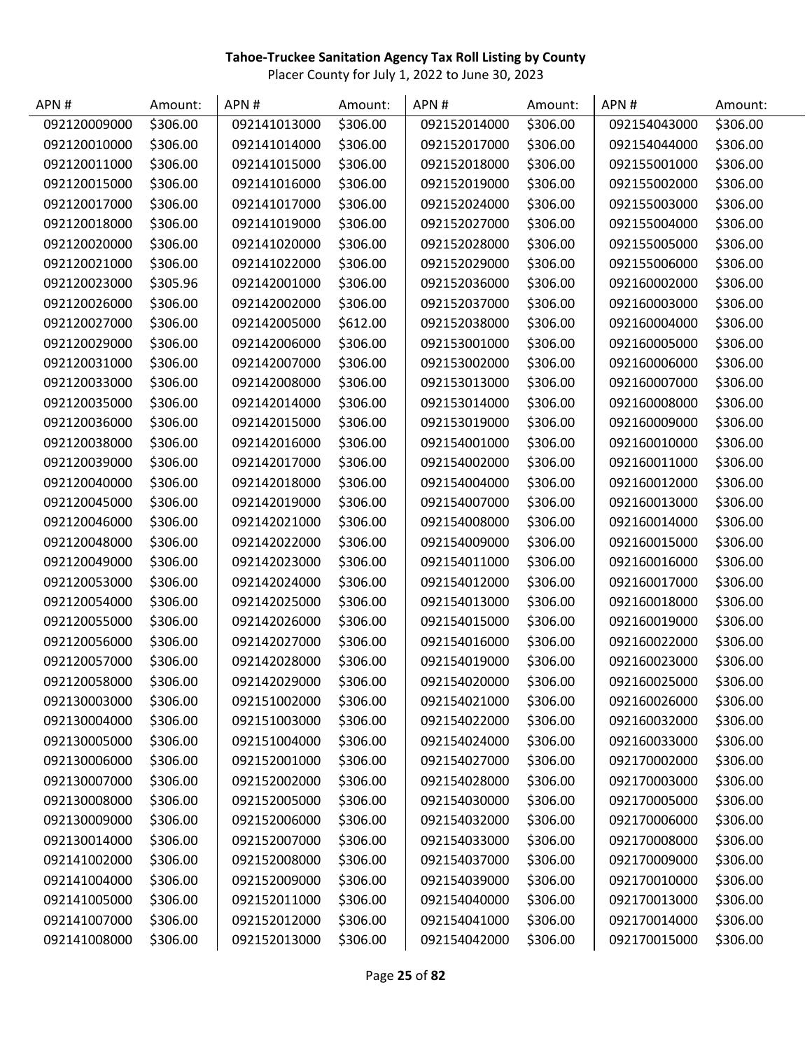**Tahoe-Truckee Sanitation Agency Tax Roll Listing by County**

Placer County for July 1, 2022 to June 30, 2023

| APN # | Amount: | APN # | Amount: | APN # | Amount: | APN # | Amount: |
|---|---|---|---|---|---|---|---|
| 092120009000 | $306.00 | 092141013000 | $306.00 | 092152014000 | $306.00 | 092154043000 | $306.00 |
| 092120010000 | $306.00 | 092141014000 | $306.00 | 092152017000 | $306.00 | 092154044000 | $306.00 |
| 092120011000 | $306.00 | 092141015000 | $306.00 | 092152018000 | $306.00 | 092155001000 | $306.00 |
| 092120015000 | $306.00 | 092141016000 | $306.00 | 092152019000 | $306.00 | 092155002000 | $306.00 |
| 092120017000 | $306.00 | 092141017000 | $306.00 | 092152024000 | $306.00 | 092155003000 | $306.00 |
| 092120018000 | $306.00 | 092141019000 | $306.00 | 092152027000 | $306.00 | 092155004000 | $306.00 |
| 092120020000 | $306.00 | 092141020000 | $306.00 | 092152028000 | $306.00 | 092155005000 | $306.00 |
| 092120021000 | $306.00 | 092141022000 | $306.00 | 092152029000 | $306.00 | 092155006000 | $306.00 |
| 092120023000 | $305.96 | 092142001000 | $306.00 | 092152036000 | $306.00 | 092160002000 | $306.00 |
| 092120026000 | $306.00 | 092142002000 | $306.00 | 092152037000 | $306.00 | 092160003000 | $306.00 |
| 092120027000 | $306.00 | 092142005000 | $612.00 | 092152038000 | $306.00 | 092160004000 | $306.00 |
| 092120029000 | $306.00 | 092142006000 | $306.00 | 092153001000 | $306.00 | 092160005000 | $306.00 |
| 092120031000 | $306.00 | 092142007000 | $306.00 | 092153002000 | $306.00 | 092160006000 | $306.00 |
| 092120033000 | $306.00 | 092142008000 | $306.00 | 092153013000 | $306.00 | 092160007000 | $306.00 |
| 092120035000 | $306.00 | 092142014000 | $306.00 | 092153014000 | $306.00 | 092160008000 | $306.00 |
| 092120036000 | $306.00 | 092142015000 | $306.00 | 092153019000 | $306.00 | 092160009000 | $306.00 |
| 092120038000 | $306.00 | 092142016000 | $306.00 | 092154001000 | $306.00 | 092160010000 | $306.00 |
| 092120039000 | $306.00 | 092142017000 | $306.00 | 092154002000 | $306.00 | 092160011000 | $306.00 |
| 092120040000 | $306.00 | 092142018000 | $306.00 | 092154004000 | $306.00 | 092160012000 | $306.00 |
| 092120045000 | $306.00 | 092142019000 | $306.00 | 092154007000 | $306.00 | 092160013000 | $306.00 |
| 092120046000 | $306.00 | 092142021000 | $306.00 | 092154008000 | $306.00 | 092160014000 | $306.00 |
| 092120048000 | $306.00 | 092142022000 | $306.00 | 092154009000 | $306.00 | 092160015000 | $306.00 |
| 092120049000 | $306.00 | 092142023000 | $306.00 | 092154011000 | $306.00 | 092160016000 | $306.00 |
| 092120053000 | $306.00 | 092142024000 | $306.00 | 092154012000 | $306.00 | 092160017000 | $306.00 |
| 092120054000 | $306.00 | 092142025000 | $306.00 | 092154013000 | $306.00 | 092160018000 | $306.00 |
| 092120055000 | $306.00 | 092142026000 | $306.00 | 092154015000 | $306.00 | 092160019000 | $306.00 |
| 092120056000 | $306.00 | 092142027000 | $306.00 | 092154016000 | $306.00 | 092160022000 | $306.00 |
| 092120057000 | $306.00 | 092142028000 | $306.00 | 092154019000 | $306.00 | 092160023000 | $306.00 |
| 092120058000 | $306.00 | 092142029000 | $306.00 | 092154020000 | $306.00 | 092160025000 | $306.00 |
| 092130003000 | $306.00 | 092151002000 | $306.00 | 092154021000 | $306.00 | 092160026000 | $306.00 |
| 092130004000 | $306.00 | 092151003000 | $306.00 | 092154022000 | $306.00 | 092160032000 | $306.00 |
| 092130005000 | $306.00 | 092151004000 | $306.00 | 092154024000 | $306.00 | 092160033000 | $306.00 |
| 092130006000 | $306.00 | 092152001000 | $306.00 | 092154027000 | $306.00 | 092170002000 | $306.00 |
| 092130007000 | $306.00 | 092152002000 | $306.00 | 092154028000 | $306.00 | 092170003000 | $306.00 |
| 092130008000 | $306.00 | 092152005000 | $306.00 | 092154030000 | $306.00 | 092170005000 | $306.00 |
| 092130009000 | $306.00 | 092152006000 | $306.00 | 092154032000 | $306.00 | 092170006000 | $306.00 |
| 092130014000 | $306.00 | 092152007000 | $306.00 | 092154033000 | $306.00 | 092170008000 | $306.00 |
| 092141002000 | $306.00 | 092152008000 | $306.00 | 092154037000 | $306.00 | 092170009000 | $306.00 |
| 092141004000 | $306.00 | 092152009000 | $306.00 | 092154039000 | $306.00 | 092170010000 | $306.00 |
| 092141005000 | $306.00 | 092152011000 | $306.00 | 092154040000 | $306.00 | 092170013000 | $306.00 |
| 092141007000 | $306.00 | 092152012000 | $306.00 | 092154041000 | $306.00 | 092170014000 | $306.00 |
| 092141008000 | $306.00 | 092152013000 | $306.00 | 092154042000 | $306.00 | 092170015000 | $306.00 |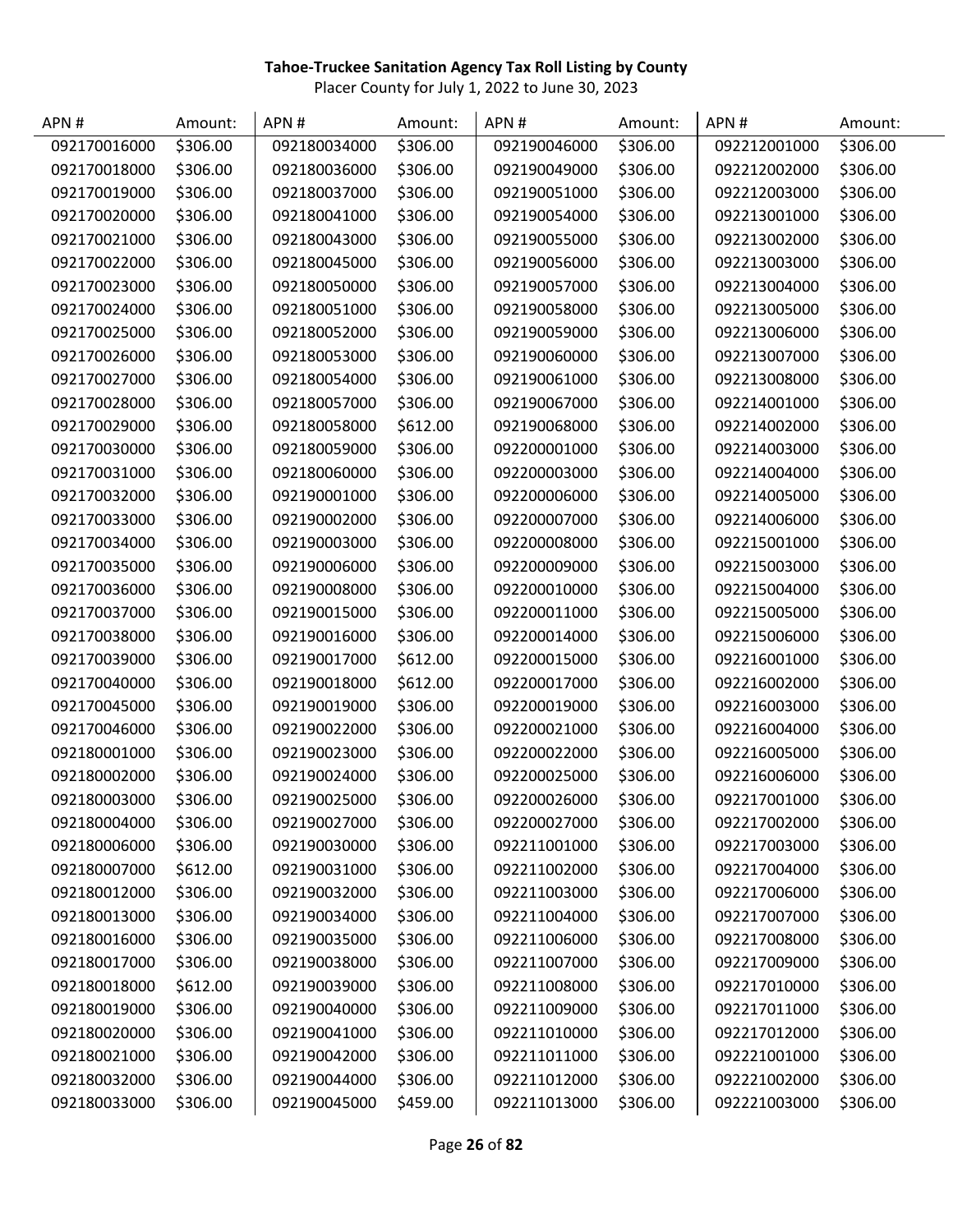**Tahoe-Truckee Sanitation Agency Tax Roll Listing by County**

Placer County for July 1, 2022 to June 30, 2023

| APN # | Amount: | APN # | Amount: | APN # | Amount: | APN # | Amount: |
|---|---|---|---|---|---|---|---|
| 092170016000 | $306.00 | 092180034000 | $306.00 | 092190046000 | $306.00 | 092212001000 | $306.00 |
| 092170018000 | $306.00 | 092180036000 | $306.00 | 092190049000 | $306.00 | 092212002000 | $306.00 |
| 092170019000 | $306.00 | 092180037000 | $306.00 | 092190051000 | $306.00 | 092212003000 | $306.00 |
| 092170020000 | $306.00 | 092180041000 | $306.00 | 092190054000 | $306.00 | 092213001000 | $306.00 |
| 092170021000 | $306.00 | 092180043000 | $306.00 | 092190055000 | $306.00 | 092213002000 | $306.00 |
| 092170022000 | $306.00 | 092180045000 | $306.00 | 092190056000 | $306.00 | 092213003000 | $306.00 |
| 092170023000 | $306.00 | 092180050000 | $306.00 | 092190057000 | $306.00 | 092213004000 | $306.00 |
| 092170024000 | $306.00 | 092180051000 | $306.00 | 092190058000 | $306.00 | 092213005000 | $306.00 |
| 092170025000 | $306.00 | 092180052000 | $306.00 | 092190059000 | $306.00 | 092213006000 | $306.00 |
| 092170026000 | $306.00 | 092180053000 | $306.00 | 092190060000 | $306.00 | 092213007000 | $306.00 |
| 092170027000 | $306.00 | 092180054000 | $306.00 | 092190061000 | $306.00 | 092213008000 | $306.00 |
| 092170028000 | $306.00 | 092180057000 | $306.00 | 092190067000 | $306.00 | 092214001000 | $306.00 |
| 092170029000 | $306.00 | 092180058000 | $612.00 | 092190068000 | $306.00 | 092214002000 | $306.00 |
| 092170030000 | $306.00 | 092180059000 | $306.00 | 092200001000 | $306.00 | 092214003000 | $306.00 |
| 092170031000 | $306.00 | 092180060000 | $306.00 | 092200003000 | $306.00 | 092214004000 | $306.00 |
| 092170032000 | $306.00 | 092190001000 | $306.00 | 092200006000 | $306.00 | 092214005000 | $306.00 |
| 092170033000 | $306.00 | 092190002000 | $306.00 | 092200007000 | $306.00 | 092214006000 | $306.00 |
| 092170034000 | $306.00 | 092190003000 | $306.00 | 092200008000 | $306.00 | 092215001000 | $306.00 |
| 092170035000 | $306.00 | 092190006000 | $306.00 | 092200009000 | $306.00 | 092215003000 | $306.00 |
| 092170036000 | $306.00 | 092190008000 | $306.00 | 092200010000 | $306.00 | 092215004000 | $306.00 |
| 092170037000 | $306.00 | 092190015000 | $306.00 | 092200011000 | $306.00 | 092215005000 | $306.00 |
| 092170038000 | $306.00 | 092190016000 | $306.00 | 092200014000 | $306.00 | 092215006000 | $306.00 |
| 092170039000 | $306.00 | 092190017000 | $612.00 | 092200015000 | $306.00 | 092216001000 | $306.00 |
| 092170040000 | $306.00 | 092190018000 | $612.00 | 092200017000 | $306.00 | 092216002000 | $306.00 |
| 092170045000 | $306.00 | 092190019000 | $306.00 | 092200019000 | $306.00 | 092216003000 | $306.00 |
| 092170046000 | $306.00 | 092190022000 | $306.00 | 092200021000 | $306.00 | 092216004000 | $306.00 |
| 092180001000 | $306.00 | 092190023000 | $306.00 | 092200022000 | $306.00 | 092216005000 | $306.00 |
| 092180002000 | $306.00 | 092190024000 | $306.00 | 092200025000 | $306.00 | 092216006000 | $306.00 |
| 092180003000 | $306.00 | 092190025000 | $306.00 | 092200026000 | $306.00 | 092217001000 | $306.00 |
| 092180004000 | $306.00 | 092190027000 | $306.00 | 092200027000 | $306.00 | 092217002000 | $306.00 |
| 092180006000 | $306.00 | 092190030000 | $306.00 | 092211001000 | $306.00 | 092217003000 | $306.00 |
| 092180007000 | $612.00 | 092190031000 | $306.00 | 092211002000 | $306.00 | 092217004000 | $306.00 |
| 092180012000 | $306.00 | 092190032000 | $306.00 | 092211003000 | $306.00 | 092217006000 | $306.00 |
| 092180013000 | $306.00 | 092190034000 | $306.00 | 092211004000 | $306.00 | 092217007000 | $306.00 |
| 092180016000 | $306.00 | 092190035000 | $306.00 | 092211006000 | $306.00 | 092217008000 | $306.00 |
| 092180017000 | $306.00 | 092190038000 | $306.00 | 092211007000 | $306.00 | 092217009000 | $306.00 |
| 092180018000 | $612.00 | 092190039000 | $306.00 | 092211008000 | $306.00 | 092217010000 | $306.00 |
| 092180019000 | $306.00 | 092190040000 | $306.00 | 092211009000 | $306.00 | 092217011000 | $306.00 |
| 092180020000 | $306.00 | 092190041000 | $306.00 | 092211010000 | $306.00 | 092217012000 | $306.00 |
| 092180021000 | $306.00 | 092190042000 | $306.00 | 092211011000 | $306.00 | 092221001000 | $306.00 |
| 092180032000 | $306.00 | 092190044000 | $306.00 | 092211012000 | $306.00 | 092221002000 | $306.00 |
| 092180033000 | $306.00 | 092190045000 | $459.00 | 092211013000 | $306.00 | 092221003000 | $306.00 |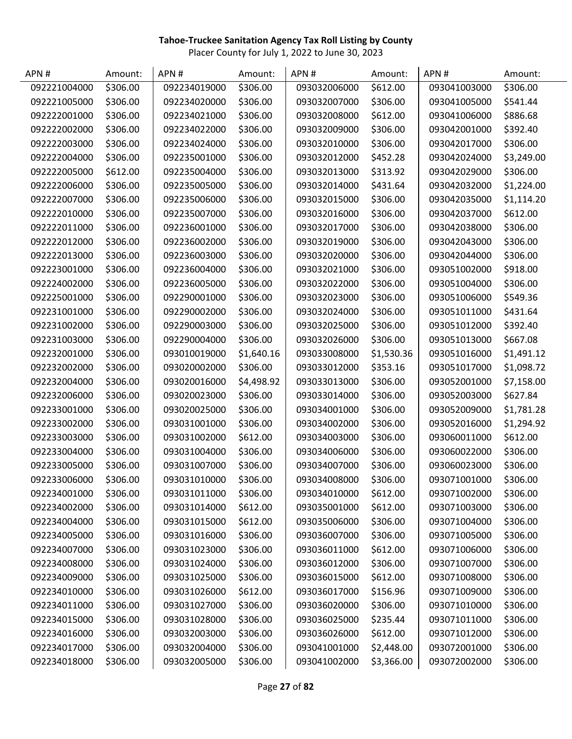**Tahoe-Truckee Sanitation Agency Tax Roll Listing by County**

Placer County for July 1, 2022 to June 30, 2023

| APN # | Amount: | APN # | Amount: | APN # | Amount: | APN # | Amount: |
|---|---|---|---|---|---|---|---|
| 092221004000 | $306.00 | 092234019000 | $306.00 | 093032006000 | $612.00 | 093041003000 | $306.00 |
| 092221005000 | $306.00 | 092234020000 | $306.00 | 093032007000 | $306.00 | 093041005000 | $541.44 |
| 092222001000 | $306.00 | 092234021000 | $306.00 | 093032008000 | $612.00 | 093041006000 | $886.68 |
| 092222002000 | $306.00 | 092234022000 | $306.00 | 093032009000 | $306.00 | 093042001000 | $392.40 |
| 092222003000 | $306.00 | 092234024000 | $306.00 | 093032010000 | $306.00 | 093042017000 | $306.00 |
| 092222004000 | $306.00 | 092235001000 | $306.00 | 093032012000 | $452.28 | 093042024000 | $3,249.00 |
| 092222005000 | $612.00 | 092235004000 | $306.00 | 093032013000 | $313.92 | 093042029000 | $306.00 |
| 092222006000 | $306.00 | 092235005000 | $306.00 | 093032014000 | $431.64 | 093042032000 | $1,224.00 |
| 092222007000 | $306.00 | 092235006000 | $306.00 | 093032015000 | $306.00 | 093042035000 | $1,114.20 |
| 092222010000 | $306.00 | 092235007000 | $306.00 | 093032016000 | $306.00 | 093042037000 | $612.00 |
| 092222011000 | $306.00 | 092236001000 | $306.00 | 093032017000 | $306.00 | 093042038000 | $306.00 |
| 092222012000 | $306.00 | 092236002000 | $306.00 | 093032019000 | $306.00 | 093042043000 | $306.00 |
| 092222013000 | $306.00 | 092236003000 | $306.00 | 093032020000 | $306.00 | 093042044000 | $306.00 |
| 092223001000 | $306.00 | 092236004000 | $306.00 | 093032021000 | $306.00 | 093051002000 | $918.00 |
| 092224002000 | $306.00 | 092236005000 | $306.00 | 093032022000 | $306.00 | 093051004000 | $306.00 |
| 092225001000 | $306.00 | 092290001000 | $306.00 | 093032023000 | $306.00 | 093051006000 | $549.36 |
| 092231001000 | $306.00 | 092290002000 | $306.00 | 093032024000 | $306.00 | 093051011000 | $431.64 |
| 092231002000 | $306.00 | 092290003000 | $306.00 | 093032025000 | $306.00 | 093051012000 | $392.40 |
| 092231003000 | $306.00 | 092290004000 | $306.00 | 093032026000 | $306.00 | 093051013000 | $667.08 |
| 092232001000 | $306.00 | 093010019000 | $1,640.16 | 093033008000 | $1,530.36 | 093051016000 | $1,491.12 |
| 092232002000 | $306.00 | 093020002000 | $306.00 | 093033012000 | $353.16 | 093051017000 | $1,098.72 |
| 092232004000 | $306.00 | 093020016000 | $4,498.92 | 093033013000 | $306.00 | 093052001000 | $7,158.00 |
| 092232006000 | $306.00 | 093020023000 | $306.00 | 093033014000 | $306.00 | 093052003000 | $627.84 |
| 092233001000 | $306.00 | 093020025000 | $306.00 | 093034001000 | $306.00 | 093052009000 | $1,781.28 |
| 092233002000 | $306.00 | 093031001000 | $306.00 | 093034002000 | $306.00 | 093052016000 | $1,294.92 |
| 092233003000 | $306.00 | 093031002000 | $612.00 | 093034003000 | $306.00 | 093060011000 | $612.00 |
| 092233004000 | $306.00 | 093031004000 | $306.00 | 093034006000 | $306.00 | 093060022000 | $306.00 |
| 092233005000 | $306.00 | 093031007000 | $306.00 | 093034007000 | $306.00 | 093060023000 | $306.00 |
| 092233006000 | $306.00 | 093031010000 | $306.00 | 093034008000 | $306.00 | 093071001000 | $306.00 |
| 092234001000 | $306.00 | 093031011000 | $306.00 | 093034010000 | $612.00 | 093071002000 | $306.00 |
| 092234002000 | $306.00 | 093031014000 | $612.00 | 093035001000 | $612.00 | 093071003000 | $306.00 |
| 092234004000 | $306.00 | 093031015000 | $612.00 | 093035006000 | $306.00 | 093071004000 | $306.00 |
| 092234005000 | $306.00 | 093031016000 | $306.00 | 093036007000 | $306.00 | 093071005000 | $306.00 |
| 092234007000 | $306.00 | 093031023000 | $306.00 | 093036011000 | $612.00 | 093071006000 | $306.00 |
| 092234008000 | $306.00 | 093031024000 | $306.00 | 093036012000 | $306.00 | 093071007000 | $306.00 |
| 092234009000 | $306.00 | 093031025000 | $306.00 | 093036015000 | $612.00 | 093071008000 | $306.00 |
| 092234010000 | $306.00 | 093031026000 | $612.00 | 093036017000 | $156.96 | 093071009000 | $306.00 |
| 092234011000 | $306.00 | 093031027000 | $306.00 | 093036020000 | $306.00 | 093071010000 | $306.00 |
| 092234015000 | $306.00 | 093031028000 | $306.00 | 093036025000 | $235.44 | 093071011000 | $306.00 |
| 092234016000 | $306.00 | 093032003000 | $306.00 | 093036026000 | $612.00 | 093071012000 | $306.00 |
| 092234017000 | $306.00 | 093032004000 | $306.00 | 093041001000 | $2,448.00 | 093072001000 | $306.00 |
| 092234018000 | $306.00 | 093032005000 | $306.00 | 093041002000 | $3,366.00 | 093072002000 | $306.00 |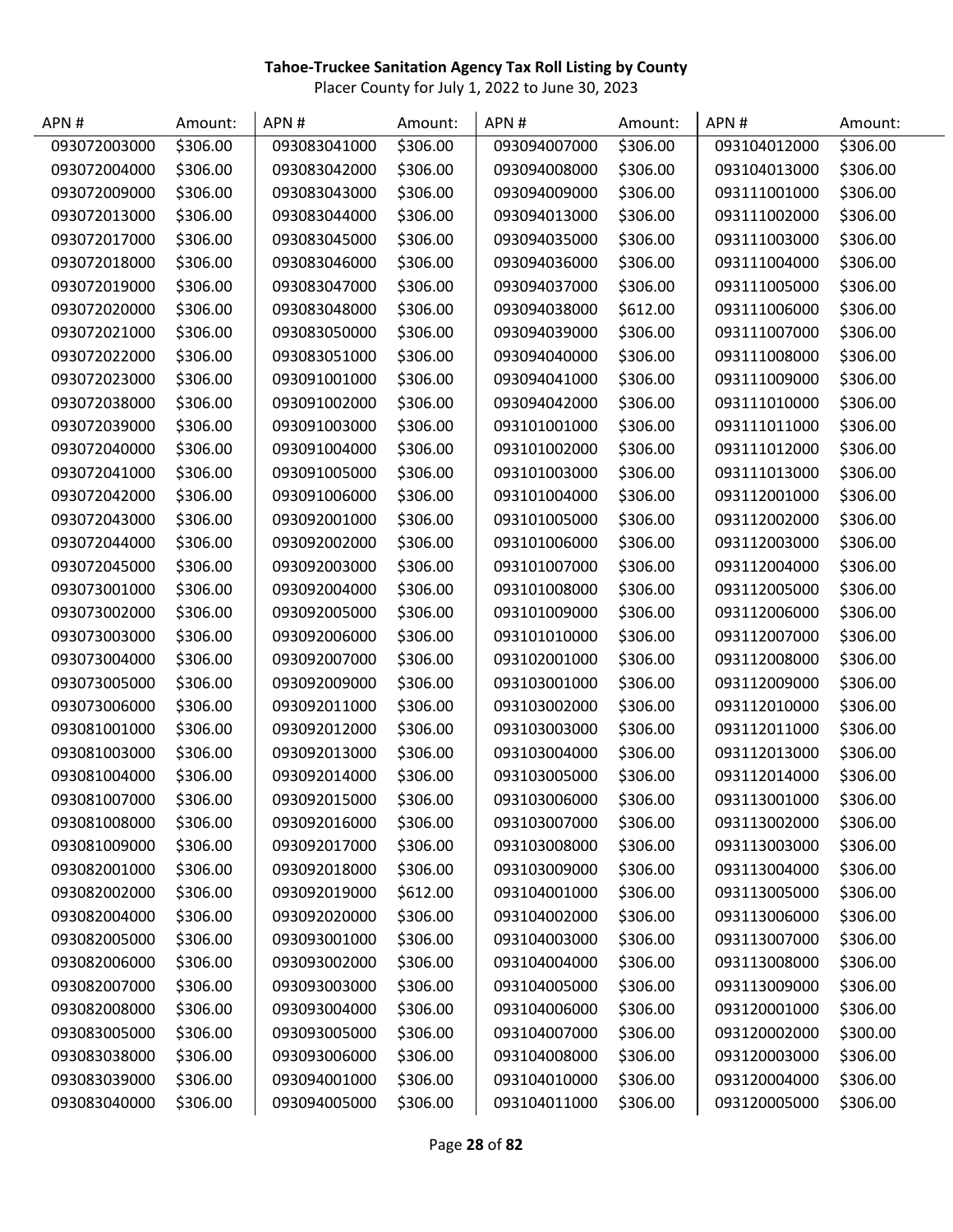**Tahoe-Truckee Sanitation Agency Tax Roll Listing by County**

Placer County for July 1, 2022 to June 30, 2023

| APN # | Amount: | APN # | Amount: | APN # | Amount: | APN # | Amount: |
|---|---|---|---|---|---|---|---|
| 093072003000 | $306.00 | 093083041000 | $306.00 | 093094007000 | $306.00 | 093104012000 | $306.00 |
| 093072004000 | $306.00 | 093083042000 | $306.00 | 093094008000 | $306.00 | 093104013000 | $306.00 |
| 093072009000 | $306.00 | 093083043000 | $306.00 | 093094009000 | $306.00 | 093111001000 | $306.00 |
| 093072013000 | $306.00 | 093083044000 | $306.00 | 093094013000 | $306.00 | 093111002000 | $306.00 |
| 093072017000 | $306.00 | 093083045000 | $306.00 | 093094035000 | $306.00 | 093111003000 | $306.00 |
| 093072018000 | $306.00 | 093083046000 | $306.00 | 093094036000 | $306.00 | 093111004000 | $306.00 |
| 093072019000 | $306.00 | 093083047000 | $306.00 | 093094037000 | $306.00 | 093111005000 | $306.00 |
| 093072020000 | $306.00 | 093083048000 | $306.00 | 093094038000 | $612.00 | 093111006000 | $306.00 |
| 093072021000 | $306.00 | 093083050000 | $306.00 | 093094039000 | $306.00 | 093111007000 | $306.00 |
| 093072022000 | $306.00 | 093083051000 | $306.00 | 093094040000 | $306.00 | 093111008000 | $306.00 |
| 093072023000 | $306.00 | 093091001000 | $306.00 | 093094041000 | $306.00 | 093111009000 | $306.00 |
| 093072038000 | $306.00 | 093091002000 | $306.00 | 093094042000 | $306.00 | 093111010000 | $306.00 |
| 093072039000 | $306.00 | 093091003000 | $306.00 | 093101001000 | $306.00 | 093111011000 | $306.00 |
| 093072040000 | $306.00 | 093091004000 | $306.00 | 093101002000 | $306.00 | 093111012000 | $306.00 |
| 093072041000 | $306.00 | 093091005000 | $306.00 | 093101003000 | $306.00 | 093111013000 | $306.00 |
| 093072042000 | $306.00 | 093091006000 | $306.00 | 093101004000 | $306.00 | 093112001000 | $306.00 |
| 093072043000 | $306.00 | 093092001000 | $306.00 | 093101005000 | $306.00 | 093112002000 | $306.00 |
| 093072044000 | $306.00 | 093092002000 | $306.00 | 093101006000 | $306.00 | 093112003000 | $306.00 |
| 093072045000 | $306.00 | 093092003000 | $306.00 | 093101007000 | $306.00 | 093112004000 | $306.00 |
| 093073001000 | $306.00 | 093092004000 | $306.00 | 093101008000 | $306.00 | 093112005000 | $306.00 |
| 093073002000 | $306.00 | 093092005000 | $306.00 | 093101009000 | $306.00 | 093112006000 | $306.00 |
| 093073003000 | $306.00 | 093092006000 | $306.00 | 093101010000 | $306.00 | 093112007000 | $306.00 |
| 093073004000 | $306.00 | 093092007000 | $306.00 | 093102001000 | $306.00 | 093112008000 | $306.00 |
| 093073005000 | $306.00 | 093092009000 | $306.00 | 093103001000 | $306.00 | 093112009000 | $306.00 |
| 093073006000 | $306.00 | 093092011000 | $306.00 | 093103002000 | $306.00 | 093112010000 | $306.00 |
| 093081001000 | $306.00 | 093092012000 | $306.00 | 093103003000 | $306.00 | 093112011000 | $306.00 |
| 093081003000 | $306.00 | 093092013000 | $306.00 | 093103004000 | $306.00 | 093112013000 | $306.00 |
| 093081004000 | $306.00 | 093092014000 | $306.00 | 093103005000 | $306.00 | 093112014000 | $306.00 |
| 093081007000 | $306.00 | 093092015000 | $306.00 | 093103006000 | $306.00 | 093113001000 | $306.00 |
| 093081008000 | $306.00 | 093092016000 | $306.00 | 093103007000 | $306.00 | 093113002000 | $306.00 |
| 093081009000 | $306.00 | 093092017000 | $306.00 | 093103008000 | $306.00 | 093113003000 | $306.00 |
| 093082001000 | $306.00 | 093092018000 | $306.00 | 093103009000 | $306.00 | 093113004000 | $306.00 |
| 093082002000 | $306.00 | 093092019000 | $612.00 | 093104001000 | $306.00 | 093113005000 | $306.00 |
| 093082004000 | $306.00 | 093092020000 | $306.00 | 093104002000 | $306.00 | 093113006000 | $306.00 |
| 093082005000 | $306.00 | 093093001000 | $306.00 | 093104003000 | $306.00 | 093113007000 | $306.00 |
| 093082006000 | $306.00 | 093093002000 | $306.00 | 093104004000 | $306.00 | 093113008000 | $306.00 |
| 093082007000 | $306.00 | 093093003000 | $306.00 | 093104005000 | $306.00 | 093113009000 | $306.00 |
| 093082008000 | $306.00 | 093093004000 | $306.00 | 093104006000 | $306.00 | 093120001000 | $306.00 |
| 093083005000 | $306.00 | 093093005000 | $306.00 | 093104007000 | $306.00 | 093120002000 | $300.00 |
| 093083038000 | $306.00 | 093093006000 | $306.00 | 093104008000 | $306.00 | 093120003000 | $306.00 |
| 093083039000 | $306.00 | 093094001000 | $306.00 | 093104010000 | $306.00 | 093120004000 | $306.00 |
| 093083040000 | $306.00 | 093094005000 | $306.00 | 093104011000 | $306.00 | 093120005000 | $306.00 |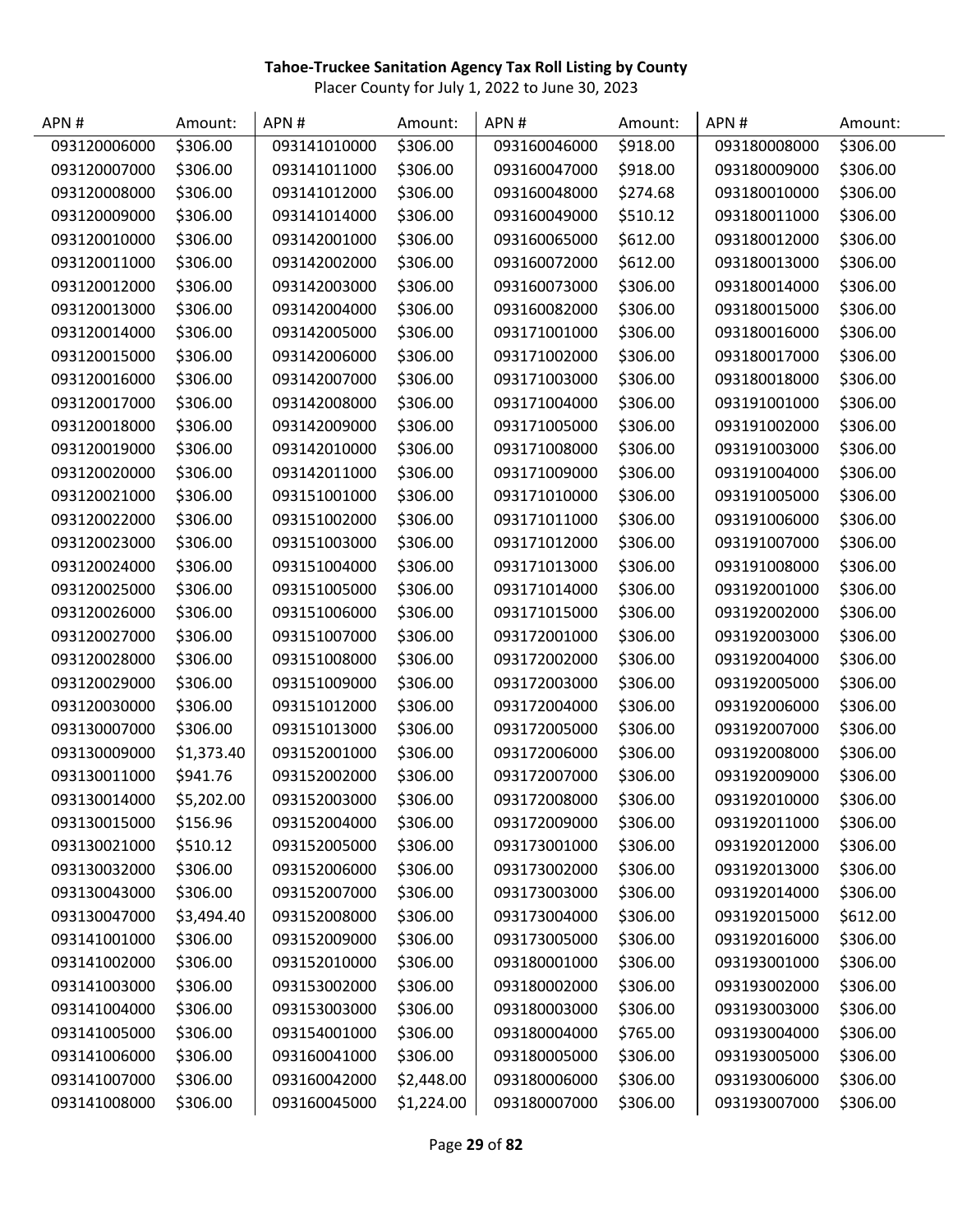**Tahoe-Truckee Sanitation Agency Tax Roll Listing by County**

Placer County for July 1, 2022 to June 30, 2023

| APN # | Amount: | APN # | Amount: | APN # | Amount: | APN # | Amount: |
|---|---|---|---|---|---|---|---|
| 093120006000 | $306.00 | 093141010000 | $306.00 | 093160046000 | $918.00 | 093180008000 | $306.00 |
| 093120007000 | $306.00 | 093141011000 | $306.00 | 093160047000 | $918.00 | 093180009000 | $306.00 |
| 093120008000 | $306.00 | 093141012000 | $306.00 | 093160048000 | $274.68 | 093180010000 | $306.00 |
| 093120009000 | $306.00 | 093141014000 | $306.00 | 093160049000 | $510.12 | 093180011000 | $306.00 |
| 093120010000 | $306.00 | 093142001000 | $306.00 | 093160065000 | $612.00 | 093180012000 | $306.00 |
| 093120011000 | $306.00 | 093142002000 | $306.00 | 093160072000 | $612.00 | 093180013000 | $306.00 |
| 093120012000 | $306.00 | 093142003000 | $306.00 | 093160073000 | $306.00 | 093180014000 | $306.00 |
| 093120013000 | $306.00 | 093142004000 | $306.00 | 093160082000 | $306.00 | 093180015000 | $306.00 |
| 093120014000 | $306.00 | 093142005000 | $306.00 | 093171001000 | $306.00 | 093180016000 | $306.00 |
| 093120015000 | $306.00 | 093142006000 | $306.00 | 093171002000 | $306.00 | 093180017000 | $306.00 |
| 093120016000 | $306.00 | 093142007000 | $306.00 | 093171003000 | $306.00 | 093180018000 | $306.00 |
| 093120017000 | $306.00 | 093142008000 | $306.00 | 093171004000 | $306.00 | 093191001000 | $306.00 |
| 093120018000 | $306.00 | 093142009000 | $306.00 | 093171005000 | $306.00 | 093191002000 | $306.00 |
| 093120019000 | $306.00 | 093142010000 | $306.00 | 093171008000 | $306.00 | 093191003000 | $306.00 |
| 093120020000 | $306.00 | 093142011000 | $306.00 | 093171009000 | $306.00 | 093191004000 | $306.00 |
| 093120021000 | $306.00 | 093151001000 | $306.00 | 093171010000 | $306.00 | 093191005000 | $306.00 |
| 093120022000 | $306.00 | 093151002000 | $306.00 | 093171011000 | $306.00 | 093191006000 | $306.00 |
| 093120023000 | $306.00 | 093151003000 | $306.00 | 093171012000 | $306.00 | 093191007000 | $306.00 |
| 093120024000 | $306.00 | 093151004000 | $306.00 | 093171013000 | $306.00 | 093191008000 | $306.00 |
| 093120025000 | $306.00 | 093151005000 | $306.00 | 093171014000 | $306.00 | 093192001000 | $306.00 |
| 093120026000 | $306.00 | 093151006000 | $306.00 | 093171015000 | $306.00 | 093192002000 | $306.00 |
| 093120027000 | $306.00 | 093151007000 | $306.00 | 093172001000 | $306.00 | 093192003000 | $306.00 |
| 093120028000 | $306.00 | 093151008000 | $306.00 | 093172002000 | $306.00 | 093192004000 | $306.00 |
| 093120029000 | $306.00 | 093151009000 | $306.00 | 093172003000 | $306.00 | 093192005000 | $306.00 |
| 093120030000 | $306.00 | 093151012000 | $306.00 | 093172004000 | $306.00 | 093192006000 | $306.00 |
| 093130007000 | $306.00 | 093151013000 | $306.00 | 093172005000 | $306.00 | 093192007000 | $306.00 |
| 093130009000 | $1,373.40 | 093152001000 | $306.00 | 093172006000 | $306.00 | 093192008000 | $306.00 |
| 093130011000 | $941.76 | 093152002000 | $306.00 | 093172007000 | $306.00 | 093192009000 | $306.00 |
| 093130014000 | $5,202.00 | 093152003000 | $306.00 | 093172008000 | $306.00 | 093192010000 | $306.00 |
| 093130015000 | $156.96 | 093152004000 | $306.00 | 093172009000 | $306.00 | 093192011000 | $306.00 |
| 093130021000 | $510.12 | 093152005000 | $306.00 | 093173001000 | $306.00 | 093192012000 | $306.00 |
| 093130032000 | $306.00 | 093152006000 | $306.00 | 093173002000 | $306.00 | 093192013000 | $306.00 |
| 093130043000 | $306.00 | 093152007000 | $306.00 | 093173003000 | $306.00 | 093192014000 | $306.00 |
| 093130047000 | $3,494.40 | 093152008000 | $306.00 | 093173004000 | $306.00 | 093192015000 | $612.00 |
| 093141001000 | $306.00 | 093152009000 | $306.00 | 093173005000 | $306.00 | 093192016000 | $306.00 |
| 093141002000 | $306.00 | 093152010000 | $306.00 | 093180001000 | $306.00 | 093193001000 | $306.00 |
| 093141003000 | $306.00 | 093153002000 | $306.00 | 093180002000 | $306.00 | 093193002000 | $306.00 |
| 093141004000 | $306.00 | 093153003000 | $306.00 | 093180003000 | $306.00 | 093193003000 | $306.00 |
| 093141005000 | $306.00 | 093154001000 | $306.00 | 093180004000 | $765.00 | 093193004000 | $306.00 |
| 093141006000 | $306.00 | 093160041000 | $306.00 | 093180005000 | $306.00 | 093193005000 | $306.00 |
| 093141007000 | $306.00 | 093160042000 | $2,448.00 | 093180006000 | $306.00 | 093193006000 | $306.00 |
| 093141008000 | $306.00 | 093160045000 | $1,224.00 | 093180007000 | $306.00 | 093193007000 | $306.00 |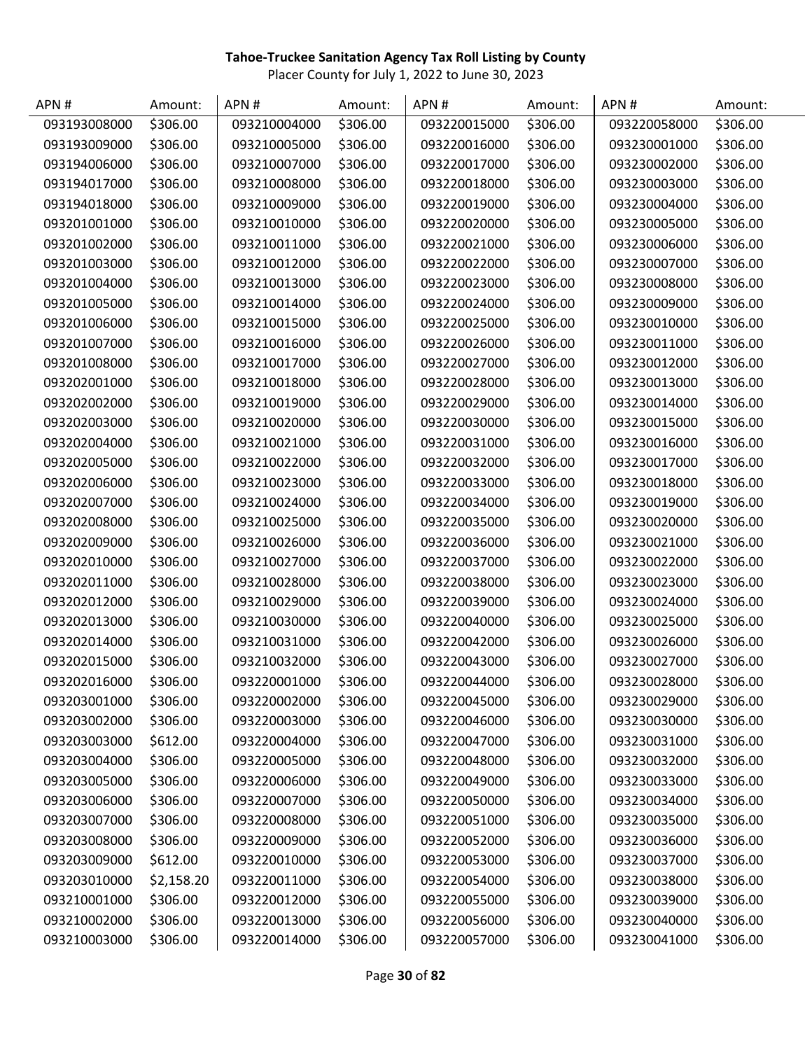**Tahoe-Truckee Sanitation Agency Tax Roll Listing by County**

Placer County for July 1, 2022 to June 30, 2023

| APN # | Amount: | APN # | Amount: | APN # | Amount: | APN # | Amount: |
|---|---|---|---|---|---|---|---|
| 093193008000 | $306.00 | 093210004000 | $306.00 | 093220015000 | $306.00 | 093220058000 | $306.00 |
| 093193009000 | $306.00 | 093210005000 | $306.00 | 093220016000 | $306.00 | 093230001000 | $306.00 |
| 093194006000 | $306.00 | 093210007000 | $306.00 | 093220017000 | $306.00 | 093230002000 | $306.00 |
| 093194017000 | $306.00 | 093210008000 | $306.00 | 093220018000 | $306.00 | 093230003000 | $306.00 |
| 093194018000 | $306.00 | 093210009000 | $306.00 | 093220019000 | $306.00 | 093230004000 | $306.00 |
| 093201001000 | $306.00 | 093210010000 | $306.00 | 093220020000 | $306.00 | 093230005000 | $306.00 |
| 093201002000 | $306.00 | 093210011000 | $306.00 | 093220021000 | $306.00 | 093230006000 | $306.00 |
| 093201003000 | $306.00 | 093210012000 | $306.00 | 093220022000 | $306.00 | 093230007000 | $306.00 |
| 093201004000 | $306.00 | 093210013000 | $306.00 | 093220023000 | $306.00 | 093230008000 | $306.00 |
| 093201005000 | $306.00 | 093210014000 | $306.00 | 093220024000 | $306.00 | 093230009000 | $306.00 |
| 093201006000 | $306.00 | 093210015000 | $306.00 | 093220025000 | $306.00 | 093230010000 | $306.00 |
| 093201007000 | $306.00 | 093210016000 | $306.00 | 093220026000 | $306.00 | 093230011000 | $306.00 |
| 093201008000 | $306.00 | 093210017000 | $306.00 | 093220027000 | $306.00 | 093230012000 | $306.00 |
| 093202001000 | $306.00 | 093210018000 | $306.00 | 093220028000 | $306.00 | 093230013000 | $306.00 |
| 093202002000 | $306.00 | 093210019000 | $306.00 | 093220029000 | $306.00 | 093230014000 | $306.00 |
| 093202003000 | $306.00 | 093210020000 | $306.00 | 093220030000 | $306.00 | 093230015000 | $306.00 |
| 093202004000 | $306.00 | 093210021000 | $306.00 | 093220031000 | $306.00 | 093230016000 | $306.00 |
| 093202005000 | $306.00 | 093210022000 | $306.00 | 093220032000 | $306.00 | 093230017000 | $306.00 |
| 093202006000 | $306.00 | 093210023000 | $306.00 | 093220033000 | $306.00 | 093230018000 | $306.00 |
| 093202007000 | $306.00 | 093210024000 | $306.00 | 093220034000 | $306.00 | 093230019000 | $306.00 |
| 093202008000 | $306.00 | 093210025000 | $306.00 | 093220035000 | $306.00 | 093230020000 | $306.00 |
| 093202009000 | $306.00 | 093210026000 | $306.00 | 093220036000 | $306.00 | 093230021000 | $306.00 |
| 093202010000 | $306.00 | 093210027000 | $306.00 | 093220037000 | $306.00 | 093230022000 | $306.00 |
| 093202011000 | $306.00 | 093210028000 | $306.00 | 093220038000 | $306.00 | 093230023000 | $306.00 |
| 093202012000 | $306.00 | 093210029000 | $306.00 | 093220039000 | $306.00 | 093230024000 | $306.00 |
| 093202013000 | $306.00 | 093210030000 | $306.00 | 093220040000 | $306.00 | 093230025000 | $306.00 |
| 093202014000 | $306.00 | 093210031000 | $306.00 | 093220042000 | $306.00 | 093230026000 | $306.00 |
| 093202015000 | $306.00 | 093210032000 | $306.00 | 093220043000 | $306.00 | 093230027000 | $306.00 |
| 093202016000 | $306.00 | 093220001000 | $306.00 | 093220044000 | $306.00 | 093230028000 | $306.00 |
| 093203001000 | $306.00 | 093220002000 | $306.00 | 093220045000 | $306.00 | 093230029000 | $306.00 |
| 093203002000 | $306.00 | 093220003000 | $306.00 | 093220046000 | $306.00 | 093230030000 | $306.00 |
| 093203003000 | $612.00 | 093220004000 | $306.00 | 093220047000 | $306.00 | 093230031000 | $306.00 |
| 093203004000 | $306.00 | 093220005000 | $306.00 | 093220048000 | $306.00 | 093230032000 | $306.00 |
| 093203005000 | $306.00 | 093220006000 | $306.00 | 093220049000 | $306.00 | 093230033000 | $306.00 |
| 093203006000 | $306.00 | 093220007000 | $306.00 | 093220050000 | $306.00 | 093230034000 | $306.00 |
| 093203007000 | $306.00 | 093220008000 | $306.00 | 093220051000 | $306.00 | 093230035000 | $306.00 |
| 093203008000 | $306.00 | 093220009000 | $306.00 | 093220052000 | $306.00 | 093230036000 | $306.00 |
| 093203009000 | $612.00 | 093220010000 | $306.00 | 093220053000 | $306.00 | 093230037000 | $306.00 |
| 093203010000 | $2,158.20 | 093220011000 | $306.00 | 093220054000 | $306.00 | 093230038000 | $306.00 |
| 093210001000 | $306.00 | 093220012000 | $306.00 | 093220055000 | $306.00 | 093230039000 | $306.00 |
| 093210002000 | $306.00 | 093220013000 | $306.00 | 093220056000 | $306.00 | 093230040000 | $306.00 |
| 093210003000 | $306.00 | 093220014000 | $306.00 | 093220057000 | $306.00 | 093230041000 | $306.00 |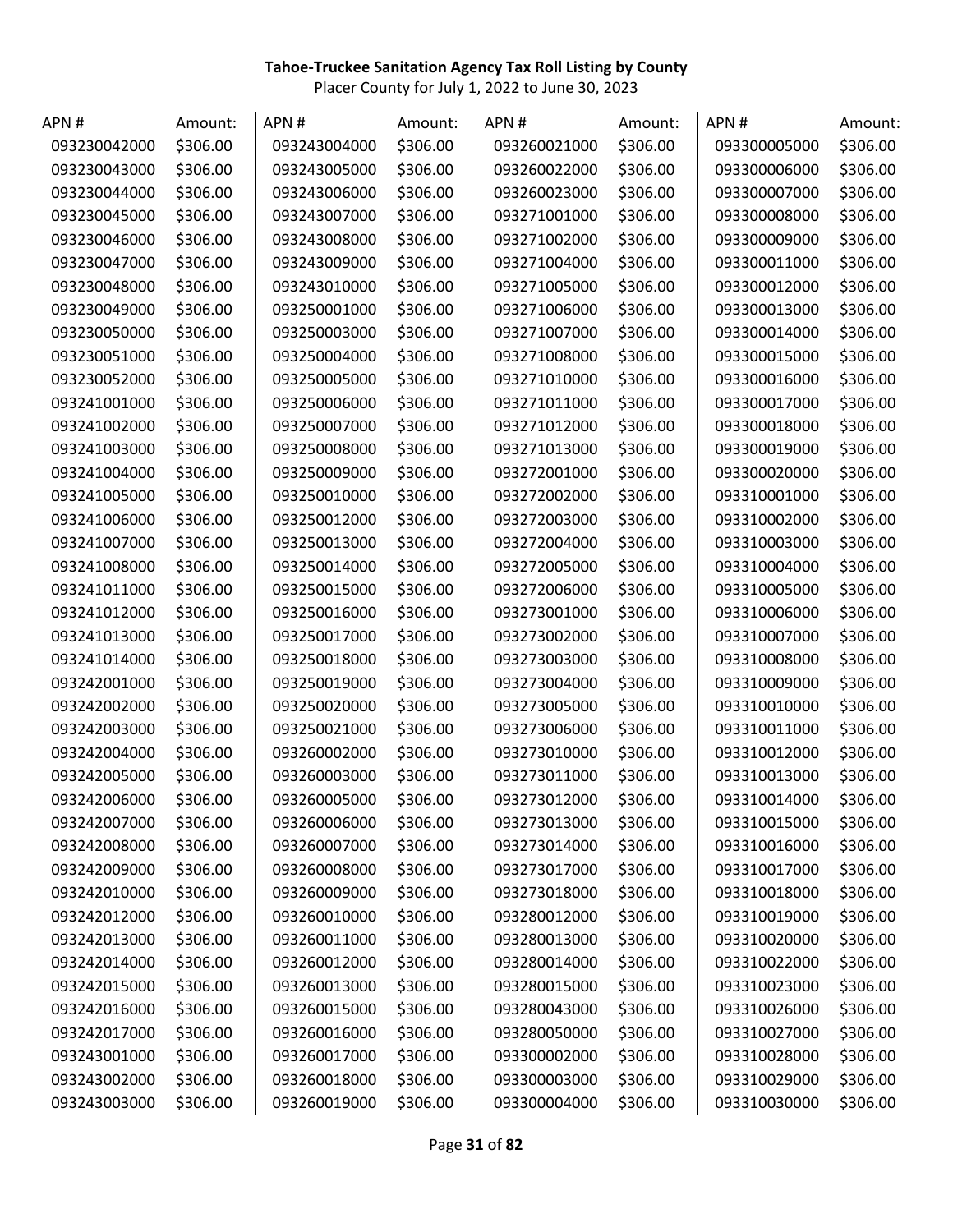**Tahoe-Truckee Sanitation Agency Tax Roll Listing by County**

Placer County for July 1, 2022 to June 30, 2023

| APN # | Amount: | APN # | Amount: | APN # | Amount: | APN # | Amount: |
|---|---|---|---|---|---|---|---|
| 093230042000 | $306.00 | 093243004000 | $306.00 | 093260021000 | $306.00 | 093300005000 | $306.00 |
| 093230043000 | $306.00 | 093243005000 | $306.00 | 093260022000 | $306.00 | 093300006000 | $306.00 |
| 093230044000 | $306.00 | 093243006000 | $306.00 | 093260023000 | $306.00 | 093300007000 | $306.00 |
| 093230045000 | $306.00 | 093243007000 | $306.00 | 093271001000 | $306.00 | 093300008000 | $306.00 |
| 093230046000 | $306.00 | 093243008000 | $306.00 | 093271002000 | $306.00 | 093300009000 | $306.00 |
| 093230047000 | $306.00 | 093243009000 | $306.00 | 093271004000 | $306.00 | 093300011000 | $306.00 |
| 093230048000 | $306.00 | 093243010000 | $306.00 | 093271005000 | $306.00 | 093300012000 | $306.00 |
| 093230049000 | $306.00 | 093250001000 | $306.00 | 093271006000 | $306.00 | 093300013000 | $306.00 |
| 093230050000 | $306.00 | 093250003000 | $306.00 | 093271007000 | $306.00 | 093300014000 | $306.00 |
| 093230051000 | $306.00 | 093250004000 | $306.00 | 093271008000 | $306.00 | 093300015000 | $306.00 |
| 093230052000 | $306.00 | 093250005000 | $306.00 | 093271010000 | $306.00 | 093300016000 | $306.00 |
| 093241001000 | $306.00 | 093250006000 | $306.00 | 093271011000 | $306.00 | 093300017000 | $306.00 |
| 093241002000 | $306.00 | 093250007000 | $306.00 | 093271012000 | $306.00 | 093300018000 | $306.00 |
| 093241003000 | $306.00 | 093250008000 | $306.00 | 093271013000 | $306.00 | 093300019000 | $306.00 |
| 093241004000 | $306.00 | 093250009000 | $306.00 | 093272001000 | $306.00 | 093300020000 | $306.00 |
| 093241005000 | $306.00 | 093250010000 | $306.00 | 093272002000 | $306.00 | 093310001000 | $306.00 |
| 093241006000 | $306.00 | 093250012000 | $306.00 | 093272003000 | $306.00 | 093310002000 | $306.00 |
| 093241007000 | $306.00 | 093250013000 | $306.00 | 093272004000 | $306.00 | 093310003000 | $306.00 |
| 093241008000 | $306.00 | 093250014000 | $306.00 | 093272005000 | $306.00 | 093310004000 | $306.00 |
| 093241011000 | $306.00 | 093250015000 | $306.00 | 093272006000 | $306.00 | 093310005000 | $306.00 |
| 093241012000 | $306.00 | 093250016000 | $306.00 | 093273001000 | $306.00 | 093310006000 | $306.00 |
| 093241013000 | $306.00 | 093250017000 | $306.00 | 093273002000 | $306.00 | 093310007000 | $306.00 |
| 093241014000 | $306.00 | 093250018000 | $306.00 | 093273003000 | $306.00 | 093310008000 | $306.00 |
| 093242001000 | $306.00 | 093250019000 | $306.00 | 093273004000 | $306.00 | 093310009000 | $306.00 |
| 093242002000 | $306.00 | 093250020000 | $306.00 | 093273005000 | $306.00 | 093310010000 | $306.00 |
| 093242003000 | $306.00 | 093250021000 | $306.00 | 093273006000 | $306.00 | 093310011000 | $306.00 |
| 093242004000 | $306.00 | 093260002000 | $306.00 | 093273010000 | $306.00 | 093310012000 | $306.00 |
| 093242005000 | $306.00 | 093260003000 | $306.00 | 093273011000 | $306.00 | 093310013000 | $306.00 |
| 093242006000 | $306.00 | 093260005000 | $306.00 | 093273012000 | $306.00 | 093310014000 | $306.00 |
| 093242007000 | $306.00 | 093260006000 | $306.00 | 093273013000 | $306.00 | 093310015000 | $306.00 |
| 093242008000 | $306.00 | 093260007000 | $306.00 | 093273014000 | $306.00 | 093310016000 | $306.00 |
| 093242009000 | $306.00 | 093260008000 | $306.00 | 093273017000 | $306.00 | 093310017000 | $306.00 |
| 093242010000 | $306.00 | 093260009000 | $306.00 | 093273018000 | $306.00 | 093310018000 | $306.00 |
| 093242012000 | $306.00 | 093260010000 | $306.00 | 093280012000 | $306.00 | 093310019000 | $306.00 |
| 093242013000 | $306.00 | 093260011000 | $306.00 | 093280013000 | $306.00 | 093310020000 | $306.00 |
| 093242014000 | $306.00 | 093260012000 | $306.00 | 093280014000 | $306.00 | 093310022000 | $306.00 |
| 093242015000 | $306.00 | 093260013000 | $306.00 | 093280015000 | $306.00 | 093310023000 | $306.00 |
| 093242016000 | $306.00 | 093260015000 | $306.00 | 093280043000 | $306.00 | 093310026000 | $306.00 |
| 093242017000 | $306.00 | 093260016000 | $306.00 | 093280050000 | $306.00 | 093310027000 | $306.00 |
| 093243001000 | $306.00 | 093260017000 | $306.00 | 093300002000 | $306.00 | 093310028000 | $306.00 |
| 093243002000 | $306.00 | 093260018000 | $306.00 | 093300003000 | $306.00 | 093310029000 | $306.00 |
| 093243003000 | $306.00 | 093260019000 | $306.00 | 093300004000 | $306.00 | 093310030000 | $306.00 |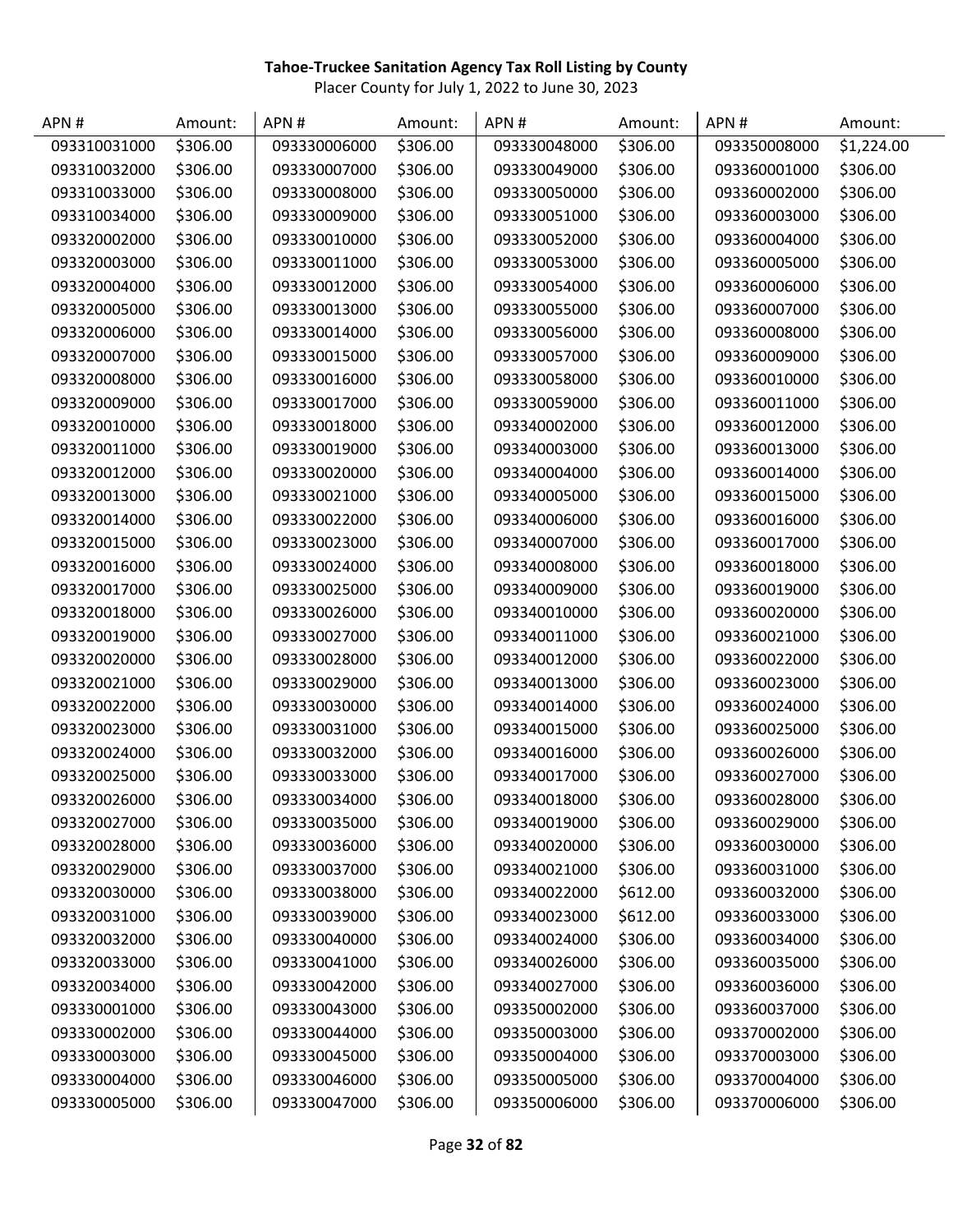**Tahoe-Truckee Sanitation Agency Tax Roll Listing by County**

Placer County for July 1, 2022 to June 30, 2023

| APN # | Amount: | APN # | Amount: | APN # | Amount: | APN # | Amount: |
|---|---|---|---|---|---|---|---|
| 093310031000 | $306.00 | 093330006000 | $306.00 | 093330048000 | $306.00 | 093350008000 | $1,224.00 |
| 093310032000 | $306.00 | 093330007000 | $306.00 | 093330049000 | $306.00 | 093360001000 | $306.00 |
| 093310033000 | $306.00 | 093330008000 | $306.00 | 093330050000 | $306.00 | 093360002000 | $306.00 |
| 093310034000 | $306.00 | 093330009000 | $306.00 | 093330051000 | $306.00 | 093360003000 | $306.00 |
| 093320002000 | $306.00 | 093330010000 | $306.00 | 093330052000 | $306.00 | 093360004000 | $306.00 |
| 093320003000 | $306.00 | 093330011000 | $306.00 | 093330053000 | $306.00 | 093360005000 | $306.00 |
| 093320004000 | $306.00 | 093330012000 | $306.00 | 093330054000 | $306.00 | 093360006000 | $306.00 |
| 093320005000 | $306.00 | 093330013000 | $306.00 | 093330055000 | $306.00 | 093360007000 | $306.00 |
| 093320006000 | $306.00 | 093330014000 | $306.00 | 093330056000 | $306.00 | 093360008000 | $306.00 |
| 093320007000 | $306.00 | 093330015000 | $306.00 | 093330057000 | $306.00 | 093360009000 | $306.00 |
| 093320008000 | $306.00 | 093330016000 | $306.00 | 093330058000 | $306.00 | 093360010000 | $306.00 |
| 093320009000 | $306.00 | 093330017000 | $306.00 | 093330059000 | $306.00 | 093360011000 | $306.00 |
| 093320010000 | $306.00 | 093330018000 | $306.00 | 093340002000 | $306.00 | 093360012000 | $306.00 |
| 093320011000 | $306.00 | 093330019000 | $306.00 | 093340003000 | $306.00 | 093360013000 | $306.00 |
| 093320012000 | $306.00 | 093330020000 | $306.00 | 093340004000 | $306.00 | 093360014000 | $306.00 |
| 093320013000 | $306.00 | 093330021000 | $306.00 | 093340005000 | $306.00 | 093360015000 | $306.00 |
| 093320014000 | $306.00 | 093330022000 | $306.00 | 093340006000 | $306.00 | 093360016000 | $306.00 |
| 093320015000 | $306.00 | 093330023000 | $306.00 | 093340007000 | $306.00 | 093360017000 | $306.00 |
| 093320016000 | $306.00 | 093330024000 | $306.00 | 093340008000 | $306.00 | 093360018000 | $306.00 |
| 093320017000 | $306.00 | 093330025000 | $306.00 | 093340009000 | $306.00 | 093360019000 | $306.00 |
| 093320018000 | $306.00 | 093330026000 | $306.00 | 093340010000 | $306.00 | 093360020000 | $306.00 |
| 093320019000 | $306.00 | 093330027000 | $306.00 | 093340011000 | $306.00 | 093360021000 | $306.00 |
| 093320020000 | $306.00 | 093330028000 | $306.00 | 093340012000 | $306.00 | 093360022000 | $306.00 |
| 093320021000 | $306.00 | 093330029000 | $306.00 | 093340013000 | $306.00 | 093360023000 | $306.00 |
| 093320022000 | $306.00 | 093330030000 | $306.00 | 093340014000 | $306.00 | 093360024000 | $306.00 |
| 093320023000 | $306.00 | 093330031000 | $306.00 | 093340015000 | $306.00 | 093360025000 | $306.00 |
| 093320024000 | $306.00 | 093330032000 | $306.00 | 093340016000 | $306.00 | 093360026000 | $306.00 |
| 093320025000 | $306.00 | 093330033000 | $306.00 | 093340017000 | $306.00 | 093360027000 | $306.00 |
| 093320026000 | $306.00 | 093330034000 | $306.00 | 093340018000 | $306.00 | 093360028000 | $306.00 |
| 093320027000 | $306.00 | 093330035000 | $306.00 | 093340019000 | $306.00 | 093360029000 | $306.00 |
| 093320028000 | $306.00 | 093330036000 | $306.00 | 093340020000 | $306.00 | 093360030000 | $306.00 |
| 093320029000 | $306.00 | 093330037000 | $306.00 | 093340021000 | $306.00 | 093360031000 | $306.00 |
| 093320030000 | $306.00 | 093330038000 | $306.00 | 093340022000 | $612.00 | 093360032000 | $306.00 |
| 093320031000 | $306.00 | 093330039000 | $306.00 | 093340023000 | $612.00 | 093360033000 | $306.00 |
| 093320032000 | $306.00 | 093330040000 | $306.00 | 093340024000 | $306.00 | 093360034000 | $306.00 |
| 093320033000 | $306.00 | 093330041000 | $306.00 | 093340026000 | $306.00 | 093360035000 | $306.00 |
| 093320034000 | $306.00 | 093330042000 | $306.00 | 093340027000 | $306.00 | 093360036000 | $306.00 |
| 093330001000 | $306.00 | 093330043000 | $306.00 | 093350002000 | $306.00 | 093360037000 | $306.00 |
| 093330002000 | $306.00 | 093330044000 | $306.00 | 093350003000 | $306.00 | 093370002000 | $306.00 |
| 093330003000 | $306.00 | 093330045000 | $306.00 | 093350004000 | $306.00 | 093370003000 | $306.00 |
| 093330004000 | $306.00 | 093330046000 | $306.00 | 093350005000 | $306.00 | 093370004000 | $306.00 |
| 093330005000 | $306.00 | 093330047000 | $306.00 | 093350006000 | $306.00 | 093370006000 | $306.00 |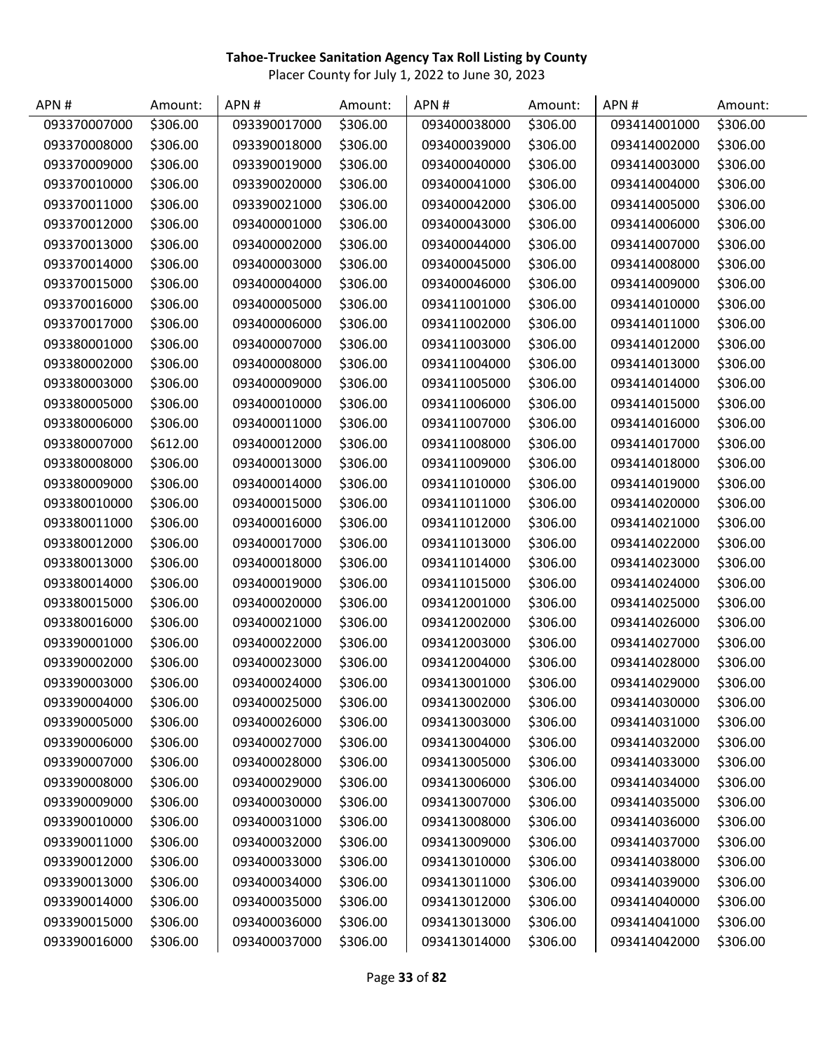**Tahoe-Truckee Sanitation Agency Tax Roll Listing by County**

Placer County for July 1, 2022 to June 30, 2023

| APN # | Amount: | APN # | Amount: | APN # | Amount: | APN # | Amount: |
|---|---|---|---|---|---|---|---|
| 093370007000 | $306.00 | 093390017000 | $306.00 | 093400038000 | $306.00 | 093414001000 | $306.00 |
| 093370008000 | $306.00 | 093390018000 | $306.00 | 093400039000 | $306.00 | 093414002000 | $306.00 |
| 093370009000 | $306.00 | 093390019000 | $306.00 | 093400040000 | $306.00 | 093414003000 | $306.00 |
| 093370010000 | $306.00 | 093390020000 | $306.00 | 093400041000 | $306.00 | 093414004000 | $306.00 |
| 093370011000 | $306.00 | 093390021000 | $306.00 | 093400042000 | $306.00 | 093414005000 | $306.00 |
| 093370012000 | $306.00 | 093400001000 | $306.00 | 093400043000 | $306.00 | 093414006000 | $306.00 |
| 093370013000 | $306.00 | 093400002000 | $306.00 | 093400044000 | $306.00 | 093414007000 | $306.00 |
| 093370014000 | $306.00 | 093400003000 | $306.00 | 093400045000 | $306.00 | 093414008000 | $306.00 |
| 093370015000 | $306.00 | 093400004000 | $306.00 | 093400046000 | $306.00 | 093414009000 | $306.00 |
| 093370016000 | $306.00 | 093400005000 | $306.00 | 093411001000 | $306.00 | 093414010000 | $306.00 |
| 093370017000 | $306.00 | 093400006000 | $306.00 | 093411002000 | $306.00 | 093414011000 | $306.00 |
| 093380001000 | $306.00 | 093400007000 | $306.00 | 093411003000 | $306.00 | 093414012000 | $306.00 |
| 093380002000 | $306.00 | 093400008000 | $306.00 | 093411004000 | $306.00 | 093414013000 | $306.00 |
| 093380003000 | $306.00 | 093400009000 | $306.00 | 093411005000 | $306.00 | 093414014000 | $306.00 |
| 093380005000 | $306.00 | 093400010000 | $306.00 | 093411006000 | $306.00 | 093414015000 | $306.00 |
| 093380006000 | $306.00 | 093400011000 | $306.00 | 093411007000 | $306.00 | 093414016000 | $306.00 |
| 093380007000 | $612.00 | 093400012000 | $306.00 | 093411008000 | $306.00 | 093414017000 | $306.00 |
| 093380008000 | $306.00 | 093400013000 | $306.00 | 093411009000 | $306.00 | 093414018000 | $306.00 |
| 093380009000 | $306.00 | 093400014000 | $306.00 | 093411010000 | $306.00 | 093414019000 | $306.00 |
| 093380010000 | $306.00 | 093400015000 | $306.00 | 093411011000 | $306.00 | 093414020000 | $306.00 |
| 093380011000 | $306.00 | 093400016000 | $306.00 | 093411012000 | $306.00 | 093414021000 | $306.00 |
| 093380012000 | $306.00 | 093400017000 | $306.00 | 093411013000 | $306.00 | 093414022000 | $306.00 |
| 093380013000 | $306.00 | 093400018000 | $306.00 | 093411014000 | $306.00 | 093414023000 | $306.00 |
| 093380014000 | $306.00 | 093400019000 | $306.00 | 093411015000 | $306.00 | 093414024000 | $306.00 |
| 093380015000 | $306.00 | 093400020000 | $306.00 | 093412001000 | $306.00 | 093414025000 | $306.00 |
| 093380016000 | $306.00 | 093400021000 | $306.00 | 093412002000 | $306.00 | 093414026000 | $306.00 |
| 093390001000 | $306.00 | 093400022000 | $306.00 | 093412003000 | $306.00 | 093414027000 | $306.00 |
| 093390002000 | $306.00 | 093400023000 | $306.00 | 093412004000 | $306.00 | 093414028000 | $306.00 |
| 093390003000 | $306.00 | 093400024000 | $306.00 | 093413001000 | $306.00 | 093414029000 | $306.00 |
| 093390004000 | $306.00 | 093400025000 | $306.00 | 093413002000 | $306.00 | 093414030000 | $306.00 |
| 093390005000 | $306.00 | 093400026000 | $306.00 | 093413003000 | $306.00 | 093414031000 | $306.00 |
| 093390006000 | $306.00 | 093400027000 | $306.00 | 093413004000 | $306.00 | 093414032000 | $306.00 |
| 093390007000 | $306.00 | 093400028000 | $306.00 | 093413005000 | $306.00 | 093414033000 | $306.00 |
| 093390008000 | $306.00 | 093400029000 | $306.00 | 093413006000 | $306.00 | 093414034000 | $306.00 |
| 093390009000 | $306.00 | 093400030000 | $306.00 | 093413007000 | $306.00 | 093414035000 | $306.00 |
| 093390010000 | $306.00 | 093400031000 | $306.00 | 093413008000 | $306.00 | 093414036000 | $306.00 |
| 093390011000 | $306.00 | 093400032000 | $306.00 | 093413009000 | $306.00 | 093414037000 | $306.00 |
| 093390012000 | $306.00 | 093400033000 | $306.00 | 093413010000 | $306.00 | 093414038000 | $306.00 |
| 093390013000 | $306.00 | 093400034000 | $306.00 | 093413011000 | $306.00 | 093414039000 | $306.00 |
| 093390014000 | $306.00 | 093400035000 | $306.00 | 093413012000 | $306.00 | 093414040000 | $306.00 |
| 093390015000 | $306.00 | 093400036000 | $306.00 | 093413013000 | $306.00 | 093414041000 | $306.00 |
| 093390016000 | $306.00 | 093400037000 | $306.00 | 093413014000 | $306.00 | 093414042000 | $306.00 |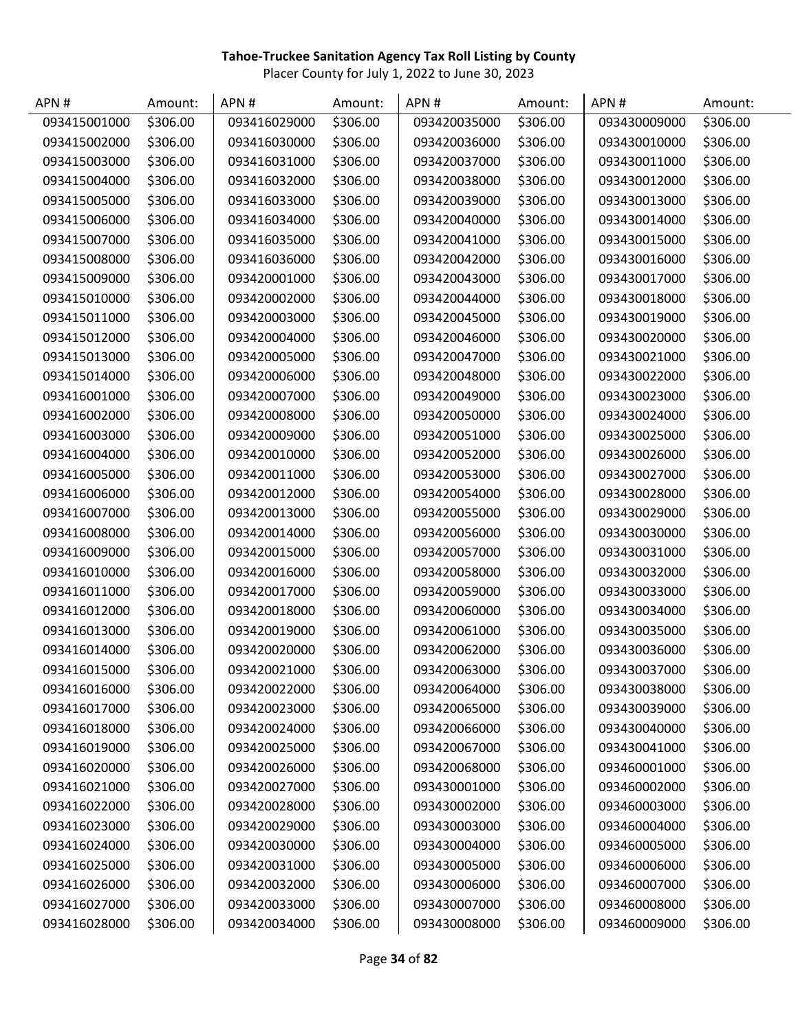**Tahoe-Truckee Sanitation Agency Tax Roll Listing by County**

Placer County for July 1, 2022 to June 30, 2023

| APN # | Amount: | APN # | Amount: | APN # | Amount: | APN # | Amount: |
|---|---|---|---|---|---|---|---|
| 093415001000 | $306.00 | 093416029000 | $306.00 | 093420035000 | $306.00 | 093430009000 | $306.00 |
| 093415002000 | $306.00 | 093416030000 | $306.00 | 093420036000 | $306.00 | 093430010000 | $306.00 |
| 093415003000 | $306.00 | 093416031000 | $306.00 | 093420037000 | $306.00 | 093430011000 | $306.00 |
| 093415004000 | $306.00 | 093416032000 | $306.00 | 093420038000 | $306.00 | 093430012000 | $306.00 |
| 093415005000 | $306.00 | 093416033000 | $306.00 | 093420039000 | $306.00 | 093430013000 | $306.00 |
| 093415006000 | $306.00 | 093416034000 | $306.00 | 093420040000 | $306.00 | 093430014000 | $306.00 |
| 093415007000 | $306.00 | 093416035000 | $306.00 | 093420041000 | $306.00 | 093430015000 | $306.00 |
| 093415008000 | $306.00 | 093416036000 | $306.00 | 093420042000 | $306.00 | 093430016000 | $306.00 |
| 093415009000 | $306.00 | 093420001000 | $306.00 | 093420043000 | $306.00 | 093430017000 | $306.00 |
| 093415010000 | $306.00 | 093420002000 | $306.00 | 093420044000 | $306.00 | 093430018000 | $306.00 |
| 093415011000 | $306.00 | 093420003000 | $306.00 | 093420045000 | $306.00 | 093430019000 | $306.00 |
| 093415012000 | $306.00 | 093420004000 | $306.00 | 093420046000 | $306.00 | 093430020000 | $306.00 |
| 093415013000 | $306.00 | 093420005000 | $306.00 | 093420047000 | $306.00 | 093430021000 | $306.00 |
| 093415014000 | $306.00 | 093420006000 | $306.00 | 093420048000 | $306.00 | 093430022000 | $306.00 |
| 093416001000 | $306.00 | 093420007000 | $306.00 | 093420049000 | $306.00 | 093430023000 | $306.00 |
| 093416002000 | $306.00 | 093420008000 | $306.00 | 093420050000 | $306.00 | 093430024000 | $306.00 |
| 093416003000 | $306.00 | 093420009000 | $306.00 | 093420051000 | $306.00 | 093430025000 | $306.00 |
| 093416004000 | $306.00 | 093420010000 | $306.00 | 093420052000 | $306.00 | 093430026000 | $306.00 |
| 093416005000 | $306.00 | 093420011000 | $306.00 | 093420053000 | $306.00 | 093430027000 | $306.00 |
| 093416006000 | $306.00 | 093420012000 | $306.00 | 093420054000 | $306.00 | 093430028000 | $306.00 |
| 093416007000 | $306.00 | 093420013000 | $306.00 | 093420055000 | $306.00 | 093430029000 | $306.00 |
| 093416008000 | $306.00 | 093420014000 | $306.00 | 093420056000 | $306.00 | 093430030000 | $306.00 |
| 093416009000 | $306.00 | 093420015000 | $306.00 | 093420057000 | $306.00 | 093430031000 | $306.00 |
| 093416010000 | $306.00 | 093420016000 | $306.00 | 093420058000 | $306.00 | 093430032000 | $306.00 |
| 093416011000 | $306.00 | 093420017000 | $306.00 | 093420059000 | $306.00 | 093430033000 | $306.00 |
| 093416012000 | $306.00 | 093420018000 | $306.00 | 093420060000 | $306.00 | 093430034000 | $306.00 |
| 093416013000 | $306.00 | 093420019000 | $306.00 | 093420061000 | $306.00 | 093430035000 | $306.00 |
| 093416014000 | $306.00 | 093420020000 | $306.00 | 093420062000 | $306.00 | 093430036000 | $306.00 |
| 093416015000 | $306.00 | 093420021000 | $306.00 | 093420063000 | $306.00 | 093430037000 | $306.00 |
| 093416016000 | $306.00 | 093420022000 | $306.00 | 093420064000 | $306.00 | 093430038000 | $306.00 |
| 093416017000 | $306.00 | 093420023000 | $306.00 | 093420065000 | $306.00 | 093430039000 | $306.00 |
| 093416018000 | $306.00 | 093420024000 | $306.00 | 093420066000 | $306.00 | 093430040000 | $306.00 |
| 093416019000 | $306.00 | 093420025000 | $306.00 | 093420067000 | $306.00 | 093430041000 | $306.00 |
| 093416020000 | $306.00 | 093420026000 | $306.00 | 093420068000 | $306.00 | 093460001000 | $306.00 |
| 093416021000 | $306.00 | 093420027000 | $306.00 | 093430001000 | $306.00 | 093460002000 | $306.00 |
| 093416022000 | $306.00 | 093420028000 | $306.00 | 093430002000 | $306.00 | 093460003000 | $306.00 |
| 093416023000 | $306.00 | 093420029000 | $306.00 | 093430003000 | $306.00 | 093460004000 | $306.00 |
| 093416024000 | $306.00 | 093420030000 | $306.00 | 093430004000 | $306.00 | 093460005000 | $306.00 |
| 093416025000 | $306.00 | 093420031000 | $306.00 | 093430005000 | $306.00 | 093460006000 | $306.00 |
| 093416026000 | $306.00 | 093420032000 | $306.00 | 093430006000 | $306.00 | 093460007000 | $306.00 |
| 093416027000 | $306.00 | 093420033000 | $306.00 | 093430007000 | $306.00 | 093460008000 | $306.00 |
| 093416028000 | $306.00 | 093420034000 | $306.00 | 093430008000 | $306.00 | 093460009000 | $306.00 |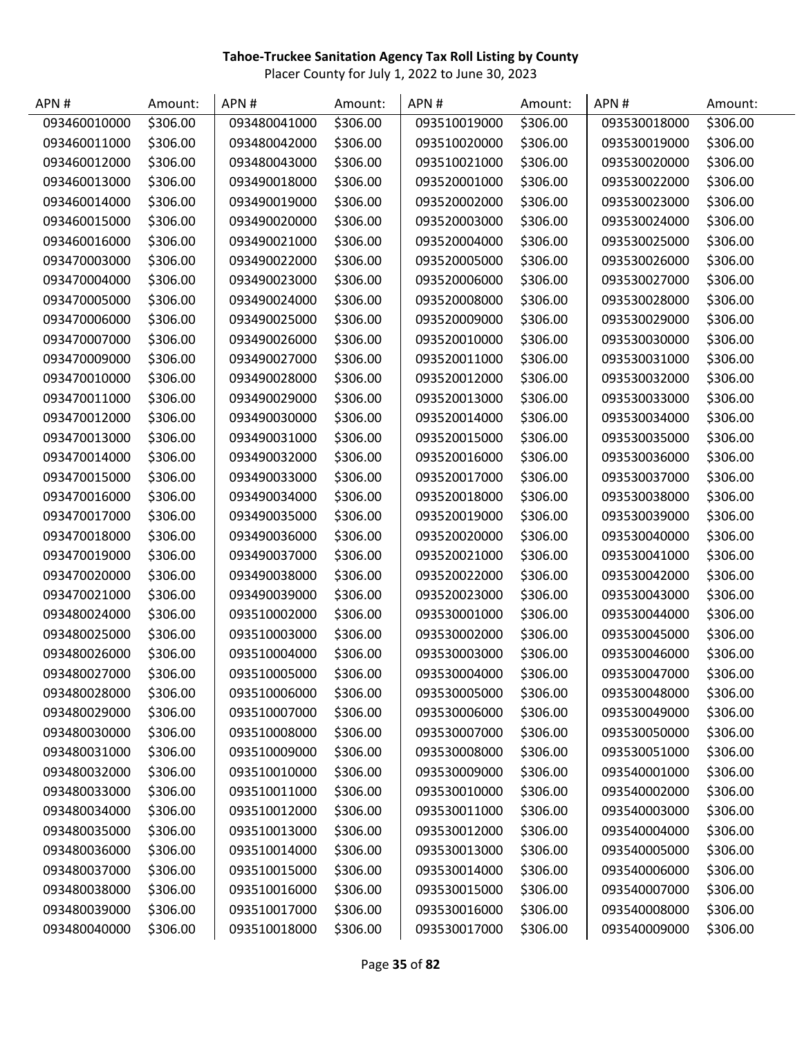**Tahoe-Truckee Sanitation Agency Tax Roll Listing by County**

Placer County for July 1, 2022 to June 30, 2023

| APN # | Amount: | APN # | Amount: | APN # | Amount: | APN # | Amount: |
|---|---|---|---|---|---|---|---|
| 093460010000 | $306.00 | 093480041000 | $306.00 | 093510019000 | $306.00 | 093530018000 | $306.00 |
| 093460011000 | $306.00 | 093480042000 | $306.00 | 093510020000 | $306.00 | 093530019000 | $306.00 |
| 093460012000 | $306.00 | 093480043000 | $306.00 | 093510021000 | $306.00 | 093530020000 | $306.00 |
| 093460013000 | $306.00 | 093490018000 | $306.00 | 093520001000 | $306.00 | 093530022000 | $306.00 |
| 093460014000 | $306.00 | 093490019000 | $306.00 | 093520002000 | $306.00 | 093530023000 | $306.00 |
| 093460015000 | $306.00 | 093490020000 | $306.00 | 093520003000 | $306.00 | 093530024000 | $306.00 |
| 093460016000 | $306.00 | 093490021000 | $306.00 | 093520004000 | $306.00 | 093530025000 | $306.00 |
| 093470003000 | $306.00 | 093490022000 | $306.00 | 093520005000 | $306.00 | 093530026000 | $306.00 |
| 093470004000 | $306.00 | 093490023000 | $306.00 | 093520006000 | $306.00 | 093530027000 | $306.00 |
| 093470005000 | $306.00 | 093490024000 | $306.00 | 093520008000 | $306.00 | 093530028000 | $306.00 |
| 093470006000 | $306.00 | 093490025000 | $306.00 | 093520009000 | $306.00 | 093530029000 | $306.00 |
| 093470007000 | $306.00 | 093490026000 | $306.00 | 093520010000 | $306.00 | 093530030000 | $306.00 |
| 093470009000 | $306.00 | 093490027000 | $306.00 | 093520011000 | $306.00 | 093530031000 | $306.00 |
| 093470010000 | $306.00 | 093490028000 | $306.00 | 093520012000 | $306.00 | 093530032000 | $306.00 |
| 093470011000 | $306.00 | 093490029000 | $306.00 | 093520013000 | $306.00 | 093530033000 | $306.00 |
| 093470012000 | $306.00 | 093490030000 | $306.00 | 093520014000 | $306.00 | 093530034000 | $306.00 |
| 093470013000 | $306.00 | 093490031000 | $306.00 | 093520015000 | $306.00 | 093530035000 | $306.00 |
| 093470014000 | $306.00 | 093490032000 | $306.00 | 093520016000 | $306.00 | 093530036000 | $306.00 |
| 093470015000 | $306.00 | 093490033000 | $306.00 | 093520017000 | $306.00 | 093530037000 | $306.00 |
| 093470016000 | $306.00 | 093490034000 | $306.00 | 093520018000 | $306.00 | 093530038000 | $306.00 |
| 093470017000 | $306.00 | 093490035000 | $306.00 | 093520019000 | $306.00 | 093530039000 | $306.00 |
| 093470018000 | $306.00 | 093490036000 | $306.00 | 093520020000 | $306.00 | 093530040000 | $306.00 |
| 093470019000 | $306.00 | 093490037000 | $306.00 | 093520021000 | $306.00 | 093530041000 | $306.00 |
| 093470020000 | $306.00 | 093490038000 | $306.00 | 093520022000 | $306.00 | 093530042000 | $306.00 |
| 093470021000 | $306.00 | 093490039000 | $306.00 | 093520023000 | $306.00 | 093530043000 | $306.00 |
| 093480024000 | $306.00 | 093510002000 | $306.00 | 093530001000 | $306.00 | 093530044000 | $306.00 |
| 093480025000 | $306.00 | 093510003000 | $306.00 | 093530002000 | $306.00 | 093530045000 | $306.00 |
| 093480026000 | $306.00 | 093510004000 | $306.00 | 093530003000 | $306.00 | 093530046000 | $306.00 |
| 093480027000 | $306.00 | 093510005000 | $306.00 | 093530004000 | $306.00 | 093530047000 | $306.00 |
| 093480028000 | $306.00 | 093510006000 | $306.00 | 093530005000 | $306.00 | 093530048000 | $306.00 |
| 093480029000 | $306.00 | 093510007000 | $306.00 | 093530006000 | $306.00 | 093530049000 | $306.00 |
| 093480030000 | $306.00 | 093510008000 | $306.00 | 093530007000 | $306.00 | 093530050000 | $306.00 |
| 093480031000 | $306.00 | 093510009000 | $306.00 | 093530008000 | $306.00 | 093530051000 | $306.00 |
| 093480032000 | $306.00 | 093510010000 | $306.00 | 093530009000 | $306.00 | 093540001000 | $306.00 |
| 093480033000 | $306.00 | 093510011000 | $306.00 | 093530010000 | $306.00 | 093540002000 | $306.00 |
| 093480034000 | $306.00 | 093510012000 | $306.00 | 093530011000 | $306.00 | 093540003000 | $306.00 |
| 093480035000 | $306.00 | 093510013000 | $306.00 | 093530012000 | $306.00 | 093540004000 | $306.00 |
| 093480036000 | $306.00 | 093510014000 | $306.00 | 093530013000 | $306.00 | 093540005000 | $306.00 |
| 093480037000 | $306.00 | 093510015000 | $306.00 | 093530014000 | $306.00 | 093540006000 | $306.00 |
| 093480038000 | $306.00 | 093510016000 | $306.00 | 093530015000 | $306.00 | 093540007000 | $306.00 |
| 093480039000 | $306.00 | 093510017000 | $306.00 | 093530016000 | $306.00 | 093540008000 | $306.00 |
| 093480040000 | $306.00 | 093510018000 | $306.00 | 093530017000 | $306.00 | 093540009000 | $306.00 |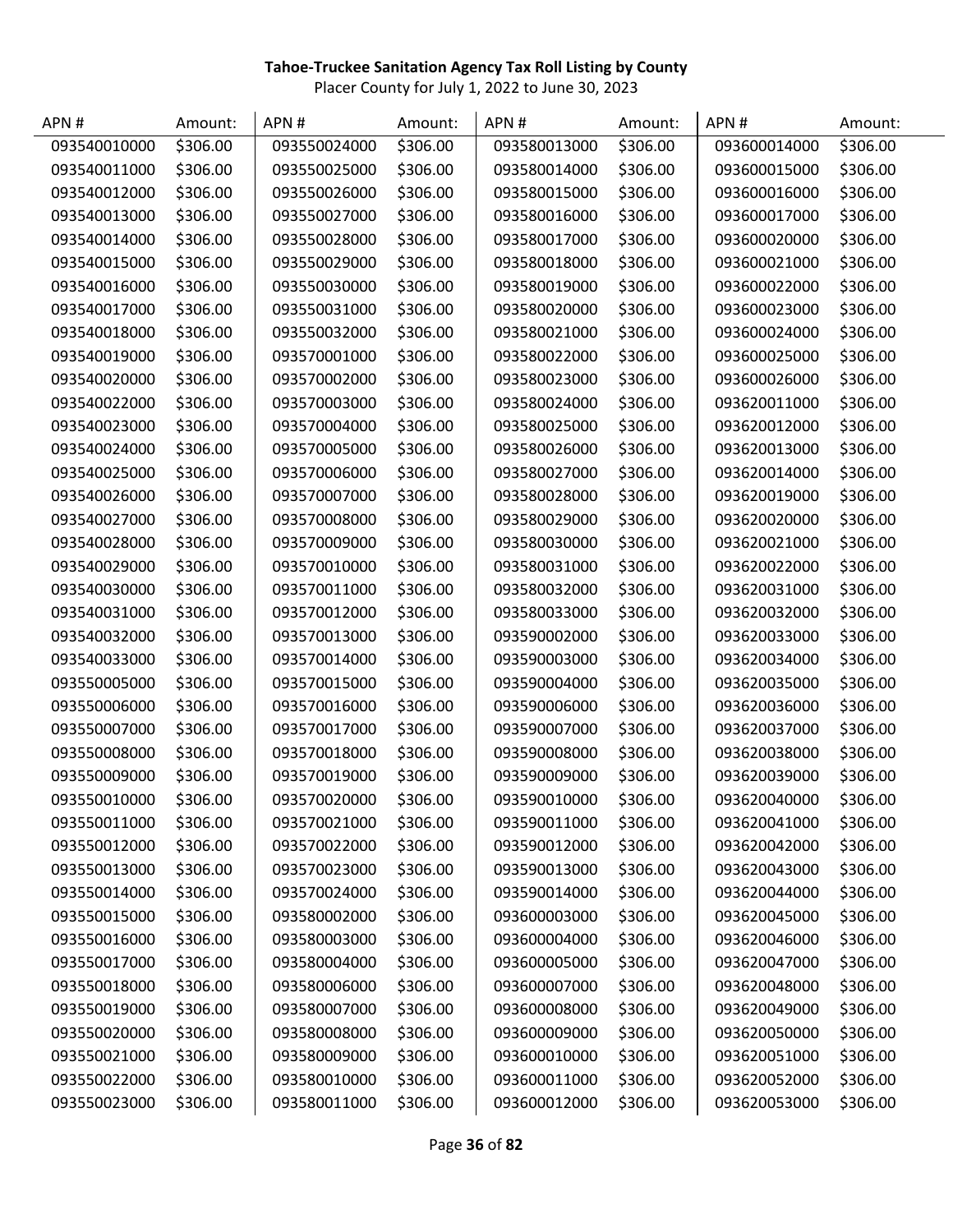**Tahoe-Truckee Sanitation Agency Tax Roll Listing by County**

Placer County for July 1, 2022 to June 30, 2023

| APN # | Amount: | APN # | Amount: | APN # | Amount: | APN # | Amount: |
|---|---|---|---|---|---|---|---|
| 093540010000 | $306.00 | 093550024000 | $306.00 | 093580013000 | $306.00 | 093600014000 | $306.00 |
| 093540011000 | $306.00 | 093550025000 | $306.00 | 093580014000 | $306.00 | 093600015000 | $306.00 |
| 093540012000 | $306.00 | 093550026000 | $306.00 | 093580015000 | $306.00 | 093600016000 | $306.00 |
| 093540013000 | $306.00 | 093550027000 | $306.00 | 093580016000 | $306.00 | 093600017000 | $306.00 |
| 093540014000 | $306.00 | 093550028000 | $306.00 | 093580017000 | $306.00 | 093600020000 | $306.00 |
| 093540015000 | $306.00 | 093550029000 | $306.00 | 093580018000 | $306.00 | 093600021000 | $306.00 |
| 093540016000 | $306.00 | 093550030000 | $306.00 | 093580019000 | $306.00 | 093600022000 | $306.00 |
| 093540017000 | $306.00 | 093550031000 | $306.00 | 093580020000 | $306.00 | 093600023000 | $306.00 |
| 093540018000 | $306.00 | 093550032000 | $306.00 | 093580021000 | $306.00 | 093600024000 | $306.00 |
| 093540019000 | $306.00 | 093570001000 | $306.00 | 093580022000 | $306.00 | 093600025000 | $306.00 |
| 093540020000 | $306.00 | 093570002000 | $306.00 | 093580023000 | $306.00 | 093600026000 | $306.00 |
| 093540022000 | $306.00 | 093570003000 | $306.00 | 093580024000 | $306.00 | 093620011000 | $306.00 |
| 093540023000 | $306.00 | 093570004000 | $306.00 | 093580025000 | $306.00 | 093620012000 | $306.00 |
| 093540024000 | $306.00 | 093570005000 | $306.00 | 093580026000 | $306.00 | 093620013000 | $306.00 |
| 093540025000 | $306.00 | 093570006000 | $306.00 | 093580027000 | $306.00 | 093620014000 | $306.00 |
| 093540026000 | $306.00 | 093570007000 | $306.00 | 093580028000 | $306.00 | 093620019000 | $306.00 |
| 093540027000 | $306.00 | 093570008000 | $306.00 | 093580029000 | $306.00 | 093620020000 | $306.00 |
| 093540028000 | $306.00 | 093570009000 | $306.00 | 093580030000 | $306.00 | 093620021000 | $306.00 |
| 093540029000 | $306.00 | 093570010000 | $306.00 | 093580031000 | $306.00 | 093620022000 | $306.00 |
| 093540030000 | $306.00 | 093570011000 | $306.00 | 093580032000 | $306.00 | 093620031000 | $306.00 |
| 093540031000 | $306.00 | 093570012000 | $306.00 | 093580033000 | $306.00 | 093620032000 | $306.00 |
| 093540032000 | $306.00 | 093570013000 | $306.00 | 093590002000 | $306.00 | 093620033000 | $306.00 |
| 093540033000 | $306.00 | 093570014000 | $306.00 | 093590003000 | $306.00 | 093620034000 | $306.00 |
| 093550005000 | $306.00 | 093570015000 | $306.00 | 093590004000 | $306.00 | 093620035000 | $306.00 |
| 093550006000 | $306.00 | 093570016000 | $306.00 | 093590006000 | $306.00 | 093620036000 | $306.00 |
| 093550007000 | $306.00 | 093570017000 | $306.00 | 093590007000 | $306.00 | 093620037000 | $306.00 |
| 093550008000 | $306.00 | 093570018000 | $306.00 | 093590008000 | $306.00 | 093620038000 | $306.00 |
| 093550009000 | $306.00 | 093570019000 | $306.00 | 093590009000 | $306.00 | 093620039000 | $306.00 |
| 093550010000 | $306.00 | 093570020000 | $306.00 | 093590010000 | $306.00 | 093620040000 | $306.00 |
| 093550011000 | $306.00 | 093570021000 | $306.00 | 093590011000 | $306.00 | 093620041000 | $306.00 |
| 093550012000 | $306.00 | 093570022000 | $306.00 | 093590012000 | $306.00 | 093620042000 | $306.00 |
| 093550013000 | $306.00 | 093570023000 | $306.00 | 093590013000 | $306.00 | 093620043000 | $306.00 |
| 093550014000 | $306.00 | 093570024000 | $306.00 | 093590014000 | $306.00 | 093620044000 | $306.00 |
| 093550015000 | $306.00 | 093580002000 | $306.00 | 093600003000 | $306.00 | 093620045000 | $306.00 |
| 093550016000 | $306.00 | 093580003000 | $306.00 | 093600004000 | $306.00 | 093620046000 | $306.00 |
| 093550017000 | $306.00 | 093580004000 | $306.00 | 093600005000 | $306.00 | 093620047000 | $306.00 |
| 093550018000 | $306.00 | 093580006000 | $306.00 | 093600007000 | $306.00 | 093620048000 | $306.00 |
| 093550019000 | $306.00 | 093580007000 | $306.00 | 093600008000 | $306.00 | 093620049000 | $306.00 |
| 093550020000 | $306.00 | 093580008000 | $306.00 | 093600009000 | $306.00 | 093620050000 | $306.00 |
| 093550021000 | $306.00 | 093580009000 | $306.00 | 093600010000 | $306.00 | 093620051000 | $306.00 |
| 093550022000 | $306.00 | 093580010000 | $306.00 | 093600011000 | $306.00 | 093620052000 | $306.00 |
| 093550023000 | $306.00 | 093580011000 | $306.00 | 093600012000 | $306.00 | 093620053000 | $306.00 |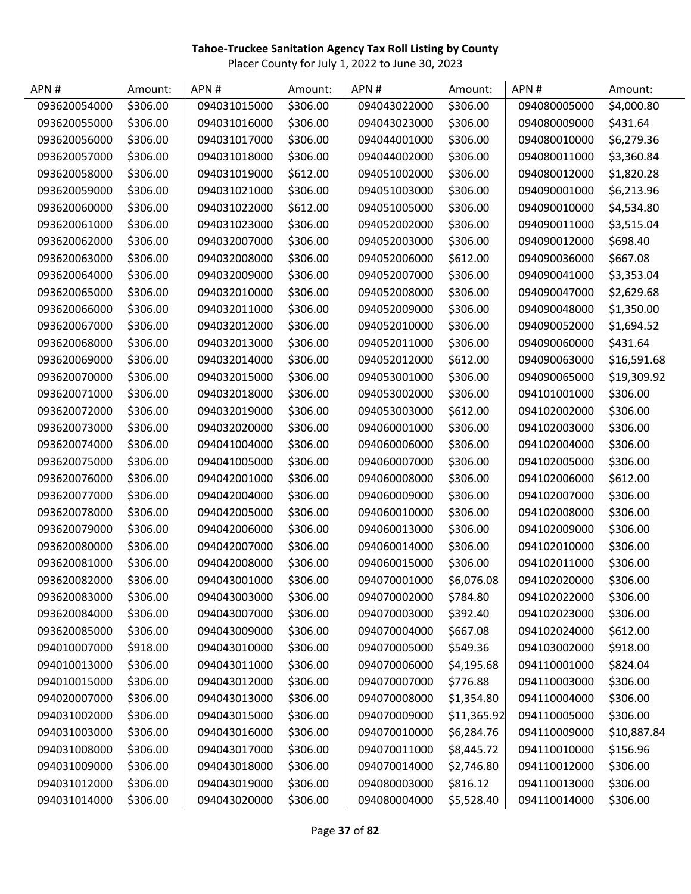**Tahoe-Truckee Sanitation Agency Tax Roll Listing by County**

Placer County for July 1, 2022 to June 30, 2023

| APN # | Amount: | APN # | Amount: | APN # | Amount: | APN # | Amount: |
|---|---|---|---|---|---|---|---|
| 093620054000 | $306.00 | 094031015000 | $306.00 | 094043022000 | $306.00 | 094080005000 | $4,000.80 |
| 093620055000 | $306.00 | 094031016000 | $306.00 | 094043023000 | $306.00 | 094080009000 | $431.64 |
| 093620056000 | $306.00 | 094031017000 | $306.00 | 094044001000 | $306.00 | 094080010000 | $6,279.36 |
| 093620057000 | $306.00 | 094031018000 | $306.00 | 094044002000 | $306.00 | 094080011000 | $3,360.84 |
| 093620058000 | $306.00 | 094031019000 | $612.00 | 094051002000 | $306.00 | 094080012000 | $1,820.28 |
| 093620059000 | $306.00 | 094031021000 | $306.00 | 094051003000 | $306.00 | 094090001000 | $6,213.96 |
| 093620060000 | $306.00 | 094031022000 | $612.00 | 094051005000 | $306.00 | 094090010000 | $4,534.80 |
| 093620061000 | $306.00 | 094031023000 | $306.00 | 094052002000 | $306.00 | 094090011000 | $3,515.04 |
| 093620062000 | $306.00 | 094032007000 | $306.00 | 094052003000 | $306.00 | 094090012000 | $698.40 |
| 093620063000 | $306.00 | 094032008000 | $306.00 | 094052006000 | $612.00 | 094090036000 | $667.08 |
| 093620064000 | $306.00 | 094032009000 | $306.00 | 094052007000 | $306.00 | 094090041000 | $3,353.04 |
| 093620065000 | $306.00 | 094032010000 | $306.00 | 094052008000 | $306.00 | 094090047000 | $2,629.68 |
| 093620066000 | $306.00 | 094032011000 | $306.00 | 094052009000 | $306.00 | 094090048000 | $1,350.00 |
| 093620067000 | $306.00 | 094032012000 | $306.00 | 094052010000 | $306.00 | 094090052000 | $1,694.52 |
| 093620068000 | $306.00 | 094032013000 | $306.00 | 094052011000 | $306.00 | 094090060000 | $431.64 |
| 093620069000 | $306.00 | 094032014000 | $306.00 | 094052012000 | $612.00 | 094090063000 | $16,591.68 |
| 093620070000 | $306.00 | 094032015000 | $306.00 | 094053001000 | $306.00 | 094090065000 | $19,309.92 |
| 093620071000 | $306.00 | 094032018000 | $306.00 | 094053002000 | $306.00 | 094101001000 | $306.00 |
| 093620072000 | $306.00 | 094032019000 | $306.00 | 094053003000 | $612.00 | 094102002000 | $306.00 |
| 093620073000 | $306.00 | 094032020000 | $306.00 | 094060001000 | $306.00 | 094102003000 | $306.00 |
| 093620074000 | $306.00 | 094041004000 | $306.00 | 094060006000 | $306.00 | 094102004000 | $306.00 |
| 093620075000 | $306.00 | 094041005000 | $306.00 | 094060007000 | $306.00 | 094102005000 | $306.00 |
| 093620076000 | $306.00 | 094042001000 | $306.00 | 094060008000 | $306.00 | 094102006000 | $612.00 |
| 093620077000 | $306.00 | 094042004000 | $306.00 | 094060009000 | $306.00 | 094102007000 | $306.00 |
| 093620078000 | $306.00 | 094042005000 | $306.00 | 094060010000 | $306.00 | 094102008000 | $306.00 |
| 093620079000 | $306.00 | 094042006000 | $306.00 | 094060013000 | $306.00 | 094102009000 | $306.00 |
| 093620080000 | $306.00 | 094042007000 | $306.00 | 094060014000 | $306.00 | 094102010000 | $306.00 |
| 093620081000 | $306.00 | 094042008000 | $306.00 | 094060015000 | $306.00 | 094102011000 | $306.00 |
| 093620082000 | $306.00 | 094043001000 | $306.00 | 094070001000 | $6,076.08 | 094102020000 | $306.00 |
| 093620083000 | $306.00 | 094043003000 | $306.00 | 094070002000 | $784.80 | 094102022000 | $306.00 |
| 093620084000 | $306.00 | 094043007000 | $306.00 | 094070003000 | $392.40 | 094102023000 | $306.00 |
| 093620085000 | $306.00 | 094043009000 | $306.00 | 094070004000 | $667.08 | 094102024000 | $612.00 |
| 094010007000 | $918.00 | 094043010000 | $306.00 | 094070005000 | $549.36 | 094103002000 | $918.00 |
| 094010013000 | $306.00 | 094043011000 | $306.00 | 094070006000 | $4,195.68 | 094110001000 | $824.04 |
| 094010015000 | $306.00 | 094043012000 | $306.00 | 094070007000 | $776.88 | 094110003000 | $306.00 |
| 094020007000 | $306.00 | 094043013000 | $306.00 | 094070008000 | $1,354.80 | 094110004000 | $306.00 |
| 094031002000 | $306.00 | 094043015000 | $306.00 | 094070009000 | $11,365.92 | 094110005000 | $306.00 |
| 094031003000 | $306.00 | 094043016000 | $306.00 | 094070010000 | $6,284.76 | 094110009000 | $10,887.84 |
| 094031008000 | $306.00 | 094043017000 | $306.00 | 094070011000 | $8,445.72 | 094110010000 | $156.96 |
| 094031009000 | $306.00 | 094043018000 | $306.00 | 094070014000 | $2,746.80 | 094110012000 | $306.00 |
| 094031012000 | $306.00 | 094043019000 | $306.00 | 094080003000 | $816.12 | 094110013000 | $306.00 |
| 094031014000 | $306.00 | 094043020000 | $306.00 | 094080004000 | $5,528.40 | 094110014000 | $306.00 |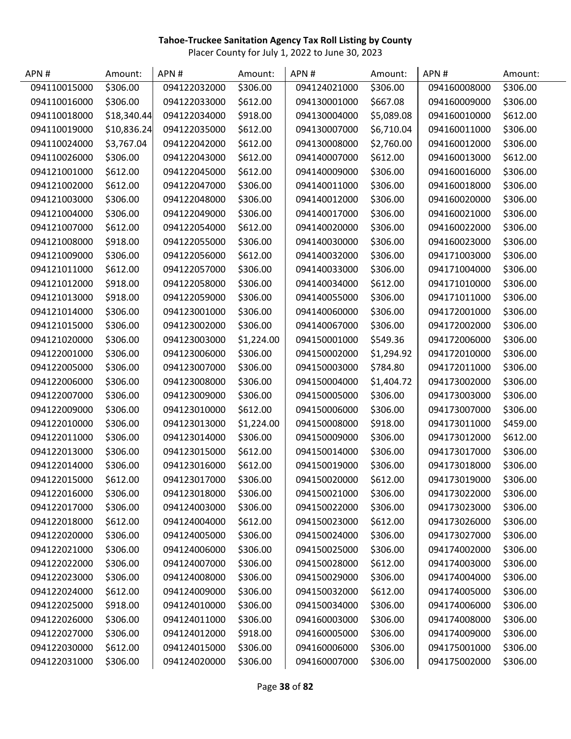**Tahoe-Truckee Sanitation Agency Tax Roll Listing by County**

Placer County for July 1, 2022 to June 30, 2023

| APN # | Amount: | APN # | Amount: | APN # | Amount: | APN # | Amount: |
|---|---|---|---|---|---|---|---|
| 094110015000 | $306.00 | 094122032000 | $306.00 | 094124021000 | $306.00 | 094160008000 | $306.00 |
| 094110016000 | $306.00 | 094122033000 | $612.00 | 094130001000 | $667.08 | 094160009000 | $306.00 |
| 094110018000 | $18,340.44 | 094122034000 | $918.00 | 094130004000 | $5,089.08 | 094160010000 | $612.00 |
| 094110019000 | $10,836.24 | 094122035000 | $612.00 | 094130007000 | $6,710.04 | 094160011000 | $306.00 |
| 094110024000 | $3,767.04 | 094122042000 | $612.00 | 094130008000 | $2,760.00 | 094160012000 | $306.00 |
| 094110026000 | $306.00 | 094122043000 | $612.00 | 094140007000 | $612.00 | 094160013000 | $612.00 |
| 094121001000 | $612.00 | 094122045000 | $612.00 | 094140009000 | $306.00 | 094160016000 | $306.00 |
| 094121002000 | $612.00 | 094122047000 | $306.00 | 094140011000 | $306.00 | 094160018000 | $306.00 |
| 094121003000 | $306.00 | 094122048000 | $306.00 | 094140012000 | $306.00 | 094160020000 | $306.00 |
| 094121004000 | $306.00 | 094122049000 | $306.00 | 094140017000 | $306.00 | 094160021000 | $306.00 |
| 094121007000 | $612.00 | 094122054000 | $612.00 | 094140020000 | $306.00 | 094160022000 | $306.00 |
| 094121008000 | $918.00 | 094122055000 | $306.00 | 094140030000 | $306.00 | 094160023000 | $306.00 |
| 094121009000 | $306.00 | 094122056000 | $612.00 | 094140032000 | $306.00 | 094171003000 | $306.00 |
| 094121011000 | $612.00 | 094122057000 | $306.00 | 094140033000 | $306.00 | 094171004000 | $306.00 |
| 094121012000 | $918.00 | 094122058000 | $306.00 | 094140034000 | $612.00 | 094171010000 | $306.00 |
| 094121013000 | $918.00 | 094122059000 | $306.00 | 094140055000 | $306.00 | 094171011000 | $306.00 |
| 094121014000 | $306.00 | 094123001000 | $306.00 | 094140060000 | $306.00 | 094172001000 | $306.00 |
| 094121015000 | $306.00 | 094123002000 | $306.00 | 094140067000 | $306.00 | 094172002000 | $306.00 |
| 094121020000 | $306.00 | 094123003000 | $1,224.00 | 094150001000 | $549.36 | 094172006000 | $306.00 |
| 094122001000 | $306.00 | 094123006000 | $306.00 | 094150002000 | $1,294.92 | 094172010000 | $306.00 |
| 094122005000 | $306.00 | 094123007000 | $306.00 | 094150003000 | $784.80 | 094172011000 | $306.00 |
| 094122006000 | $306.00 | 094123008000 | $306.00 | 094150004000 | $1,404.72 | 094173002000 | $306.00 |
| 094122007000 | $306.00 | 094123009000 | $306.00 | 094150005000 | $306.00 | 094173003000 | $306.00 |
| 094122009000 | $306.00 | 094123010000 | $612.00 | 094150006000 | $306.00 | 094173007000 | $306.00 |
| 094122010000 | $306.00 | 094123013000 | $1,224.00 | 094150008000 | $918.00 | 094173011000 | $459.00 |
| 094122011000 | $306.00 | 094123014000 | $306.00 | 094150009000 | $306.00 | 094173012000 | $612.00 |
| 094122013000 | $306.00 | 094123015000 | $612.00 | 094150014000 | $306.00 | 094173017000 | $306.00 |
| 094122014000 | $306.00 | 094123016000 | $612.00 | 094150019000 | $306.00 | 094173018000 | $306.00 |
| 094122015000 | $612.00 | 094123017000 | $306.00 | 094150020000 | $612.00 | 094173019000 | $306.00 |
| 094122016000 | $306.00 | 094123018000 | $306.00 | 094150021000 | $306.00 | 094173022000 | $306.00 |
| 094122017000 | $306.00 | 094124003000 | $306.00 | 094150022000 | $306.00 | 094173023000 | $306.00 |
| 094122018000 | $612.00 | 094124004000 | $612.00 | 094150023000 | $612.00 | 094173026000 | $306.00 |
| 094122020000 | $306.00 | 094124005000 | $306.00 | 094150024000 | $306.00 | 094173027000 | $306.00 |
| 094122021000 | $306.00 | 094124006000 | $306.00 | 094150025000 | $306.00 | 094174002000 | $306.00 |
| 094122022000 | $306.00 | 094124007000 | $306.00 | 094150028000 | $612.00 | 094174003000 | $306.00 |
| 094122023000 | $306.00 | 094124008000 | $306.00 | 094150029000 | $306.00 | 094174004000 | $306.00 |
| 094122024000 | $612.00 | 094124009000 | $306.00 | 094150032000 | $612.00 | 094174005000 | $306.00 |
| 094122025000 | $918.00 | 094124010000 | $306.00 | 094150034000 | $306.00 | 094174006000 | $306.00 |
| 094122026000 | $306.00 | 094124011000 | $306.00 | 094160003000 | $306.00 | 094174008000 | $306.00 |
| 094122027000 | $306.00 | 094124012000 | $918.00 | 094160005000 | $306.00 | 094174009000 | $306.00 |
| 094122030000 | $612.00 | 094124015000 | $306.00 | 094160006000 | $306.00 | 094175001000 | $306.00 |
| 094122031000 | $306.00 | 094124020000 | $306.00 | 094160007000 | $306.00 | 094175002000 | $306.00 |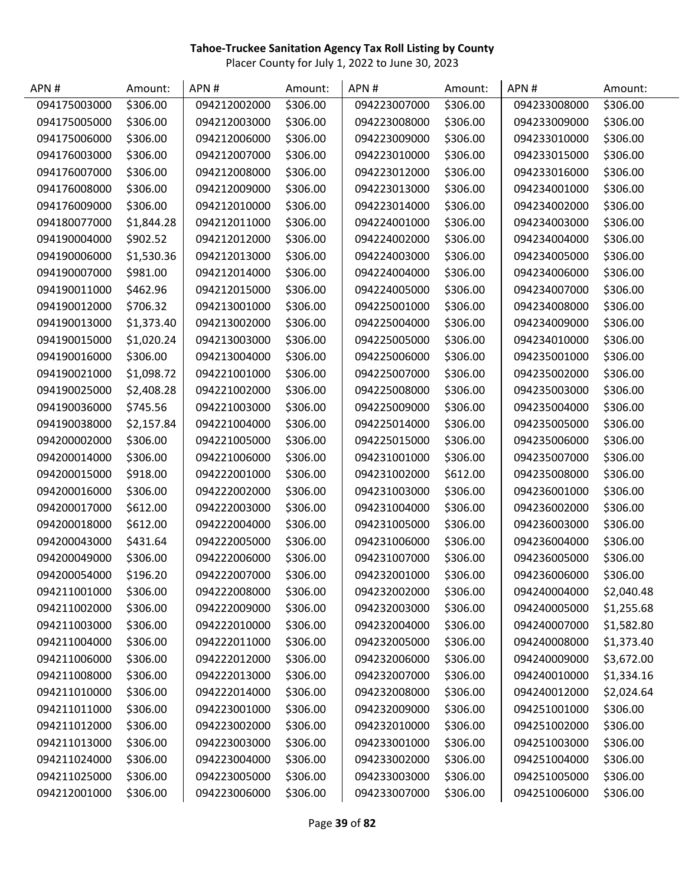**Tahoe-Truckee Sanitation Agency Tax Roll Listing by County**

Placer County for July 1, 2022 to June 30, 2023

| APN # | Amount: | APN # | Amount: | APN # | Amount: | APN # | Amount: |
|---|---|---|---|---|---|---|---|
| 094175003000 | $306.00 | 094212002000 | $306.00 | 094223007000 | $306.00 | 094233008000 | $306.00 |
| 094175005000 | $306.00 | 094212003000 | $306.00 | 094223008000 | $306.00 | 094233009000 | $306.00 |
| 094175006000 | $306.00 | 094212006000 | $306.00 | 094223009000 | $306.00 | 094233010000 | $306.00 |
| 094176003000 | $306.00 | 094212007000 | $306.00 | 094223010000 | $306.00 | 094233015000 | $306.00 |
| 094176007000 | $306.00 | 094212008000 | $306.00 | 094223012000 | $306.00 | 094233016000 | $306.00 |
| 094176008000 | $306.00 | 094212009000 | $306.00 | 094223013000 | $306.00 | 094234001000 | $306.00 |
| 094176009000 | $306.00 | 094212010000 | $306.00 | 094223014000 | $306.00 | 094234002000 | $306.00 |
| 094180077000 | $1,844.28 | 094212011000 | $306.00 | 094224001000 | $306.00 | 094234003000 | $306.00 |
| 094190004000 | $902.52 | 094212012000 | $306.00 | 094224002000 | $306.00 | 094234004000 | $306.00 |
| 094190006000 | $1,530.36 | 094212013000 | $306.00 | 094224003000 | $306.00 | 094234005000 | $306.00 |
| 094190007000 | $981.00 | 094212014000 | $306.00 | 094224004000 | $306.00 | 094234006000 | $306.00 |
| 094190011000 | $462.96 | 094212015000 | $306.00 | 094224005000 | $306.00 | 094234007000 | $306.00 |
| 094190012000 | $706.32 | 094213001000 | $306.00 | 094225001000 | $306.00 | 094234008000 | $306.00 |
| 094190013000 | $1,373.40 | 094213002000 | $306.00 | 094225004000 | $306.00 | 094234009000 | $306.00 |
| 094190015000 | $1,020.24 | 094213003000 | $306.00 | 094225005000 | $306.00 | 094234010000 | $306.00 |
| 094190016000 | $306.00 | 094213004000 | $306.00 | 094225006000 | $306.00 | 094235001000 | $306.00 |
| 094190021000 | $1,098.72 | 094221001000 | $306.00 | 094225007000 | $306.00 | 094235002000 | $306.00 |
| 094190025000 | $2,408.28 | 094221002000 | $306.00 | 094225008000 | $306.00 | 094235003000 | $306.00 |
| 094190036000 | $745.56 | 094221003000 | $306.00 | 094225009000 | $306.00 | 094235004000 | $306.00 |
| 094190038000 | $2,157.84 | 094221004000 | $306.00 | 094225014000 | $306.00 | 094235005000 | $306.00 |
| 094200002000 | $306.00 | 094221005000 | $306.00 | 094225015000 | $306.00 | 094235006000 | $306.00 |
| 094200014000 | $306.00 | 094221006000 | $306.00 | 094231001000 | $306.00 | 094235007000 | $306.00 |
| 094200015000 | $918.00 | 094222001000 | $306.00 | 094231002000 | $612.00 | 094235008000 | $306.00 |
| 094200016000 | $306.00 | 094222002000 | $306.00 | 094231003000 | $306.00 | 094236001000 | $306.00 |
| 094200017000 | $612.00 | 094222003000 | $306.00 | 094231004000 | $306.00 | 094236002000 | $306.00 |
| 094200018000 | $612.00 | 094222004000 | $306.00 | 094231005000 | $306.00 | 094236003000 | $306.00 |
| 094200043000 | $431.64 | 094222005000 | $306.00 | 094231006000 | $306.00 | 094236004000 | $306.00 |
| 094200049000 | $306.00 | 094222006000 | $306.00 | 094231007000 | $306.00 | 094236005000 | $306.00 |
| 094200054000 | $196.20 | 094222007000 | $306.00 | 094232001000 | $306.00 | 094236006000 | $306.00 |
| 094211001000 | $306.00 | 094222008000 | $306.00 | 094232002000 | $306.00 | 094240004000 | $2,040.48 |
| 094211002000 | $306.00 | 094222009000 | $306.00 | 094232003000 | $306.00 | 094240005000 | $1,255.68 |
| 094211003000 | $306.00 | 094222010000 | $306.00 | 094232004000 | $306.00 | 094240007000 | $1,582.80 |
| 094211004000 | $306.00 | 094222011000 | $306.00 | 094232005000 | $306.00 | 094240008000 | $1,373.40 |
| 094211006000 | $306.00 | 094222012000 | $306.00 | 094232006000 | $306.00 | 094240009000 | $3,672.00 |
| 094211008000 | $306.00 | 094222013000 | $306.00 | 094232007000 | $306.00 | 094240010000 | $1,334.16 |
| 094211010000 | $306.00 | 094222014000 | $306.00 | 094232008000 | $306.00 | 094240012000 | $2,024.64 |
| 094211011000 | $306.00 | 094223001000 | $306.00 | 094232009000 | $306.00 | 094251001000 | $306.00 |
| 094211012000 | $306.00 | 094223002000 | $306.00 | 094232010000 | $306.00 | 094251002000 | $306.00 |
| 094211013000 | $306.00 | 094223003000 | $306.00 | 094233001000 | $306.00 | 094251003000 | $306.00 |
| 094211024000 | $306.00 | 094223004000 | $306.00 | 094233002000 | $306.00 | 094251004000 | $306.00 |
| 094211025000 | $306.00 | 094223005000 | $306.00 | 094233003000 | $306.00 | 094251005000 | $306.00 |
| 094212001000 | $306.00 | 094223006000 | $306.00 | 094233007000 | $306.00 | 094251006000 | $306.00 |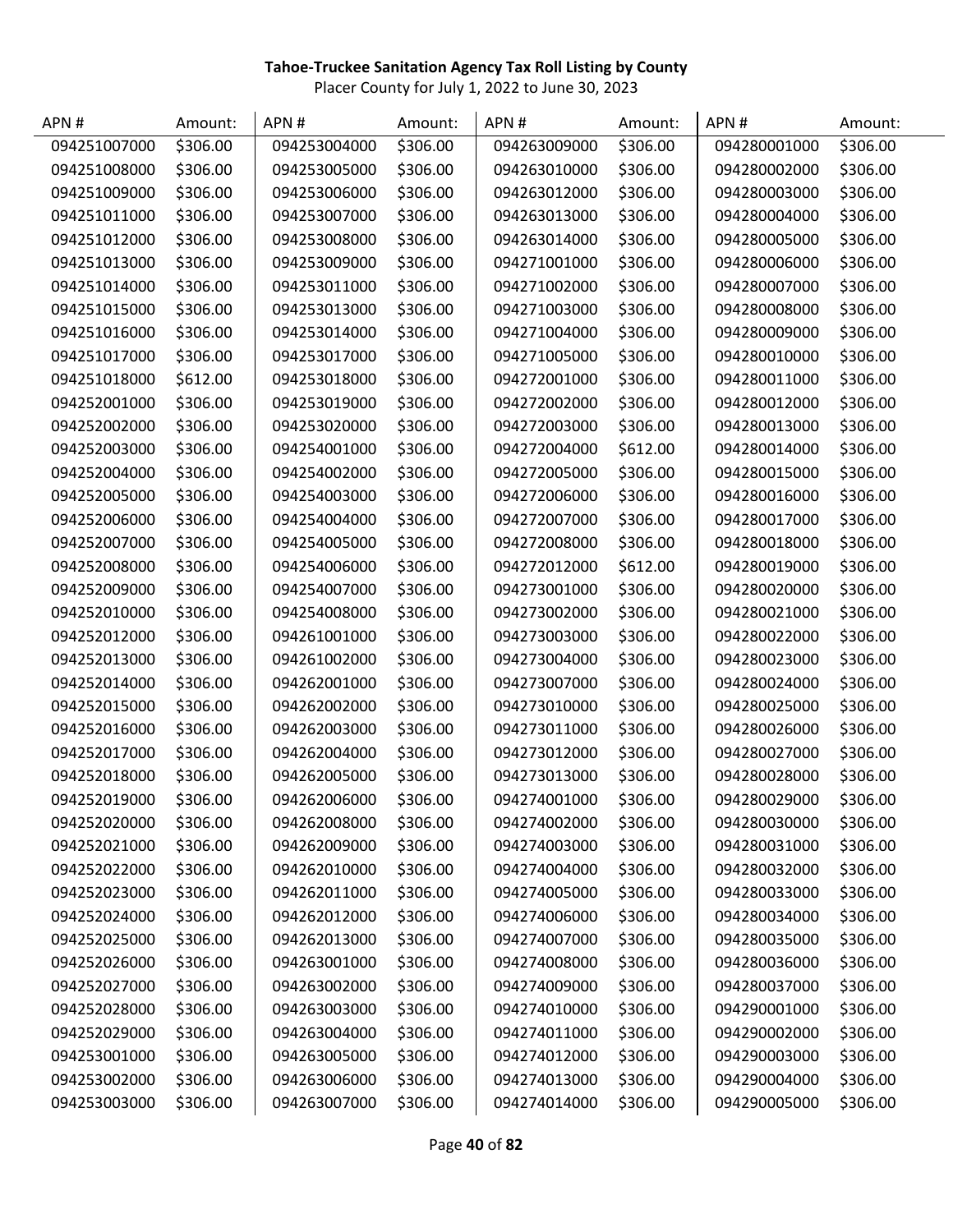**Tahoe-Truckee Sanitation Agency Tax Roll Listing by County**

Placer County for July 1, 2022 to June 30, 2023

| APN # | Amount: | APN # | Amount: | APN # | Amount: | APN # | Amount: |
|---|---|---|---|---|---|---|---|
| 094251007000 | $306.00 | 094253004000 | $306.00 | 094263009000 | $306.00 | 094280001000 | $306.00 |
| 094251008000 | $306.00 | 094253005000 | $306.00 | 094263010000 | $306.00 | 094280002000 | $306.00 |
| 094251009000 | $306.00 | 094253006000 | $306.00 | 094263012000 | $306.00 | 094280003000 | $306.00 |
| 094251011000 | $306.00 | 094253007000 | $306.00 | 094263013000 | $306.00 | 094280004000 | $306.00 |
| 094251012000 | $306.00 | 094253008000 | $306.00 | 094263014000 | $306.00 | 094280005000 | $306.00 |
| 094251013000 | $306.00 | 094253009000 | $306.00 | 094271001000 | $306.00 | 094280006000 | $306.00 |
| 094251014000 | $306.00 | 094253011000 | $306.00 | 094271002000 | $306.00 | 094280007000 | $306.00 |
| 094251015000 | $306.00 | 094253013000 | $306.00 | 094271003000 | $306.00 | 094280008000 | $306.00 |
| 094251016000 | $306.00 | 094253014000 | $306.00 | 094271004000 | $306.00 | 094280009000 | $306.00 |
| 094251017000 | $306.00 | 094253017000 | $306.00 | 094271005000 | $306.00 | 094280010000 | $306.00 |
| 094251018000 | $612.00 | 094253018000 | $306.00 | 094272001000 | $306.00 | 094280011000 | $306.00 |
| 094252001000 | $306.00 | 094253019000 | $306.00 | 094272002000 | $306.00 | 094280012000 | $306.00 |
| 094252002000 | $306.00 | 094253020000 | $306.00 | 094272003000 | $306.00 | 094280013000 | $306.00 |
| 094252003000 | $306.00 | 094254001000 | $306.00 | 094272004000 | $612.00 | 094280014000 | $306.00 |
| 094252004000 | $306.00 | 094254002000 | $306.00 | 094272005000 | $306.00 | 094280015000 | $306.00 |
| 094252005000 | $306.00 | 094254003000 | $306.00 | 094272006000 | $306.00 | 094280016000 | $306.00 |
| 094252006000 | $306.00 | 094254004000 | $306.00 | 094272007000 | $306.00 | 094280017000 | $306.00 |
| 094252007000 | $306.00 | 094254005000 | $306.00 | 094272008000 | $306.00 | 094280018000 | $306.00 |
| 094252008000 | $306.00 | 094254006000 | $306.00 | 094272012000 | $612.00 | 094280019000 | $306.00 |
| 094252009000 | $306.00 | 094254007000 | $306.00 | 094273001000 | $306.00 | 094280020000 | $306.00 |
| 094252010000 | $306.00 | 094254008000 | $306.00 | 094273002000 | $306.00 | 094280021000 | $306.00 |
| 094252012000 | $306.00 | 094261001000 | $306.00 | 094273003000 | $306.00 | 094280022000 | $306.00 |
| 094252013000 | $306.00 | 094261002000 | $306.00 | 094273004000 | $306.00 | 094280023000 | $306.00 |
| 094252014000 | $306.00 | 094262001000 | $306.00 | 094273007000 | $306.00 | 094280024000 | $306.00 |
| 094252015000 | $306.00 | 094262002000 | $306.00 | 094273010000 | $306.00 | 094280025000 | $306.00 |
| 094252016000 | $306.00 | 094262003000 | $306.00 | 094273011000 | $306.00 | 094280026000 | $306.00 |
| 094252017000 | $306.00 | 094262004000 | $306.00 | 094273012000 | $306.00 | 094280027000 | $306.00 |
| 094252018000 | $306.00 | 094262005000 | $306.00 | 094273013000 | $306.00 | 094280028000 | $306.00 |
| 094252019000 | $306.00 | 094262006000 | $306.00 | 094274001000 | $306.00 | 094280029000 | $306.00 |
| 094252020000 | $306.00 | 094262008000 | $306.00 | 094274002000 | $306.00 | 094280030000 | $306.00 |
| 094252021000 | $306.00 | 094262009000 | $306.00 | 094274003000 | $306.00 | 094280031000 | $306.00 |
| 094252022000 | $306.00 | 094262010000 | $306.00 | 094274004000 | $306.00 | 094280032000 | $306.00 |
| 094252023000 | $306.00 | 094262011000 | $306.00 | 094274005000 | $306.00 | 094280033000 | $306.00 |
| 094252024000 | $306.00 | 094262012000 | $306.00 | 094274006000 | $306.00 | 094280034000 | $306.00 |
| 094252025000 | $306.00 | 094262013000 | $306.00 | 094274007000 | $306.00 | 094280035000 | $306.00 |
| 094252026000 | $306.00 | 094263001000 | $306.00 | 094274008000 | $306.00 | 094280036000 | $306.00 |
| 094252027000 | $306.00 | 094263002000 | $306.00 | 094274009000 | $306.00 | 094280037000 | $306.00 |
| 094252028000 | $306.00 | 094263003000 | $306.00 | 094274010000 | $306.00 | 094290001000 | $306.00 |
| 094252029000 | $306.00 | 094263004000 | $306.00 | 094274011000 | $306.00 | 094290002000 | $306.00 |
| 094253001000 | $306.00 | 094263005000 | $306.00 | 094274012000 | $306.00 | 094290003000 | $306.00 |
| 094253002000 | $306.00 | 094263006000 | $306.00 | 094274013000 | $306.00 | 094290004000 | $306.00 |
| 094253003000 | $306.00 | 094263007000 | $306.00 | 094274014000 | $306.00 | 094290005000 | $306.00 |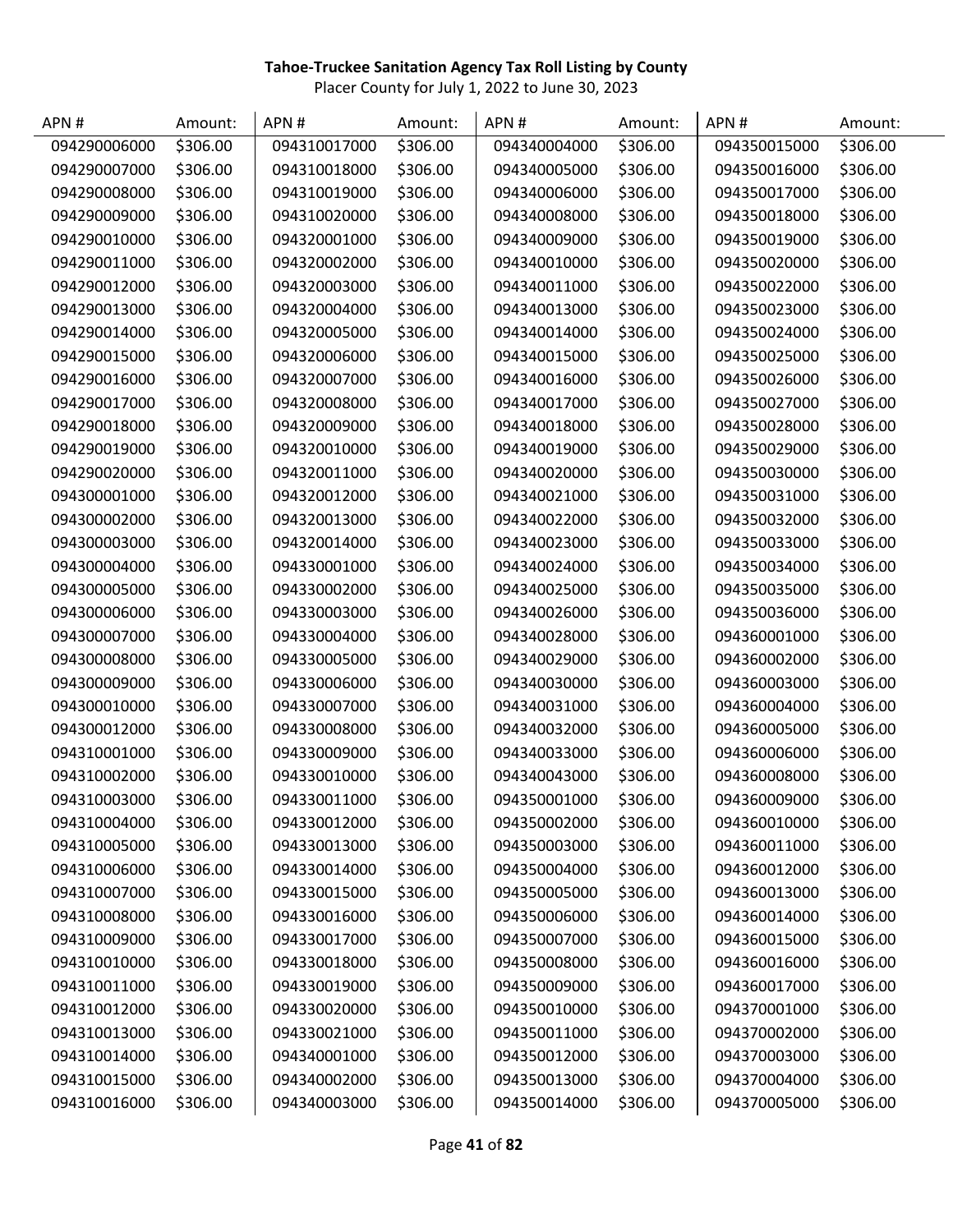**Tahoe-Truckee Sanitation Agency Tax Roll Listing by County**

Placer County for July 1, 2022 to June 30, 2023

| APN # | Amount: | APN # | Amount: | APN # | Amount: | APN # | Amount: |
|---|---|---|---|---|---|---|---|
| 094290006000 | $306.00 | 094310017000 | $306.00 | 094340004000 | $306.00 | 094350015000 | $306.00 |
| 094290007000 | $306.00 | 094310018000 | $306.00 | 094340005000 | $306.00 | 094350016000 | $306.00 |
| 094290008000 | $306.00 | 094310019000 | $306.00 | 094340006000 | $306.00 | 094350017000 | $306.00 |
| 094290009000 | $306.00 | 094310020000 | $306.00 | 094340008000 | $306.00 | 094350018000 | $306.00 |
| 094290010000 | $306.00 | 094320001000 | $306.00 | 094340009000 | $306.00 | 094350019000 | $306.00 |
| 094290011000 | $306.00 | 094320002000 | $306.00 | 094340010000 | $306.00 | 094350020000 | $306.00 |
| 094290012000 | $306.00 | 094320003000 | $306.00 | 094340011000 | $306.00 | 094350022000 | $306.00 |
| 094290013000 | $306.00 | 094320004000 | $306.00 | 094340013000 | $306.00 | 094350023000 | $306.00 |
| 094290014000 | $306.00 | 094320005000 | $306.00 | 094340014000 | $306.00 | 094350024000 | $306.00 |
| 094290015000 | $306.00 | 094320006000 | $306.00 | 094340015000 | $306.00 | 094350025000 | $306.00 |
| 094290016000 | $306.00 | 094320007000 | $306.00 | 094340016000 | $306.00 | 094350026000 | $306.00 |
| 094290017000 | $306.00 | 094320008000 | $306.00 | 094340017000 | $306.00 | 094350027000 | $306.00 |
| 094290018000 | $306.00 | 094320009000 | $306.00 | 094340018000 | $306.00 | 094350028000 | $306.00 |
| 094290019000 | $306.00 | 094320010000 | $306.00 | 094340019000 | $306.00 | 094350029000 | $306.00 |
| 094290020000 | $306.00 | 094320011000 | $306.00 | 094340020000 | $306.00 | 094350030000 | $306.00 |
| 094300001000 | $306.00 | 094320012000 | $306.00 | 094340021000 | $306.00 | 094350031000 | $306.00 |
| 094300002000 | $306.00 | 094320013000 | $306.00 | 094340022000 | $306.00 | 094350032000 | $306.00 |
| 094300003000 | $306.00 | 094320014000 | $306.00 | 094340023000 | $306.00 | 094350033000 | $306.00 |
| 094300004000 | $306.00 | 094330001000 | $306.00 | 094340024000 | $306.00 | 094350034000 | $306.00 |
| 094300005000 | $306.00 | 094330002000 | $306.00 | 094340025000 | $306.00 | 094350035000 | $306.00 |
| 094300006000 | $306.00 | 094330003000 | $306.00 | 094340026000 | $306.00 | 094350036000 | $306.00 |
| 094300007000 | $306.00 | 094330004000 | $306.00 | 094340028000 | $306.00 | 094360001000 | $306.00 |
| 094300008000 | $306.00 | 094330005000 | $306.00 | 094340029000 | $306.00 | 094360002000 | $306.00 |
| 094300009000 | $306.00 | 094330006000 | $306.00 | 094340030000 | $306.00 | 094360003000 | $306.00 |
| 094300010000 | $306.00 | 094330007000 | $306.00 | 094340031000 | $306.00 | 094360004000 | $306.00 |
| 094300012000 | $306.00 | 094330008000 | $306.00 | 094340032000 | $306.00 | 094360005000 | $306.00 |
| 094310001000 | $306.00 | 094330009000 | $306.00 | 094340033000 | $306.00 | 094360006000 | $306.00 |
| 094310002000 | $306.00 | 094330010000 | $306.00 | 094340043000 | $306.00 | 094360008000 | $306.00 |
| 094310003000 | $306.00 | 094330011000 | $306.00 | 094350001000 | $306.00 | 094360009000 | $306.00 |
| 094310004000 | $306.00 | 094330012000 | $306.00 | 094350002000 | $306.00 | 094360010000 | $306.00 |
| 094310005000 | $306.00 | 094330013000 | $306.00 | 094350003000 | $306.00 | 094360011000 | $306.00 |
| 094310006000 | $306.00 | 094330014000 | $306.00 | 094350004000 | $306.00 | 094360012000 | $306.00 |
| 094310007000 | $306.00 | 094330015000 | $306.00 | 094350005000 | $306.00 | 094360013000 | $306.00 |
| 094310008000 | $306.00 | 094330016000 | $306.00 | 094350006000 | $306.00 | 094360014000 | $306.00 |
| 094310009000 | $306.00 | 094330017000 | $306.00 | 094350007000 | $306.00 | 094360015000 | $306.00 |
| 094310010000 | $306.00 | 094330018000 | $306.00 | 094350008000 | $306.00 | 094360016000 | $306.00 |
| 094310011000 | $306.00 | 094330019000 | $306.00 | 094350009000 | $306.00 | 094360017000 | $306.00 |
| 094310012000 | $306.00 | 094330020000 | $306.00 | 094350010000 | $306.00 | 094370001000 | $306.00 |
| 094310013000 | $306.00 | 094330021000 | $306.00 | 094350011000 | $306.00 | 094370002000 | $306.00 |
| 094310014000 | $306.00 | 094340001000 | $306.00 | 094350012000 | $306.00 | 094370003000 | $306.00 |
| 094310015000 | $306.00 | 094340002000 | $306.00 | 094350013000 | $306.00 | 094370004000 | $306.00 |
| 094310016000 | $306.00 | 094340003000 | $306.00 | 094350014000 | $306.00 | 094370005000 | $306.00 |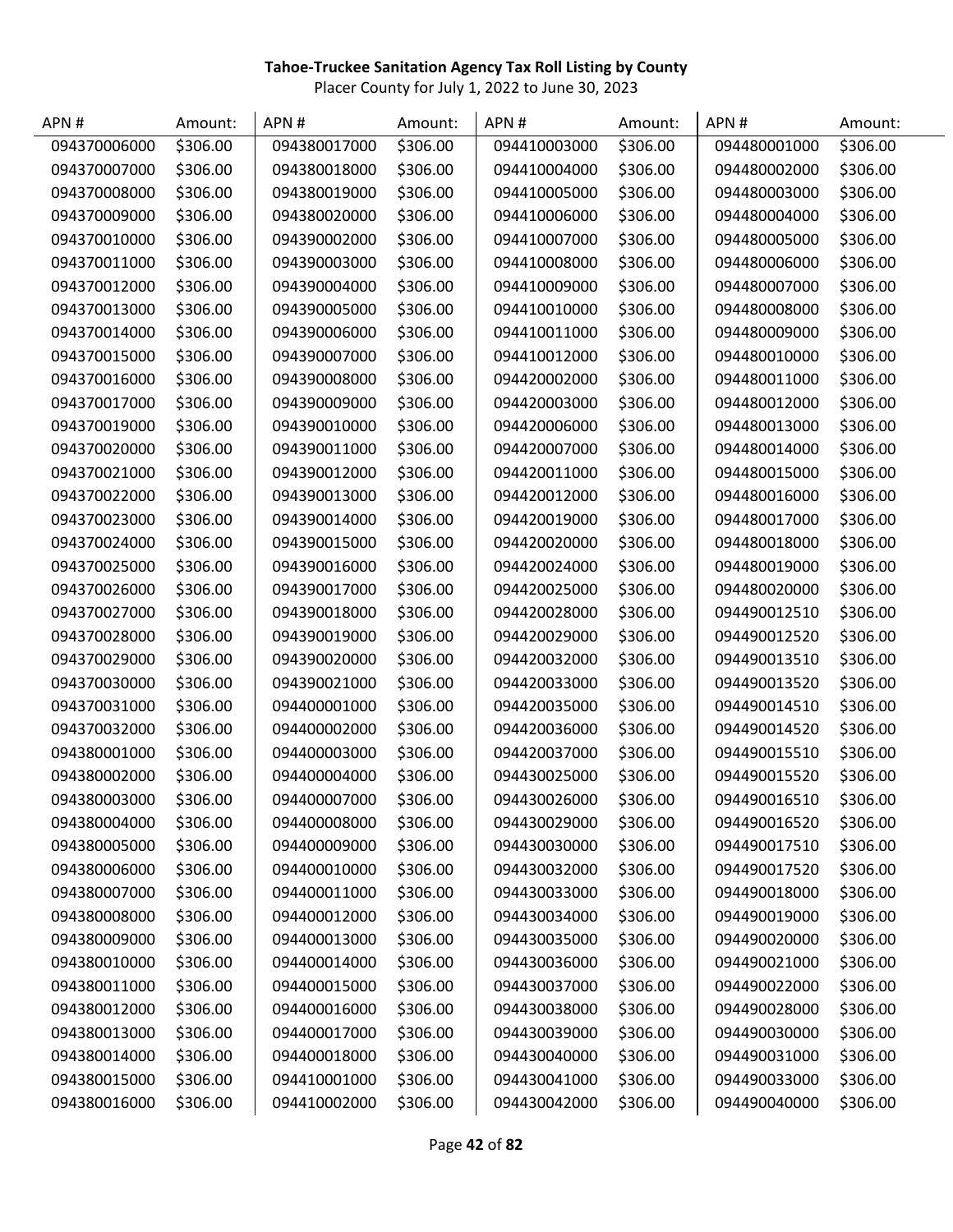**Tahoe-Truckee Sanitation Agency Tax Roll Listing by County**

Placer County for July 1, 2022 to June 30, 2023

| APN # | Amount: | APN # | Amount: | APN # | Amount: | APN # | Amount: |
|---|---|---|---|---|---|---|---|
| 094370006000 | $306.00 | 094380017000 | $306.00 | 094410003000 | $306.00 | 094480001000 | $306.00 |
| 094370007000 | $306.00 | 094380018000 | $306.00 | 094410004000 | $306.00 | 094480002000 | $306.00 |
| 094370008000 | $306.00 | 094380019000 | $306.00 | 094410005000 | $306.00 | 094480003000 | $306.00 |
| 094370009000 | $306.00 | 094380020000 | $306.00 | 094410006000 | $306.00 | 094480004000 | $306.00 |
| 094370010000 | $306.00 | 094390002000 | $306.00 | 094410007000 | $306.00 | 094480005000 | $306.00 |
| 094370011000 | $306.00 | 094390003000 | $306.00 | 094410008000 | $306.00 | 094480006000 | $306.00 |
| 094370012000 | $306.00 | 094390004000 | $306.00 | 094410009000 | $306.00 | 094480007000 | $306.00 |
| 094370013000 | $306.00 | 094390005000 | $306.00 | 094410010000 | $306.00 | 094480008000 | $306.00 |
| 094370014000 | $306.00 | 094390006000 | $306.00 | 094410011000 | $306.00 | 094480009000 | $306.00 |
| 094370015000 | $306.00 | 094390007000 | $306.00 | 094410012000 | $306.00 | 094480010000 | $306.00 |
| 094370016000 | $306.00 | 094390008000 | $306.00 | 094420002000 | $306.00 | 094480011000 | $306.00 |
| 094370017000 | $306.00 | 094390009000 | $306.00 | 094420003000 | $306.00 | 094480012000 | $306.00 |
| 094370019000 | $306.00 | 094390010000 | $306.00 | 094420006000 | $306.00 | 094480013000 | $306.00 |
| 094370020000 | $306.00 | 094390011000 | $306.00 | 094420007000 | $306.00 | 094480014000 | $306.00 |
| 094370021000 | $306.00 | 094390012000 | $306.00 | 094420011000 | $306.00 | 094480015000 | $306.00 |
| 094370022000 | $306.00 | 094390013000 | $306.00 | 094420012000 | $306.00 | 094480016000 | $306.00 |
| 094370023000 | $306.00 | 094390014000 | $306.00 | 094420019000 | $306.00 | 094480017000 | $306.00 |
| 094370024000 | $306.00 | 094390015000 | $306.00 | 094420020000 | $306.00 | 094480018000 | $306.00 |
| 094370025000 | $306.00 | 094390016000 | $306.00 | 094420024000 | $306.00 | 094480019000 | $306.00 |
| 094370026000 | $306.00 | 094390017000 | $306.00 | 094420025000 | $306.00 | 094480020000 | $306.00 |
| 094370027000 | $306.00 | 094390018000 | $306.00 | 094420028000 | $306.00 | 094490012510 | $306.00 |
| 094370028000 | $306.00 | 094390019000 | $306.00 | 094420029000 | $306.00 | 094490012520 | $306.00 |
| 094370029000 | $306.00 | 094390020000 | $306.00 | 094420032000 | $306.00 | 094490013510 | $306.00 |
| 094370030000 | $306.00 | 094390021000 | $306.00 | 094420033000 | $306.00 | 094490013520 | $306.00 |
| 094370031000 | $306.00 | 094400001000 | $306.00 | 094420035000 | $306.00 | 094490014510 | $306.00 |
| 094370032000 | $306.00 | 094400002000 | $306.00 | 094420036000 | $306.00 | 094490014520 | $306.00 |
| 094380001000 | $306.00 | 094400003000 | $306.00 | 094420037000 | $306.00 | 094490015510 | $306.00 |
| 094380002000 | $306.00 | 094400004000 | $306.00 | 094430025000 | $306.00 | 094490015520 | $306.00 |
| 094380003000 | $306.00 | 094400007000 | $306.00 | 094430026000 | $306.00 | 094490016510 | $306.00 |
| 094380004000 | $306.00 | 094400008000 | $306.00 | 094430029000 | $306.00 | 094490016520 | $306.00 |
| 094380005000 | $306.00 | 094400009000 | $306.00 | 094430030000 | $306.00 | 094490017510 | $306.00 |
| 094380006000 | $306.00 | 094400010000 | $306.00 | 094430032000 | $306.00 | 094490017520 | $306.00 |
| 094380007000 | $306.00 | 094400011000 | $306.00 | 094430033000 | $306.00 | 094490018000 | $306.00 |
| 094380008000 | $306.00 | 094400012000 | $306.00 | 094430034000 | $306.00 | 094490019000 | $306.00 |
| 094380009000 | $306.00 | 094400013000 | $306.00 | 094430035000 | $306.00 | 094490020000 | $306.00 |
| 094380010000 | $306.00 | 094400014000 | $306.00 | 094430036000 | $306.00 | 094490021000 | $306.00 |
| 094380011000 | $306.00 | 094400015000 | $306.00 | 094430037000 | $306.00 | 094490022000 | $306.00 |
| 094380012000 | $306.00 | 094400016000 | $306.00 | 094430038000 | $306.00 | 094490028000 | $306.00 |
| 094380013000 | $306.00 | 094400017000 | $306.00 | 094430039000 | $306.00 | 094490030000 | $306.00 |
| 094380014000 | $306.00 | 094400018000 | $306.00 | 094430040000 | $306.00 | 094490031000 | $306.00 |
| 094380015000 | $306.00 | 094410001000 | $306.00 | 094430041000 | $306.00 | 094490033000 | $306.00 |
| 094380016000 | $306.00 | 094410002000 | $306.00 | 094430042000 | $306.00 | 094490040000 | $306.00 |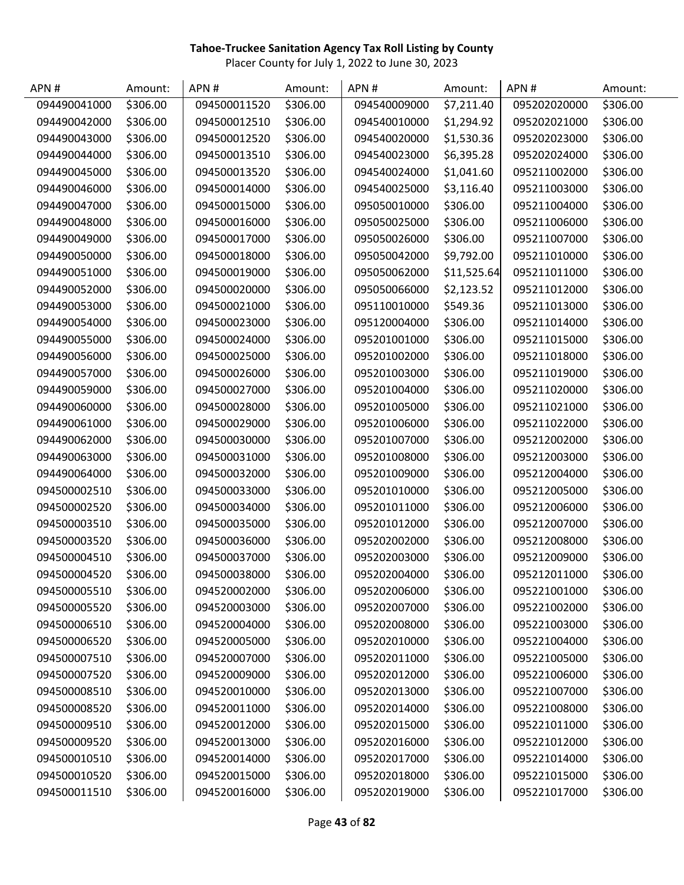**Tahoe-Truckee Sanitation Agency Tax Roll Listing by County**

Placer County for July 1, 2022 to June 30, 2023

| APN # | Amount: | APN # | Amount: | APN # | Amount: | APN # | Amount: |
|---|---|---|---|---|---|---|---|
| 094490041000 | $306.00 | 094500011520 | $306.00 | 094540009000 | $7,211.40 | 095202020000 | $306.00 |
| 094490042000 | $306.00 | 094500012510 | $306.00 | 094540010000 | $1,294.92 | 095202021000 | $306.00 |
| 094490043000 | $306.00 | 094500012520 | $306.00 | 094540020000 | $1,530.36 | 095202023000 | $306.00 |
| 094490044000 | $306.00 | 094500013510 | $306.00 | 094540023000 | $6,395.28 | 095202024000 | $306.00 |
| 094490045000 | $306.00 | 094500013520 | $306.00 | 094540024000 | $1,041.60 | 095211002000 | $306.00 |
| 094490046000 | $306.00 | 094500014000 | $306.00 | 094540025000 | $3,116.40 | 095211003000 | $306.00 |
| 094490047000 | $306.00 | 094500015000 | $306.00 | 095050010000 | $306.00 | 095211004000 | $306.00 |
| 094490048000 | $306.00 | 094500016000 | $306.00 | 095050025000 | $306.00 | 095211006000 | $306.00 |
| 094490049000 | $306.00 | 094500017000 | $306.00 | 095050026000 | $306.00 | 095211007000 | $306.00 |
| 094490050000 | $306.00 | 094500018000 | $306.00 | 095050042000 | $9,792.00 | 095211010000 | $306.00 |
| 094490051000 | $306.00 | 094500019000 | $306.00 | 095050062000 | $11,525.64 | 095211011000 | $306.00 |
| 094490052000 | $306.00 | 094500020000 | $306.00 | 095050066000 | $2,123.52 | 095211012000 | $306.00 |
| 094490053000 | $306.00 | 094500021000 | $306.00 | 095110010000 | $549.36 | 095211013000 | $306.00 |
| 094490054000 | $306.00 | 094500023000 | $306.00 | 095120004000 | $306.00 | 095211014000 | $306.00 |
| 094490055000 | $306.00 | 094500024000 | $306.00 | 095201001000 | $306.00 | 095211015000 | $306.00 |
| 094490056000 | $306.00 | 094500025000 | $306.00 | 095201002000 | $306.00 | 095211018000 | $306.00 |
| 094490057000 | $306.00 | 094500026000 | $306.00 | 095201003000 | $306.00 | 095211019000 | $306.00 |
| 094490059000 | $306.00 | 094500027000 | $306.00 | 095201004000 | $306.00 | 095211020000 | $306.00 |
| 094490060000 | $306.00 | 094500028000 | $306.00 | 095201005000 | $306.00 | 095211021000 | $306.00 |
| 094490061000 | $306.00 | 094500029000 | $306.00 | 095201006000 | $306.00 | 095211022000 | $306.00 |
| 094490062000 | $306.00 | 094500030000 | $306.00 | 095201007000 | $306.00 | 095212002000 | $306.00 |
| 094490063000 | $306.00 | 094500031000 | $306.00 | 095201008000 | $306.00 | 095212003000 | $306.00 |
| 094490064000 | $306.00 | 094500032000 | $306.00 | 095201009000 | $306.00 | 095212004000 | $306.00 |
| 094500002510 | $306.00 | 094500033000 | $306.00 | 095201010000 | $306.00 | 095212005000 | $306.00 |
| 094500002520 | $306.00 | 094500034000 | $306.00 | 095201011000 | $306.00 | 095212006000 | $306.00 |
| 094500003510 | $306.00 | 094500035000 | $306.00 | 095201012000 | $306.00 | 095212007000 | $306.00 |
| 094500003520 | $306.00 | 094500036000 | $306.00 | 095202002000 | $306.00 | 095212008000 | $306.00 |
| 094500004510 | $306.00 | 094500037000 | $306.00 | 095202003000 | $306.00 | 095212009000 | $306.00 |
| 094500004520 | $306.00 | 094500038000 | $306.00 | 095202004000 | $306.00 | 095212011000 | $306.00 |
| 094500005510 | $306.00 | 094520002000 | $306.00 | 095202006000 | $306.00 | 095221001000 | $306.00 |
| 094500005520 | $306.00 | 094520003000 | $306.00 | 095202007000 | $306.00 | 095221002000 | $306.00 |
| 094500006510 | $306.00 | 094520004000 | $306.00 | 095202008000 | $306.00 | 095221003000 | $306.00 |
| 094500006520 | $306.00 | 094520005000 | $306.00 | 095202010000 | $306.00 | 095221004000 | $306.00 |
| 094500007510 | $306.00 | 094520007000 | $306.00 | 095202011000 | $306.00 | 095221005000 | $306.00 |
| 094500007520 | $306.00 | 094520009000 | $306.00 | 095202012000 | $306.00 | 095221006000 | $306.00 |
| 094500008510 | $306.00 | 094520010000 | $306.00 | 095202013000 | $306.00 | 095221007000 | $306.00 |
| 094500008520 | $306.00 | 094520011000 | $306.00 | 095202014000 | $306.00 | 095221008000 | $306.00 |
| 094500009510 | $306.00 | 094520012000 | $306.00 | 095202015000 | $306.00 | 095221011000 | $306.00 |
| 094500009520 | $306.00 | 094520013000 | $306.00 | 095202016000 | $306.00 | 095221012000 | $306.00 |
| 094500010510 | $306.00 | 094520014000 | $306.00 | 095202017000 | $306.00 | 095221014000 | $306.00 |
| 094500010520 | $306.00 | 094520015000 | $306.00 | 095202018000 | $306.00 | 095221015000 | $306.00 |
| 094500011510 | $306.00 | 094520016000 | $306.00 | 095202019000 | $306.00 | 095221017000 | $306.00 |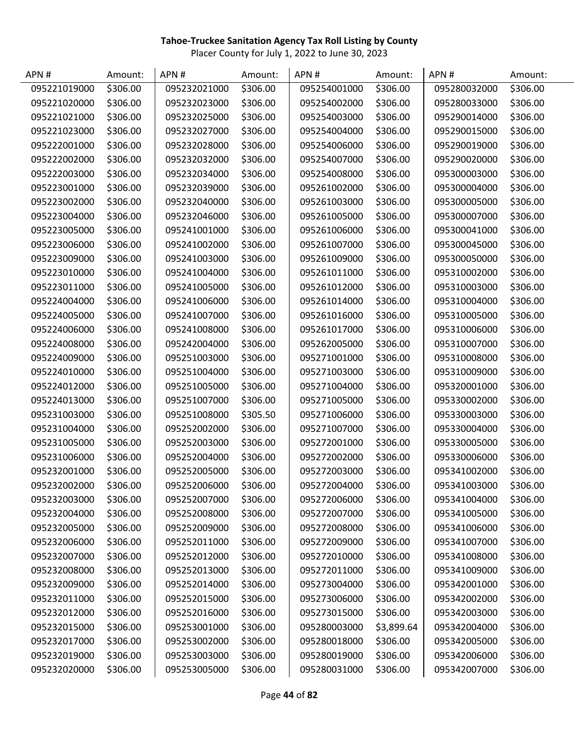**Tahoe-Truckee Sanitation Agency Tax Roll Listing by County**

Placer County for July 1, 2022 to June 30, 2023

| APN # | Amount: | APN # | Amount: | APN # | Amount: | APN # | Amount: |
|---|---|---|---|---|---|---|---|
| 095221019000 | $306.00 | 095232021000 | $306.00 | 095254001000 | $306.00 | 095280032000 | $306.00 |
| 095221020000 | $306.00 | 095232023000 | $306.00 | 095254002000 | $306.00 | 095280033000 | $306.00 |
| 095221021000 | $306.00 | 095232025000 | $306.00 | 095254003000 | $306.00 | 095290014000 | $306.00 |
| 095221023000 | $306.00 | 095232027000 | $306.00 | 095254004000 | $306.00 | 095290015000 | $306.00 |
| 095222001000 | $306.00 | 095232028000 | $306.00 | 095254006000 | $306.00 | 095290019000 | $306.00 |
| 095222002000 | $306.00 | 095232032000 | $306.00 | 095254007000 | $306.00 | 095290020000 | $306.00 |
| 095222003000 | $306.00 | 095232034000 | $306.00 | 095254008000 | $306.00 | 095300003000 | $306.00 |
| 095223001000 | $306.00 | 095232039000 | $306.00 | 095261002000 | $306.00 | 095300004000 | $306.00 |
| 095223002000 | $306.00 | 095232040000 | $306.00 | 095261003000 | $306.00 | 095300005000 | $306.00 |
| 095223004000 | $306.00 | 095232046000 | $306.00 | 095261005000 | $306.00 | 095300007000 | $306.00 |
| 095223005000 | $306.00 | 095241001000 | $306.00 | 095261006000 | $306.00 | 095300041000 | $306.00 |
| 095223006000 | $306.00 | 095241002000 | $306.00 | 095261007000 | $306.00 | 095300045000 | $306.00 |
| 095223009000 | $306.00 | 095241003000 | $306.00 | 095261009000 | $306.00 | 095300050000 | $306.00 |
| 095223010000 | $306.00 | 095241004000 | $306.00 | 095261011000 | $306.00 | 095310002000 | $306.00 |
| 095223011000 | $306.00 | 095241005000 | $306.00 | 095261012000 | $306.00 | 095310003000 | $306.00 |
| 095224004000 | $306.00 | 095241006000 | $306.00 | 095261014000 | $306.00 | 095310004000 | $306.00 |
| 095224005000 | $306.00 | 095241007000 | $306.00 | 095261016000 | $306.00 | 095310005000 | $306.00 |
| 095224006000 | $306.00 | 095241008000 | $306.00 | 095261017000 | $306.00 | 095310006000 | $306.00 |
| 095224008000 | $306.00 | 095242004000 | $306.00 | 095262005000 | $306.00 | 095310007000 | $306.00 |
| 095224009000 | $306.00 | 095251003000 | $306.00 | 095271001000 | $306.00 | 095310008000 | $306.00 |
| 095224010000 | $306.00 | 095251004000 | $306.00 | 095271003000 | $306.00 | 095310009000 | $306.00 |
| 095224012000 | $306.00 | 095251005000 | $306.00 | 095271004000 | $306.00 | 095320001000 | $306.00 |
| 095224013000 | $306.00 | 095251007000 | $306.00 | 095271005000 | $306.00 | 095330002000 | $306.00 |
| 095231003000 | $306.00 | 095251008000 | $305.50 | 095271006000 | $306.00 | 095330003000 | $306.00 |
| 095231004000 | $306.00 | 095252002000 | $306.00 | 095271007000 | $306.00 | 095330004000 | $306.00 |
| 095231005000 | $306.00 | 095252003000 | $306.00 | 095272001000 | $306.00 | 095330005000 | $306.00 |
| 095231006000 | $306.00 | 095252004000 | $306.00 | 095272002000 | $306.00 | 095330006000 | $306.00 |
| 095232001000 | $306.00 | 095252005000 | $306.00 | 095272003000 | $306.00 | 095341002000 | $306.00 |
| 095232002000 | $306.00 | 095252006000 | $306.00 | 095272004000 | $306.00 | 095341003000 | $306.00 |
| 095232003000 | $306.00 | 095252007000 | $306.00 | 095272006000 | $306.00 | 095341004000 | $306.00 |
| 095232004000 | $306.00 | 095252008000 | $306.00 | 095272007000 | $306.00 | 095341005000 | $306.00 |
| 095232005000 | $306.00 | 095252009000 | $306.00 | 095272008000 | $306.00 | 095341006000 | $306.00 |
| 095232006000 | $306.00 | 095252011000 | $306.00 | 095272009000 | $306.00 | 095341007000 | $306.00 |
| 095232007000 | $306.00 | 095252012000 | $306.00 | 095272010000 | $306.00 | 095341008000 | $306.00 |
| 095232008000 | $306.00 | 095252013000 | $306.00 | 095272011000 | $306.00 | 095341009000 | $306.00 |
| 095232009000 | $306.00 | 095252014000 | $306.00 | 095273004000 | $306.00 | 095342001000 | $306.00 |
| 095232011000 | $306.00 | 095252015000 | $306.00 | 095273006000 | $306.00 | 095342002000 | $306.00 |
| 095232012000 | $306.00 | 095252016000 | $306.00 | 095273015000 | $306.00 | 095342003000 | $306.00 |
| 095232015000 | $306.00 | 095253001000 | $306.00 | 095280003000 | $3,899.64 | 095342004000 | $306.00 |
| 095232017000 | $306.00 | 095253002000 | $306.00 | 095280018000 | $306.00 | 095342005000 | $306.00 |
| 095232019000 | $306.00 | 095253003000 | $306.00 | 095280019000 | $306.00 | 095342006000 | $306.00 |
| 095232020000 | $306.00 | 095253005000 | $306.00 | 095280031000 | $306.00 | 095342007000 | $306.00 |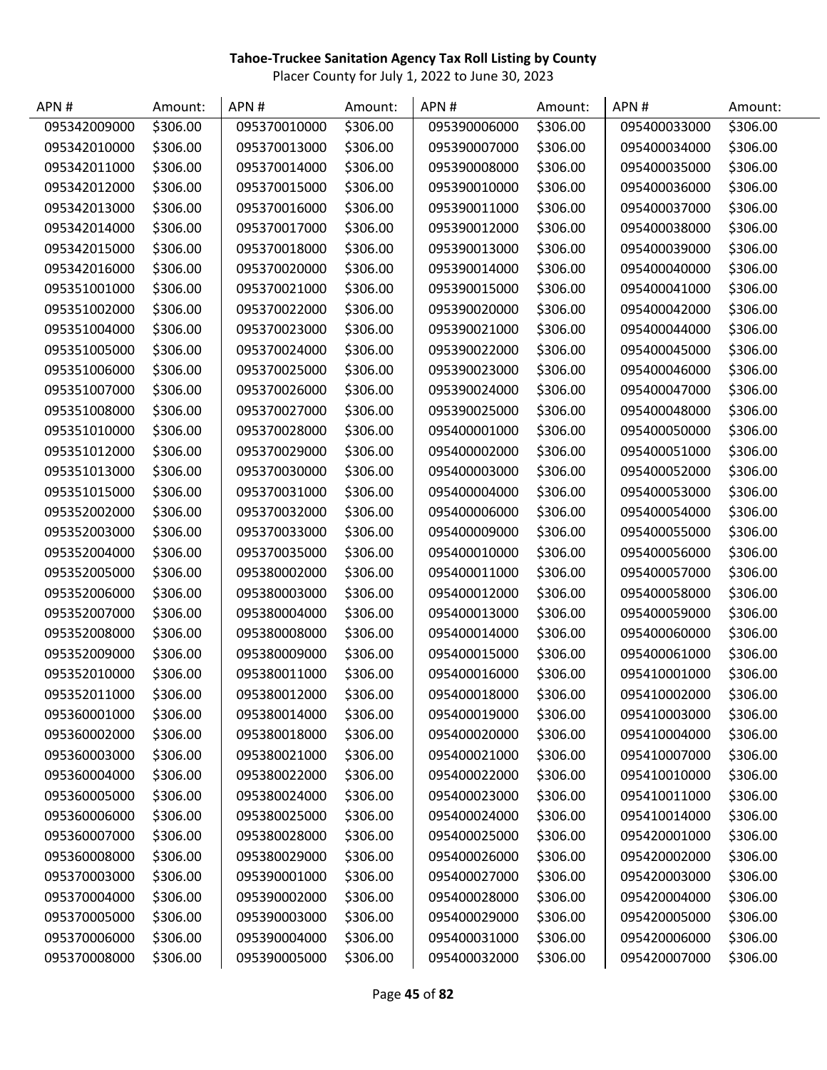**Tahoe-Truckee Sanitation Agency Tax Roll Listing by County**

Placer County for July 1, 2022 to June 30, 2023

| APN # | Amount: | APN # | Amount: | APN # | Amount: | APN # | Amount: |
|---|---|---|---|---|---|---|---|
| 095342009000 | $306.00 | 095370010000 | $306.00 | 095390006000 | $306.00 | 095400033000 | $306.00 |
| 095342010000 | $306.00 | 095370013000 | $306.00 | 095390007000 | $306.00 | 095400034000 | $306.00 |
| 095342011000 | $306.00 | 095370014000 | $306.00 | 095390008000 | $306.00 | 095400035000 | $306.00 |
| 095342012000 | $306.00 | 095370015000 | $306.00 | 095390010000 | $306.00 | 095400036000 | $306.00 |
| 095342013000 | $306.00 | 095370016000 | $306.00 | 095390011000 | $306.00 | 095400037000 | $306.00 |
| 095342014000 | $306.00 | 095370017000 | $306.00 | 095390012000 | $306.00 | 095400038000 | $306.00 |
| 095342015000 | $306.00 | 095370018000 | $306.00 | 095390013000 | $306.00 | 095400039000 | $306.00 |
| 095342016000 | $306.00 | 095370020000 | $306.00 | 095390014000 | $306.00 | 095400040000 | $306.00 |
| 095351001000 | $306.00 | 095370021000 | $306.00 | 095390015000 | $306.00 | 095400041000 | $306.00 |
| 095351002000 | $306.00 | 095370022000 | $306.00 | 095390020000 | $306.00 | 095400042000 | $306.00 |
| 095351004000 | $306.00 | 095370023000 | $306.00 | 095390021000 | $306.00 | 095400044000 | $306.00 |
| 095351005000 | $306.00 | 095370024000 | $306.00 | 095390022000 | $306.00 | 095400045000 | $306.00 |
| 095351006000 | $306.00 | 095370025000 | $306.00 | 095390023000 | $306.00 | 095400046000 | $306.00 |
| 095351007000 | $306.00 | 095370026000 | $306.00 | 095390024000 | $306.00 | 095400047000 | $306.00 |
| 095351008000 | $306.00 | 095370027000 | $306.00 | 095390025000 | $306.00 | 095400048000 | $306.00 |
| 095351010000 | $306.00 | 095370028000 | $306.00 | 095400001000 | $306.00 | 095400050000 | $306.00 |
| 095351012000 | $306.00 | 095370029000 | $306.00 | 095400002000 | $306.00 | 095400051000 | $306.00 |
| 095351013000 | $306.00 | 095370030000 | $306.00 | 095400003000 | $306.00 | 095400052000 | $306.00 |
| 095351015000 | $306.00 | 095370031000 | $306.00 | 095400004000 | $306.00 | 095400053000 | $306.00 |
| 095352002000 | $306.00 | 095370032000 | $306.00 | 095400006000 | $306.00 | 095400054000 | $306.00 |
| 095352003000 | $306.00 | 095370033000 | $306.00 | 095400009000 | $306.00 | 095400055000 | $306.00 |
| 095352004000 | $306.00 | 095370035000 | $306.00 | 095400010000 | $306.00 | 095400056000 | $306.00 |
| 095352005000 | $306.00 | 095380002000 | $306.00 | 095400011000 | $306.00 | 095400057000 | $306.00 |
| 095352006000 | $306.00 | 095380003000 | $306.00 | 095400012000 | $306.00 | 095400058000 | $306.00 |
| 095352007000 | $306.00 | 095380004000 | $306.00 | 095400013000 | $306.00 | 095400059000 | $306.00 |
| 095352008000 | $306.00 | 095380008000 | $306.00 | 095400014000 | $306.00 | 095400060000 | $306.00 |
| 095352009000 | $306.00 | 095380009000 | $306.00 | 095400015000 | $306.00 | 095400061000 | $306.00 |
| 095352010000 | $306.00 | 095380011000 | $306.00 | 095400016000 | $306.00 | 095410001000 | $306.00 |
| 095352011000 | $306.00 | 095380012000 | $306.00 | 095400018000 | $306.00 | 095410002000 | $306.00 |
| 095360001000 | $306.00 | 095380014000 | $306.00 | 095400019000 | $306.00 | 095410003000 | $306.00 |
| 095360002000 | $306.00 | 095380018000 | $306.00 | 095400020000 | $306.00 | 095410004000 | $306.00 |
| 095360003000 | $306.00 | 095380021000 | $306.00 | 095400021000 | $306.00 | 095410007000 | $306.00 |
| 095360004000 | $306.00 | 095380022000 | $306.00 | 095400022000 | $306.00 | 095410010000 | $306.00 |
| 095360005000 | $306.00 | 095380024000 | $306.00 | 095400023000 | $306.00 | 095410011000 | $306.00 |
| 095360006000 | $306.00 | 095380025000 | $306.00 | 095400024000 | $306.00 | 095410014000 | $306.00 |
| 095360007000 | $306.00 | 095380028000 | $306.00 | 095400025000 | $306.00 | 095420001000 | $306.00 |
| 095360008000 | $306.00 | 095380029000 | $306.00 | 095400026000 | $306.00 | 095420002000 | $306.00 |
| 095370003000 | $306.00 | 095390001000 | $306.00 | 095400027000 | $306.00 | 095420003000 | $306.00 |
| 095370004000 | $306.00 | 095390002000 | $306.00 | 095400028000 | $306.00 | 095420004000 | $306.00 |
| 095370005000 | $306.00 | 095390003000 | $306.00 | 095400029000 | $306.00 | 095420005000 | $306.00 |
| 095370006000 | $306.00 | 095390004000 | $306.00 | 095400031000 | $306.00 | 095420006000 | $306.00 |
| 095370008000 | $306.00 | 095390005000 | $306.00 | 095400032000 | $306.00 | 095420007000 | $306.00 |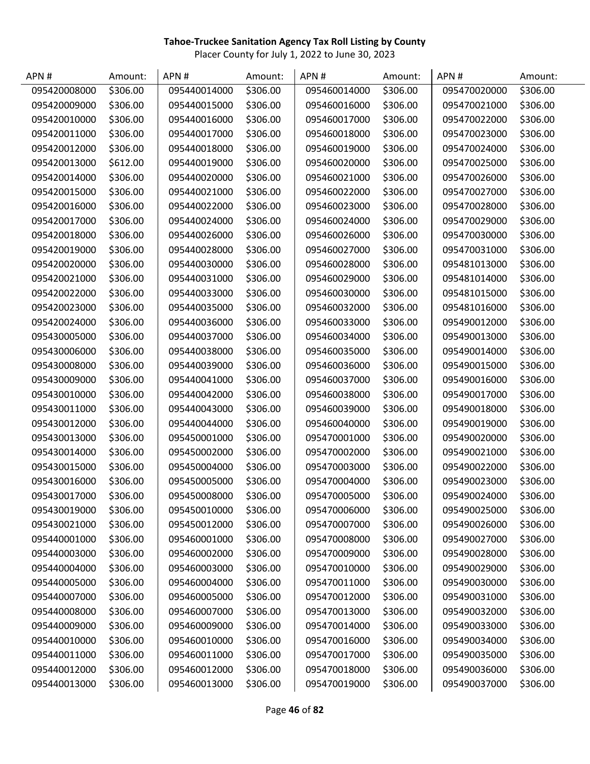**Tahoe-Truckee Sanitation Agency Tax Roll Listing by County**

Placer County for July 1, 2022 to June 30, 2023

| APN # | Amount: | APN # | Amount: | APN # | Amount: | APN # | Amount: |
|---|---|---|---|---|---|---|---|
| 095420008000 | $306.00 | 095440014000 | $306.00 | 095460014000 | $306.00 | 095470020000 | $306.00 |
| 095420009000 | $306.00 | 095440015000 | $306.00 | 095460016000 | $306.00 | 095470021000 | $306.00 |
| 095420010000 | $306.00 | 095440016000 | $306.00 | 095460017000 | $306.00 | 095470022000 | $306.00 |
| 095420011000 | $306.00 | 095440017000 | $306.00 | 095460018000 | $306.00 | 095470023000 | $306.00 |
| 095420012000 | $306.00 | 095440018000 | $306.00 | 095460019000 | $306.00 | 095470024000 | $306.00 |
| 095420013000 | $612.00 | 095440019000 | $306.00 | 095460020000 | $306.00 | 095470025000 | $306.00 |
| 095420014000 | $306.00 | 095440020000 | $306.00 | 095460021000 | $306.00 | 095470026000 | $306.00 |
| 095420015000 | $306.00 | 095440021000 | $306.00 | 095460022000 | $306.00 | 095470027000 | $306.00 |
| 095420016000 | $306.00 | 095440022000 | $306.00 | 095460023000 | $306.00 | 095470028000 | $306.00 |
| 095420017000 | $306.00 | 095440024000 | $306.00 | 095460024000 | $306.00 | 095470029000 | $306.00 |
| 095420018000 | $306.00 | 095440026000 | $306.00 | 095460026000 | $306.00 | 095470030000 | $306.00 |
| 095420019000 | $306.00 | 095440028000 | $306.00 | 095460027000 | $306.00 | 095470031000 | $306.00 |
| 095420020000 | $306.00 | 095440030000 | $306.00 | 095460028000 | $306.00 | 095481013000 | $306.00 |
| 095420021000 | $306.00 | 095440031000 | $306.00 | 095460029000 | $306.00 | 095481014000 | $306.00 |
| 095420022000 | $306.00 | 095440033000 | $306.00 | 095460030000 | $306.00 | 095481015000 | $306.00 |
| 095420023000 | $306.00 | 095440035000 | $306.00 | 095460032000 | $306.00 | 095481016000 | $306.00 |
| 095420024000 | $306.00 | 095440036000 | $306.00 | 095460033000 | $306.00 | 095490012000 | $306.00 |
| 095430005000 | $306.00 | 095440037000 | $306.00 | 095460034000 | $306.00 | 095490013000 | $306.00 |
| 095430006000 | $306.00 | 095440038000 | $306.00 | 095460035000 | $306.00 | 095490014000 | $306.00 |
| 095430008000 | $306.00 | 095440039000 | $306.00 | 095460036000 | $306.00 | 095490015000 | $306.00 |
| 095430009000 | $306.00 | 095440041000 | $306.00 | 095460037000 | $306.00 | 095490016000 | $306.00 |
| 095430010000 | $306.00 | 095440042000 | $306.00 | 095460038000 | $306.00 | 095490017000 | $306.00 |
| 095430011000 | $306.00 | 095440043000 | $306.00 | 095460039000 | $306.00 | 095490018000 | $306.00 |
| 095430012000 | $306.00 | 095440044000 | $306.00 | 095460040000 | $306.00 | 095490019000 | $306.00 |
| 095430013000 | $306.00 | 095450001000 | $306.00 | 095470001000 | $306.00 | 095490020000 | $306.00 |
| 095430014000 | $306.00 | 095450002000 | $306.00 | 095470002000 | $306.00 | 095490021000 | $306.00 |
| 095430015000 | $306.00 | 095450004000 | $306.00 | 095470003000 | $306.00 | 095490022000 | $306.00 |
| 095430016000 | $306.00 | 095450005000 | $306.00 | 095470004000 | $306.00 | 095490023000 | $306.00 |
| 095430017000 | $306.00 | 095450008000 | $306.00 | 095470005000 | $306.00 | 095490024000 | $306.00 |
| 095430019000 | $306.00 | 095450010000 | $306.00 | 095470006000 | $306.00 | 095490025000 | $306.00 |
| 095430021000 | $306.00 | 095450012000 | $306.00 | 095470007000 | $306.00 | 095490026000 | $306.00 |
| 095440001000 | $306.00 | 095460001000 | $306.00 | 095470008000 | $306.00 | 095490027000 | $306.00 |
| 095440003000 | $306.00 | 095460002000 | $306.00 | 095470009000 | $306.00 | 095490028000 | $306.00 |
| 095440004000 | $306.00 | 095460003000 | $306.00 | 095470010000 | $306.00 | 095490029000 | $306.00 |
| 095440005000 | $306.00 | 095460004000 | $306.00 | 095470011000 | $306.00 | 095490030000 | $306.00 |
| 095440007000 | $306.00 | 095460005000 | $306.00 | 095470012000 | $306.00 | 095490031000 | $306.00 |
| 095440008000 | $306.00 | 095460007000 | $306.00 | 095470013000 | $306.00 | 095490032000 | $306.00 |
| 095440009000 | $306.00 | 095460009000 | $306.00 | 095470014000 | $306.00 | 095490033000 | $306.00 |
| 095440010000 | $306.00 | 095460010000 | $306.00 | 095470016000 | $306.00 | 095490034000 | $306.00 |
| 095440011000 | $306.00 | 095460011000 | $306.00 | 095470017000 | $306.00 | 095490035000 | $306.00 |
| 095440012000 | $306.00 | 095460012000 | $306.00 | 095470018000 | $306.00 | 095490036000 | $306.00 |
| 095440013000 | $306.00 | 095460013000 | $306.00 | 095470019000 | $306.00 | 095490037000 | $306.00 |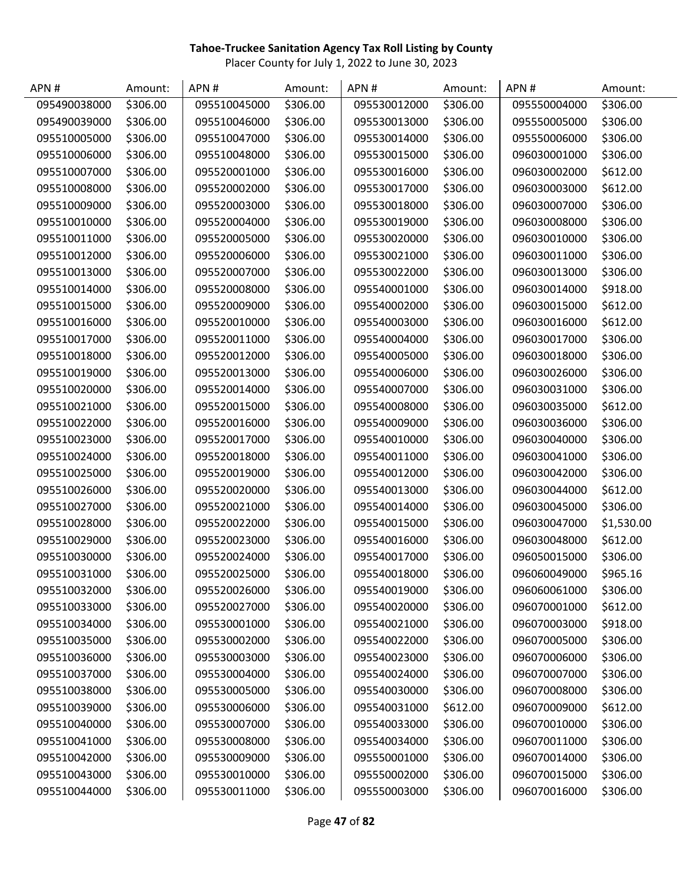**Tahoe-Truckee Sanitation Agency Tax Roll Listing by County**

Placer County for July 1, 2022 to June 30, 2023

| APN # | Amount: | APN # | Amount: | APN # | Amount: | APN # | Amount: |
|---|---|---|---|---|---|---|---|
| 095490038000 | $306.00 | 095510045000 | $306.00 | 095530012000 | $306.00 | 095550004000 | $306.00 |
| 095490039000 | $306.00 | 095510046000 | $306.00 | 095530013000 | $306.00 | 095550005000 | $306.00 |
| 095510005000 | $306.00 | 095510047000 | $306.00 | 095530014000 | $306.00 | 095550006000 | $306.00 |
| 095510006000 | $306.00 | 095510048000 | $306.00 | 095530015000 | $306.00 | 096030001000 | $306.00 |
| 095510007000 | $306.00 | 095520001000 | $306.00 | 095530016000 | $306.00 | 096030002000 | $612.00 |
| 095510008000 | $306.00 | 095520002000 | $306.00 | 095530017000 | $306.00 | 096030003000 | $612.00 |
| 095510009000 | $306.00 | 095520003000 | $306.00 | 095530018000 | $306.00 | 096030007000 | $306.00 |
| 095510010000 | $306.00 | 095520004000 | $306.00 | 095530019000 | $306.00 | 096030008000 | $306.00 |
| 095510011000 | $306.00 | 095520005000 | $306.00 | 095530020000 | $306.00 | 096030010000 | $306.00 |
| 095510012000 | $306.00 | 095520006000 | $306.00 | 095530021000 | $306.00 | 096030011000 | $306.00 |
| 095510013000 | $306.00 | 095520007000 | $306.00 | 095530022000 | $306.00 | 096030013000 | $306.00 |
| 095510014000 | $306.00 | 095520008000 | $306.00 | 095540001000 | $306.00 | 096030014000 | $918.00 |
| 095510015000 | $306.00 | 095520009000 | $306.00 | 095540002000 | $306.00 | 096030015000 | $612.00 |
| 095510016000 | $306.00 | 095520010000 | $306.00 | 095540003000 | $306.00 | 096030016000 | $612.00 |
| 095510017000 | $306.00 | 095520011000 | $306.00 | 095540004000 | $306.00 | 096030017000 | $306.00 |
| 095510018000 | $306.00 | 095520012000 | $306.00 | 095540005000 | $306.00 | 096030018000 | $306.00 |
| 095510019000 | $306.00 | 095520013000 | $306.00 | 095540006000 | $306.00 | 096030026000 | $306.00 |
| 095510020000 | $306.00 | 095520014000 | $306.00 | 095540007000 | $306.00 | 096030031000 | $306.00 |
| 095510021000 | $306.00 | 095520015000 | $306.00 | 095540008000 | $306.00 | 096030035000 | $612.00 |
| 095510022000 | $306.00 | 095520016000 | $306.00 | 095540009000 | $306.00 | 096030036000 | $306.00 |
| 095510023000 | $306.00 | 095520017000 | $306.00 | 095540010000 | $306.00 | 096030040000 | $306.00 |
| 095510024000 | $306.00 | 095520018000 | $306.00 | 095540011000 | $306.00 | 096030041000 | $306.00 |
| 095510025000 | $306.00 | 095520019000 | $306.00 | 095540012000 | $306.00 | 096030042000 | $306.00 |
| 095510026000 | $306.00 | 095520020000 | $306.00 | 095540013000 | $306.00 | 096030044000 | $612.00 |
| 095510027000 | $306.00 | 095520021000 | $306.00 | 095540014000 | $306.00 | 096030045000 | $306.00 |
| 095510028000 | $306.00 | 095520022000 | $306.00 | 095540015000 | $306.00 | 096030047000 | $1,530.00 |
| 095510029000 | $306.00 | 095520023000 | $306.00 | 095540016000 | $306.00 | 096030048000 | $612.00 |
| 095510030000 | $306.00 | 095520024000 | $306.00 | 095540017000 | $306.00 | 096050015000 | $306.00 |
| 095510031000 | $306.00 | 095520025000 | $306.00 | 095540018000 | $306.00 | 096060049000 | $965.16 |
| 095510032000 | $306.00 | 095520026000 | $306.00 | 095540019000 | $306.00 | 096060061000 | $306.00 |
| 095510033000 | $306.00 | 095520027000 | $306.00 | 095540020000 | $306.00 | 096070001000 | $612.00 |
| 095510034000 | $306.00 | 095530001000 | $306.00 | 095540021000 | $306.00 | 096070003000 | $918.00 |
| 095510035000 | $306.00 | 095530002000 | $306.00 | 095540022000 | $306.00 | 096070005000 | $306.00 |
| 095510036000 | $306.00 | 095530003000 | $306.00 | 095540023000 | $306.00 | 096070006000 | $306.00 |
| 095510037000 | $306.00 | 095530004000 | $306.00 | 095540024000 | $306.00 | 096070007000 | $306.00 |
| 095510038000 | $306.00 | 095530005000 | $306.00 | 095540030000 | $306.00 | 096070008000 | $306.00 |
| 095510039000 | $306.00 | 095530006000 | $306.00 | 095540031000 | $612.00 | 096070009000 | $612.00 |
| 095510040000 | $306.00 | 095530007000 | $306.00 | 095540033000 | $306.00 | 096070010000 | $306.00 |
| 095510041000 | $306.00 | 095530008000 | $306.00 | 095540034000 | $306.00 | 096070011000 | $306.00 |
| 095510042000 | $306.00 | 095530009000 | $306.00 | 095550001000 | $306.00 | 096070014000 | $306.00 |
| 095510043000 | $306.00 | 095530010000 | $306.00 | 095550002000 | $306.00 | 096070015000 | $306.00 |
| 095510044000 | $306.00 | 095530011000 | $306.00 | 095550003000 | $306.00 | 096070016000 | $306.00 |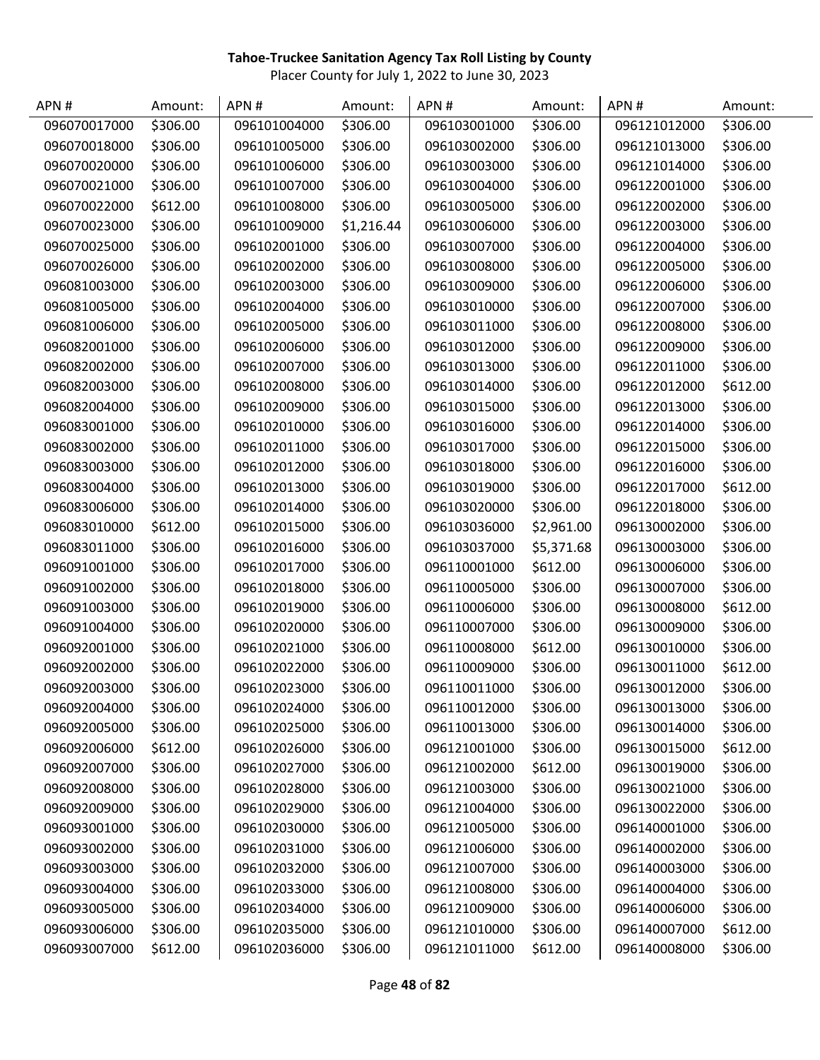**Tahoe-Truckee Sanitation Agency Tax Roll Listing by County**

Placer County for July 1, 2022 to June 30, 2023

| APN # | Amount: | APN # | Amount: | APN # | Amount: | APN # | Amount: |
|---|---|---|---|---|---|---|---|
| 096070017000 | $306.00 | 096101004000 | $306.00 | 096103001000 | $306.00 | 096121012000 | $306.00 |
| 096070018000 | $306.00 | 096101005000 | $306.00 | 096103002000 | $306.00 | 096121013000 | $306.00 |
| 096070020000 | $306.00 | 096101006000 | $306.00 | 096103003000 | $306.00 | 096121014000 | $306.00 |
| 096070021000 | $306.00 | 096101007000 | $306.00 | 096103004000 | $306.00 | 096122001000 | $306.00 |
| 096070022000 | $612.00 | 096101008000 | $306.00 | 096103005000 | $306.00 | 096122002000 | $306.00 |
| 096070023000 | $306.00 | 096101009000 | $1,216.44 | 096103006000 | $306.00 | 096122003000 | $306.00 |
| 096070025000 | $306.00 | 096102001000 | $306.00 | 096103007000 | $306.00 | 096122004000 | $306.00 |
| 096070026000 | $306.00 | 096102002000 | $306.00 | 096103008000 | $306.00 | 096122005000 | $306.00 |
| 096081003000 | $306.00 | 096102003000 | $306.00 | 096103009000 | $306.00 | 096122006000 | $306.00 |
| 096081005000 | $306.00 | 096102004000 | $306.00 | 096103010000 | $306.00 | 096122007000 | $306.00 |
| 096081006000 | $306.00 | 096102005000 | $306.00 | 096103011000 | $306.00 | 096122008000 | $306.00 |
| 096082001000 | $306.00 | 096102006000 | $306.00 | 096103012000 | $306.00 | 096122009000 | $306.00 |
| 096082002000 | $306.00 | 096102007000 | $306.00 | 096103013000 | $306.00 | 096122011000 | $306.00 |
| 096082003000 | $306.00 | 096102008000 | $306.00 | 096103014000 | $306.00 | 096122012000 | $612.00 |
| 096082004000 | $306.00 | 096102009000 | $306.00 | 096103015000 | $306.00 | 096122013000 | $306.00 |
| 096083001000 | $306.00 | 096102010000 | $306.00 | 096103016000 | $306.00 | 096122014000 | $306.00 |
| 096083002000 | $306.00 | 096102011000 | $306.00 | 096103017000 | $306.00 | 096122015000 | $306.00 |
| 096083003000 | $306.00 | 096102012000 | $306.00 | 096103018000 | $306.00 | 096122016000 | $306.00 |
| 096083004000 | $306.00 | 096102013000 | $306.00 | 096103019000 | $306.00 | 096122017000 | $612.00 |
| 096083006000 | $306.00 | 096102014000 | $306.00 | 096103020000 | $306.00 | 096122018000 | $306.00 |
| 096083010000 | $612.00 | 096102015000 | $306.00 | 096103036000 | $2,961.00 | 096130002000 | $306.00 |
| 096083011000 | $306.00 | 096102016000 | $306.00 | 096103037000 | $5,371.68 | 096130003000 | $306.00 |
| 096091001000 | $306.00 | 096102017000 | $306.00 | 096110001000 | $612.00 | 096130006000 | $306.00 |
| 096091002000 | $306.00 | 096102018000 | $306.00 | 096110005000 | $306.00 | 096130007000 | $306.00 |
| 096091003000 | $306.00 | 096102019000 | $306.00 | 096110006000 | $306.00 | 096130008000 | $612.00 |
| 096091004000 | $306.00 | 096102020000 | $306.00 | 096110007000 | $306.00 | 096130009000 | $306.00 |
| 096092001000 | $306.00 | 096102021000 | $306.00 | 096110008000 | $612.00 | 096130010000 | $306.00 |
| 096092002000 | $306.00 | 096102022000 | $306.00 | 096110009000 | $306.00 | 096130011000 | $612.00 |
| 096092003000 | $306.00 | 096102023000 | $306.00 | 096110011000 | $306.00 | 096130012000 | $306.00 |
| 096092004000 | $306.00 | 096102024000 | $306.00 | 096110012000 | $306.00 | 096130013000 | $306.00 |
| 096092005000 | $306.00 | 096102025000 | $306.00 | 096110013000 | $306.00 | 096130014000 | $306.00 |
| 096092006000 | $612.00 | 096102026000 | $306.00 | 096121001000 | $306.00 | 096130015000 | $612.00 |
| 096092007000 | $306.00 | 096102027000 | $306.00 | 096121002000 | $612.00 | 096130019000 | $306.00 |
| 096092008000 | $306.00 | 096102028000 | $306.00 | 096121003000 | $306.00 | 096130021000 | $306.00 |
| 096092009000 | $306.00 | 096102029000 | $306.00 | 096121004000 | $306.00 | 096130022000 | $306.00 |
| 096093001000 | $306.00 | 096102030000 | $306.00 | 096121005000 | $306.00 | 096140001000 | $306.00 |
| 096093002000 | $306.00 | 096102031000 | $306.00 | 096121006000 | $306.00 | 096140002000 | $306.00 |
| 096093003000 | $306.00 | 096102032000 | $306.00 | 096121007000 | $306.00 | 096140003000 | $306.00 |
| 096093004000 | $306.00 | 096102033000 | $306.00 | 096121008000 | $306.00 | 096140004000 | $306.00 |
| 096093005000 | $306.00 | 096102034000 | $306.00 | 096121009000 | $306.00 | 096140006000 | $306.00 |
| 096093006000 | $306.00 | 096102035000 | $306.00 | 096121010000 | $306.00 | 096140007000 | $612.00 |
| 096093007000 | $612.00 | 096102036000 | $306.00 | 096121011000 | $612.00 | 096140008000 | $306.00 |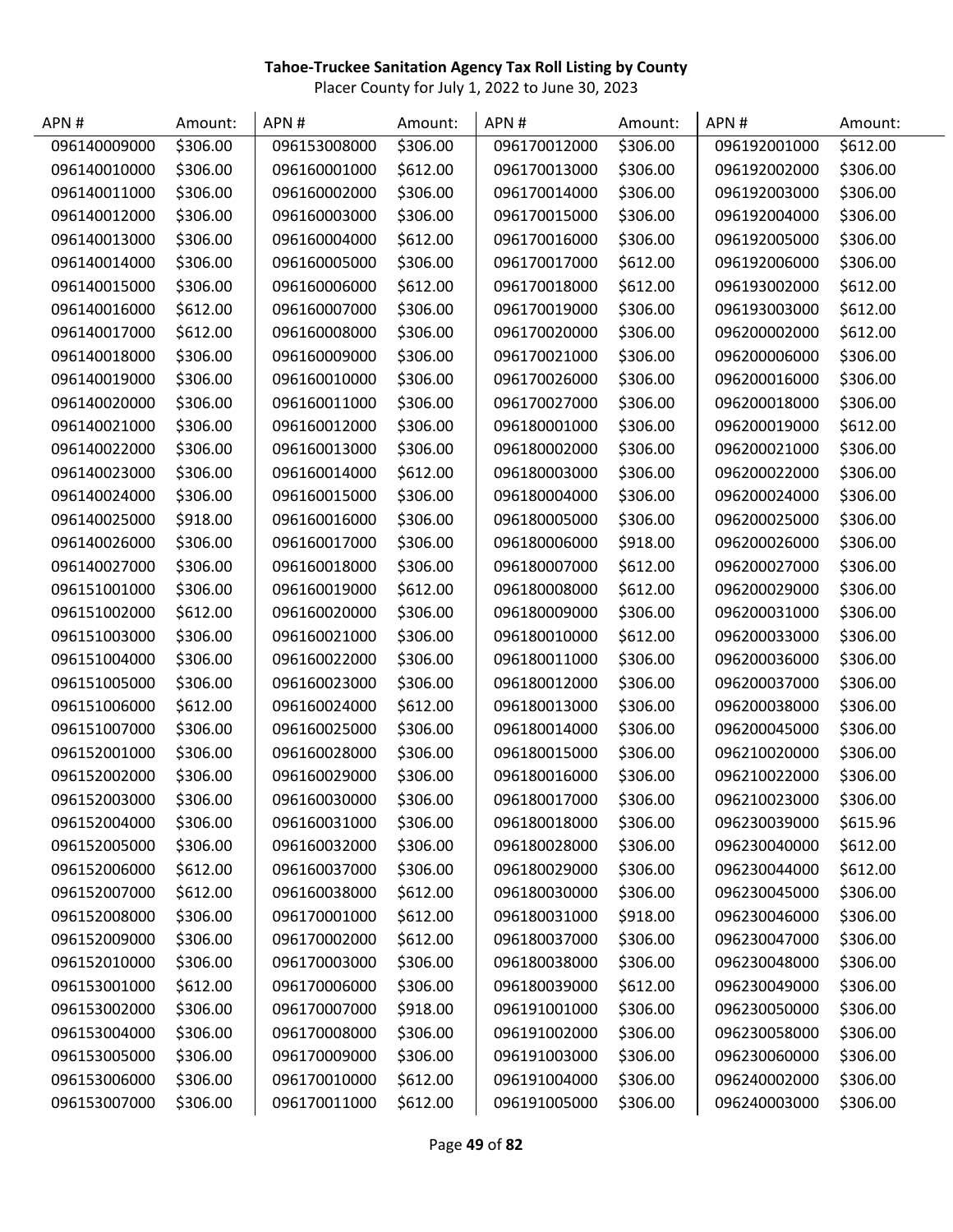**Tahoe-Truckee Sanitation Agency Tax Roll Listing by County**

Placer County for July 1, 2022 to June 30, 2023

| APN # | Amount: | APN # | Amount: | APN # | Amount: | APN # | Amount: |
|---|---|---|---|---|---|---|---|
| 096140009000 | $306.00 | 096153008000 | $306.00 | 096170012000 | $306.00 | 096192001000 | $612.00 |
| 096140010000 | $306.00 | 096160001000 | $612.00 | 096170013000 | $306.00 | 096192002000 | $306.00 |
| 096140011000 | $306.00 | 096160002000 | $306.00 | 096170014000 | $306.00 | 096192003000 | $306.00 |
| 096140012000 | $306.00 | 096160003000 | $306.00 | 096170015000 | $306.00 | 096192004000 | $306.00 |
| 096140013000 | $306.00 | 096160004000 | $612.00 | 096170016000 | $306.00 | 096192005000 | $306.00 |
| 096140014000 | $306.00 | 096160005000 | $306.00 | 096170017000 | $612.00 | 096192006000 | $306.00 |
| 096140015000 | $306.00 | 096160006000 | $612.00 | 096170018000 | $612.00 | 096193002000 | $612.00 |
| 096140016000 | $612.00 | 096160007000 | $306.00 | 096170019000 | $306.00 | 096193003000 | $612.00 |
| 096140017000 | $612.00 | 096160008000 | $306.00 | 096170020000 | $306.00 | 096200002000 | $612.00 |
| 096140018000 | $306.00 | 096160009000 | $306.00 | 096170021000 | $306.00 | 096200006000 | $306.00 |
| 096140019000 | $306.00 | 096160010000 | $306.00 | 096170026000 | $306.00 | 096200016000 | $306.00 |
| 096140020000 | $306.00 | 096160011000 | $306.00 | 096170027000 | $306.00 | 096200018000 | $306.00 |
| 096140021000 | $306.00 | 096160012000 | $306.00 | 096180001000 | $306.00 | 096200019000 | $612.00 |
| 096140022000 | $306.00 | 096160013000 | $306.00 | 096180002000 | $306.00 | 096200021000 | $306.00 |
| 096140023000 | $306.00 | 096160014000 | $612.00 | 096180003000 | $306.00 | 096200022000 | $306.00 |
| 096140024000 | $306.00 | 096160015000 | $306.00 | 096180004000 | $306.00 | 096200024000 | $306.00 |
| 096140025000 | $918.00 | 096160016000 | $306.00 | 096180005000 | $306.00 | 096200025000 | $306.00 |
| 096140026000 | $306.00 | 096160017000 | $306.00 | 096180006000 | $918.00 | 096200026000 | $306.00 |
| 096140027000 | $306.00 | 096160018000 | $306.00 | 096180007000 | $612.00 | 096200027000 | $306.00 |
| 096151001000 | $306.00 | 096160019000 | $612.00 | 096180008000 | $612.00 | 096200029000 | $306.00 |
| 096151002000 | $612.00 | 096160020000 | $306.00 | 096180009000 | $306.00 | 096200031000 | $306.00 |
| 096151003000 | $306.00 | 096160021000 | $306.00 | 096180010000 | $612.00 | 096200033000 | $306.00 |
| 096151004000 | $306.00 | 096160022000 | $306.00 | 096180011000 | $306.00 | 096200036000 | $306.00 |
| 096151005000 | $306.00 | 096160023000 | $306.00 | 096180012000 | $306.00 | 096200037000 | $306.00 |
| 096151006000 | $612.00 | 096160024000 | $612.00 | 096180013000 | $306.00 | 096200038000 | $306.00 |
| 096151007000 | $306.00 | 096160025000 | $306.00 | 096180014000 | $306.00 | 096200045000 | $306.00 |
| 096152001000 | $306.00 | 096160028000 | $306.00 | 096180015000 | $306.00 | 096210020000 | $306.00 |
| 096152002000 | $306.00 | 096160029000 | $306.00 | 096180016000 | $306.00 | 096210022000 | $306.00 |
| 096152003000 | $306.00 | 096160030000 | $306.00 | 096180017000 | $306.00 | 096210023000 | $306.00 |
| 096152004000 | $306.00 | 096160031000 | $306.00 | 096180018000 | $306.00 | 096230039000 | $615.96 |
| 096152005000 | $306.00 | 096160032000 | $306.00 | 096180028000 | $306.00 | 096230040000 | $612.00 |
| 096152006000 | $612.00 | 096160037000 | $306.00 | 096180029000 | $306.00 | 096230044000 | $612.00 |
| 096152007000 | $612.00 | 096160038000 | $612.00 | 096180030000 | $306.00 | 096230045000 | $306.00 |
| 096152008000 | $306.00 | 096170001000 | $612.00 | 096180031000 | $918.00 | 096230046000 | $306.00 |
| 096152009000 | $306.00 | 096170002000 | $612.00 | 096180037000 | $306.00 | 096230047000 | $306.00 |
| 096152010000 | $306.00 | 096170003000 | $612.00 | 096180038000 | $306.00 | 096230048000 | $306.00 |
| 096153001000 | $612.00 | 096170006000 | $306.00 | 096180039000 | $612.00 | 096230049000 | $306.00 |
| 096153002000 | $306.00 | 096170007000 | $918.00 | 096191001000 | $306.00 | 096230050000 | $306.00 |
| 096153004000 | $306.00 | 096170008000 | $306.00 | 096191002000 | $306.00 | 096230058000 | $306.00 |
| 096153005000 | $306.00 | 096170009000 | $306.00 | 096191003000 | $306.00 | 096230060000 | $306.00 |
| 096153006000 | $306.00 | 096170010000 | $612.00 | 096191004000 | $306.00 | 096240002000 | $306.00 |
| 096153007000 | $306.00 | 096170011000 | $612.00 | 096191005000 | $306.00 | 096240003000 | $306.00 |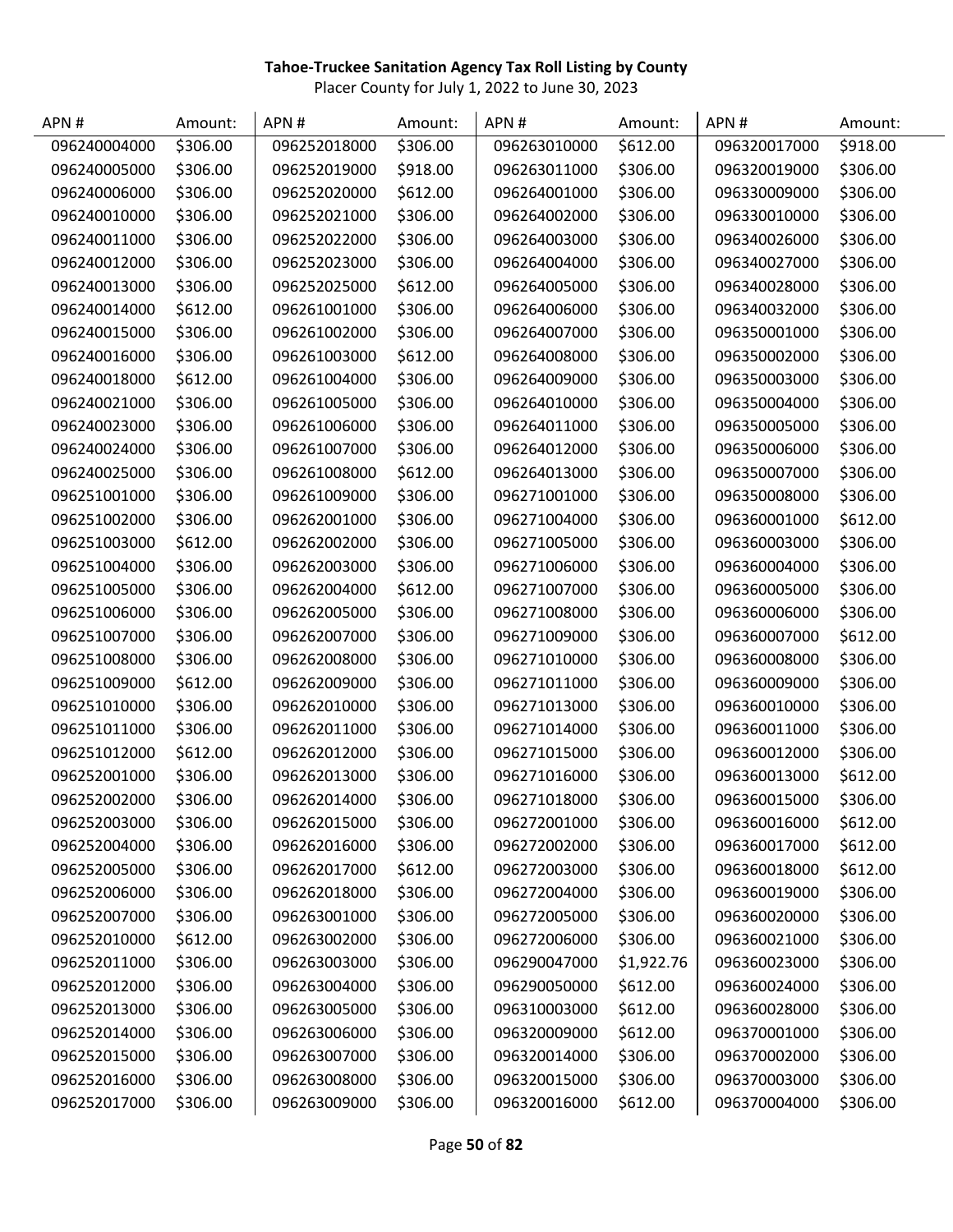**Tahoe-Truckee Sanitation Agency Tax Roll Listing by County**

Placer County for July 1, 2022 to June 30, 2023

| APN # | Amount: | APN # | Amount: | APN # | Amount: | APN # | Amount: |
|---|---|---|---|---|---|---|---|
| 096240004000 | $306.00 | 096252018000 | $306.00 | 096263010000 | $612.00 | 096320017000 | $918.00 |
| 096240005000 | $306.00 | 096252019000 | $918.00 | 096263011000 | $306.00 | 096320019000 | $306.00 |
| 096240006000 | $306.00 | 096252020000 | $612.00 | 096264001000 | $306.00 | 096330009000 | $306.00 |
| 096240010000 | $306.00 | 096252021000 | $306.00 | 096264002000 | $306.00 | 096330010000 | $306.00 |
| 096240011000 | $306.00 | 096252022000 | $306.00 | 096264003000 | $306.00 | 096340026000 | $306.00 |
| 096240012000 | $306.00 | 096252023000 | $306.00 | 096264004000 | $306.00 | 096340027000 | $306.00 |
| 096240013000 | $306.00 | 096252025000 | $612.00 | 096264005000 | $306.00 | 096340028000 | $306.00 |
| 096240014000 | $612.00 | 096261001000 | $306.00 | 096264006000 | $306.00 | 096340032000 | $306.00 |
| 096240015000 | $306.00 | 096261002000 | $306.00 | 096264007000 | $306.00 | 096350001000 | $306.00 |
| 096240016000 | $306.00 | 096261003000 | $612.00 | 096264008000 | $306.00 | 096350002000 | $306.00 |
| 096240018000 | $612.00 | 096261004000 | $306.00 | 096264009000 | $306.00 | 096350003000 | $306.00 |
| 096240021000 | $306.00 | 096261005000 | $306.00 | 096264010000 | $306.00 | 096350004000 | $306.00 |
| 096240023000 | $306.00 | 096261006000 | $306.00 | 096264011000 | $306.00 | 096350005000 | $306.00 |
| 096240024000 | $306.00 | 096261007000 | $306.00 | 096264012000 | $306.00 | 096350006000 | $306.00 |
| 096240025000 | $306.00 | 096261008000 | $612.00 | 096264013000 | $306.00 | 096350007000 | $306.00 |
| 096251001000 | $306.00 | 096261009000 | $306.00 | 096271001000 | $306.00 | 096350008000 | $306.00 |
| 096251002000 | $306.00 | 096262001000 | $306.00 | 096271004000 | $306.00 | 096360001000 | $612.00 |
| 096251003000 | $612.00 | 096262002000 | $306.00 | 096271005000 | $306.00 | 096360003000 | $306.00 |
| 096251004000 | $306.00 | 096262003000 | $306.00 | 096271006000 | $306.00 | 096360004000 | $306.00 |
| 096251005000 | $306.00 | 096262004000 | $612.00 | 096271007000 | $306.00 | 096360005000 | $306.00 |
| 096251006000 | $306.00 | 096262005000 | $306.00 | 096271008000 | $306.00 | 096360006000 | $306.00 |
| 096251007000 | $306.00 | 096262007000 | $306.00 | 096271009000 | $306.00 | 096360007000 | $612.00 |
| 096251008000 | $306.00 | 096262008000 | $306.00 | 096271010000 | $306.00 | 096360008000 | $306.00 |
| 096251009000 | $612.00 | 096262009000 | $306.00 | 096271011000 | $306.00 | 096360009000 | $306.00 |
| 096251010000 | $306.00 | 096262010000 | $306.00 | 096271013000 | $306.00 | 096360010000 | $306.00 |
| 096251011000 | $306.00 | 096262011000 | $306.00 | 096271014000 | $306.00 | 096360011000 | $306.00 |
| 096251012000 | $612.00 | 096262012000 | $306.00 | 096271015000 | $306.00 | 096360012000 | $306.00 |
| 096252001000 | $306.00 | 096262013000 | $306.00 | 096271016000 | $306.00 | 096360013000 | $612.00 |
| 096252002000 | $306.00 | 096262014000 | $306.00 | 096271018000 | $306.00 | 096360015000 | $306.00 |
| 096252003000 | $306.00 | 096262015000 | $306.00 | 096272001000 | $306.00 | 096360016000 | $612.00 |
| 096252004000 | $306.00 | 096262016000 | $306.00 | 096272002000 | $306.00 | 096360017000 | $612.00 |
| 096252005000 | $306.00 | 096262017000 | $612.00 | 096272003000 | $306.00 | 096360018000 | $612.00 |
| 096252006000 | $306.00 | 096262018000 | $306.00 | 096272004000 | $306.00 | 096360019000 | $306.00 |
| 096252007000 | $306.00 | 096263001000 | $306.00 | 096272005000 | $306.00 | 096360020000 | $306.00 |
| 096252010000 | $612.00 | 096263002000 | $306.00 | 096272006000 | $306.00 | 096360021000 | $306.00 |
| 096252011000 | $306.00 | 096263003000 | $306.00 | 096290047000 | $1,922.76 | 096360023000 | $306.00 |
| 096252012000 | $306.00 | 096263004000 | $306.00 | 096290050000 | $612.00 | 096360024000 | $306.00 |
| 096252013000 | $306.00 | 096263005000 | $306.00 | 096310003000 | $612.00 | 096360028000 | $306.00 |
| 096252014000 | $306.00 | 096263006000 | $306.00 | 096320009000 | $612.00 | 096370001000 | $306.00 |
| 096252015000 | $306.00 | 096263007000 | $306.00 | 096320014000 | $306.00 | 096370002000 | $306.00 |
| 096252016000 | $306.00 | 096263008000 | $306.00 | 096320015000 | $306.00 | 096370003000 | $306.00 |
| 096252017000 | $306.00 | 096263009000 | $306.00 | 096320016000 | $612.00 | 096370004000 | $306.00 |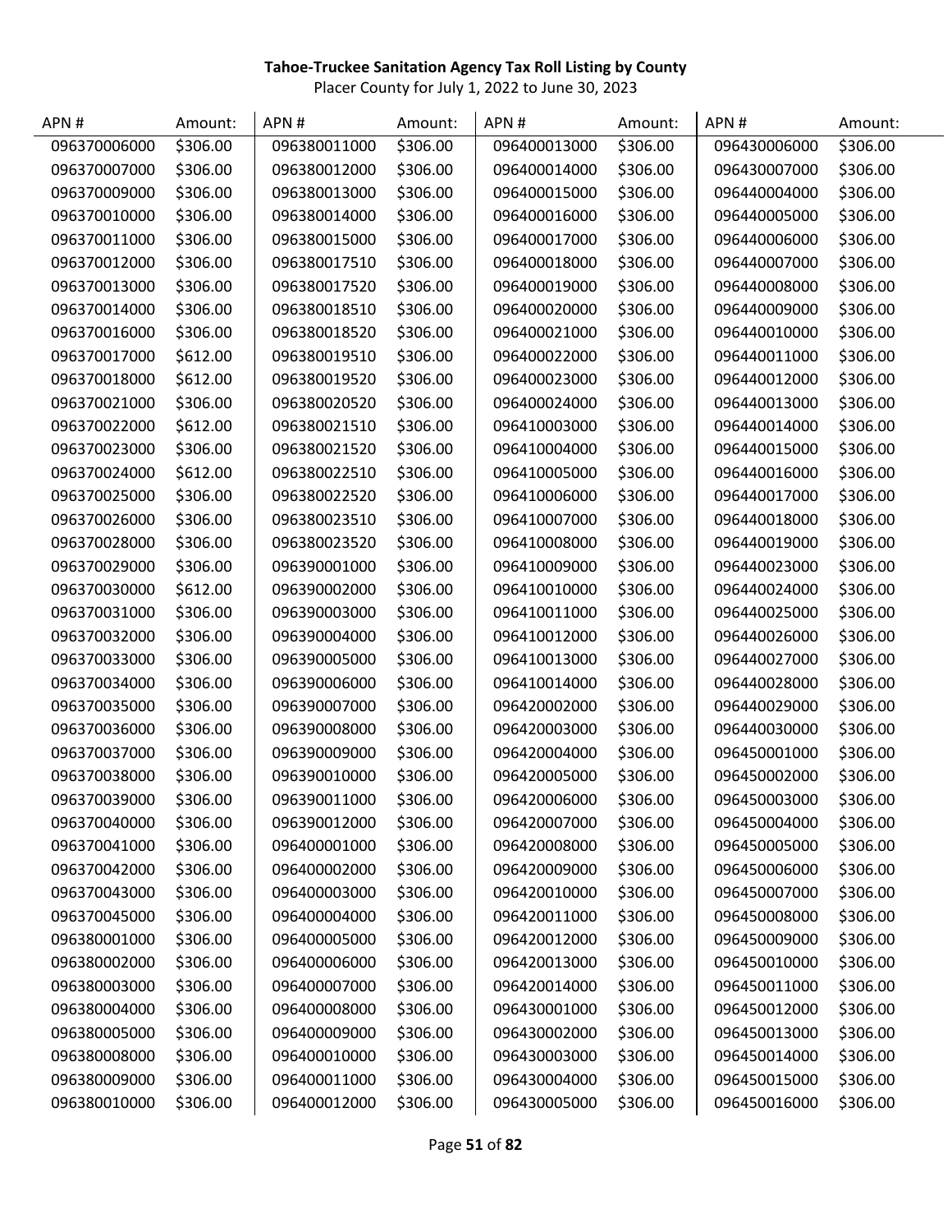**Tahoe-Truckee Sanitation Agency Tax Roll Listing by County**

Placer County for July 1, 2022 to June 30, 2023

| APN # | Amount: | APN # | Amount: | APN # | Amount: | APN # | Amount: |
|---|---|---|---|---|---|---|---|
| 096370006000 | $306.00 | 096380011000 | $306.00 | 096400013000 | $306.00 | 096430006000 | $306.00 |
| 096370007000 | $306.00 | 096380012000 | $306.00 | 096400014000 | $306.00 | 096430007000 | $306.00 |
| 096370009000 | $306.00 | 096380013000 | $306.00 | 096400015000 | $306.00 | 096440004000 | $306.00 |
| 096370010000 | $306.00 | 096380014000 | $306.00 | 096400016000 | $306.00 | 096440005000 | $306.00 |
| 096370011000 | $306.00 | 096380015000 | $306.00 | 096400017000 | $306.00 | 096440006000 | $306.00 |
| 096370012000 | $306.00 | 096380017510 | $306.00 | 096400018000 | $306.00 | 096440007000 | $306.00 |
| 096370013000 | $306.00 | 096380017520 | $306.00 | 096400019000 | $306.00 | 096440008000 | $306.00 |
| 096370014000 | $306.00 | 096380018510 | $306.00 | 096400020000 | $306.00 | 096440009000 | $306.00 |
| 096370016000 | $306.00 | 096380018520 | $306.00 | 096400021000 | $306.00 | 096440010000 | $306.00 |
| 096370017000 | $612.00 | 096380019510 | $306.00 | 096400022000 | $306.00 | 096440011000 | $306.00 |
| 096370018000 | $612.00 | 096380019520 | $306.00 | 096400023000 | $306.00 | 096440012000 | $306.00 |
| 096370021000 | $306.00 | 096380020520 | $306.00 | 096400024000 | $306.00 | 096440013000 | $306.00 |
| 096370022000 | $612.00 | 096380021510 | $306.00 | 096410003000 | $306.00 | 096440014000 | $306.00 |
| 096370023000 | $306.00 | 096380021520 | $306.00 | 096410004000 | $306.00 | 096440015000 | $306.00 |
| 096370024000 | $612.00 | 096380022510 | $306.00 | 096410005000 | $306.00 | 096440016000 | $306.00 |
| 096370025000 | $306.00 | 096380022520 | $306.00 | 096410006000 | $306.00 | 096440017000 | $306.00 |
| 096370026000 | $306.00 | 096380023510 | $306.00 | 096410007000 | $306.00 | 096440018000 | $306.00 |
| 096370028000 | $306.00 | 096380023520 | $306.00 | 096410008000 | $306.00 | 096440019000 | $306.00 |
| 096370029000 | $306.00 | 096390001000 | $306.00 | 096410009000 | $306.00 | 096440023000 | $306.00 |
| 096370030000 | $612.00 | 096390002000 | $306.00 | 096410010000 | $306.00 | 096440024000 | $306.00 |
| 096370031000 | $306.00 | 096390003000 | $306.00 | 096410011000 | $306.00 | 096440025000 | $306.00 |
| 096370032000 | $306.00 | 096390004000 | $306.00 | 096410012000 | $306.00 | 096440026000 | $306.00 |
| 096370033000 | $306.00 | 096390005000 | $306.00 | 096410013000 | $306.00 | 096440027000 | $306.00 |
| 096370034000 | $306.00 | 096390006000 | $306.00 | 096410014000 | $306.00 | 096440028000 | $306.00 |
| 096370035000 | $306.00 | 096390007000 | $306.00 | 096420002000 | $306.00 | 096440029000 | $306.00 |
| 096370036000 | $306.00 | 096390008000 | $306.00 | 096420003000 | $306.00 | 096440030000 | $306.00 |
| 096370037000 | $306.00 | 096390009000 | $306.00 | 096420004000 | $306.00 | 096450001000 | $306.00 |
| 096370038000 | $306.00 | 096390010000 | $306.00 | 096420005000 | $306.00 | 096450002000 | $306.00 |
| 096370039000 | $306.00 | 096390011000 | $306.00 | 096420006000 | $306.00 | 096450003000 | $306.00 |
| 096370040000 | $306.00 | 096390012000 | $306.00 | 096420007000 | $306.00 | 096450004000 | $306.00 |
| 096370041000 | $306.00 | 096400001000 | $306.00 | 096420008000 | $306.00 | 096450005000 | $306.00 |
| 096370042000 | $306.00 | 096400002000 | $306.00 | 096420009000 | $306.00 | 096450006000 | $306.00 |
| 096370043000 | $306.00 | 096400003000 | $306.00 | 096420010000 | $306.00 | 096450007000 | $306.00 |
| 096370045000 | $306.00 | 096400004000 | $306.00 | 096420011000 | $306.00 | 096450008000 | $306.00 |
| 096380001000 | $306.00 | 096400005000 | $306.00 | 096420012000 | $306.00 | 096450009000 | $306.00 |
| 096380002000 | $306.00 | 096400006000 | $306.00 | 096420013000 | $306.00 | 096450010000 | $306.00 |
| 096380003000 | $306.00 | 096400007000 | $306.00 | 096420014000 | $306.00 | 096450011000 | $306.00 |
| 096380004000 | $306.00 | 096400008000 | $306.00 | 096430001000 | $306.00 | 096450012000 | $306.00 |
| 096380005000 | $306.00 | 096400009000 | $306.00 | 096430002000 | $306.00 | 096450013000 | $306.00 |
| 096380008000 | $306.00 | 096400010000 | $306.00 | 096430003000 | $306.00 | 096450014000 | $306.00 |
| 096380009000 | $306.00 | 096400011000 | $306.00 | 096430004000 | $306.00 | 096450015000 | $306.00 |
| 096380010000 | $306.00 | 096400012000 | $306.00 | 096430005000 | $306.00 | 096450016000 | $306.00 |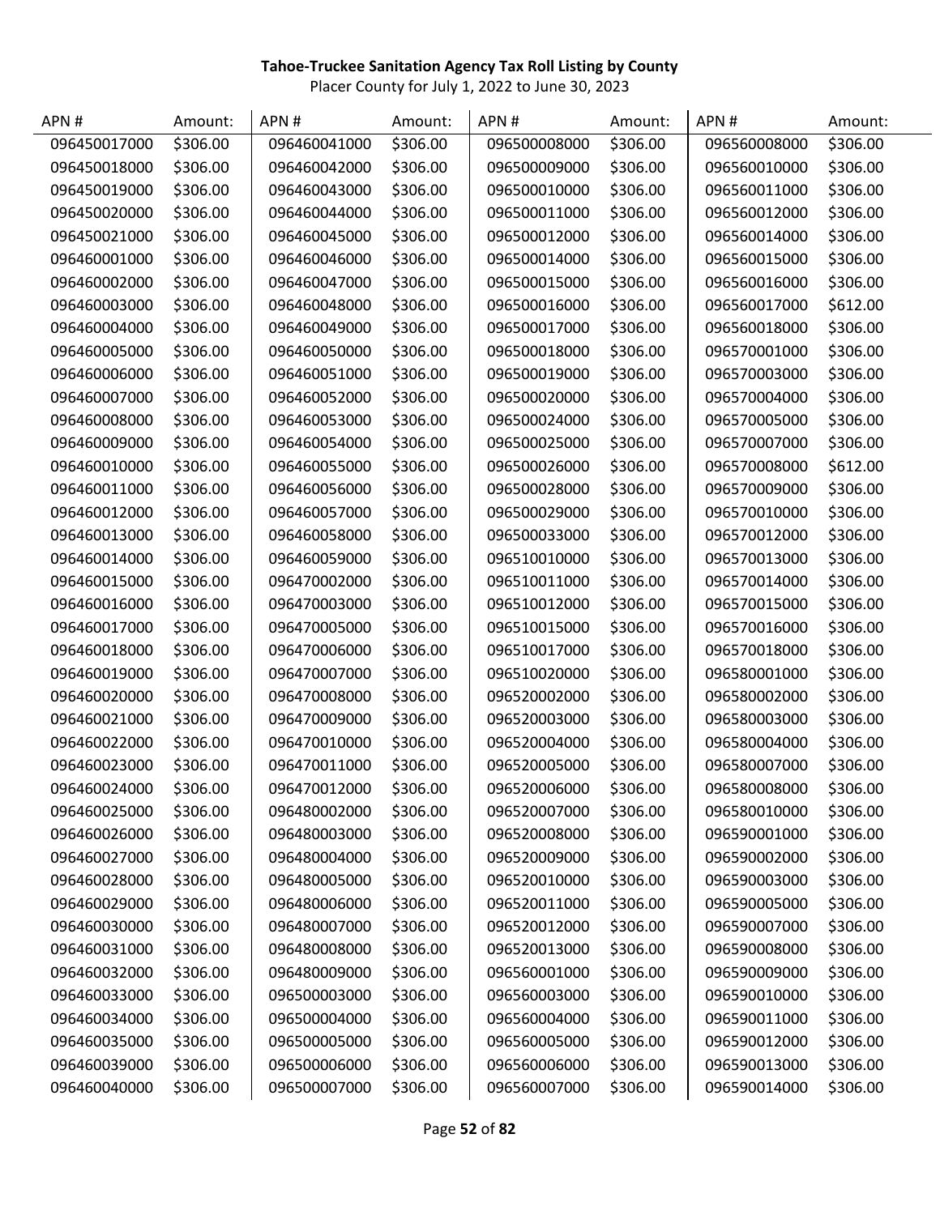**Tahoe-Truckee Sanitation Agency Tax Roll Listing by County**

Placer County for July 1, 2022 to June 30, 2023

| APN # | Amount: | APN # | Amount: | APN # | Amount: | APN # | Amount: |
|---|---|---|---|---|---|---|---|
| 096450017000 | $306.00 | 096460041000 | $306.00 | 096500008000 | $306.00 | 096560008000 | $306.00 |
| 096450018000 | $306.00 | 096460042000 | $306.00 | 096500009000 | $306.00 | 096560010000 | $306.00 |
| 096450019000 | $306.00 | 096460043000 | $306.00 | 096500010000 | $306.00 | 096560011000 | $306.00 |
| 096450020000 | $306.00 | 096460044000 | $306.00 | 096500011000 | $306.00 | 096560012000 | $306.00 |
| 096450021000 | $306.00 | 096460045000 | $306.00 | 096500012000 | $306.00 | 096560014000 | $306.00 |
| 096460001000 | $306.00 | 096460046000 | $306.00 | 096500014000 | $306.00 | 096560015000 | $306.00 |
| 096460002000 | $306.00 | 096460047000 | $306.00 | 096500015000 | $306.00 | 096560016000 | $306.00 |
| 096460003000 | $306.00 | 096460048000 | $306.00 | 096500016000 | $306.00 | 096560017000 | $612.00 |
| 096460004000 | $306.00 | 096460049000 | $306.00 | 096500017000 | $306.00 | 096560018000 | $306.00 |
| 096460005000 | $306.00 | 096460050000 | $306.00 | 096500018000 | $306.00 | 096570001000 | $306.00 |
| 096460006000 | $306.00 | 096460051000 | $306.00 | 096500019000 | $306.00 | 096570003000 | $306.00 |
| 096460007000 | $306.00 | 096460052000 | $306.00 | 096500020000 | $306.00 | 096570004000 | $306.00 |
| 096460008000 | $306.00 | 096460053000 | $306.00 | 096500024000 | $306.00 | 096570005000 | $306.00 |
| 096460009000 | $306.00 | 096460054000 | $306.00 | 096500025000 | $306.00 | 096570007000 | $306.00 |
| 096460010000 | $306.00 | 096460055000 | $306.00 | 096500026000 | $306.00 | 096570008000 | $612.00 |
| 096460011000 | $306.00 | 096460056000 | $306.00 | 096500028000 | $306.00 | 096570009000 | $306.00 |
| 096460012000 | $306.00 | 096460057000 | $306.00 | 096500029000 | $306.00 | 096570010000 | $306.00 |
| 096460013000 | $306.00 | 096460058000 | $306.00 | 096500033000 | $306.00 | 096570012000 | $306.00 |
| 096460014000 | $306.00 | 096460059000 | $306.00 | 096510010000 | $306.00 | 096570013000 | $306.00 |
| 096460015000 | $306.00 | 096470002000 | $306.00 | 096510011000 | $306.00 | 096570014000 | $306.00 |
| 096460016000 | $306.00 | 096470003000 | $306.00 | 096510012000 | $306.00 | 096570015000 | $306.00 |
| 096460017000 | $306.00 | 096470005000 | $306.00 | 096510015000 | $306.00 | 096570016000 | $306.00 |
| 096460018000 | $306.00 | 096470006000 | $306.00 | 096510017000 | $306.00 | 096570018000 | $306.00 |
| 096460019000 | $306.00 | 096470007000 | $306.00 | 096510020000 | $306.00 | 096580001000 | $306.00 |
| 096460020000 | $306.00 | 096470008000 | $306.00 | 096520002000 | $306.00 | 096580002000 | $306.00 |
| 096460021000 | $306.00 | 096470009000 | $306.00 | 096520003000 | $306.00 | 096580003000 | $306.00 |
| 096460022000 | $306.00 | 096470010000 | $306.00 | 096520004000 | $306.00 | 096580004000 | $306.00 |
| 096460023000 | $306.00 | 096470011000 | $306.00 | 096520005000 | $306.00 | 096580007000 | $306.00 |
| 096460024000 | $306.00 | 096470012000 | $306.00 | 096520006000 | $306.00 | 096580008000 | $306.00 |
| 096460025000 | $306.00 | 096480002000 | $306.00 | 096520007000 | $306.00 | 096580010000 | $306.00 |
| 096460026000 | $306.00 | 096480003000 | $306.00 | 096520008000 | $306.00 | 096590001000 | $306.00 |
| 096460027000 | $306.00 | 096480004000 | $306.00 | 096520009000 | $306.00 | 096590002000 | $306.00 |
| 096460028000 | $306.00 | 096480005000 | $306.00 | 096520010000 | $306.00 | 096590003000 | $306.00 |
| 096460029000 | $306.00 | 096480006000 | $306.00 | 096520011000 | $306.00 | 096590005000 | $306.00 |
| 096460030000 | $306.00 | 096480007000 | $306.00 | 096520012000 | $306.00 | 096590007000 | $306.00 |
| 096460031000 | $306.00 | 096480008000 | $306.00 | 096520013000 | $306.00 | 096590008000 | $306.00 |
| 096460032000 | $306.00 | 096480009000 | $306.00 | 096560001000 | $306.00 | 096590009000 | $306.00 |
| 096460033000 | $306.00 | 096500003000 | $306.00 | 096560003000 | $306.00 | 096590010000 | $306.00 |
| 096460034000 | $306.00 | 096500004000 | $306.00 | 096560004000 | $306.00 | 096590011000 | $306.00 |
| 096460035000 | $306.00 | 096500005000 | $306.00 | 096560005000 | $306.00 | 096590012000 | $306.00 |
| 096460039000 | $306.00 | 096500006000 | $306.00 | 096560006000 | $306.00 | 096590013000 | $306.00 |
| 096460040000 | $306.00 | 096500007000 | $306.00 | 096560007000 | $306.00 | 096590014000 | $306.00 |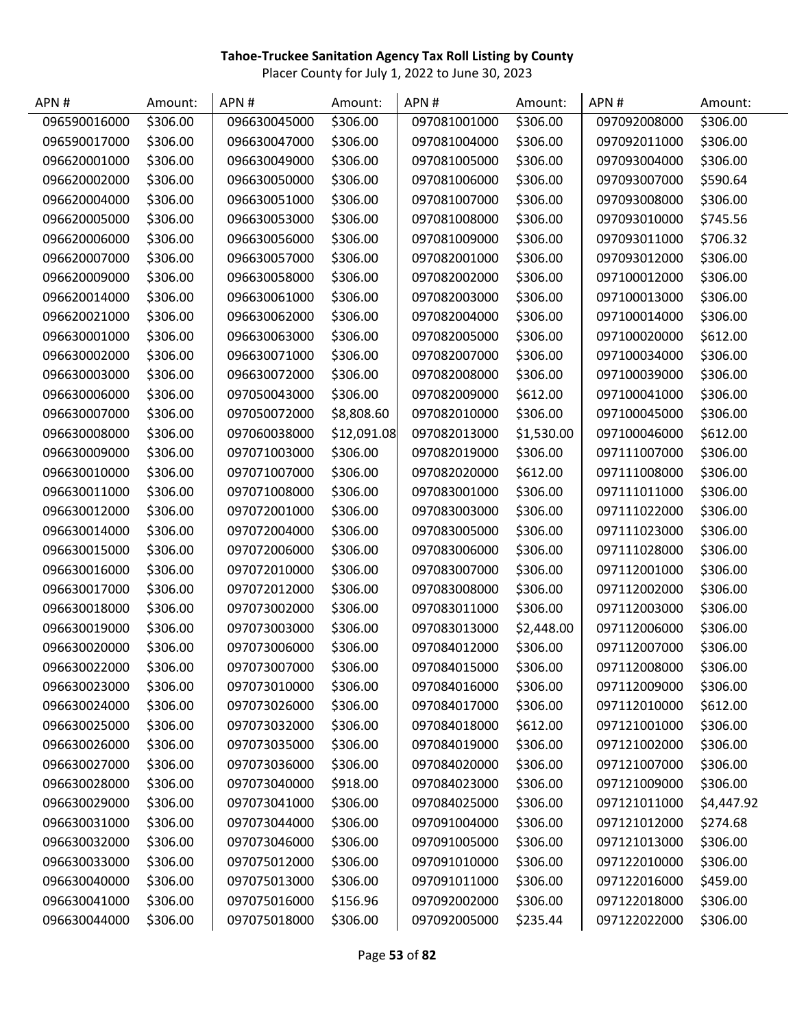**Tahoe-Truckee Sanitation Agency Tax Roll Listing by County**

Placer County for July 1, 2022 to June 30, 2023

| APN # | Amount: | APN # | Amount: | APN # | Amount: | APN # | Amount: |
|---|---|---|---|---|---|---|---|
| 096590016000 | $306.00 | 096630045000 | $306.00 | 097081001000 | $306.00 | 097092008000 | $306.00 |
| 096590017000 | $306.00 | 096630047000 | $306.00 | 097081004000 | $306.00 | 097092011000 | $306.00 |
| 096620001000 | $306.00 | 096630049000 | $306.00 | 097081005000 | $306.00 | 097093004000 | $306.00 |
| 096620002000 | $306.00 | 096630050000 | $306.00 | 097081006000 | $306.00 | 097093007000 | $590.64 |
| 096620004000 | $306.00 | 096630051000 | $306.00 | 097081007000 | $306.00 | 097093008000 | $306.00 |
| 096620005000 | $306.00 | 096630053000 | $306.00 | 097081008000 | $306.00 | 097093010000 | $745.56 |
| 096620006000 | $306.00 | 096630056000 | $306.00 | 097081009000 | $306.00 | 097093011000 | $706.32 |
| 096620007000 | $306.00 | 096630057000 | $306.00 | 097082001000 | $306.00 | 097093012000 | $306.00 |
| 096620009000 | $306.00 | 096630058000 | $306.00 | 097082002000 | $306.00 | 097100012000 | $306.00 |
| 096620014000 | $306.00 | 096630061000 | $306.00 | 097082003000 | $306.00 | 097100013000 | $306.00 |
| 096620021000 | $306.00 | 096630062000 | $306.00 | 097082004000 | $306.00 | 097100014000 | $306.00 |
| 096630001000 | $306.00 | 096630063000 | $306.00 | 097082005000 | $306.00 | 097100020000 | $612.00 |
| 096630002000 | $306.00 | 096630071000 | $306.00 | 097082007000 | $306.00 | 097100034000 | $306.00 |
| 096630003000 | $306.00 | 096630072000 | $306.00 | 097082008000 | $306.00 | 097100039000 | $306.00 |
| 096630006000 | $306.00 | 097050043000 | $306.00 | 097082009000 | $612.00 | 097100041000 | $306.00 |
| 096630007000 | $306.00 | 097050072000 | $8,808.60 | 097082010000 | $306.00 | 097100045000 | $306.00 |
| 096630008000 | $306.00 | 097060038000 | $12,091.08 | 097082013000 | $1,530.00 | 097100046000 | $612.00 |
| 096630009000 | $306.00 | 097071003000 | $306.00 | 097082019000 | $306.00 | 097111007000 | $306.00 |
| 096630010000 | $306.00 | 097071007000 | $306.00 | 097082020000 | $612.00 | 097111008000 | $306.00 |
| 096630011000 | $306.00 | 097071008000 | $306.00 | 097083001000 | $306.00 | 097111011000 | $306.00 |
| 096630012000 | $306.00 | 097072001000 | $306.00 | 097083003000 | $306.00 | 097111022000 | $306.00 |
| 096630014000 | $306.00 | 097072004000 | $306.00 | 097083005000 | $306.00 | 097111023000 | $306.00 |
| 096630015000 | $306.00 | 097072006000 | $306.00 | 097083006000 | $306.00 | 097111028000 | $306.00 |
| 096630016000 | $306.00 | 097072010000 | $306.00 | 097083007000 | $306.00 | 097112001000 | $306.00 |
| 096630017000 | $306.00 | 097072012000 | $306.00 | 097083008000 | $306.00 | 097112002000 | $306.00 |
| 096630018000 | $306.00 | 097073002000 | $306.00 | 097083011000 | $306.00 | 097112003000 | $306.00 |
| 096630019000 | $306.00 | 097073003000 | $306.00 | 097083013000 | $2,448.00 | 097112006000 | $306.00 |
| 096630020000 | $306.00 | 097073006000 | $306.00 | 097084012000 | $306.00 | 097112007000 | $306.00 |
| 096630022000 | $306.00 | 097073007000 | $306.00 | 097084015000 | $306.00 | 097112008000 | $306.00 |
| 096630023000 | $306.00 | 097073010000 | $306.00 | 097084016000 | $306.00 | 097112009000 | $306.00 |
| 096630024000 | $306.00 | 097073026000 | $306.00 | 097084017000 | $306.00 | 097112010000 | $612.00 |
| 096630025000 | $306.00 | 097073032000 | $306.00 | 097084018000 | $612.00 | 097121001000 | $306.00 |
| 096630026000 | $306.00 | 097073035000 | $306.00 | 097084019000 | $306.00 | 097121002000 | $306.00 |
| 096630027000 | $306.00 | 097073036000 | $306.00 | 097084020000 | $306.00 | 097121007000 | $306.00 |
| 096630028000 | $306.00 | 097073040000 | $918.00 | 097084023000 | $306.00 | 097121009000 | $306.00 |
| 096630029000 | $306.00 | 097073041000 | $306.00 | 097084025000 | $306.00 | 097121011000 | $4,447.92 |
| 096630031000 | $306.00 | 097073044000 | $306.00 | 097091004000 | $306.00 | 097121012000 | $274.68 |
| 096630032000 | $306.00 | 097073046000 | $306.00 | 097091005000 | $306.00 | 097121013000 | $306.00 |
| 096630033000 | $306.00 | 097075012000 | $306.00 | 097091010000 | $306.00 | 097122010000 | $306.00 |
| 096630040000 | $306.00 | 097075013000 | $306.00 | 097091011000 | $306.00 | 097122016000 | $459.00 |
| 096630041000 | $306.00 | 097075016000 | $156.96 | 097092002000 | $306.00 | 097122018000 | $306.00 |
| 096630044000 | $306.00 | 097075018000 | $306.00 | 097092005000 | $235.44 | 097122022000 | $306.00 |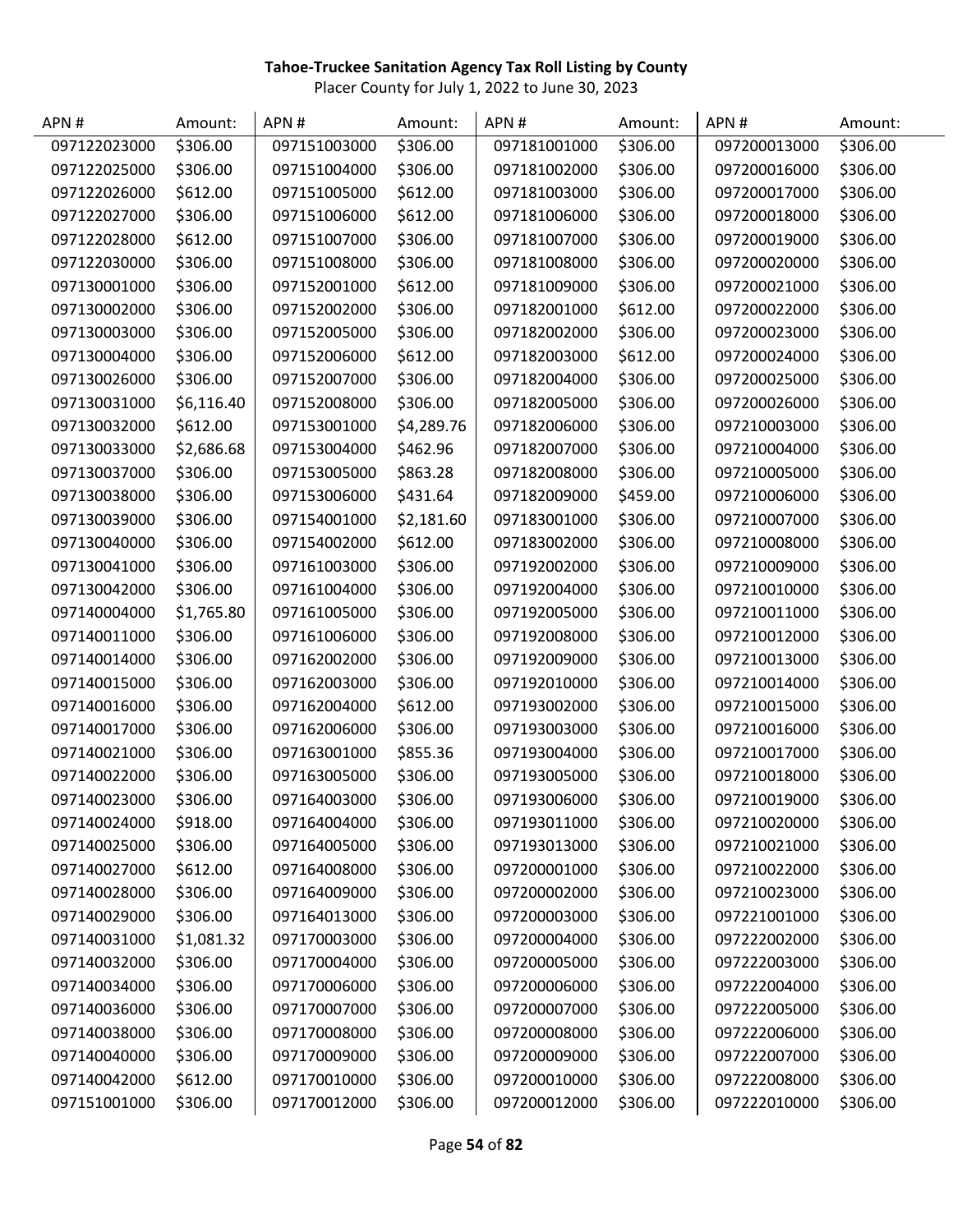**Tahoe-Truckee Sanitation Agency Tax Roll Listing by County**

Placer County for July 1, 2022 to June 30, 2023

| APN # | Amount: | APN # | Amount: | APN # | Amount: | APN # | Amount: |
|---|---|---|---|---|---|---|---|
| 097122023000 | $306.00 | 097151003000 | $306.00 | 097181001000 | $306.00 | 097200013000 | $306.00 |
| 097122025000 | $306.00 | 097151004000 | $306.00 | 097181002000 | $306.00 | 097200016000 | $306.00 |
| 097122026000 | $612.00 | 097151005000 | $612.00 | 097181003000 | $306.00 | 097200017000 | $306.00 |
| 097122027000 | $306.00 | 097151006000 | $612.00 | 097181006000 | $306.00 | 097200018000 | $306.00 |
| 097122028000 | $612.00 | 097151007000 | $306.00 | 097181007000 | $306.00 | 097200019000 | $306.00 |
| 097122030000 | $306.00 | 097151008000 | $306.00 | 097181008000 | $306.00 | 097200020000 | $306.00 |
| 097130001000 | $306.00 | 097152001000 | $612.00 | 097181009000 | $306.00 | 097200021000 | $306.00 |
| 097130002000 | $306.00 | 097152002000 | $306.00 | 097182001000 | $612.00 | 097200022000 | $306.00 |
| 097130003000 | $306.00 | 097152005000 | $306.00 | 097182002000 | $306.00 | 097200023000 | $306.00 |
| 097130004000 | $306.00 | 097152006000 | $612.00 | 097182003000 | $612.00 | 097200024000 | $306.00 |
| 097130026000 | $306.00 | 097152007000 | $306.00 | 097182004000 | $306.00 | 097200025000 | $306.00 |
| 097130031000 | $6,116.40 | 097152008000 | $306.00 | 097182005000 | $306.00 | 097200026000 | $306.00 |
| 097130032000 | $612.00 | 097153001000 | $4,289.76 | 097182006000 | $306.00 | 097210003000 | $306.00 |
| 097130033000 | $2,686.68 | 097153004000 | $462.96 | 097182007000 | $306.00 | 097210004000 | $306.00 |
| 097130037000 | $306.00 | 097153005000 | $863.28 | 097182008000 | $306.00 | 097210005000 | $306.00 |
| 097130038000 | $306.00 | 097153006000 | $431.64 | 097182009000 | $459.00 | 097210006000 | $306.00 |
| 097130039000 | $306.00 | 097154001000 | $2,181.60 | 097183001000 | $306.00 | 097210007000 | $306.00 |
| 097130040000 | $306.00 | 097154002000 | $612.00 | 097183002000 | $306.00 | 097210008000 | $306.00 |
| 097130041000 | $306.00 | 097161003000 | $306.00 | 097192002000 | $306.00 | 097210009000 | $306.00 |
| 097130042000 | $306.00 | 097161004000 | $306.00 | 097192004000 | $306.00 | 097210010000 | $306.00 |
| 097140004000 | $1,765.80 | 097161005000 | $306.00 | 097192005000 | $306.00 | 097210011000 | $306.00 |
| 097140011000 | $306.00 | 097161006000 | $306.00 | 097192008000 | $306.00 | 097210012000 | $306.00 |
| 097140014000 | $306.00 | 097162002000 | $306.00 | 097192009000 | $306.00 | 097210013000 | $306.00 |
| 097140015000 | $306.00 | 097162003000 | $306.00 | 097192010000 | $306.00 | 097210014000 | $306.00 |
| 097140016000 | $306.00 | 097162004000 | $612.00 | 097193002000 | $306.00 | 097210015000 | $306.00 |
| 097140017000 | $306.00 | 097162006000 | $306.00 | 097193003000 | $306.00 | 097210016000 | $306.00 |
| 097140021000 | $306.00 | 097163001000 | $855.36 | 097193004000 | $306.00 | 097210017000 | $306.00 |
| 097140022000 | $306.00 | 097163005000 | $306.00 | 097193005000 | $306.00 | 097210018000 | $306.00 |
| 097140023000 | $306.00 | 097164003000 | $306.00 | 097193006000 | $306.00 | 097210019000 | $306.00 |
| 097140024000 | $918.00 | 097164004000 | $306.00 | 097193011000 | $306.00 | 097210020000 | $306.00 |
| 097140025000 | $306.00 | 097164005000 | $306.00 | 097193013000 | $306.00 | 097210021000 | $306.00 |
| 097140027000 | $612.00 | 097164008000 | $306.00 | 097200001000 | $306.00 | 097210022000 | $306.00 |
| 097140028000 | $306.00 | 097164009000 | $306.00 | 097200002000 | $306.00 | 097210023000 | $306.00 |
| 097140029000 | $306.00 | 097164013000 | $306.00 | 097200003000 | $306.00 | 097221001000 | $306.00 |
| 097140031000 | $1,081.32 | 097170003000 | $306.00 | 097200004000 | $306.00 | 097222002000 | $306.00 |
| 097140032000 | $306.00 | 097170004000 | $306.00 | 097200005000 | $306.00 | 097222003000 | $306.00 |
| 097140034000 | $306.00 | 097170006000 | $306.00 | 097200006000 | $306.00 | 097222004000 | $306.00 |
| 097140036000 | $306.00 | 097170007000 | $306.00 | 097200007000 | $306.00 | 097222005000 | $306.00 |
| 097140038000 | $306.00 | 097170008000 | $306.00 | 097200008000 | $306.00 | 097222006000 | $306.00 |
| 097140040000 | $306.00 | 097170009000 | $306.00 | 097200009000 | $306.00 | 097222007000 | $306.00 |
| 097140042000 | $612.00 | 097170010000 | $306.00 | 097200010000 | $306.00 | 097222008000 | $306.00 |
| 097151001000 | $306.00 | 097170012000 | $306.00 | 097200012000 | $306.00 | 097222010000 | $306.00 |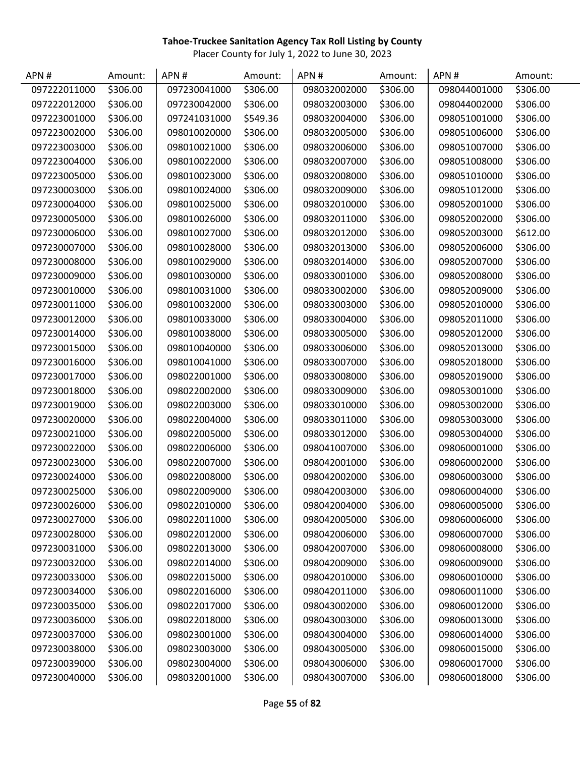**Tahoe-Truckee Sanitation Agency Tax Roll Listing by County**

Placer County for July 1, 2022 to June 30, 2023

| APN # | Amount: | APN # | Amount: | APN # | Amount: | APN # | Amount: |
|---|---|---|---|---|---|---|---|
| 097222011000 | $306.00 | 097230041000 | $306.00 | 098032002000 | $306.00 | 098044001000 | $306.00 |
| 097222012000 | $306.00 | 097230042000 | $306.00 | 098032003000 | $306.00 | 098044002000 | $306.00 |
| 097223001000 | $306.00 | 097241031000 | $549.36 | 098032004000 | $306.00 | 098051001000 | $306.00 |
| 097223002000 | $306.00 | 098010020000 | $306.00 | 098032005000 | $306.00 | 098051006000 | $306.00 |
| 097223003000 | $306.00 | 098010021000 | $306.00 | 098032006000 | $306.00 | 098051007000 | $306.00 |
| 097223004000 | $306.00 | 098010022000 | $306.00 | 098032007000 | $306.00 | 098051008000 | $306.00 |
| 097223005000 | $306.00 | 098010023000 | $306.00 | 098032008000 | $306.00 | 098051010000 | $306.00 |
| 097230003000 | $306.00 | 098010024000 | $306.00 | 098032009000 | $306.00 | 098051012000 | $306.00 |
| 097230004000 | $306.00 | 098010025000 | $306.00 | 098032010000 | $306.00 | 098052001000 | $306.00 |
| 097230005000 | $306.00 | 098010026000 | $306.00 | 098032011000 | $306.00 | 098052002000 | $306.00 |
| 097230006000 | $306.00 | 098010027000 | $306.00 | 098032012000 | $306.00 | 098052003000 | $612.00 |
| 097230007000 | $306.00 | 098010028000 | $306.00 | 098032013000 | $306.00 | 098052006000 | $306.00 |
| 097230008000 | $306.00 | 098010029000 | $306.00 | 098032014000 | $306.00 | 098052007000 | $306.00 |
| 097230009000 | $306.00 | 098010030000 | $306.00 | 098033001000 | $306.00 | 098052008000 | $306.00 |
| 097230010000 | $306.00 | 098010031000 | $306.00 | 098033002000 | $306.00 | 098052009000 | $306.00 |
| 097230011000 | $306.00 | 098010032000 | $306.00 | 098033003000 | $306.00 | 098052010000 | $306.00 |
| 097230012000 | $306.00 | 098010033000 | $306.00 | 098033004000 | $306.00 | 098052011000 | $306.00 |
| 097230014000 | $306.00 | 098010038000 | $306.00 | 098033005000 | $306.00 | 098052012000 | $306.00 |
| 097230015000 | $306.00 | 098010040000 | $306.00 | 098033006000 | $306.00 | 098052013000 | $306.00 |
| 097230016000 | $306.00 | 098010041000 | $306.00 | 098033007000 | $306.00 | 098052018000 | $306.00 |
| 097230017000 | $306.00 | 098022001000 | $306.00 | 098033008000 | $306.00 | 098052019000 | $306.00 |
| 097230018000 | $306.00 | 098022002000 | $306.00 | 098033009000 | $306.00 | 098053001000 | $306.00 |
| 097230019000 | $306.00 | 098022003000 | $306.00 | 098033010000 | $306.00 | 098053002000 | $306.00 |
| 097230020000 | $306.00 | 098022004000 | $306.00 | 098033011000 | $306.00 | 098053003000 | $306.00 |
| 097230021000 | $306.00 | 098022005000 | $306.00 | 098033012000 | $306.00 | 098053004000 | $306.00 |
| 097230022000 | $306.00 | 098022006000 | $306.00 | 098041007000 | $306.00 | 098060001000 | $306.00 |
| 097230023000 | $306.00 | 098022007000 | $306.00 | 098042001000 | $306.00 | 098060002000 | $306.00 |
| 097230024000 | $306.00 | 098022008000 | $306.00 | 098042002000 | $306.00 | 098060003000 | $306.00 |
| 097230025000 | $306.00 | 098022009000 | $306.00 | 098042003000 | $306.00 | 098060004000 | $306.00 |
| 097230026000 | $306.00 | 098022010000 | $306.00 | 098042004000 | $306.00 | 098060005000 | $306.00 |
| 097230027000 | $306.00 | 098022011000 | $306.00 | 098042005000 | $306.00 | 098060006000 | $306.00 |
| 097230028000 | $306.00 | 098022012000 | $306.00 | 098042006000 | $306.00 | 098060007000 | $306.00 |
| 097230031000 | $306.00 | 098022013000 | $306.00 | 098042007000 | $306.00 | 098060008000 | $306.00 |
| 097230032000 | $306.00 | 098022014000 | $306.00 | 098042009000 | $306.00 | 098060009000 | $306.00 |
| 097230033000 | $306.00 | 098022015000 | $306.00 | 098042010000 | $306.00 | 098060010000 | $306.00 |
| 097230034000 | $306.00 | 098022016000 | $306.00 | 098042011000 | $306.00 | 098060011000 | $306.00 |
| 097230035000 | $306.00 | 098022017000 | $306.00 | 098043002000 | $306.00 | 098060012000 | $306.00 |
| 097230036000 | $306.00 | 098022018000 | $306.00 | 098043003000 | $306.00 | 098060013000 | $306.00 |
| 097230037000 | $306.00 | 098023001000 | $306.00 | 098043004000 | $306.00 | 098060014000 | $306.00 |
| 097230038000 | $306.00 | 098023003000 | $306.00 | 098043005000 | $306.00 | 098060015000 | $306.00 |
| 097230039000 | $306.00 | 098023004000 | $306.00 | 098043006000 | $306.00 | 098060017000 | $306.00 |
| 097230040000 | $306.00 | 098032001000 | $306.00 | 098043007000 | $306.00 | 098060018000 | $306.00 |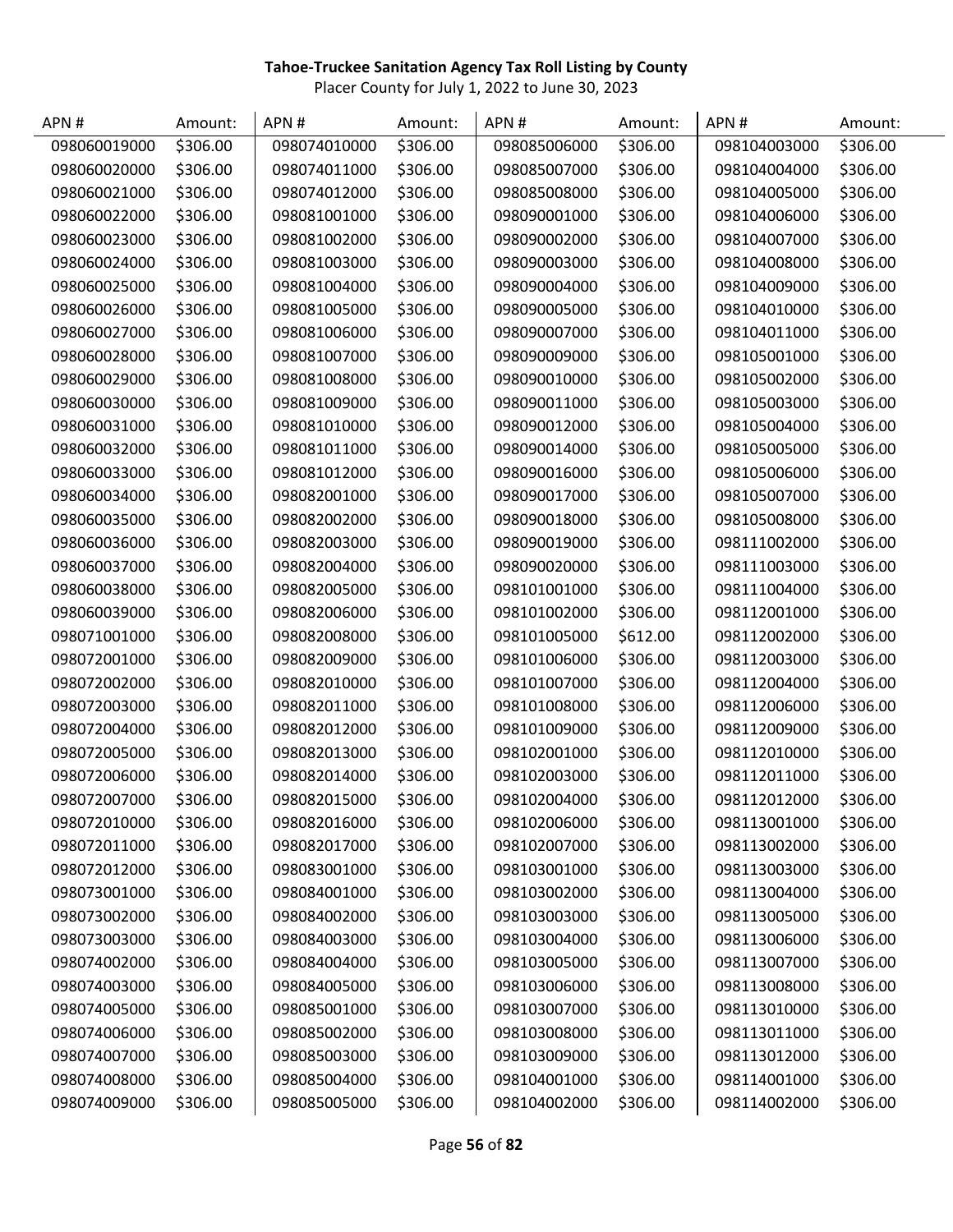**Tahoe-Truckee Sanitation Agency Tax Roll Listing by County**

Placer County for July 1, 2022 to June 30, 2023

| APN # | Amount: | APN # | Amount: | APN # | Amount: | APN # | Amount: |
|---|---|---|---|---|---|---|---|
| 098060019000 | $306.00 | 098074010000 | $306.00 | 098085006000 | $306.00 | 098104003000 | $306.00 |
| 098060020000 | $306.00 | 098074011000 | $306.00 | 098085007000 | $306.00 | 098104004000 | $306.00 |
| 098060021000 | $306.00 | 098074012000 | $306.00 | 098085008000 | $306.00 | 098104005000 | $306.00 |
| 098060022000 | $306.00 | 098081001000 | $306.00 | 098090001000 | $306.00 | 098104006000 | $306.00 |
| 098060023000 | $306.00 | 098081002000 | $306.00 | 098090002000 | $306.00 | 098104007000 | $306.00 |
| 098060024000 | $306.00 | 098081003000 | $306.00 | 098090003000 | $306.00 | 098104008000 | $306.00 |
| 098060025000 | $306.00 | 098081004000 | $306.00 | 098090004000 | $306.00 | 098104009000 | $306.00 |
| 098060026000 | $306.00 | 098081005000 | $306.00 | 098090005000 | $306.00 | 098104010000 | $306.00 |
| 098060027000 | $306.00 | 098081006000 | $306.00 | 098090007000 | $306.00 | 098104011000 | $306.00 |
| 098060028000 | $306.00 | 098081007000 | $306.00 | 098090009000 | $306.00 | 098105001000 | $306.00 |
| 098060029000 | $306.00 | 098081008000 | $306.00 | 098090010000 | $306.00 | 098105002000 | $306.00 |
| 098060030000 | $306.00 | 098081009000 | $306.00 | 098090011000 | $306.00 | 098105003000 | $306.00 |
| 098060031000 | $306.00 | 098081010000 | $306.00 | 098090012000 | $306.00 | 098105004000 | $306.00 |
| 098060032000 | $306.00 | 098081011000 | $306.00 | 098090014000 | $306.00 | 098105005000 | $306.00 |
| 098060033000 | $306.00 | 098081012000 | $306.00 | 098090016000 | $306.00 | 098105006000 | $306.00 |
| 098060034000 | $306.00 | 098082001000 | $306.00 | 098090017000 | $306.00 | 098105007000 | $306.00 |
| 098060035000 | $306.00 | 098082002000 | $306.00 | 098090018000 | $306.00 | 098105008000 | $306.00 |
| 098060036000 | $306.00 | 098082003000 | $306.00 | 098090019000 | $306.00 | 098111002000 | $306.00 |
| 098060037000 | $306.00 | 098082004000 | $306.00 | 098090020000 | $306.00 | 098111003000 | $306.00 |
| 098060038000 | $306.00 | 098082005000 | $306.00 | 098101001000 | $306.00 | 098111004000 | $306.00 |
| 098060039000 | $306.00 | 098082006000 | $306.00 | 098101002000 | $306.00 | 098112001000 | $306.00 |
| 098071001000 | $306.00 | 098082008000 | $306.00 | 098101005000 | $612.00 | 098112002000 | $306.00 |
| 098072001000 | $306.00 | 098082009000 | $306.00 | 098101006000 | $306.00 | 098112003000 | $306.00 |
| 098072002000 | $306.00 | 098082010000 | $306.00 | 098101007000 | $306.00 | 098112004000 | $306.00 |
| 098072003000 | $306.00 | 098082011000 | $306.00 | 098101008000 | $306.00 | 098112006000 | $306.00 |
| 098072004000 | $306.00 | 098082012000 | $306.00 | 098101009000 | $306.00 | 098112009000 | $306.00 |
| 098072005000 | $306.00 | 098082013000 | $306.00 | 098102001000 | $306.00 | 098112010000 | $306.00 |
| 098072006000 | $306.00 | 098082014000 | $306.00 | 098102003000 | $306.00 | 098112011000 | $306.00 |
| 098072007000 | $306.00 | 098082015000 | $306.00 | 098102004000 | $306.00 | 098112012000 | $306.00 |
| 098072010000 | $306.00 | 098082016000 | $306.00 | 098102006000 | $306.00 | 098113001000 | $306.00 |
| 098072011000 | $306.00 | 098082017000 | $306.00 | 098102007000 | $306.00 | 098113002000 | $306.00 |
| 098072012000 | $306.00 | 098083001000 | $306.00 | 098103001000 | $306.00 | 098113003000 | $306.00 |
| 098073001000 | $306.00 | 098084001000 | $306.00 | 098103002000 | $306.00 | 098113004000 | $306.00 |
| 098073002000 | $306.00 | 098084002000 | $306.00 | 098103003000 | $306.00 | 098113005000 | $306.00 |
| 098073003000 | $306.00 | 098084003000 | $306.00 | 098103004000 | $306.00 | 098113006000 | $306.00 |
| 098074002000 | $306.00 | 098084004000 | $306.00 | 098103005000 | $306.00 | 098113007000 | $306.00 |
| 098074003000 | $306.00 | 098084005000 | $306.00 | 098103006000 | $306.00 | 098113008000 | $306.00 |
| 098074005000 | $306.00 | 098085001000 | $306.00 | 098103007000 | $306.00 | 098113010000 | $306.00 |
| 098074006000 | $306.00 | 098085002000 | $306.00 | 098103008000 | $306.00 | 098113011000 | $306.00 |
| 098074007000 | $306.00 | 098085003000 | $306.00 | 098103009000 | $306.00 | 098113012000 | $306.00 |
| 098074008000 | $306.00 | 098085004000 | $306.00 | 098104001000 | $306.00 | 098114001000 | $306.00 |
| 098074009000 | $306.00 | 098085005000 | $306.00 | 098104002000 | $306.00 | 098114002000 | $306.00 |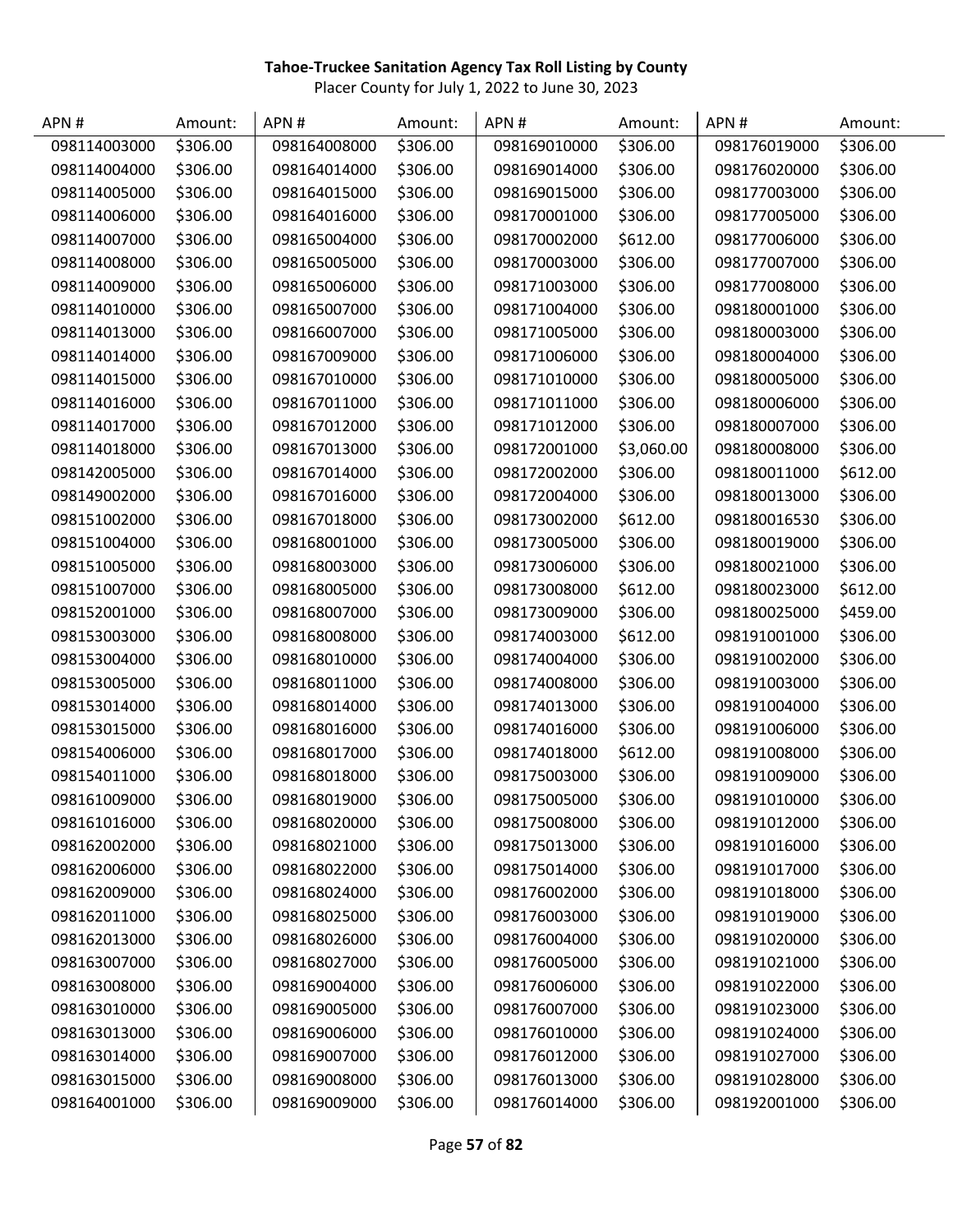**Tahoe-Truckee Sanitation Agency Tax Roll Listing by County**

Placer County for July 1, 2022 to June 30, 2023

| APN # | Amount: | APN # | Amount: | APN # | Amount: | APN # | Amount: |
|---|---|---|---|---|---|---|---|
| 098114003000 | $306.00 | 098164008000 | $306.00 | 098169010000 | $306.00 | 098176019000 | $306.00 |
| 098114004000 | $306.00 | 098164014000 | $306.00 | 098169014000 | $306.00 | 098176020000 | $306.00 |
| 098114005000 | $306.00 | 098164015000 | $306.00 | 098169015000 | $306.00 | 098177003000 | $306.00 |
| 098114006000 | $306.00 | 098164016000 | $306.00 | 098170001000 | $306.00 | 098177005000 | $306.00 |
| 098114007000 | $306.00 | 098165004000 | $306.00 | 098170002000 | $612.00 | 098177006000 | $306.00 |
| 098114008000 | $306.00 | 098165005000 | $306.00 | 098170003000 | $306.00 | 098177007000 | $306.00 |
| 098114009000 | $306.00 | 098165006000 | $306.00 | 098171003000 | $306.00 | 098177008000 | $306.00 |
| 098114010000 | $306.00 | 098165007000 | $306.00 | 098171004000 | $306.00 | 098180001000 | $306.00 |
| 098114013000 | $306.00 | 098166007000 | $306.00 | 098171005000 | $306.00 | 098180003000 | $306.00 |
| 098114014000 | $306.00 | 098167009000 | $306.00 | 098171006000 | $306.00 | 098180004000 | $306.00 |
| 098114015000 | $306.00 | 098167010000 | $306.00 | 098171010000 | $306.00 | 098180005000 | $306.00 |
| 098114016000 | $306.00 | 098167011000 | $306.00 | 098171011000 | $306.00 | 098180006000 | $306.00 |
| 098114017000 | $306.00 | 098167012000 | $306.00 | 098171012000 | $306.00 | 098180007000 | $306.00 |
| 098114018000 | $306.00 | 098167013000 | $306.00 | 098172001000 | $3,060.00 | 098180008000 | $306.00 |
| 098142005000 | $306.00 | 098167014000 | $306.00 | 098172002000 | $306.00 | 098180011000 | $612.00 |
| 098149002000 | $306.00 | 098167016000 | $306.00 | 098172004000 | $306.00 | 098180013000 | $306.00 |
| 098151002000 | $306.00 | 098167018000 | $306.00 | 098173002000 | $612.00 | 098180016530 | $306.00 |
| 098151004000 | $306.00 | 098168001000 | $306.00 | 098173005000 | $306.00 | 098180019000 | $306.00 |
| 098151005000 | $306.00 | 098168003000 | $306.00 | 098173006000 | $306.00 | 098180021000 | $306.00 |
| 098151007000 | $306.00 | 098168005000 | $306.00 | 098173008000 | $612.00 | 098180023000 | $612.00 |
| 098152001000 | $306.00 | 098168007000 | $306.00 | 098173009000 | $306.00 | 098180025000 | $459.00 |
| 098153003000 | $306.00 | 098168008000 | $306.00 | 098174003000 | $612.00 | 098191001000 | $306.00 |
| 098153004000 | $306.00 | 098168010000 | $306.00 | 098174004000 | $306.00 | 098191002000 | $306.00 |
| 098153005000 | $306.00 | 098168011000 | $306.00 | 098174008000 | $306.00 | 098191003000 | $306.00 |
| 098153014000 | $306.00 | 098168014000 | $306.00 | 098174013000 | $306.00 | 098191004000 | $306.00 |
| 098153015000 | $306.00 | 098168016000 | $306.00 | 098174016000 | $306.00 | 098191006000 | $306.00 |
| 098154006000 | $306.00 | 098168017000 | $306.00 | 098174018000 | $612.00 | 098191008000 | $306.00 |
| 098154011000 | $306.00 | 098168018000 | $306.00 | 098175003000 | $306.00 | 098191009000 | $306.00 |
| 098161009000 | $306.00 | 098168019000 | $306.00 | 098175005000 | $306.00 | 098191010000 | $306.00 |
| 098161016000 | $306.00 | 098168020000 | $306.00 | 098175008000 | $306.00 | 098191012000 | $306.00 |
| 098162002000 | $306.00 | 098168021000 | $306.00 | 098175013000 | $306.00 | 098191016000 | $306.00 |
| 098162006000 | $306.00 | 098168022000 | $306.00 | 098175014000 | $306.00 | 098191017000 | $306.00 |
| 098162009000 | $306.00 | 098168024000 | $306.00 | 098176002000 | $306.00 | 098191018000 | $306.00 |
| 098162011000 | $306.00 | 098168025000 | $306.00 | 098176003000 | $306.00 | 098191019000 | $306.00 |
| 098162013000 | $306.00 | 098168026000 | $306.00 | 098176004000 | $306.00 | 098191020000 | $306.00 |
| 098163007000 | $306.00 | 098168027000 | $306.00 | 098176005000 | $306.00 | 098191021000 | $306.00 |
| 098163008000 | $306.00 | 098169004000 | $306.00 | 098176006000 | $306.00 | 098191022000 | $306.00 |
| 098163010000 | $306.00 | 098169005000 | $306.00 | 098176007000 | $306.00 | 098191023000 | $306.00 |
| 098163013000 | $306.00 | 098169006000 | $306.00 | 098176010000 | $306.00 | 098191024000 | $306.00 |
| 098163014000 | $306.00 | 098169007000 | $306.00 | 098176012000 | $306.00 | 098191027000 | $306.00 |
| 098163015000 | $306.00 | 098169008000 | $306.00 | 098176013000 | $306.00 | 098191028000 | $306.00 |
| 098164001000 | $306.00 | 098169009000 | $306.00 | 098176014000 | $306.00 | 098192001000 | $306.00 |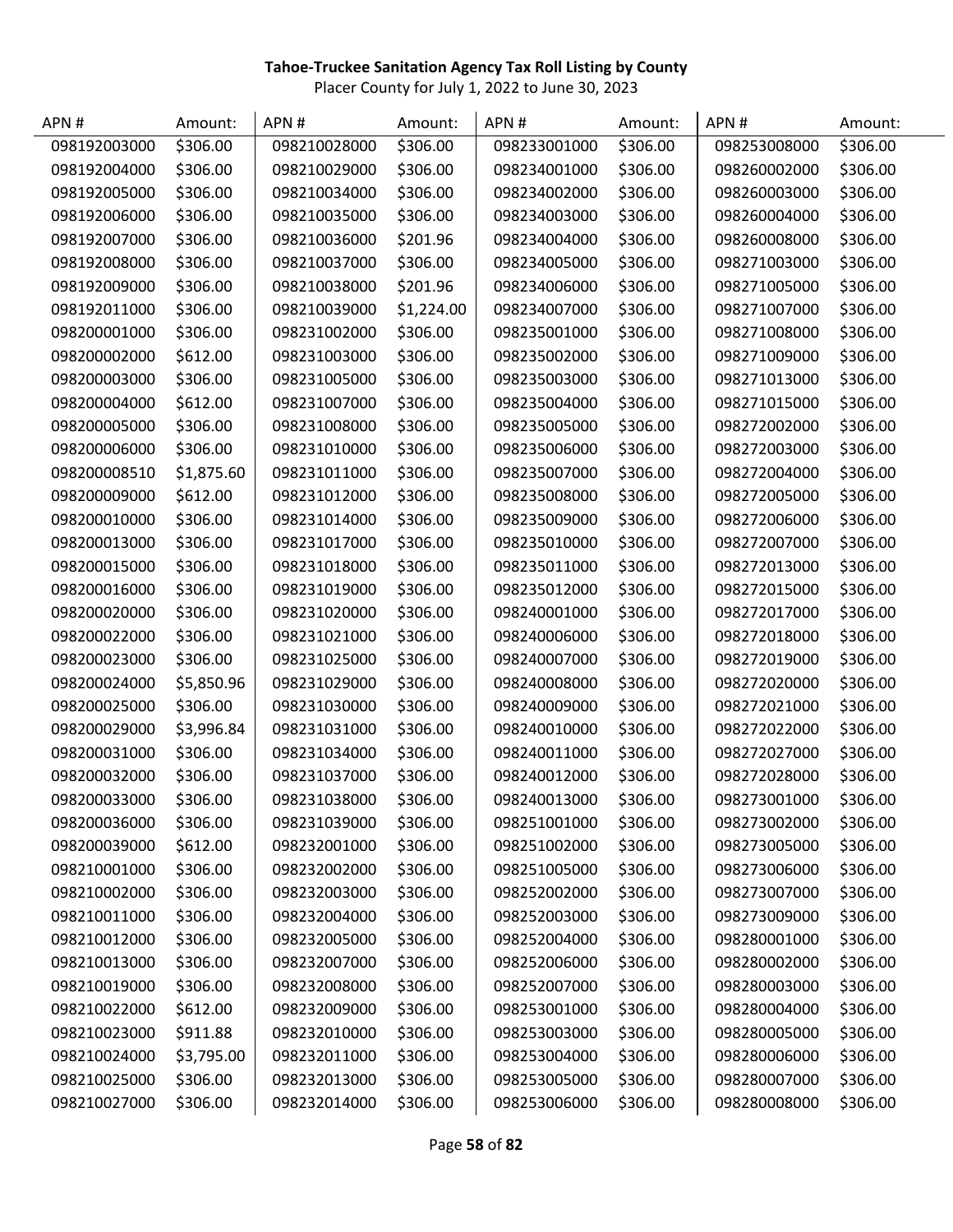**Tahoe-Truckee Sanitation Agency Tax Roll Listing by County**

Placer County for July 1, 2022 to June 30, 2023

| APN # | Amount: | APN # | Amount: | APN # | Amount: | APN # | Amount: |
|---|---|---|---|---|---|---|---|
| 098192003000 | $306.00 | 098210028000 | $306.00 | 098233001000 | $306.00 | 098253008000 | $306.00 |
| 098192004000 | $306.00 | 098210029000 | $306.00 | 098234001000 | $306.00 | 098260002000 | $306.00 |
| 098192005000 | $306.00 | 098210034000 | $306.00 | 098234002000 | $306.00 | 098260003000 | $306.00 |
| 098192006000 | $306.00 | 098210035000 | $306.00 | 098234003000 | $306.00 | 098260004000 | $306.00 |
| 098192007000 | $306.00 | 098210036000 | $201.96 | 098234004000 | $306.00 | 098260008000 | $306.00 |
| 098192008000 | $306.00 | 098210037000 | $306.00 | 098234005000 | $306.00 | 098271003000 | $306.00 |
| 098192009000 | $306.00 | 098210038000 | $201.96 | 098234006000 | $306.00 | 098271005000 | $306.00 |
| 098192011000 | $306.00 | 098210039000 | $1,224.00 | 098234007000 | $306.00 | 098271007000 | $306.00 |
| 098200001000 | $306.00 | 098231002000 | $306.00 | 098235001000 | $306.00 | 098271008000 | $306.00 |
| 098200002000 | $612.00 | 098231003000 | $306.00 | 098235002000 | $306.00 | 098271009000 | $306.00 |
| 098200003000 | $306.00 | 098231005000 | $306.00 | 098235003000 | $306.00 | 098271013000 | $306.00 |
| 098200004000 | $612.00 | 098231007000 | $306.00 | 098235004000 | $306.00 | 098271015000 | $306.00 |
| 098200005000 | $306.00 | 098231008000 | $306.00 | 098235005000 | $306.00 | 098272002000 | $306.00 |
| 098200006000 | $306.00 | 098231010000 | $306.00 | 098235006000 | $306.00 | 098272003000 | $306.00 |
| 098200008510 | $1,875.60 | 098231011000 | $306.00 | 098235007000 | $306.00 | 098272004000 | $306.00 |
| 098200009000 | $612.00 | 098231012000 | $306.00 | 098235008000 | $306.00 | 098272005000 | $306.00 |
| 098200010000 | $306.00 | 098231014000 | $306.00 | 098235009000 | $306.00 | 098272006000 | $306.00 |
| 098200013000 | $306.00 | 098231017000 | $306.00 | 098235010000 | $306.00 | 098272007000 | $306.00 |
| 098200015000 | $306.00 | 098231018000 | $306.00 | 098235011000 | $306.00 | 098272013000 | $306.00 |
| 098200016000 | $306.00 | 098231019000 | $306.00 | 098235012000 | $306.00 | 098272015000 | $306.00 |
| 098200020000 | $306.00 | 098231020000 | $306.00 | 098240001000 | $306.00 | 098272017000 | $306.00 |
| 098200022000 | $306.00 | 098231021000 | $306.00 | 098240006000 | $306.00 | 098272018000 | $306.00 |
| 098200023000 | $306.00 | 098231025000 | $306.00 | 098240007000 | $306.00 | 098272019000 | $306.00 |
| 098200024000 | $5,850.96 | 098231029000 | $306.00 | 098240008000 | $306.00 | 098272020000 | $306.00 |
| 098200025000 | $306.00 | 098231030000 | $306.00 | 098240009000 | $306.00 | 098272021000 | $306.00 |
| 098200029000 | $3,996.84 | 098231031000 | $306.00 | 098240010000 | $306.00 | 098272022000 | $306.00 |
| 098200031000 | $306.00 | 098231034000 | $306.00 | 098240011000 | $306.00 | 098272027000 | $306.00 |
| 098200032000 | $306.00 | 098231037000 | $306.00 | 098240012000 | $306.00 | 098272028000 | $306.00 |
| 098200033000 | $306.00 | 098231038000 | $306.00 | 098240013000 | $306.00 | 098273001000 | $306.00 |
| 098200036000 | $306.00 | 098231039000 | $306.00 | 098251001000 | $306.00 | 098273002000 | $306.00 |
| 098200039000 | $612.00 | 098232001000 | $306.00 | 098251002000 | $306.00 | 098273005000 | $306.00 |
| 098210001000 | $306.00 | 098232002000 | $306.00 | 098251005000 | $306.00 | 098273006000 | $306.00 |
| 098210002000 | $306.00 | 098232003000 | $306.00 | 098252002000 | $306.00 | 098273007000 | $306.00 |
| 098210011000 | $306.00 | 098232004000 | $306.00 | 098252003000 | $306.00 | 098273009000 | $306.00 |
| 098210012000 | $306.00 | 098232005000 | $306.00 | 098252004000 | $306.00 | 098280001000 | $306.00 |
| 098210013000 | $306.00 | 098232007000 | $306.00 | 098252006000 | $306.00 | 098280002000 | $306.00 |
| 098210019000 | $306.00 | 098232008000 | $306.00 | 098252007000 | $306.00 | 098280003000 | $306.00 |
| 098210022000 | $612.00 | 098232009000 | $306.00 | 098253001000 | $306.00 | 098280004000 | $306.00 |
| 098210023000 | $911.88 | 098232010000 | $306.00 | 098253003000 | $306.00 | 098280005000 | $306.00 |
| 098210024000 | $3,795.00 | 098232011000 | $306.00 | 098253004000 | $306.00 | 098280006000 | $306.00 |
| 098210025000 | $306.00 | 098232013000 | $306.00 | 098253005000 | $306.00 | 098280007000 | $306.00 |
| 098210027000 | $306.00 | 098232014000 | $306.00 | 098253006000 | $306.00 | 098280008000 | $306.00 |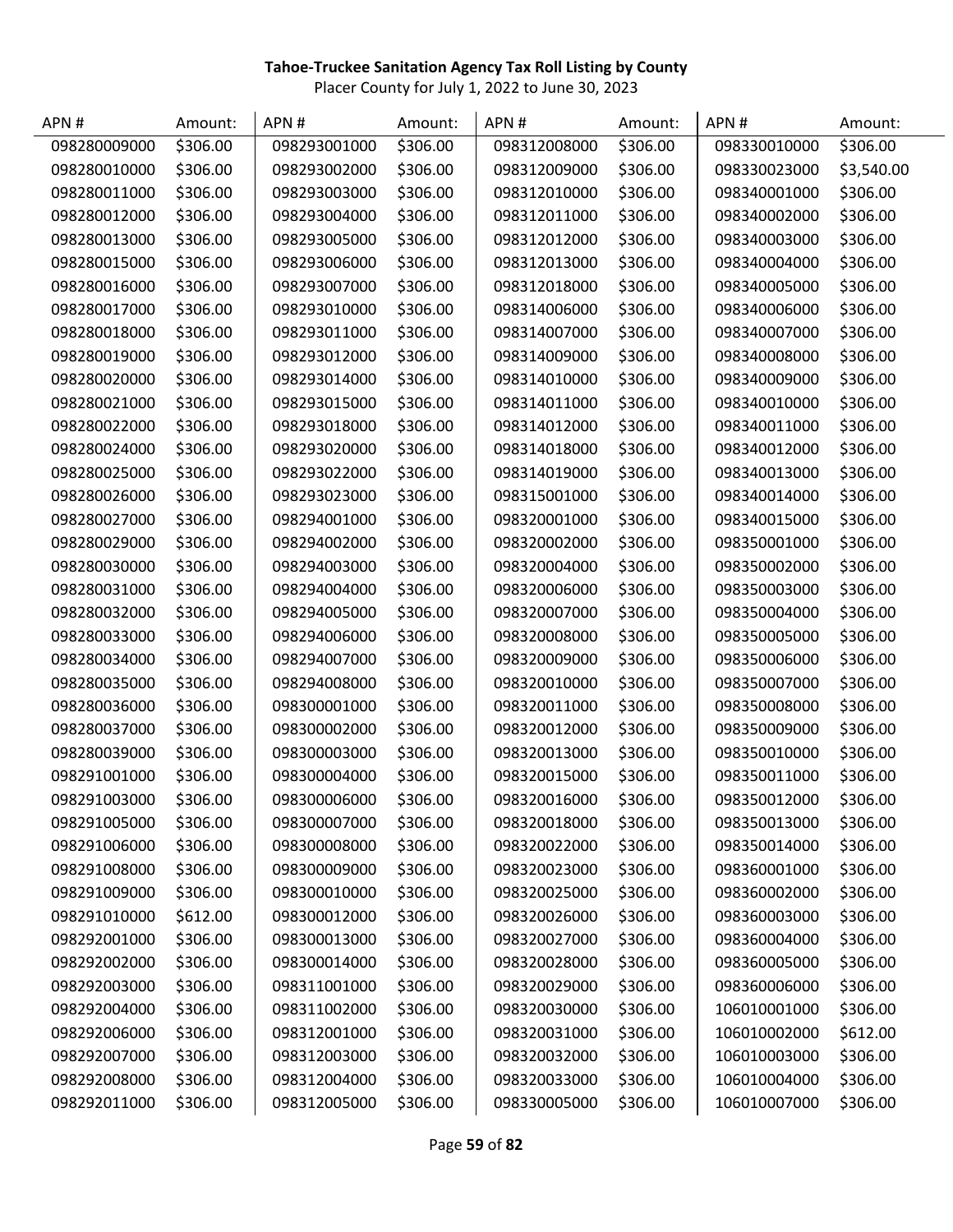**Tahoe-Truckee Sanitation Agency Tax Roll Listing by County**

Placer County for July 1, 2022 to June 30, 2023

| APN # | Amount: | APN # | Amount: | APN # | Amount: | APN # | Amount: |
|---|---|---|---|---|---|---|---|
| 098280009000 | $306.00 | 098293001000 | $306.00 | 098312008000 | $306.00 | 098330010000 | $306.00 |
| 098280010000 | $306.00 | 098293002000 | $306.00 | 098312009000 | $306.00 | 098330023000 | $3,540.00 |
| 098280011000 | $306.00 | 098293003000 | $306.00 | 098312010000 | $306.00 | 098340001000 | $306.00 |
| 098280012000 | $306.00 | 098293004000 | $306.00 | 098312011000 | $306.00 | 098340002000 | $306.00 |
| 098280013000 | $306.00 | 098293005000 | $306.00 | 098312012000 | $306.00 | 098340003000 | $306.00 |
| 098280015000 | $306.00 | 098293006000 | $306.00 | 098312013000 | $306.00 | 098340004000 | $306.00 |
| 098280016000 | $306.00 | 098293007000 | $306.00 | 098312018000 | $306.00 | 098340005000 | $306.00 |
| 098280017000 | $306.00 | 098293010000 | $306.00 | 098314006000 | $306.00 | 098340006000 | $306.00 |
| 098280018000 | $306.00 | 098293011000 | $306.00 | 098314007000 | $306.00 | 098340007000 | $306.00 |
| 098280019000 | $306.00 | 098293012000 | $306.00 | 098314009000 | $306.00 | 098340008000 | $306.00 |
| 098280020000 | $306.00 | 098293014000 | $306.00 | 098314010000 | $306.00 | 098340009000 | $306.00 |
| 098280021000 | $306.00 | 098293015000 | $306.00 | 098314011000 | $306.00 | 098340010000 | $306.00 |
| 098280022000 | $306.00 | 098293018000 | $306.00 | 098314012000 | $306.00 | 098340011000 | $306.00 |
| 098280024000 | $306.00 | 098293020000 | $306.00 | 098314018000 | $306.00 | 098340012000 | $306.00 |
| 098280025000 | $306.00 | 098293022000 | $306.00 | 098314019000 | $306.00 | 098340013000 | $306.00 |
| 098280026000 | $306.00 | 098293023000 | $306.00 | 098315001000 | $306.00 | 098340014000 | $306.00 |
| 098280027000 | $306.00 | 098294001000 | $306.00 | 098320001000 | $306.00 | 098340015000 | $306.00 |
| 098280029000 | $306.00 | 098294002000 | $306.00 | 098320002000 | $306.00 | 098350001000 | $306.00 |
| 098280030000 | $306.00 | 098294003000 | $306.00 | 098320004000 | $306.00 | 098350002000 | $306.00 |
| 098280031000 | $306.00 | 098294004000 | $306.00 | 098320006000 | $306.00 | 098350003000 | $306.00 |
| 098280032000 | $306.00 | 098294005000 | $306.00 | 098320007000 | $306.00 | 098350004000 | $306.00 |
| 098280033000 | $306.00 | 098294006000 | $306.00 | 098320008000 | $306.00 | 098350005000 | $306.00 |
| 098280034000 | $306.00 | 098294007000 | $306.00 | 098320009000 | $306.00 | 098350006000 | $306.00 |
| 098280035000 | $306.00 | 098294008000 | $306.00 | 098320010000 | $306.00 | 098350007000 | $306.00 |
| 098280036000 | $306.00 | 098300001000 | $306.00 | 098320011000 | $306.00 | 098350008000 | $306.00 |
| 098280037000 | $306.00 | 098300002000 | $306.00 | 098320012000 | $306.00 | 098350009000 | $306.00 |
| 098280039000 | $306.00 | 098300003000 | $306.00 | 098320013000 | $306.00 | 098350010000 | $306.00 |
| 098291001000 | $306.00 | 098300004000 | $306.00 | 098320015000 | $306.00 | 098350011000 | $306.00 |
| 098291003000 | $306.00 | 098300006000 | $306.00 | 098320016000 | $306.00 | 098350012000 | $306.00 |
| 098291005000 | $306.00 | 098300007000 | $306.00 | 098320018000 | $306.00 | 098350013000 | $306.00 |
| 098291006000 | $306.00 | 098300008000 | $306.00 | 098320022000 | $306.00 | 098350014000 | $306.00 |
| 098291008000 | $306.00 | 098300009000 | $306.00 | 098320023000 | $306.00 | 098360001000 | $306.00 |
| 098291009000 | $306.00 | 098300010000 | $306.00 | 098320025000 | $306.00 | 098360002000 | $306.00 |
| 098291010000 | $612.00 | 098300012000 | $306.00 | 098320026000 | $306.00 | 098360003000 | $306.00 |
| 098292001000 | $306.00 | 098300013000 | $306.00 | 098320027000 | $306.00 | 098360004000 | $306.00 |
| 098292002000 | $306.00 | 098300014000 | $306.00 | 098320028000 | $306.00 | 098360005000 | $306.00 |
| 098292003000 | $306.00 | 098311001000 | $306.00 | 098320029000 | $306.00 | 098360006000 | $306.00 |
| 098292004000 | $306.00 | 098311002000 | $306.00 | 098320030000 | $306.00 | 106010001000 | $306.00 |
| 098292006000 | $306.00 | 098312001000 | $306.00 | 098320031000 | $306.00 | 106010002000 | $612.00 |
| 098292007000 | $306.00 | 098312003000 | $306.00 | 098320032000 | $306.00 | 106010003000 | $306.00 |
| 098292008000 | $306.00 | 098312004000 | $306.00 | 098320033000 | $306.00 | 106010004000 | $306.00 |
| 098292011000 | $306.00 | 098312005000 | $306.00 | 098330005000 | $306.00 | 106010007000 | $306.00 |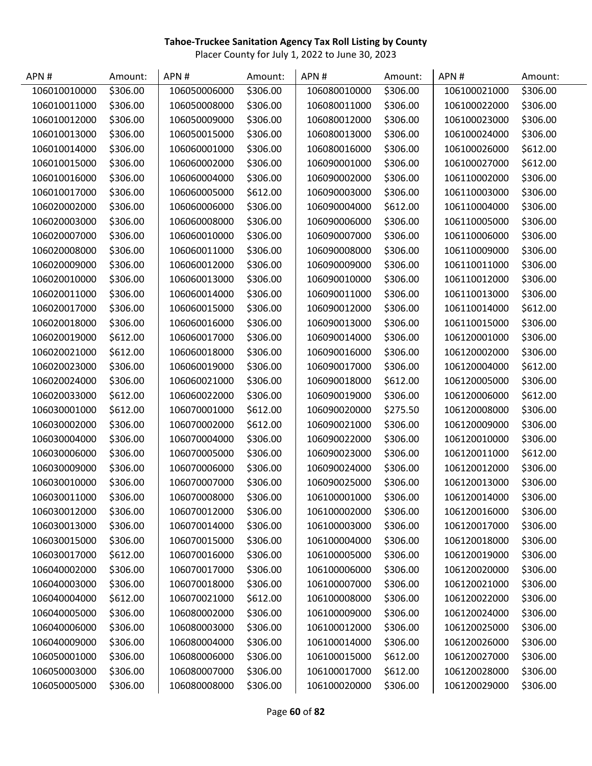**Tahoe-Truckee Sanitation Agency Tax Roll Listing by County**

Placer County for July 1, 2022 to June 30, 2023

| APN # | Amount: | APN # | Amount: | APN # | Amount: | APN # | Amount: |
|---|---|---|---|---|---|---|---|
| 106010010000 | $306.00 | 106050006000 | $306.00 | 106080010000 | $306.00 | 106100021000 | $306.00 |
| 106010011000 | $306.00 | 106050008000 | $306.00 | 106080011000 | $306.00 | 106100022000 | $306.00 |
| 106010012000 | $306.00 | 106050009000 | $306.00 | 106080012000 | $306.00 | 106100023000 | $306.00 |
| 106010013000 | $306.00 | 106050015000 | $306.00 | 106080013000 | $306.00 | 106100024000 | $306.00 |
| 106010014000 | $306.00 | 106060001000 | $306.00 | 106080016000 | $306.00 | 106100026000 | $612.00 |
| 106010015000 | $306.00 | 106060002000 | $306.00 | 106090001000 | $306.00 | 106100027000 | $612.00 |
| 106010016000 | $306.00 | 106060004000 | $306.00 | 106090002000 | $306.00 | 106110002000 | $306.00 |
| 106010017000 | $306.00 | 106060005000 | $612.00 | 106090003000 | $306.00 | 106110003000 | $306.00 |
| 106020002000 | $306.00 | 106060006000 | $306.00 | 106090004000 | $612.00 | 106110004000 | $306.00 |
| 106020003000 | $306.00 | 106060008000 | $306.00 | 106090006000 | $306.00 | 106110005000 | $306.00 |
| 106020007000 | $306.00 | 106060010000 | $306.00 | 106090007000 | $306.00 | 106110006000 | $306.00 |
| 106020008000 | $306.00 | 106060011000 | $306.00 | 106090008000 | $306.00 | 106110009000 | $306.00 |
| 106020009000 | $306.00 | 106060012000 | $306.00 | 106090009000 | $306.00 | 106110011000 | $306.00 |
| 106020010000 | $306.00 | 106060013000 | $306.00 | 106090010000 | $306.00 | 106110012000 | $306.00 |
| 106020011000 | $306.00 | 106060014000 | $306.00 | 106090011000 | $306.00 | 106110013000 | $306.00 |
| 106020017000 | $306.00 | 106060015000 | $306.00 | 106090012000 | $306.00 | 106110014000 | $612.00 |
| 106020018000 | $306.00 | 106060016000 | $306.00 | 106090013000 | $306.00 | 106110015000 | $306.00 |
| 106020019000 | $612.00 | 106060017000 | $306.00 | 106090014000 | $306.00 | 106120001000 | $306.00 |
| 106020021000 | $612.00 | 106060018000 | $306.00 | 106090016000 | $306.00 | 106120002000 | $306.00 |
| 106020023000 | $306.00 | 106060019000 | $306.00 | 106090017000 | $306.00 | 106120004000 | $612.00 |
| 106020024000 | $306.00 | 106060021000 | $306.00 | 106090018000 | $612.00 | 106120005000 | $306.00 |
| 106020033000 | $612.00 | 106060022000 | $306.00 | 106090019000 | $306.00 | 106120006000 | $612.00 |
| 106030001000 | $612.00 | 106070001000 | $612.00 | 106090020000 | $275.50 | 106120008000 | $306.00 |
| 106030002000 | $306.00 | 106070002000 | $612.00 | 106090021000 | $306.00 | 106120009000 | $306.00 |
| 106030004000 | $306.00 | 106070004000 | $306.00 | 106090022000 | $306.00 | 106120010000 | $306.00 |
| 106030006000 | $306.00 | 106070005000 | $306.00 | 106090023000 | $306.00 | 106120011000 | $612.00 |
| 106030009000 | $306.00 | 106070006000 | $306.00 | 106090024000 | $306.00 | 106120012000 | $306.00 |
| 106030010000 | $306.00 | 106070007000 | $306.00 | 106090025000 | $306.00 | 106120013000 | $306.00 |
| 106030011000 | $306.00 | 106070008000 | $306.00 | 106100001000 | $306.00 | 106120014000 | $306.00 |
| 106030012000 | $306.00 | 106070012000 | $306.00 | 106100002000 | $306.00 | 106120016000 | $306.00 |
| 106030013000 | $306.00 | 106070014000 | $306.00 | 106100003000 | $306.00 | 106120017000 | $306.00 |
| 106030015000 | $306.00 | 106070015000 | $306.00 | 106100004000 | $306.00 | 106120018000 | $306.00 |
| 106030017000 | $612.00 | 106070016000 | $306.00 | 106100005000 | $306.00 | 106120019000 | $306.00 |
| 106040002000 | $306.00 | 106070017000 | $306.00 | 106100006000 | $306.00 | 106120020000 | $306.00 |
| 106040003000 | $306.00 | 106070018000 | $306.00 | 106100007000 | $306.00 | 106120021000 | $306.00 |
| 106040004000 | $612.00 | 106070021000 | $612.00 | 106100008000 | $306.00 | 106120022000 | $306.00 |
| 106040005000 | $306.00 | 106080002000 | $306.00 | 106100009000 | $306.00 | 106120024000 | $306.00 |
| 106040006000 | $306.00 | 106080003000 | $306.00 | 106100012000 | $306.00 | 106120025000 | $306.00 |
| 106040009000 | $306.00 | 106080004000 | $306.00 | 106100014000 | $306.00 | 106120026000 | $306.00 |
| 106050001000 | $306.00 | 106080006000 | $306.00 | 106100015000 | $612.00 | 106120027000 | $306.00 |
| 106050003000 | $306.00 | 106080007000 | $306.00 | 106100017000 | $612.00 | 106120028000 | $306.00 |
| 106050005000 | $306.00 | 106080008000 | $306.00 | 106100020000 | $306.00 | 106120029000 | $306.00 |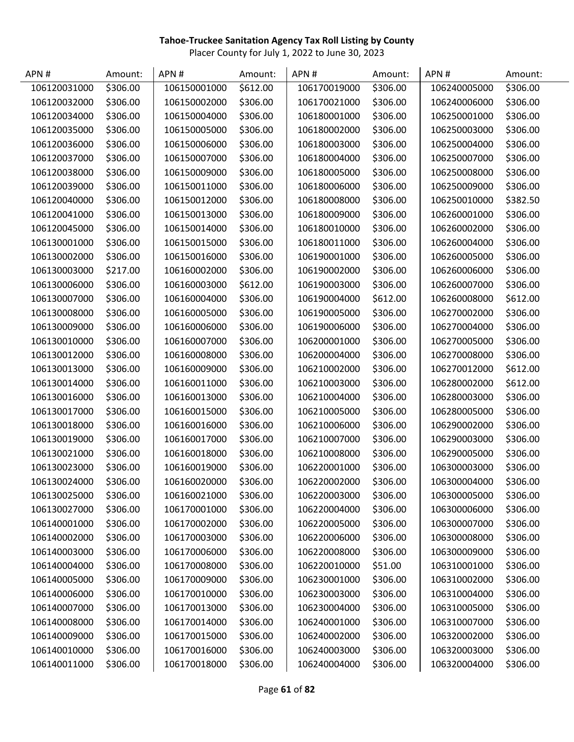**Tahoe-Truckee Sanitation Agency Tax Roll Listing by County**

Placer County for July 1, 2022 to June 30, 2023

| APN # | Amount: | APN # | Amount: | APN # | Amount: | APN # | Amount: |
|---|---|---|---|---|---|---|---|
| 106120031000 | $306.00 | 106150001000 | $612.00 | 106170019000 | $306.00 | 106240005000 | $306.00 |
| 106120032000 | $306.00 | 106150002000 | $306.00 | 106170021000 | $306.00 | 106240006000 | $306.00 |
| 106120034000 | $306.00 | 106150004000 | $306.00 | 106180001000 | $306.00 | 106250001000 | $306.00 |
| 106120035000 | $306.00 | 106150005000 | $306.00 | 106180002000 | $306.00 | 106250003000 | $306.00 |
| 106120036000 | $306.00 | 106150006000 | $306.00 | 106180003000 | $306.00 | 106250004000 | $306.00 |
| 106120037000 | $306.00 | 106150007000 | $306.00 | 106180004000 | $306.00 | 106250007000 | $306.00 |
| 106120038000 | $306.00 | 106150009000 | $306.00 | 106180005000 | $306.00 | 106250008000 | $306.00 |
| 106120039000 | $306.00 | 106150011000 | $306.00 | 106180006000 | $306.00 | 106250009000 | $306.00 |
| 106120040000 | $306.00 | 106150012000 | $306.00 | 106180008000 | $306.00 | 106250010000 | $382.50 |
| 106120041000 | $306.00 | 106150013000 | $306.00 | 106180009000 | $306.00 | 106260001000 | $306.00 |
| 106120045000 | $306.00 | 106150014000 | $306.00 | 106180010000 | $306.00 | 106260002000 | $306.00 |
| 106130001000 | $306.00 | 106150015000 | $306.00 | 106180011000 | $306.00 | 106260004000 | $306.00 |
| 106130002000 | $306.00 | 106150016000 | $306.00 | 106190001000 | $306.00 | 106260005000 | $306.00 |
| 106130003000 | $217.00 | 106160002000 | $306.00 | 106190002000 | $306.00 | 106260006000 | $306.00 |
| 106130006000 | $306.00 | 106160003000 | $612.00 | 106190003000 | $306.00 | 106260007000 | $306.00 |
| 106130007000 | $306.00 | 106160004000 | $306.00 | 106190004000 | $612.00 | 106260008000 | $612.00 |
| 106130008000 | $306.00 | 106160005000 | $306.00 | 106190005000 | $306.00 | 106270002000 | $306.00 |
| 106130009000 | $306.00 | 106160006000 | $306.00 | 106190006000 | $306.00 | 106270004000 | $306.00 |
| 106130010000 | $306.00 | 106160007000 | $306.00 | 106200001000 | $306.00 | 106270005000 | $306.00 |
| 106130012000 | $306.00 | 106160008000 | $306.00 | 106200004000 | $306.00 | 106270008000 | $306.00 |
| 106130013000 | $306.00 | 106160009000 | $306.00 | 106210002000 | $306.00 | 106270012000 | $612.00 |
| 106130014000 | $306.00 | 106160011000 | $306.00 | 106210003000 | $306.00 | 106280002000 | $612.00 |
| 106130016000 | $306.00 | 106160013000 | $306.00 | 106210004000 | $306.00 | 106280003000 | $306.00 |
| 106130017000 | $306.00 | 106160015000 | $306.00 | 106210005000 | $306.00 | 106280005000 | $306.00 |
| 106130018000 | $306.00 | 106160016000 | $306.00 | 106210006000 | $306.00 | 106290002000 | $306.00 |
| 106130019000 | $306.00 | 106160017000 | $306.00 | 106210007000 | $306.00 | 106290003000 | $306.00 |
| 106130021000 | $306.00 | 106160018000 | $306.00 | 106210008000 | $306.00 | 106290005000 | $306.00 |
| 106130023000 | $306.00 | 106160019000 | $306.00 | 106220001000 | $306.00 | 106300003000 | $306.00 |
| 106130024000 | $306.00 | 106160020000 | $306.00 | 106220002000 | $306.00 | 106300004000 | $306.00 |
| 106130025000 | $306.00 | 106160021000 | $306.00 | 106220003000 | $306.00 | 106300005000 | $306.00 |
| 106130027000 | $306.00 | 106170001000 | $306.00 | 106220004000 | $306.00 | 106300006000 | $306.00 |
| 106140001000 | $306.00 | 106170002000 | $306.00 | 106220005000 | $306.00 | 106300007000 | $306.00 |
| 106140002000 | $306.00 | 106170003000 | $306.00 | 106220006000 | $306.00 | 106300008000 | $306.00 |
| 106140003000 | $306.00 | 106170006000 | $306.00 | 106220008000 | $306.00 | 106300009000 | $306.00 |
| 106140004000 | $306.00 | 106170008000 | $306.00 | 106220010000 | $51.00 | 106310001000 | $306.00 |
| 106140005000 | $306.00 | 106170009000 | $306.00 | 106230001000 | $306.00 | 106310002000 | $306.00 |
| 106140006000 | $306.00 | 106170010000 | $306.00 | 106230003000 | $306.00 | 106310004000 | $306.00 |
| 106140007000 | $306.00 | 106170013000 | $306.00 | 106230004000 | $306.00 | 106310005000 | $306.00 |
| 106140008000 | $306.00 | 106170014000 | $306.00 | 106240001000 | $306.00 | 106310007000 | $306.00 |
| 106140009000 | $306.00 | 106170015000 | $306.00 | 106240002000 | $306.00 | 106320002000 | $306.00 |
| 106140010000 | $306.00 | 106170016000 | $306.00 | 106240003000 | $306.00 | 106320003000 | $306.00 |
| 106140011000 | $306.00 | 106170018000 | $306.00 | 106240004000 | $306.00 | 106320004000 | $306.00 |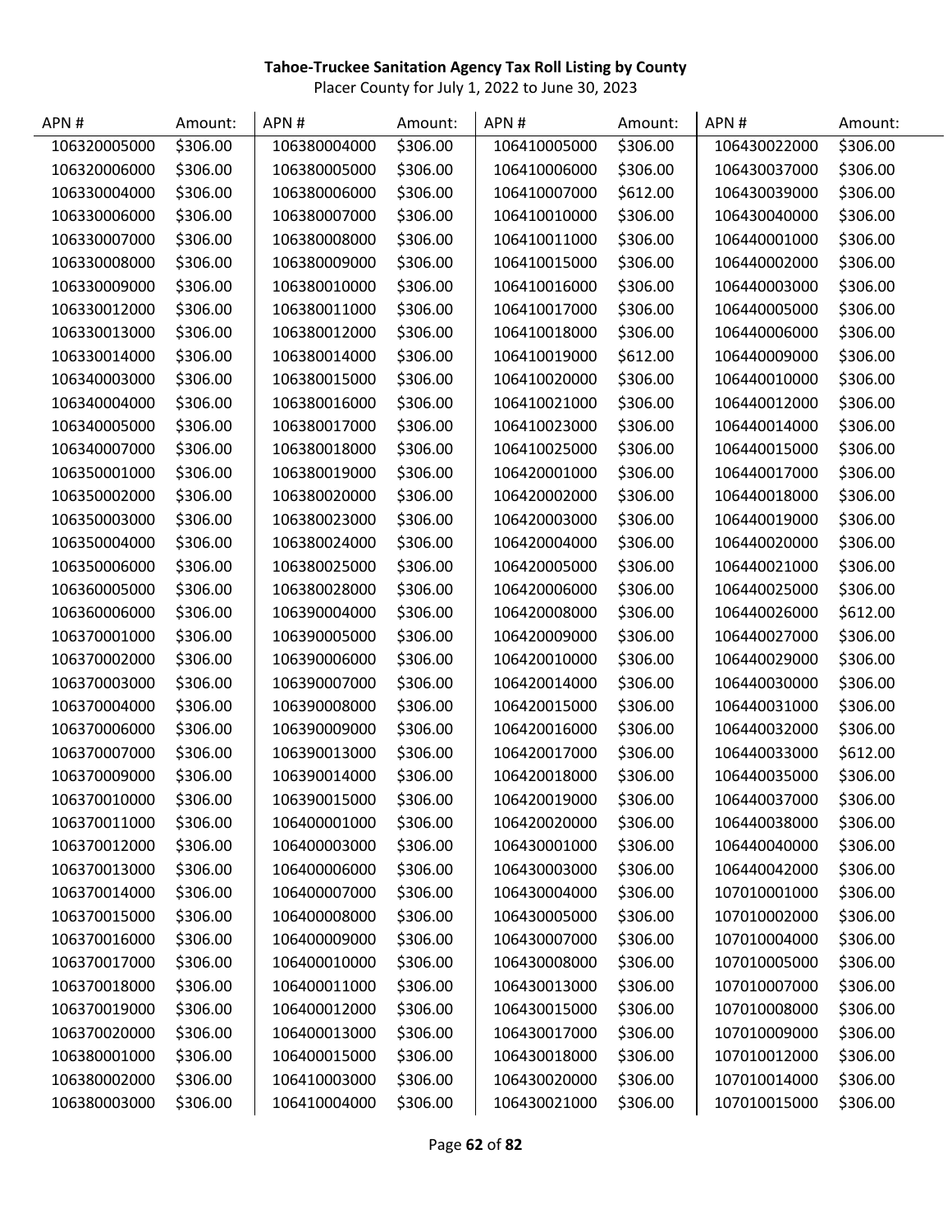**Tahoe-Truckee Sanitation Agency Tax Roll Listing by County**

Placer County for July 1, 2022 to June 30, 2023

| APN # | Amount: | APN # | Amount: | APN # | Amount: | APN # | Amount: |
|---|---|---|---|---|---|---|---|
| 106320005000 | $306.00 | 106380004000 | $306.00 | 106410005000 | $306.00 | 106430022000 | $306.00 |
| 106320006000 | $306.00 | 106380005000 | $306.00 | 106410006000 | $306.00 | 106430037000 | $306.00 |
| 106330004000 | $306.00 | 106380006000 | $306.00 | 106410007000 | $612.00 | 106430039000 | $306.00 |
| 106330006000 | $306.00 | 106380007000 | $306.00 | 106410010000 | $306.00 | 106430040000 | $306.00 |
| 106330007000 | $306.00 | 106380008000 | $306.00 | 106410011000 | $306.00 | 106440001000 | $306.00 |
| 106330008000 | $306.00 | 106380009000 | $306.00 | 106410015000 | $306.00 | 106440002000 | $306.00 |
| 106330009000 | $306.00 | 106380010000 | $306.00 | 106410016000 | $306.00 | 106440003000 | $306.00 |
| 106330012000 | $306.00 | 106380011000 | $306.00 | 106410017000 | $306.00 | 106440005000 | $306.00 |
| 106330013000 | $306.00 | 106380012000 | $306.00 | 106410018000 | $306.00 | 106440006000 | $306.00 |
| 106330014000 | $306.00 | 106380014000 | $306.00 | 106410019000 | $612.00 | 106440009000 | $306.00 |
| 106340003000 | $306.00 | 106380015000 | $306.00 | 106410020000 | $306.00 | 106440010000 | $306.00 |
| 106340004000 | $306.00 | 106380016000 | $306.00 | 106410021000 | $306.00 | 106440012000 | $306.00 |
| 106340005000 | $306.00 | 106380017000 | $306.00 | 106410023000 | $306.00 | 106440014000 | $306.00 |
| 106340007000 | $306.00 | 106380018000 | $306.00 | 106410025000 | $306.00 | 106440015000 | $306.00 |
| 106350001000 | $306.00 | 106380019000 | $306.00 | 106420001000 | $306.00 | 106440017000 | $306.00 |
| 106350002000 | $306.00 | 106380020000 | $306.00 | 106420002000 | $306.00 | 106440018000 | $306.00 |
| 106350003000 | $306.00 | 106380023000 | $306.00 | 106420003000 | $306.00 | 106440019000 | $306.00 |
| 106350004000 | $306.00 | 106380024000 | $306.00 | 106420004000 | $306.00 | 106440020000 | $306.00 |
| 106350006000 | $306.00 | 106380025000 | $306.00 | 106420005000 | $306.00 | 106440021000 | $306.00 |
| 106360005000 | $306.00 | 106380028000 | $306.00 | 106420006000 | $306.00 | 106440025000 | $306.00 |
| 106360006000 | $306.00 | 106390004000 | $306.00 | 106420008000 | $306.00 | 106440026000 | $612.00 |
| 106370001000 | $306.00 | 106390005000 | $306.00 | 106420009000 | $306.00 | 106440027000 | $306.00 |
| 106370002000 | $306.00 | 106390006000 | $306.00 | 106420010000 | $306.00 | 106440029000 | $306.00 |
| 106370003000 | $306.00 | 106390007000 | $306.00 | 106420014000 | $306.00 | 106440030000 | $306.00 |
| 106370004000 | $306.00 | 106390008000 | $306.00 | 106420015000 | $306.00 | 106440031000 | $306.00 |
| 106370006000 | $306.00 | 106390009000 | $306.00 | 106420016000 | $306.00 | 106440032000 | $306.00 |
| 106370007000 | $306.00 | 106390013000 | $306.00 | 106420017000 | $306.00 | 106440033000 | $612.00 |
| 106370009000 | $306.00 | 106390014000 | $306.00 | 106420018000 | $306.00 | 106440035000 | $306.00 |
| 106370010000 | $306.00 | 106390015000 | $306.00 | 106420019000 | $306.00 | 106440037000 | $306.00 |
| 106370011000 | $306.00 | 106400001000 | $306.00 | 106420020000 | $306.00 | 106440038000 | $306.00 |
| 106370012000 | $306.00 | 106400003000 | $306.00 | 106430001000 | $306.00 | 106440040000 | $306.00 |
| 106370013000 | $306.00 | 106400006000 | $306.00 | 106430003000 | $306.00 | 106440042000 | $306.00 |
| 106370014000 | $306.00 | 106400007000 | $306.00 | 106430004000 | $306.00 | 107010001000 | $306.00 |
| 106370015000 | $306.00 | 106400008000 | $306.00 | 106430005000 | $306.00 | 107010002000 | $306.00 |
| 106370016000 | $306.00 | 106400009000 | $306.00 | 106430007000 | $306.00 | 107010004000 | $306.00 |
| 106370017000 | $306.00 | 106400010000 | $306.00 | 106430008000 | $306.00 | 107010005000 | $306.00 |
| 106370018000 | $306.00 | 106400011000 | $306.00 | 106430013000 | $306.00 | 107010007000 | $306.00 |
| 106370019000 | $306.00 | 106400012000 | $306.00 | 106430015000 | $306.00 | 107010008000 | $306.00 |
| 106370020000 | $306.00 | 106400013000 | $306.00 | 106430017000 | $306.00 | 107010009000 | $306.00 |
| 106380001000 | $306.00 | 106400015000 | $306.00 | 106430018000 | $306.00 | 107010012000 | $306.00 |
| 106380002000 | $306.00 | 106410003000 | $306.00 | 106430020000 | $306.00 | 107010014000 | $306.00 |
| 106380003000 | $306.00 | 106410004000 | $306.00 | 106430021000 | $306.00 | 107010015000 | $306.00 |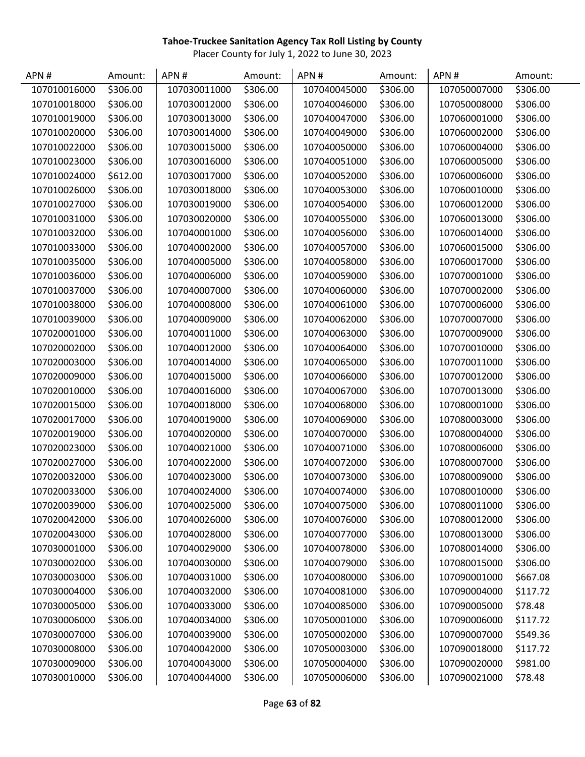**Tahoe-Truckee Sanitation Agency Tax Roll Listing by County**

Placer County for July 1, 2022 to June 30, 2023

| APN # | Amount: | APN # | Amount: | APN # | Amount: | APN # | Amount: |
|---|---|---|---|---|---|---|---|
| 107010016000 | $306.00 | 107030011000 | $306.00 | 107040045000 | $306.00 | 107050007000 | $306.00 |
| 107010018000 | $306.00 | 107030012000 | $306.00 | 107040046000 | $306.00 | 107050008000 | $306.00 |
| 107010019000 | $306.00 | 107030013000 | $306.00 | 107040047000 | $306.00 | 107060001000 | $306.00 |
| 107010020000 | $306.00 | 107030014000 | $306.00 | 107040049000 | $306.00 | 107060002000 | $306.00 |
| 107010022000 | $306.00 | 107030015000 | $306.00 | 107040050000 | $306.00 | 107060004000 | $306.00 |
| 107010023000 | $306.00 | 107030016000 | $306.00 | 107040051000 | $306.00 | 107060005000 | $306.00 |
| 107010024000 | $612.00 | 107030017000 | $306.00 | 107040052000 | $306.00 | 107060006000 | $306.00 |
| 107010026000 | $306.00 | 107030018000 | $306.00 | 107040053000 | $306.00 | 107060010000 | $306.00 |
| 107010027000 | $306.00 | 107030019000 | $306.00 | 107040054000 | $306.00 | 107060012000 | $306.00 |
| 107010031000 | $306.00 | 107030020000 | $306.00 | 107040055000 | $306.00 | 107060013000 | $306.00 |
| 107010032000 | $306.00 | 107040001000 | $306.00 | 107040056000 | $306.00 | 107060014000 | $306.00 |
| 107010033000 | $306.00 | 107040002000 | $306.00 | 107040057000 | $306.00 | 107060015000 | $306.00 |
| 107010035000 | $306.00 | 107040005000 | $306.00 | 107040058000 | $306.00 | 107060017000 | $306.00 |
| 107010036000 | $306.00 | 107040006000 | $306.00 | 107040059000 | $306.00 | 107070001000 | $306.00 |
| 107010037000 | $306.00 | 107040007000 | $306.00 | 107040060000 | $306.00 | 107070002000 | $306.00 |
| 107010038000 | $306.00 | 107040008000 | $306.00 | 107040061000 | $306.00 | 107070006000 | $306.00 |
| 107010039000 | $306.00 | 107040009000 | $306.00 | 107040062000 | $306.00 | 107070007000 | $306.00 |
| 107020001000 | $306.00 | 107040011000 | $306.00 | 107040063000 | $306.00 | 107070009000 | $306.00 |
| 107020002000 | $306.00 | 107040012000 | $306.00 | 107040064000 | $306.00 | 107070010000 | $306.00 |
| 107020003000 | $306.00 | 107040014000 | $306.00 | 107040065000 | $306.00 | 107070011000 | $306.00 |
| 107020009000 | $306.00 | 107040015000 | $306.00 | 107040066000 | $306.00 | 107070012000 | $306.00 |
| 107020010000 | $306.00 | 107040016000 | $306.00 | 107040067000 | $306.00 | 107070013000 | $306.00 |
| 107020015000 | $306.00 | 107040018000 | $306.00 | 107040068000 | $306.00 | 107080001000 | $306.00 |
| 107020017000 | $306.00 | 107040019000 | $306.00 | 107040069000 | $306.00 | 107080003000 | $306.00 |
| 107020019000 | $306.00 | 107040020000 | $306.00 | 107040070000 | $306.00 | 107080004000 | $306.00 |
| 107020023000 | $306.00 | 107040021000 | $306.00 | 107040071000 | $306.00 | 107080006000 | $306.00 |
| 107020027000 | $306.00 | 107040022000 | $306.00 | 107040072000 | $306.00 | 107080007000 | $306.00 |
| 107020032000 | $306.00 | 107040023000 | $306.00 | 107040073000 | $306.00 | 107080009000 | $306.00 |
| 107020033000 | $306.00 | 107040024000 | $306.00 | 107040074000 | $306.00 | 107080010000 | $306.00 |
| 107020039000 | $306.00 | 107040025000 | $306.00 | 107040075000 | $306.00 | 107080011000 | $306.00 |
| 107020042000 | $306.00 | 107040026000 | $306.00 | 107040076000 | $306.00 | 107080012000 | $306.00 |
| 107020043000 | $306.00 | 107040028000 | $306.00 | 107040077000 | $306.00 | 107080013000 | $306.00 |
| 107030001000 | $306.00 | 107040029000 | $306.00 | 107040078000 | $306.00 | 107080014000 | $306.00 |
| 107030002000 | $306.00 | 107040030000 | $306.00 | 107040079000 | $306.00 | 107080015000 | $306.00 |
| 107030003000 | $306.00 | 107040031000 | $306.00 | 107040080000 | $306.00 | 107090001000 | $667.08 |
| 107030004000 | $306.00 | 107040032000 | $306.00 | 107040081000 | $306.00 | 107090004000 | $117.72 |
| 107030005000 | $306.00 | 107040033000 | $306.00 | 107040085000 | $306.00 | 107090005000 | $78.48 |
| 107030006000 | $306.00 | 107040034000 | $306.00 | 107050001000 | $306.00 | 107090006000 | $117.72 |
| 107030007000 | $306.00 | 107040039000 | $306.00 | 107050002000 | $306.00 | 107090007000 | $549.36 |
| 107030008000 | $306.00 | 107040042000 | $306.00 | 107050003000 | $306.00 | 107090018000 | $117.72 |
| 107030009000 | $306.00 | 107040043000 | $306.00 | 107050004000 | $306.00 | 107090020000 | $981.00 |
| 107030010000 | $306.00 | 107040044000 | $306.00 | 107050006000 | $306.00 | 107090021000 | $78.48 |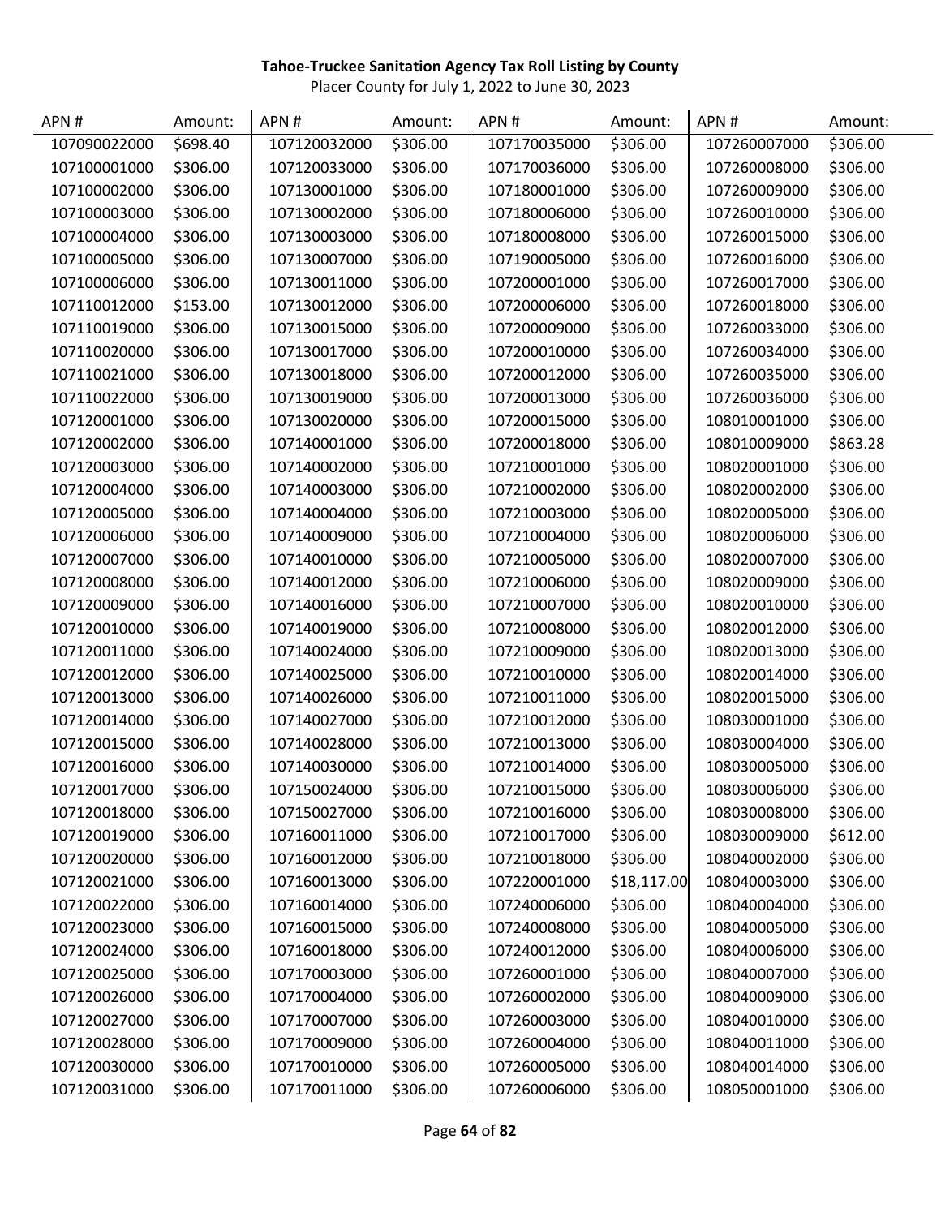**Tahoe-Truckee Sanitation Agency Tax Roll Listing by County**

Placer County for July 1, 2022 to June 30, 2023

| APN # | Amount: | APN # | Amount: | APN # | Amount: | APN # | Amount: |
|---|---|---|---|---|---|---|---|
| 107090022000 | $698.40 | 107120032000 | $306.00 | 107170035000 | $306.00 | 107260007000 | $306.00 |
| 107100001000 | $306.00 | 107120033000 | $306.00 | 107170036000 | $306.00 | 107260008000 | $306.00 |
| 107100002000 | $306.00 | 107130001000 | $306.00 | 107180001000 | $306.00 | 107260009000 | $306.00 |
| 107100003000 | $306.00 | 107130002000 | $306.00 | 107180006000 | $306.00 | 107260010000 | $306.00 |
| 107100004000 | $306.00 | 107130003000 | $306.00 | 107180008000 | $306.00 | 107260015000 | $306.00 |
| 107100005000 | $306.00 | 107130007000 | $306.00 | 107190005000 | $306.00 | 107260016000 | $306.00 |
| 107100006000 | $306.00 | 107130011000 | $306.00 | 107200001000 | $306.00 | 107260017000 | $306.00 |
| 107110012000 | $153.00 | 107130012000 | $306.00 | 107200006000 | $306.00 | 107260018000 | $306.00 |
| 107110019000 | $306.00 | 107130015000 | $306.00 | 107200009000 | $306.00 | 107260033000 | $306.00 |
| 107110020000 | $306.00 | 107130017000 | $306.00 | 107200010000 | $306.00 | 107260034000 | $306.00 |
| 107110021000 | $306.00 | 107130018000 | $306.00 | 107200012000 | $306.00 | 107260035000 | $306.00 |
| 107110022000 | $306.00 | 107130019000 | $306.00 | 107200013000 | $306.00 | 107260036000 | $306.00 |
| 107120001000 | $306.00 | 107130020000 | $306.00 | 107200015000 | $306.00 | 108010001000 | $306.00 |
| 107120002000 | $306.00 | 107140001000 | $306.00 | 107200018000 | $306.00 | 108010009000 | $863.28 |
| 107120003000 | $306.00 | 107140002000 | $306.00 | 107210001000 | $306.00 | 108020001000 | $306.00 |
| 107120004000 | $306.00 | 107140003000 | $306.00 | 107210002000 | $306.00 | 108020002000 | $306.00 |
| 107120005000 | $306.00 | 107140004000 | $306.00 | 107210003000 | $306.00 | 108020005000 | $306.00 |
| 107120006000 | $306.00 | 107140009000 | $306.00 | 107210004000 | $306.00 | 108020006000 | $306.00 |
| 107120007000 | $306.00 | 107140010000 | $306.00 | 107210005000 | $306.00 | 108020007000 | $306.00 |
| 107120008000 | $306.00 | 107140012000 | $306.00 | 107210006000 | $306.00 | 108020009000 | $306.00 |
| 107120009000 | $306.00 | 107140016000 | $306.00 | 107210007000 | $306.00 | 108020010000 | $306.00 |
| 107120010000 | $306.00 | 107140019000 | $306.00 | 107210008000 | $306.00 | 108020012000 | $306.00 |
| 107120011000 | $306.00 | 107140024000 | $306.00 | 107210009000 | $306.00 | 108020013000 | $306.00 |
| 107120012000 | $306.00 | 107140025000 | $306.00 | 107210010000 | $306.00 | 108020014000 | $306.00 |
| 107120013000 | $306.00 | 107140026000 | $306.00 | 107210011000 | $306.00 | 108020015000 | $306.00 |
| 107120014000 | $306.00 | 107140027000 | $306.00 | 107210012000 | $306.00 | 108030001000 | $306.00 |
| 107120015000 | $306.00 | 107140028000 | $306.00 | 107210013000 | $306.00 | 108030004000 | $306.00 |
| 107120016000 | $306.00 | 107140030000 | $306.00 | 107210014000 | $306.00 | 108030005000 | $306.00 |
| 107120017000 | $306.00 | 107150024000 | $306.00 | 107210015000 | $306.00 | 108030006000 | $306.00 |
| 107120018000 | $306.00 | 107150027000 | $306.00 | 107210016000 | $306.00 | 108030008000 | $306.00 |
| 107120019000 | $306.00 | 107160011000 | $306.00 | 107210017000 | $306.00 | 108030009000 | $612.00 |
| 107120020000 | $306.00 | 107160012000 | $306.00 | 107210018000 | $306.00 | 108040002000 | $306.00 |
| 107120021000 | $306.00 | 107160013000 | $306.00 | 107220001000 | $18,117.00 | 108040003000 | $306.00 |
| 107120022000 | $306.00 | 107160014000 | $306.00 | 107240006000 | $306.00 | 108040004000 | $306.00 |
| 107120023000 | $306.00 | 107160015000 | $306.00 | 107240008000 | $306.00 | 108040005000 | $306.00 |
| 107120024000 | $306.00 | 107160018000 | $306.00 | 107240012000 | $306.00 | 108040006000 | $306.00 |
| 107120025000 | $306.00 | 107170003000 | $306.00 | 107260001000 | $306.00 | 108040007000 | $306.00 |
| 107120026000 | $306.00 | 107170004000 | $306.00 | 107260002000 | $306.00 | 108040009000 | $306.00 |
| 107120027000 | $306.00 | 107170007000 | $306.00 | 107260003000 | $306.00 | 108040010000 | $306.00 |
| 107120028000 | $306.00 | 107170009000 | $306.00 | 107260004000 | $306.00 | 108040011000 | $306.00 |
| 107120030000 | $306.00 | 107170010000 | $306.00 | 107260005000 | $306.00 | 108040014000 | $306.00 |
| 107120031000 | $306.00 | 107170011000 | $306.00 | 107260006000 | $306.00 | 108050001000 | $306.00 |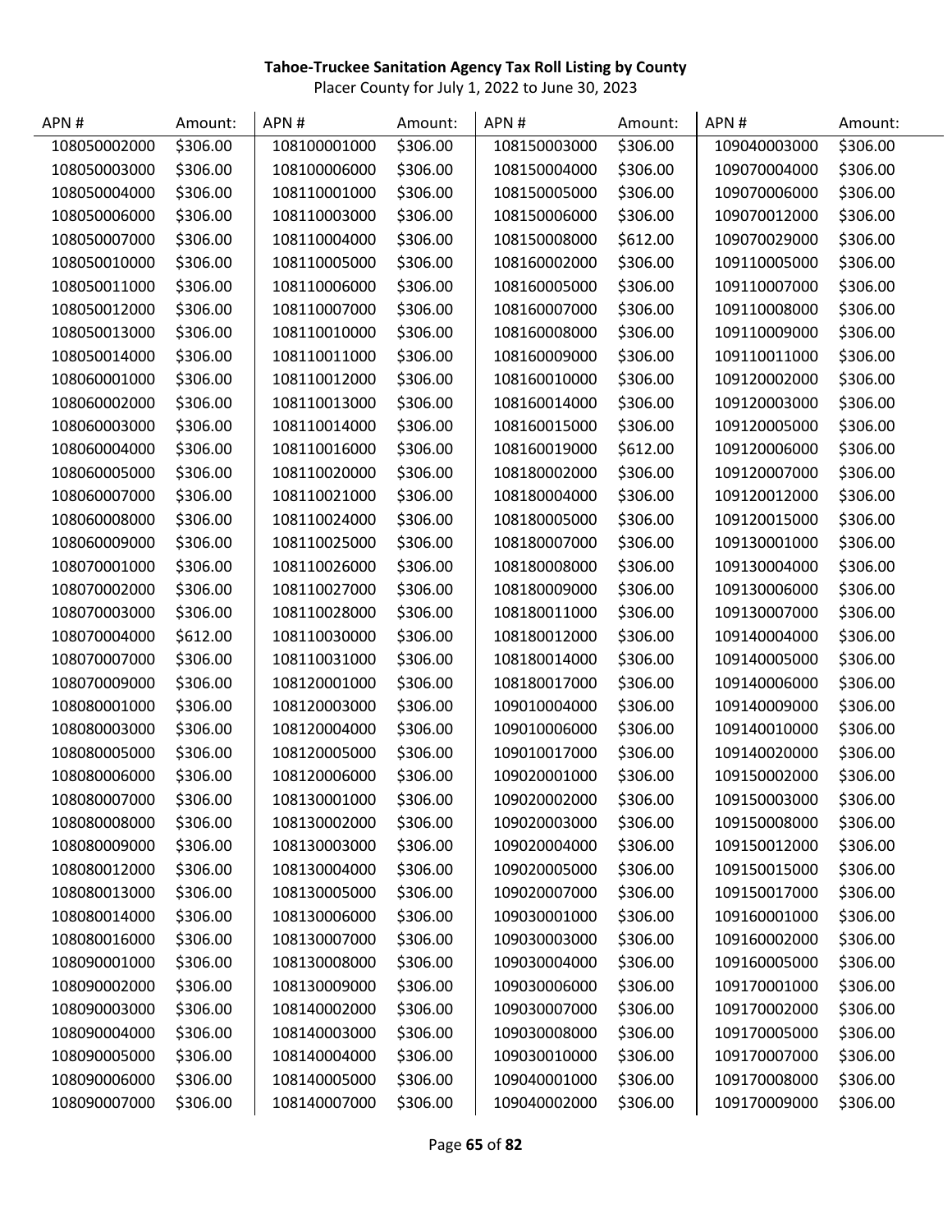**Tahoe-Truckee Sanitation Agency Tax Roll Listing by County**

Placer County for July 1, 2022 to June 30, 2023

| APN # | Amount: | APN # | Amount: | APN # | Amount: | APN # | Amount: |
|---|---|---|---|---|---|---|---|
| 108050002000 | $306.00 | 108100001000 | $306.00 | 108150003000 | $306.00 | 109040003000 | $306.00 |
| 108050003000 | $306.00 | 108100006000 | $306.00 | 108150004000 | $306.00 | 109070004000 | $306.00 |
| 108050004000 | $306.00 | 108110001000 | $306.00 | 108150005000 | $306.00 | 109070006000 | $306.00 |
| 108050006000 | $306.00 | 108110003000 | $306.00 | 108150006000 | $306.00 | 109070012000 | $306.00 |
| 108050007000 | $306.00 | 108110004000 | $306.00 | 108150008000 | $612.00 | 109070029000 | $306.00 |
| 108050010000 | $306.00 | 108110005000 | $306.00 | 108160002000 | $306.00 | 109110005000 | $306.00 |
| 108050011000 | $306.00 | 108110006000 | $306.00 | 108160005000 | $306.00 | 109110007000 | $306.00 |
| 108050012000 | $306.00 | 108110007000 | $306.00 | 108160007000 | $306.00 | 109110008000 | $306.00 |
| 108050013000 | $306.00 | 108110010000 | $306.00 | 108160008000 | $306.00 | 109110009000 | $306.00 |
| 108050014000 | $306.00 | 108110011000 | $306.00 | 108160009000 | $306.00 | 109110011000 | $306.00 |
| 108060001000 | $306.00 | 108110012000 | $306.00 | 108160010000 | $306.00 | 109120002000 | $306.00 |
| 108060002000 | $306.00 | 108110013000 | $306.00 | 108160014000 | $306.00 | 109120003000 | $306.00 |
| 108060003000 | $306.00 | 108110014000 | $306.00 | 108160015000 | $306.00 | 109120005000 | $306.00 |
| 108060004000 | $306.00 | 108110016000 | $306.00 | 108160019000 | $612.00 | 109120006000 | $306.00 |
| 108060005000 | $306.00 | 108110020000 | $306.00 | 108180002000 | $306.00 | 109120007000 | $306.00 |
| 108060007000 | $306.00 | 108110021000 | $306.00 | 108180004000 | $306.00 | 109120012000 | $306.00 |
| 108060008000 | $306.00 | 108110024000 | $306.00 | 108180005000 | $306.00 | 109120015000 | $306.00 |
| 108060009000 | $306.00 | 108110025000 | $306.00 | 108180007000 | $306.00 | 109130001000 | $306.00 |
| 108070001000 | $306.00 | 108110026000 | $306.00 | 108180008000 | $306.00 | 109130004000 | $306.00 |
| 108070002000 | $306.00 | 108110027000 | $306.00 | 108180009000 | $306.00 | 109130006000 | $306.00 |
| 108070003000 | $306.00 | 108110028000 | $306.00 | 108180011000 | $306.00 | 109130007000 | $306.00 |
| 108070004000 | $612.00 | 108110030000 | $306.00 | 108180012000 | $306.00 | 109140004000 | $306.00 |
| 108070007000 | $306.00 | 108110031000 | $306.00 | 108180014000 | $306.00 | 109140005000 | $306.00 |
| 108070009000 | $306.00 | 108120001000 | $306.00 | 108180017000 | $306.00 | 109140006000 | $306.00 |
| 108080001000 | $306.00 | 108120003000 | $306.00 | 109010004000 | $306.00 | 109140009000 | $306.00 |
| 108080003000 | $306.00 | 108120004000 | $306.00 | 109010006000 | $306.00 | 109140010000 | $306.00 |
| 108080005000 | $306.00 | 108120005000 | $306.00 | 109010017000 | $306.00 | 109140020000 | $306.00 |
| 108080006000 | $306.00 | 108120006000 | $306.00 | 109020001000 | $306.00 | 109150002000 | $306.00 |
| 108080007000 | $306.00 | 108130001000 | $306.00 | 109020002000 | $306.00 | 109150003000 | $306.00 |
| 108080008000 | $306.00 | 108130002000 | $306.00 | 109020003000 | $306.00 | 109150008000 | $306.00 |
| 108080009000 | $306.00 | 108130003000 | $306.00 | 109020004000 | $306.00 | 109150012000 | $306.00 |
| 108080012000 | $306.00 | 108130004000 | $306.00 | 109020005000 | $306.00 | 109150015000 | $306.00 |
| 108080013000 | $306.00 | 108130005000 | $306.00 | 109020007000 | $306.00 | 109150017000 | $306.00 |
| 108080014000 | $306.00 | 108130006000 | $306.00 | 109030001000 | $306.00 | 109160001000 | $306.00 |
| 108080016000 | $306.00 | 108130007000 | $306.00 | 109030003000 | $306.00 | 109160002000 | $306.00 |
| 108090001000 | $306.00 | 108130008000 | $306.00 | 109030004000 | $306.00 | 109160005000 | $306.00 |
| 108090002000 | $306.00 | 108130009000 | $306.00 | 109030006000 | $306.00 | 109170001000 | $306.00 |
| 108090003000 | $306.00 | 108140002000 | $306.00 | 109030007000 | $306.00 | 109170002000 | $306.00 |
| 108090004000 | $306.00 | 108140003000 | $306.00 | 109030008000 | $306.00 | 109170005000 | $306.00 |
| 108090005000 | $306.00 | 108140004000 | $306.00 | 109030010000 | $306.00 | 109170007000 | $306.00 |
| 108090006000 | $306.00 | 108140005000 | $306.00 | 109040001000 | $306.00 | 109170008000 | $306.00 |
| 108090007000 | $306.00 | 108140007000 | $306.00 | 109040002000 | $306.00 | 109170009000 | $306.00 |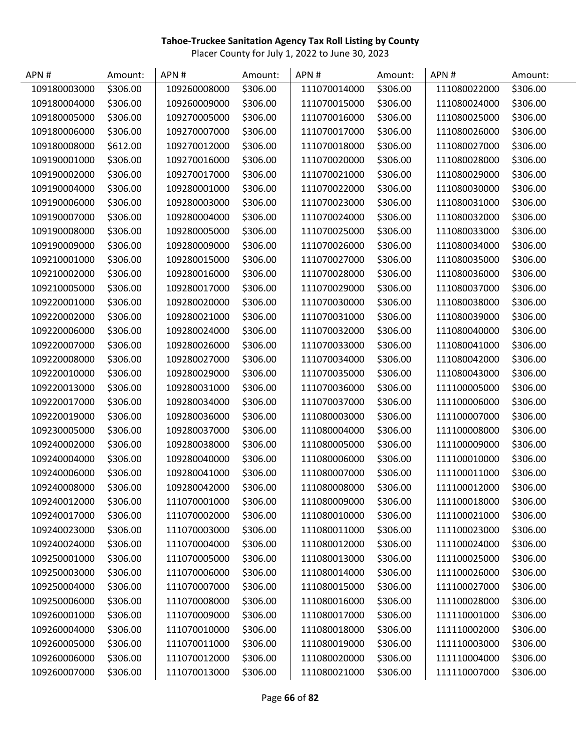**Tahoe-Truckee Sanitation Agency Tax Roll Listing by County**

Placer County for July 1, 2022 to June 30, 2023

| APN # | Amount: | APN # | Amount: | APN # | Amount: | APN # | Amount: |
|---|---|---|---|---|---|---|---|
| 109180003000 | $306.00 | 109260008000 | $306.00 | 111070014000 | $306.00 | 111080022000 | $306.00 |
| 109180004000 | $306.00 | 109260009000 | $306.00 | 111070015000 | $306.00 | 111080024000 | $306.00 |
| 109180005000 | $306.00 | 109270005000 | $306.00 | 111070016000 | $306.00 | 111080025000 | $306.00 |
| 109180006000 | $306.00 | 109270007000 | $306.00 | 111070017000 | $306.00 | 111080026000 | $306.00 |
| 109180008000 | $612.00 | 109270012000 | $306.00 | 111070018000 | $306.00 | 111080027000 | $306.00 |
| 109190001000 | $306.00 | 109270016000 | $306.00 | 111070020000 | $306.00 | 111080028000 | $306.00 |
| 109190002000 | $306.00 | 109270017000 | $306.00 | 111070021000 | $306.00 | 111080029000 | $306.00 |
| 109190004000 | $306.00 | 109280001000 | $306.00 | 111070022000 | $306.00 | 111080030000 | $306.00 |
| 109190006000 | $306.00 | 109280003000 | $306.00 | 111070023000 | $306.00 | 111080031000 | $306.00 |
| 109190007000 | $306.00 | 109280004000 | $306.00 | 111070024000 | $306.00 | 111080032000 | $306.00 |
| 109190008000 | $306.00 | 109280005000 | $306.00 | 111070025000 | $306.00 | 111080033000 | $306.00 |
| 109190009000 | $306.00 | 109280009000 | $306.00 | 111070026000 | $306.00 | 111080034000 | $306.00 |
| 109210001000 | $306.00 | 109280015000 | $306.00 | 111070027000 | $306.00 | 111080035000 | $306.00 |
| 109210002000 | $306.00 | 109280016000 | $306.00 | 111070028000 | $306.00 | 111080036000 | $306.00 |
| 109210005000 | $306.00 | 109280017000 | $306.00 | 111070029000 | $306.00 | 111080037000 | $306.00 |
| 109220001000 | $306.00 | 109280020000 | $306.00 | 111070030000 | $306.00 | 111080038000 | $306.00 |
| 109220002000 | $306.00 | 109280021000 | $306.00 | 111070031000 | $306.00 | 111080039000 | $306.00 |
| 109220006000 | $306.00 | 109280024000 | $306.00 | 111070032000 | $306.00 | 111080040000 | $306.00 |
| 109220007000 | $306.00 | 109280026000 | $306.00 | 111070033000 | $306.00 | 111080041000 | $306.00 |
| 109220008000 | $306.00 | 109280027000 | $306.00 | 111070034000 | $306.00 | 111080042000 | $306.00 |
| 109220010000 | $306.00 | 109280029000 | $306.00 | 111070035000 | $306.00 | 111080043000 | $306.00 |
| 109220013000 | $306.00 | 109280031000 | $306.00 | 111070036000 | $306.00 | 111100005000 | $306.00 |
| 109220017000 | $306.00 | 109280034000 | $306.00 | 111070037000 | $306.00 | 111100006000 | $306.00 |
| 109220019000 | $306.00 | 109280036000 | $306.00 | 111080003000 | $306.00 | 111100007000 | $306.00 |
| 109230005000 | $306.00 | 109280037000 | $306.00 | 111080004000 | $306.00 | 111100008000 | $306.00 |
| 109240002000 | $306.00 | 109280038000 | $306.00 | 111080005000 | $306.00 | 111100009000 | $306.00 |
| 109240004000 | $306.00 | 109280040000 | $306.00 | 111080006000 | $306.00 | 111100010000 | $306.00 |
| 109240006000 | $306.00 | 109280041000 | $306.00 | 111080007000 | $306.00 | 111100011000 | $306.00 |
| 109240008000 | $306.00 | 109280042000 | $306.00 | 111080008000 | $306.00 | 111100012000 | $306.00 |
| 109240012000 | $306.00 | 111070001000 | $306.00 | 111080009000 | $306.00 | 111100018000 | $306.00 |
| 109240017000 | $306.00 | 111070002000 | $306.00 | 111080010000 | $306.00 | 111100021000 | $306.00 |
| 109240023000 | $306.00 | 111070003000 | $306.00 | 111080011000 | $306.00 | 111100023000 | $306.00 |
| 109240024000 | $306.00 | 111070004000 | $306.00 | 111080012000 | $306.00 | 111100024000 | $306.00 |
| 109250001000 | $306.00 | 111070005000 | $306.00 | 111080013000 | $306.00 | 111100025000 | $306.00 |
| 109250003000 | $306.00 | 111070006000 | $306.00 | 111080014000 | $306.00 | 111100026000 | $306.00 |
| 109250004000 | $306.00 | 111070007000 | $306.00 | 111080015000 | $306.00 | 111100027000 | $306.00 |
| 109250006000 | $306.00 | 111070008000 | $306.00 | 111080016000 | $306.00 | 111100028000 | $306.00 |
| 109260001000 | $306.00 | 111070009000 | $306.00 | 111080017000 | $306.00 | 111110001000 | $306.00 |
| 109260004000 | $306.00 | 111070010000 | $306.00 | 111080018000 | $306.00 | 111110002000 | $306.00 |
| 109260005000 | $306.00 | 111070011000 | $306.00 | 111080019000 | $306.00 | 111110003000 | $306.00 |
| 109260006000 | $306.00 | 111070012000 | $306.00 | 111080020000 | $306.00 | 111110004000 | $306.00 |
| 109260007000 | $306.00 | 111070013000 | $306.00 | 111080021000 | $306.00 | 111110007000 | $306.00 |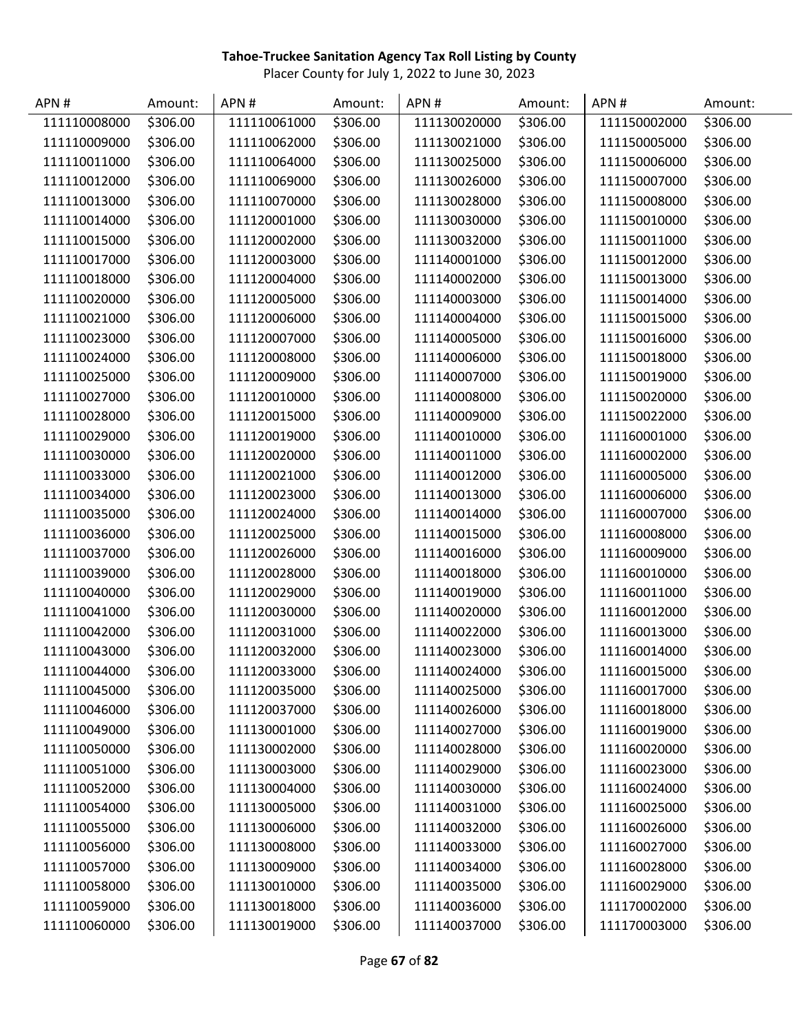**Tahoe-Truckee Sanitation Agency Tax Roll Listing by County**

Placer County for July 1, 2022 to June 30, 2023

| APN # | Amount: | APN # | Amount: | APN # | Amount: | APN # | Amount: |
|---|---|---|---|---|---|---|---|
| 111110008000 | $306.00 | 111110061000 | $306.00 | 111130020000 | $306.00 | 111150002000 | $306.00 |
| 111110009000 | $306.00 | 111110062000 | $306.00 | 111130021000 | $306.00 | 111150005000 | $306.00 |
| 111110011000 | $306.00 | 111110064000 | $306.00 | 111130025000 | $306.00 | 111150006000 | $306.00 |
| 111110012000 | $306.00 | 111110069000 | $306.00 | 111130026000 | $306.00 | 111150007000 | $306.00 |
| 111110013000 | $306.00 | 111110070000 | $306.00 | 111130028000 | $306.00 | 111150008000 | $306.00 |
| 111110014000 | $306.00 | 111120001000 | $306.00 | 111130030000 | $306.00 | 111150010000 | $306.00 |
| 111110015000 | $306.00 | 111120002000 | $306.00 | 111130032000 | $306.00 | 111150011000 | $306.00 |
| 111110017000 | $306.00 | 111120003000 | $306.00 | 111140001000 | $306.00 | 111150012000 | $306.00 |
| 111110018000 | $306.00 | 111120004000 | $306.00 | 111140002000 | $306.00 | 111150013000 | $306.00 |
| 111110020000 | $306.00 | 111120005000 | $306.00 | 111140003000 | $306.00 | 111150014000 | $306.00 |
| 111110021000 | $306.00 | 111120006000 | $306.00 | 111140004000 | $306.00 | 111150015000 | $306.00 |
| 111110023000 | $306.00 | 111120007000 | $306.00 | 111140005000 | $306.00 | 111150016000 | $306.00 |
| 111110024000 | $306.00 | 111120008000 | $306.00 | 111140006000 | $306.00 | 111150018000 | $306.00 |
| 111110025000 | $306.00 | 111120009000 | $306.00 | 111140007000 | $306.00 | 111150019000 | $306.00 |
| 111110027000 | $306.00 | 111120010000 | $306.00 | 111140008000 | $306.00 | 111150020000 | $306.00 |
| 111110028000 | $306.00 | 111120015000 | $306.00 | 111140009000 | $306.00 | 111150022000 | $306.00 |
| 111110029000 | $306.00 | 111120019000 | $306.00 | 111140010000 | $306.00 | 111160001000 | $306.00 |
| 111110030000 | $306.00 | 111120020000 | $306.00 | 111140011000 | $306.00 | 111160002000 | $306.00 |
| 111110033000 | $306.00 | 111120021000 | $306.00 | 111140012000 | $306.00 | 111160005000 | $306.00 |
| 111110034000 | $306.00 | 111120023000 | $306.00 | 111140013000 | $306.00 | 111160006000 | $306.00 |
| 111110035000 | $306.00 | 111120024000 | $306.00 | 111140014000 | $306.00 | 111160007000 | $306.00 |
| 111110036000 | $306.00 | 111120025000 | $306.00 | 111140015000 | $306.00 | 111160008000 | $306.00 |
| 111110037000 | $306.00 | 111120026000 | $306.00 | 111140016000 | $306.00 | 111160009000 | $306.00 |
| 111110039000 | $306.00 | 111120028000 | $306.00 | 111140018000 | $306.00 | 111160010000 | $306.00 |
| 111110040000 | $306.00 | 111120029000 | $306.00 | 111140019000 | $306.00 | 111160011000 | $306.00 |
| 111110041000 | $306.00 | 111120030000 | $306.00 | 111140020000 | $306.00 | 111160012000 | $306.00 |
| 111110042000 | $306.00 | 111120031000 | $306.00 | 111140022000 | $306.00 | 111160013000 | $306.00 |
| 111110043000 | $306.00 | 111120032000 | $306.00 | 111140023000 | $306.00 | 111160014000 | $306.00 |
| 111110044000 | $306.00 | 111120033000 | $306.00 | 111140024000 | $306.00 | 111160015000 | $306.00 |
| 111110045000 | $306.00 | 111120035000 | $306.00 | 111140025000 | $306.00 | 111160017000 | $306.00 |
| 111110046000 | $306.00 | 111120037000 | $306.00 | 111140026000 | $306.00 | 111160018000 | $306.00 |
| 111110049000 | $306.00 | 111130001000 | $306.00 | 111140027000 | $306.00 | 111160019000 | $306.00 |
| 111110050000 | $306.00 | 111130002000 | $306.00 | 111140028000 | $306.00 | 111160020000 | $306.00 |
| 111110051000 | $306.00 | 111130003000 | $306.00 | 111140029000 | $306.00 | 111160023000 | $306.00 |
| 111110052000 | $306.00 | 111130004000 | $306.00 | 111140030000 | $306.00 | 111160024000 | $306.00 |
| 111110054000 | $306.00 | 111130005000 | $306.00 | 111140031000 | $306.00 | 111160025000 | $306.00 |
| 111110055000 | $306.00 | 111130006000 | $306.00 | 111140032000 | $306.00 | 111160026000 | $306.00 |
| 111110056000 | $306.00 | 111130008000 | $306.00 | 111140033000 | $306.00 | 111160027000 | $306.00 |
| 111110057000 | $306.00 | 111130009000 | $306.00 | 111140034000 | $306.00 | 111160028000 | $306.00 |
| 111110058000 | $306.00 | 111130010000 | $306.00 | 111140035000 | $306.00 | 111160029000 | $306.00 |
| 111110059000 | $306.00 | 111130018000 | $306.00 | 111140036000 | $306.00 | 111170002000 | $306.00 |
| 111110060000 | $306.00 | 111130019000 | $306.00 | 111140037000 | $306.00 | 111170003000 | $306.00 |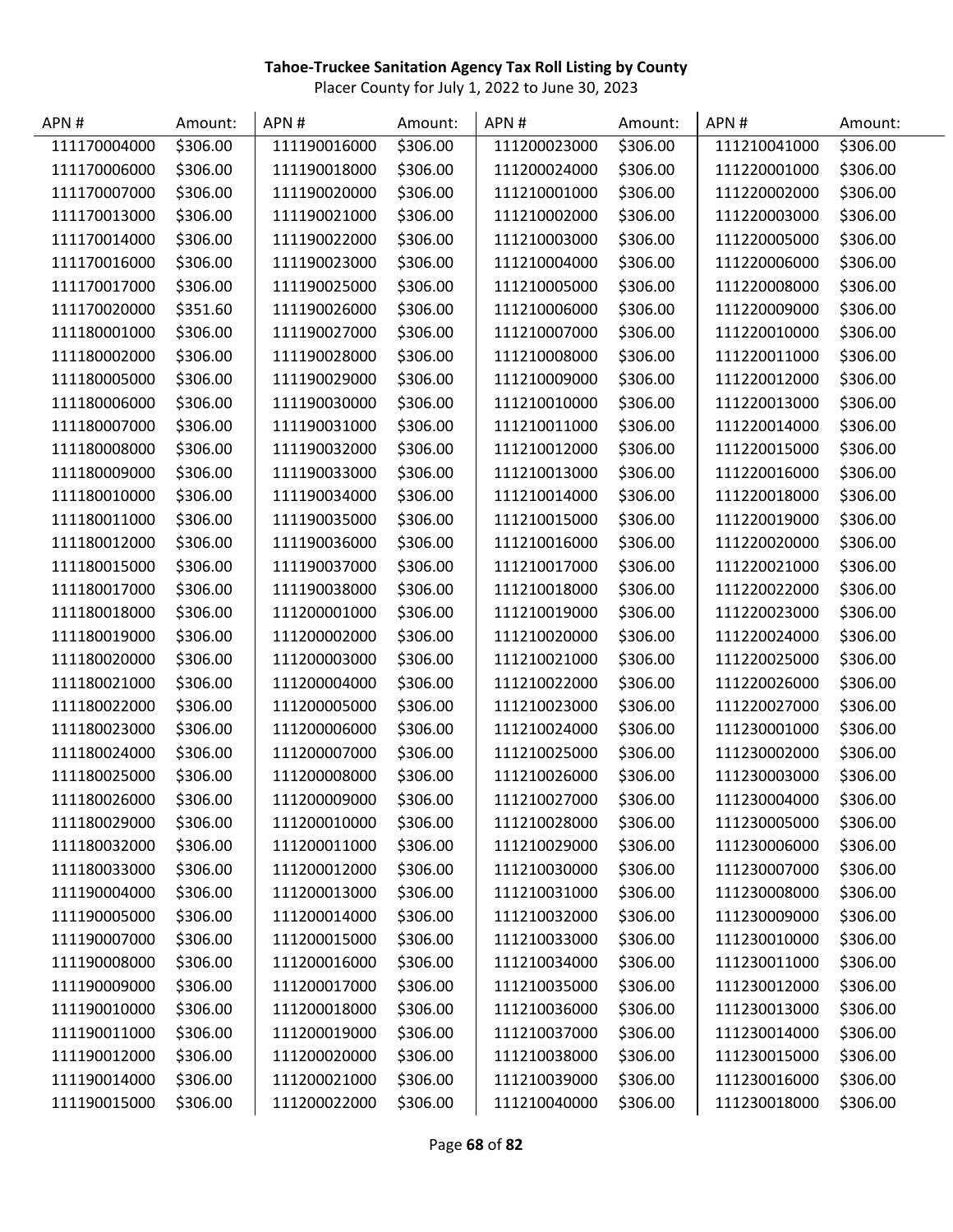**Tahoe-Truckee Sanitation Agency Tax Roll Listing by County**

Placer County for July 1, 2022 to June 30, 2023

| APN # | Amount: | APN # | Amount: | APN # | Amount: | APN # | Amount: |
|---|---|---|---|---|---|---|---|
| 111170004000 | $306.00 | 111190016000 | $306.00 | 111200023000 | $306.00 | 111210041000 | $306.00 |
| 111170006000 | $306.00 | 111190018000 | $306.00 | 111200024000 | $306.00 | 111220001000 | $306.00 |
| 111170007000 | $306.00 | 111190020000 | $306.00 | 111210001000 | $306.00 | 111220002000 | $306.00 |
| 111170013000 | $306.00 | 111190021000 | $306.00 | 111210002000 | $306.00 | 111220003000 | $306.00 |
| 111170014000 | $306.00 | 111190022000 | $306.00 | 111210003000 | $306.00 | 111220005000 | $306.00 |
| 111170016000 | $306.00 | 111190023000 | $306.00 | 111210004000 | $306.00 | 111220006000 | $306.00 |
| 111170017000 | $306.00 | 111190025000 | $306.00 | 111210005000 | $306.00 | 111220008000 | $306.00 |
| 111170020000 | $351.60 | 111190026000 | $306.00 | 111210006000 | $306.00 | 111220009000 | $306.00 |
| 111180001000 | $306.00 | 111190027000 | $306.00 | 111210007000 | $306.00 | 111220010000 | $306.00 |
| 111180002000 | $306.00 | 111190028000 | $306.00 | 111210008000 | $306.00 | 111220011000 | $306.00 |
| 111180005000 | $306.00 | 111190029000 | $306.00 | 111210009000 | $306.00 | 111220012000 | $306.00 |
| 111180006000 | $306.00 | 111190030000 | $306.00 | 111210010000 | $306.00 | 111220013000 | $306.00 |
| 111180007000 | $306.00 | 111190031000 | $306.00 | 111210011000 | $306.00 | 111220014000 | $306.00 |
| 111180008000 | $306.00 | 111190032000 | $306.00 | 111210012000 | $306.00 | 111220015000 | $306.00 |
| 111180009000 | $306.00 | 111190033000 | $306.00 | 111210013000 | $306.00 | 111220016000 | $306.00 |
| 111180010000 | $306.00 | 111190034000 | $306.00 | 111210014000 | $306.00 | 111220018000 | $306.00 |
| 111180011000 | $306.00 | 111190035000 | $306.00 | 111210015000 | $306.00 | 111220019000 | $306.00 |
| 111180012000 | $306.00 | 111190036000 | $306.00 | 111210016000 | $306.00 | 111220020000 | $306.00 |
| 111180015000 | $306.00 | 111190037000 | $306.00 | 111210017000 | $306.00 | 111220021000 | $306.00 |
| 111180017000 | $306.00 | 111190038000 | $306.00 | 111210018000 | $306.00 | 111220022000 | $306.00 |
| 111180018000 | $306.00 | 111200001000 | $306.00 | 111210019000 | $306.00 | 111220023000 | $306.00 |
| 111180019000 | $306.00 | 111200002000 | $306.00 | 111210020000 | $306.00 | 111220024000 | $306.00 |
| 111180020000 | $306.00 | 111200003000 | $306.00 | 111210021000 | $306.00 | 111220025000 | $306.00 |
| 111180021000 | $306.00 | 111200004000 | $306.00 | 111210022000 | $306.00 | 111220026000 | $306.00 |
| 111180022000 | $306.00 | 111200005000 | $306.00 | 111210023000 | $306.00 | 111220027000 | $306.00 |
| 111180023000 | $306.00 | 111200006000 | $306.00 | 111210024000 | $306.00 | 111230001000 | $306.00 |
| 111180024000 | $306.00 | 111200007000 | $306.00 | 111210025000 | $306.00 | 111230002000 | $306.00 |
| 111180025000 | $306.00 | 111200008000 | $306.00 | 111210026000 | $306.00 | 111230003000 | $306.00 |
| 111180026000 | $306.00 | 111200009000 | $306.00 | 111210027000 | $306.00 | 111230004000 | $306.00 |
| 111180029000 | $306.00 | 111200010000 | $306.00 | 111210028000 | $306.00 | 111230005000 | $306.00 |
| 111180032000 | $306.00 | 111200011000 | $306.00 | 111210029000 | $306.00 | 111230006000 | $306.00 |
| 111180033000 | $306.00 | 111200012000 | $306.00 | 111210030000 | $306.00 | 111230007000 | $306.00 |
| 111190004000 | $306.00 | 111200013000 | $306.00 | 111210031000 | $306.00 | 111230008000 | $306.00 |
| 111190005000 | $306.00 | 111200014000 | $306.00 | 111210032000 | $306.00 | 111230009000 | $306.00 |
| 111190007000 | $306.00 | 111200015000 | $306.00 | 111210033000 | $306.00 | 111230010000 | $306.00 |
| 111190008000 | $306.00 | 111200016000 | $306.00 | 111210034000 | $306.00 | 111230011000 | $306.00 |
| 111190009000 | $306.00 | 111200017000 | $306.00 | 111210035000 | $306.00 | 111230012000 | $306.00 |
| 111190010000 | $306.00 | 111200018000 | $306.00 | 111210036000 | $306.00 | 111230013000 | $306.00 |
| 111190011000 | $306.00 | 111200019000 | $306.00 | 111210037000 | $306.00 | 111230014000 | $306.00 |
| 111190012000 | $306.00 | 111200020000 | $306.00 | 111210038000 | $306.00 | 111230015000 | $306.00 |
| 111190014000 | $306.00 | 111200021000 | $306.00 | 111210039000 | $306.00 | 111230016000 | $306.00 |
| 111190015000 | $306.00 | 111200022000 | $306.00 | 111210040000 | $306.00 | 111230018000 | $306.00 |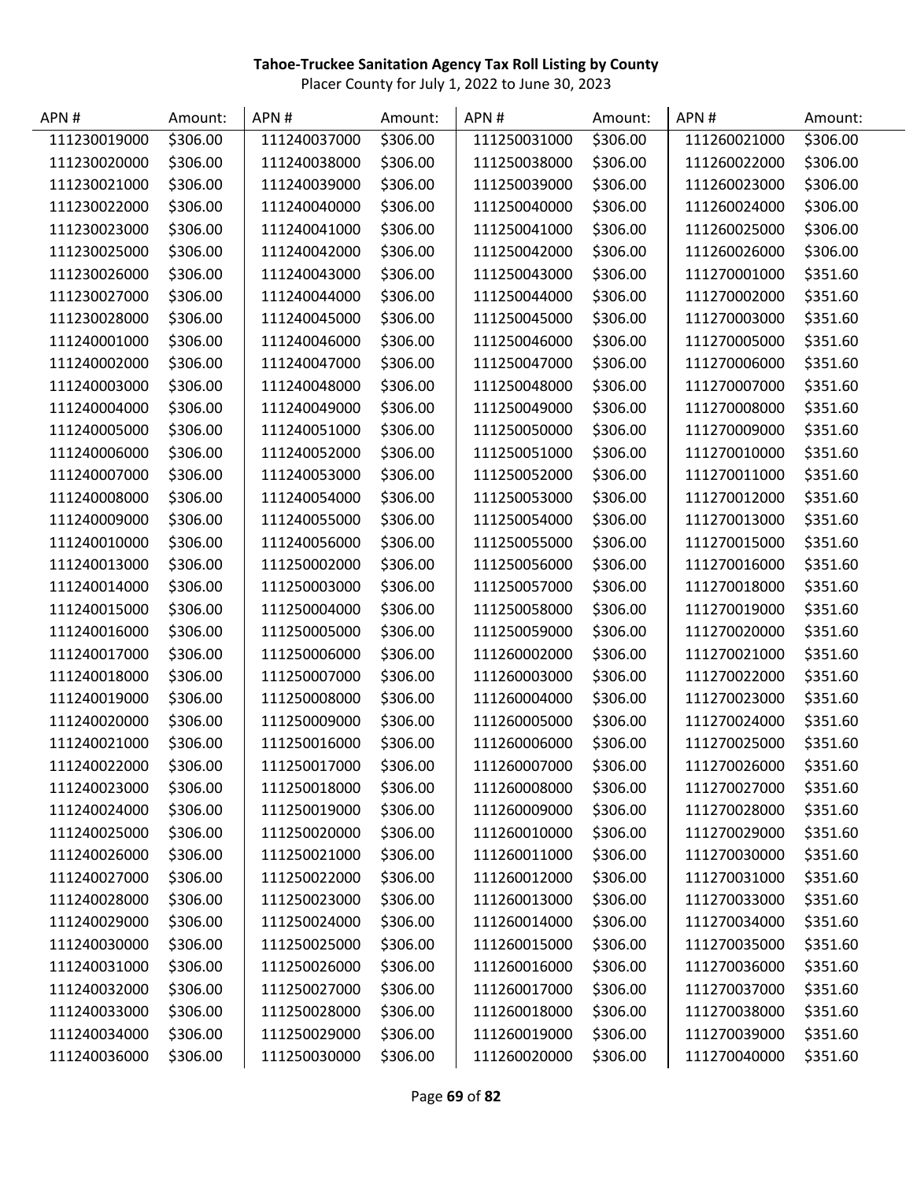**Tahoe-Truckee Sanitation Agency Tax Roll Listing by County**

Placer County for July 1, 2022 to June 30, 2023

| APN # | Amount: | APN # | Amount: | APN # | Amount: | APN # | Amount: |
|---|---|---|---|---|---|---|---|
| 111230019000 | $306.00 | 111240037000 | $306.00 | 111250031000 | $306.00 | 111260021000 | $306.00 |
| 111230020000 | $306.00 | 111240038000 | $306.00 | 111250038000 | $306.00 | 111260022000 | $306.00 |
| 111230021000 | $306.00 | 111240039000 | $306.00 | 111250039000 | $306.00 | 111260023000 | $306.00 |
| 111230022000 | $306.00 | 111240040000 | $306.00 | 111250040000 | $306.00 | 111260024000 | $306.00 |
| 111230023000 | $306.00 | 111240041000 | $306.00 | 111250041000 | $306.00 | 111260025000 | $306.00 |
| 111230025000 | $306.00 | 111240042000 | $306.00 | 111250042000 | $306.00 | 111260026000 | $306.00 |
| 111230026000 | $306.00 | 111240043000 | $306.00 | 111250043000 | $306.00 | 111270001000 | $351.60 |
| 111230027000 | $306.00 | 111240044000 | $306.00 | 111250044000 | $306.00 | 111270002000 | $351.60 |
| 111230028000 | $306.00 | 111240045000 | $306.00 | 111250045000 | $306.00 | 111270003000 | $351.60 |
| 111240001000 | $306.00 | 111240046000 | $306.00 | 111250046000 | $306.00 | 111270005000 | $351.60 |
| 111240002000 | $306.00 | 111240047000 | $306.00 | 111250047000 | $306.00 | 111270006000 | $351.60 |
| 111240003000 | $306.00 | 111240048000 | $306.00 | 111250048000 | $306.00 | 111270007000 | $351.60 |
| 111240004000 | $306.00 | 111240049000 | $306.00 | 111250049000 | $306.00 | 111270008000 | $351.60 |
| 111240005000 | $306.00 | 111240051000 | $306.00 | 111250050000 | $306.00 | 111270009000 | $351.60 |
| 111240006000 | $306.00 | 111240052000 | $306.00 | 111250051000 | $306.00 | 111270010000 | $351.60 |
| 111240007000 | $306.00 | 111240053000 | $306.00 | 111250052000 | $306.00 | 111270011000 | $351.60 |
| 111240008000 | $306.00 | 111240054000 | $306.00 | 111250053000 | $306.00 | 111270012000 | $351.60 |
| 111240009000 | $306.00 | 111240055000 | $306.00 | 111250054000 | $306.00 | 111270013000 | $351.60 |
| 111240010000 | $306.00 | 111240056000 | $306.00 | 111250055000 | $306.00 | 111270015000 | $351.60 |
| 111240013000 | $306.00 | 111250002000 | $306.00 | 111250056000 | $306.00 | 111270016000 | $351.60 |
| 111240014000 | $306.00 | 111250003000 | $306.00 | 111250057000 | $306.00 | 111270018000 | $351.60 |
| 111240015000 | $306.00 | 111250004000 | $306.00 | 111250058000 | $306.00 | 111270019000 | $351.60 |
| 111240016000 | $306.00 | 111250005000 | $306.00 | 111250059000 | $306.00 | 111270020000 | $351.60 |
| 111240017000 | $306.00 | 111250006000 | $306.00 | 111260002000 | $306.00 | 111270021000 | $351.60 |
| 111240018000 | $306.00 | 111250007000 | $306.00 | 111260003000 | $306.00 | 111270022000 | $351.60 |
| 111240019000 | $306.00 | 111250008000 | $306.00 | 111260004000 | $306.00 | 111270023000 | $351.60 |
| 111240020000 | $306.00 | 111250009000 | $306.00 | 111260005000 | $306.00 | 111270024000 | $351.60 |
| 111240021000 | $306.00 | 111250016000 | $306.00 | 111260006000 | $306.00 | 111270025000 | $351.60 |
| 111240022000 | $306.00 | 111250017000 | $306.00 | 111260007000 | $306.00 | 111270026000 | $351.60 |
| 111240023000 | $306.00 | 111250018000 | $306.00 | 111260008000 | $306.00 | 111270027000 | $351.60 |
| 111240024000 | $306.00 | 111250019000 | $306.00 | 111260009000 | $306.00 | 111270028000 | $351.60 |
| 111240025000 | $306.00 | 111250020000 | $306.00 | 111260010000 | $306.00 | 111270029000 | $351.60 |
| 111240026000 | $306.00 | 111250021000 | $306.00 | 111260011000 | $306.00 | 111270030000 | $351.60 |
| 111240027000 | $306.00 | 111250022000 | $306.00 | 111260012000 | $306.00 | 111270031000 | $351.60 |
| 111240028000 | $306.00 | 111250023000 | $306.00 | 111260013000 | $306.00 | 111270033000 | $351.60 |
| 111240029000 | $306.00 | 111250024000 | $306.00 | 111260014000 | $306.00 | 111270034000 | $351.60 |
| 111240030000 | $306.00 | 111250025000 | $306.00 | 111260015000 | $306.00 | 111270035000 | $351.60 |
| 111240031000 | $306.00 | 111250026000 | $306.00 | 111260016000 | $306.00 | 111270036000 | $351.60 |
| 111240032000 | $306.00 | 111250027000 | $306.00 | 111260017000 | $306.00 | 111270037000 | $351.60 |
| 111240033000 | $306.00 | 111250028000 | $306.00 | 111260018000 | $306.00 | 111270038000 | $351.60 |
| 111240034000 | $306.00 | 111250029000 | $306.00 | 111260019000 | $306.00 | 111270039000 | $351.60 |
| 111240036000 | $306.00 | 111250030000 | $306.00 | 111260020000 | $306.00 | 111270040000 | $351.60 |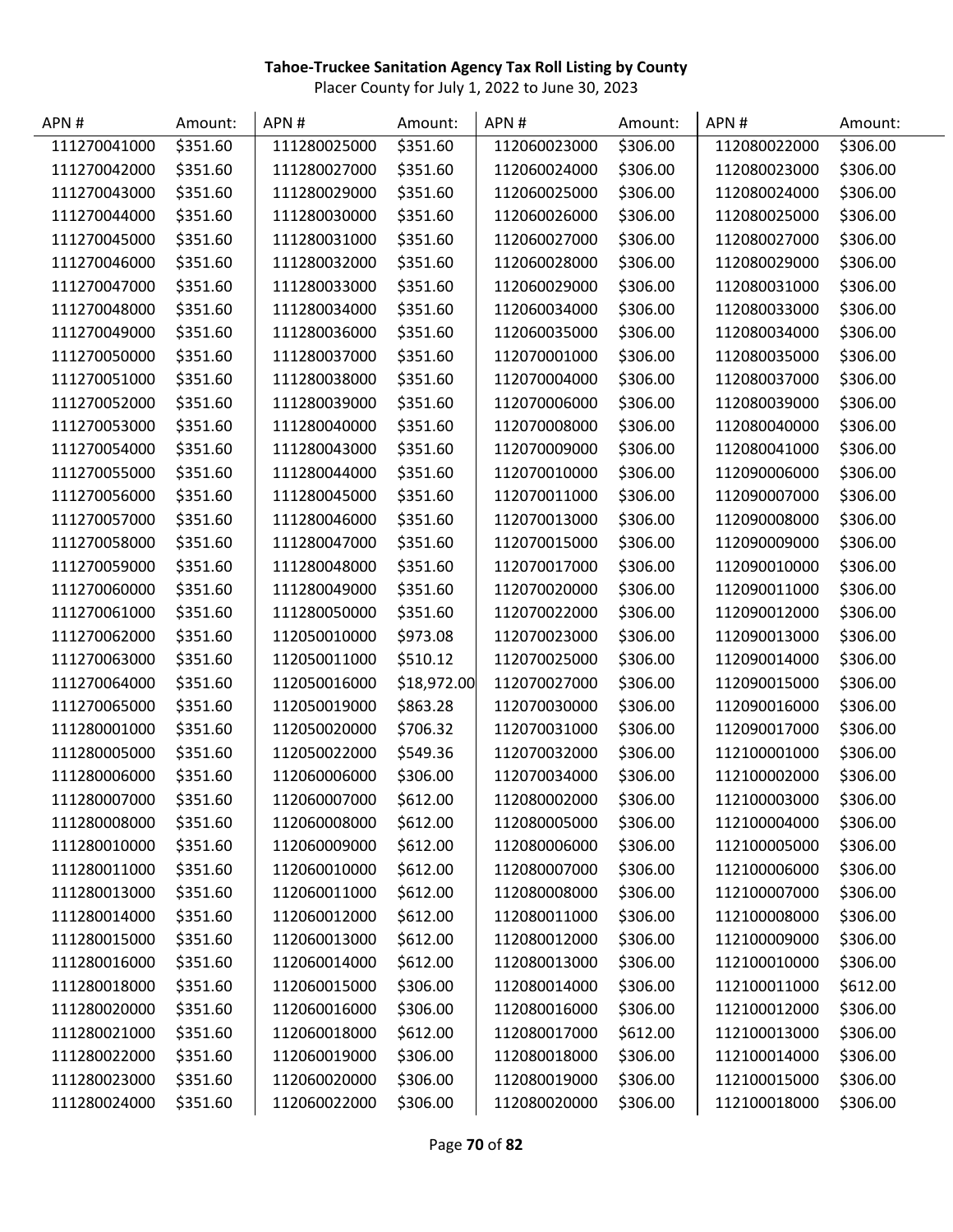**Tahoe-Truckee Sanitation Agency Tax Roll Listing by County**

Placer County for July 1, 2022 to June 30, 2023

| APN # | Amount: | APN # | Amount: | APN # | Amount: | APN # | Amount: |
|---|---|---|---|---|---|---|---|
| 111270041000 | $351.60 | 111280025000 | $351.60 | 112060023000 | $306.00 | 112080022000 | $306.00 |
| 111270042000 | $351.60 | 111280027000 | $351.60 | 112060024000 | $306.00 | 112080023000 | $306.00 |
| 111270043000 | $351.60 | 111280029000 | $351.60 | 112060025000 | $306.00 | 112080024000 | $306.00 |
| 111270044000 | $351.60 | 111280030000 | $351.60 | 112060026000 | $306.00 | 112080025000 | $306.00 |
| 111270045000 | $351.60 | 111280031000 | $351.60 | 112060027000 | $306.00 | 112080027000 | $306.00 |
| 111270046000 | $351.60 | 111280032000 | $351.60 | 112060028000 | $306.00 | 112080029000 | $306.00 |
| 111270047000 | $351.60 | 111280033000 | $351.60 | 112060029000 | $306.00 | 112080031000 | $306.00 |
| 111270048000 | $351.60 | 111280034000 | $351.60 | 112060034000 | $306.00 | 112080033000 | $306.00 |
| 111270049000 | $351.60 | 111280036000 | $351.60 | 112060035000 | $306.00 | 112080034000 | $306.00 |
| 111270050000 | $351.60 | 111280037000 | $351.60 | 112070001000 | $306.00 | 112080035000 | $306.00 |
| 111270051000 | $351.60 | 111280038000 | $351.60 | 112070004000 | $306.00 | 112080037000 | $306.00 |
| 111270052000 | $351.60 | 111280039000 | $351.60 | 112070006000 | $306.00 | 112080039000 | $306.00 |
| 111270053000 | $351.60 | 111280040000 | $351.60 | 112070008000 | $306.00 | 112080040000 | $306.00 |
| 111270054000 | $351.60 | 111280043000 | $351.60 | 112070009000 | $306.00 | 112080041000 | $306.00 |
| 111270055000 | $351.60 | 111280044000 | $351.60 | 112070010000 | $306.00 | 112090006000 | $306.00 |
| 111270056000 | $351.60 | 111280045000 | $351.60 | 112070011000 | $306.00 | 112090007000 | $306.00 |
| 111270057000 | $351.60 | 111280046000 | $351.60 | 112070013000 | $306.00 | 112090008000 | $306.00 |
| 111270058000 | $351.60 | 111280047000 | $351.60 | 112070015000 | $306.00 | 112090009000 | $306.00 |
| 111270059000 | $351.60 | 111280048000 | $351.60 | 112070017000 | $306.00 | 112090010000 | $306.00 |
| 111270060000 | $351.60 | 111280049000 | $351.60 | 112070020000 | $306.00 | 112090011000 | $306.00 |
| 111270061000 | $351.60 | 111280050000 | $351.60 | 112070022000 | $306.00 | 112090012000 | $306.00 |
| 111270062000 | $351.60 | 112050010000 | $973.08 | 112070023000 | $306.00 | 112090013000 | $306.00 |
| 111270063000 | $351.60 | 112050011000 | $510.12 | 112070025000 | $306.00 | 112090014000 | $306.00 |
| 111270064000 | $351.60 | 112050016000 | $18,972.00 | 112070027000 | $306.00 | 112090015000 | $306.00 |
| 111270065000 | $351.60 | 112050019000 | $863.28 | 112070030000 | $306.00 | 112090016000 | $306.00 |
| 111280001000 | $351.60 | 112050020000 | $706.32 | 112070031000 | $306.00 | 112090017000 | $306.00 |
| 111280005000 | $351.60 | 112050022000 | $549.36 | 112070032000 | $306.00 | 112100001000 | $306.00 |
| 111280006000 | $351.60 | 112060006000 | $306.00 | 112070034000 | $306.00 | 112100002000 | $306.00 |
| 111280007000 | $351.60 | 112060007000 | $612.00 | 112080002000 | $306.00 | 112100003000 | $306.00 |
| 111280008000 | $351.60 | 112060008000 | $612.00 | 112080005000 | $306.00 | 112100004000 | $306.00 |
| 111280010000 | $351.60 | 112060009000 | $612.00 | 112080006000 | $306.00 | 112100005000 | $306.00 |
| 111280011000 | $351.60 | 112060010000 | $612.00 | 112080007000 | $306.00 | 112100006000 | $306.00 |
| 111280013000 | $351.60 | 112060011000 | $612.00 | 112080008000 | $306.00 | 112100007000 | $306.00 |
| 111280014000 | $351.60 | 112060012000 | $612.00 | 112080011000 | $306.00 | 112100008000 | $306.00 |
| 111280015000 | $351.60 | 112060013000 | $612.00 | 112080012000 | $306.00 | 112100009000 | $306.00 |
| 111280016000 | $351.60 | 112060014000 | $612.00 | 112080013000 | $306.00 | 112100010000 | $306.00 |
| 111280018000 | $351.60 | 112060015000 | $306.00 | 112080014000 | $306.00 | 112100011000 | $612.00 |
| 111280020000 | $351.60 | 112060016000 | $306.00 | 112080016000 | $306.00 | 112100012000 | $306.00 |
| 111280021000 | $351.60 | 112060018000 | $612.00 | 112080017000 | $612.00 | 112100013000 | $306.00 |
| 111280022000 | $351.60 | 112060019000 | $306.00 | 112080018000 | $306.00 | 112100014000 | $306.00 |
| 111280023000 | $351.60 | 112060020000 | $306.00 | 112080019000 | $306.00 | 112100015000 | $306.00 |
| 111280024000 | $351.60 | 112060022000 | $306.00 | 112080020000 | $306.00 | 112100018000 | $306.00 |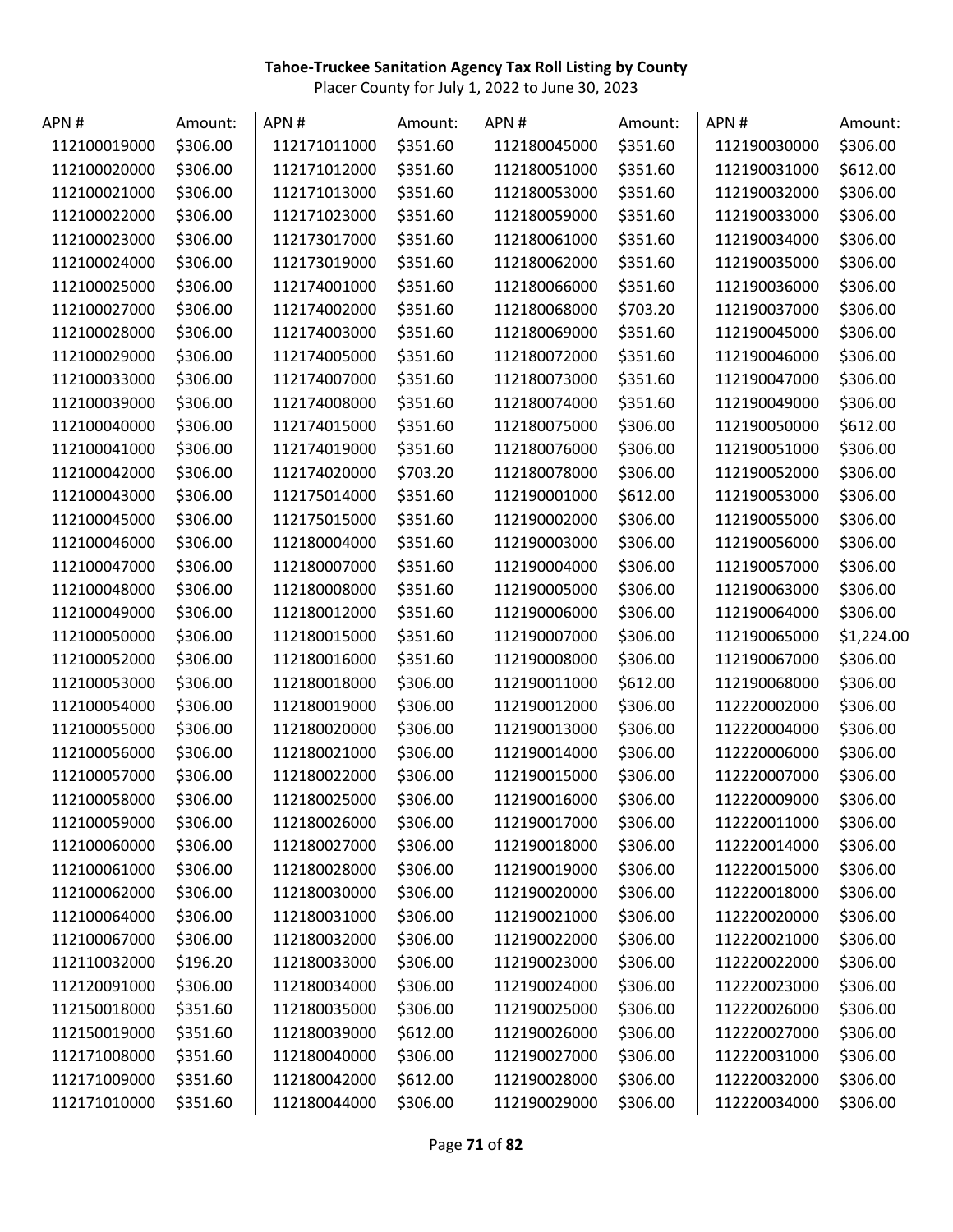**Tahoe-Truckee Sanitation Agency Tax Roll Listing by County**

Placer County for July 1, 2022 to June 30, 2023

| APN # | Amount: | APN # | Amount: | APN # | Amount: | APN # | Amount: |
|---|---|---|---|---|---|---|---|
| 112100019000 | $306.00 | 112171011000 | $351.60 | 112180045000 | $351.60 | 112190030000 | $306.00 |
| 112100020000 | $306.00 | 112171012000 | $351.60 | 112180051000 | $351.60 | 112190031000 | $612.00 |
| 112100021000 | $306.00 | 112171013000 | $351.60 | 112180053000 | $351.60 | 112190032000 | $306.00 |
| 112100022000 | $306.00 | 112171023000 | $351.60 | 112180059000 | $351.60 | 112190033000 | $306.00 |
| 112100023000 | $306.00 | 112173017000 | $351.60 | 112180061000 | $351.60 | 112190034000 | $306.00 |
| 112100024000 | $306.00 | 112173019000 | $351.60 | 112180062000 | $351.60 | 112190035000 | $306.00 |
| 112100025000 | $306.00 | 112174001000 | $351.60 | 112180066000 | $351.60 | 112190036000 | $306.00 |
| 112100027000 | $306.00 | 112174002000 | $351.60 | 112180068000 | $703.20 | 112190037000 | $306.00 |
| 112100028000 | $306.00 | 112174003000 | $351.60 | 112180069000 | $351.60 | 112190045000 | $306.00 |
| 112100029000 | $306.00 | 112174005000 | $351.60 | 112180072000 | $351.60 | 112190046000 | $306.00 |
| 112100033000 | $306.00 | 112174007000 | $351.60 | 112180073000 | $351.60 | 112190047000 | $306.00 |
| 112100039000 | $306.00 | 112174008000 | $351.60 | 112180074000 | $351.60 | 112190049000 | $306.00 |
| 112100040000 | $306.00 | 112174015000 | $351.60 | 112180075000 | $306.00 | 112190050000 | $612.00 |
| 112100041000 | $306.00 | 112174019000 | $351.60 | 112180076000 | $306.00 | 112190051000 | $306.00 |
| 112100042000 | $306.00 | 112174020000 | $703.20 | 112180078000 | $306.00 | 112190052000 | $306.00 |
| 112100043000 | $306.00 | 112175014000 | $351.60 | 112190001000 | $612.00 | 112190053000 | $306.00 |
| 112100045000 | $306.00 | 112175015000 | $351.60 | 112190002000 | $306.00 | 112190055000 | $306.00 |
| 112100046000 | $306.00 | 112180004000 | $351.60 | 112190003000 | $306.00 | 112190056000 | $306.00 |
| 112100047000 | $306.00 | 112180007000 | $351.60 | 112190004000 | $306.00 | 112190057000 | $306.00 |
| 112100048000 | $306.00 | 112180008000 | $351.60 | 112190005000 | $306.00 | 112190063000 | $306.00 |
| 112100049000 | $306.00 | 112180012000 | $351.60 | 112190006000 | $306.00 | 112190064000 | $306.00 |
| 112100050000 | $306.00 | 112180015000 | $351.60 | 112190007000 | $306.00 | 112190065000 | $1,224.00 |
| 112100052000 | $306.00 | 112180016000 | $351.60 | 112190008000 | $306.00 | 112190067000 | $306.00 |
| 112100053000 | $306.00 | 112180018000 | $306.00 | 112190011000 | $612.00 | 112190068000 | $306.00 |
| 112100054000 | $306.00 | 112180019000 | $306.00 | 112190012000 | $306.00 | 112220002000 | $306.00 |
| 112100055000 | $306.00 | 112180020000 | $306.00 | 112190013000 | $306.00 | 112220004000 | $306.00 |
| 112100056000 | $306.00 | 112180021000 | $306.00 | 112190014000 | $306.00 | 112220006000 | $306.00 |
| 112100057000 | $306.00 | 112180022000 | $306.00 | 112190015000 | $306.00 | 112220007000 | $306.00 |
| 112100058000 | $306.00 | 112180025000 | $306.00 | 112190016000 | $306.00 | 112220009000 | $306.00 |
| 112100059000 | $306.00 | 112180026000 | $306.00 | 112190017000 | $306.00 | 112220011000 | $306.00 |
| 112100060000 | $306.00 | 112180027000 | $306.00 | 112190018000 | $306.00 | 112220014000 | $306.00 |
| 112100061000 | $306.00 | 112180028000 | $306.00 | 112190019000 | $306.00 | 112220015000 | $306.00 |
| 112100062000 | $306.00 | 112180030000 | $306.00 | 112190020000 | $306.00 | 112220018000 | $306.00 |
| 112100064000 | $306.00 | 112180031000 | $306.00 | 112190021000 | $306.00 | 112220020000 | $306.00 |
| 112100067000 | $306.00 | 112180032000 | $306.00 | 112190022000 | $306.00 | 112220021000 | $306.00 |
| 112110032000 | $196.20 | 112180033000 | $306.00 | 112190023000 | $306.00 | 112220022000 | $306.00 |
| 112120091000 | $306.00 | 112180034000 | $306.00 | 112190024000 | $306.00 | 112220023000 | $306.00 |
| 112150018000 | $351.60 | 112180035000 | $306.00 | 112190025000 | $306.00 | 112220026000 | $306.00 |
| 112150019000 | $351.60 | 112180039000 | $612.00 | 112190026000 | $306.00 | 112220027000 | $306.00 |
| 112171008000 | $351.60 | 112180040000 | $306.00 | 112190027000 | $306.00 | 112220031000 | $306.00 |
| 112171009000 | $351.60 | 112180042000 | $612.00 | 112190028000 | $306.00 | 112220032000 | $306.00 |
| 112171010000 | $351.60 | 112180044000 | $306.00 | 112190029000 | $306.00 | 112220034000 | $306.00 |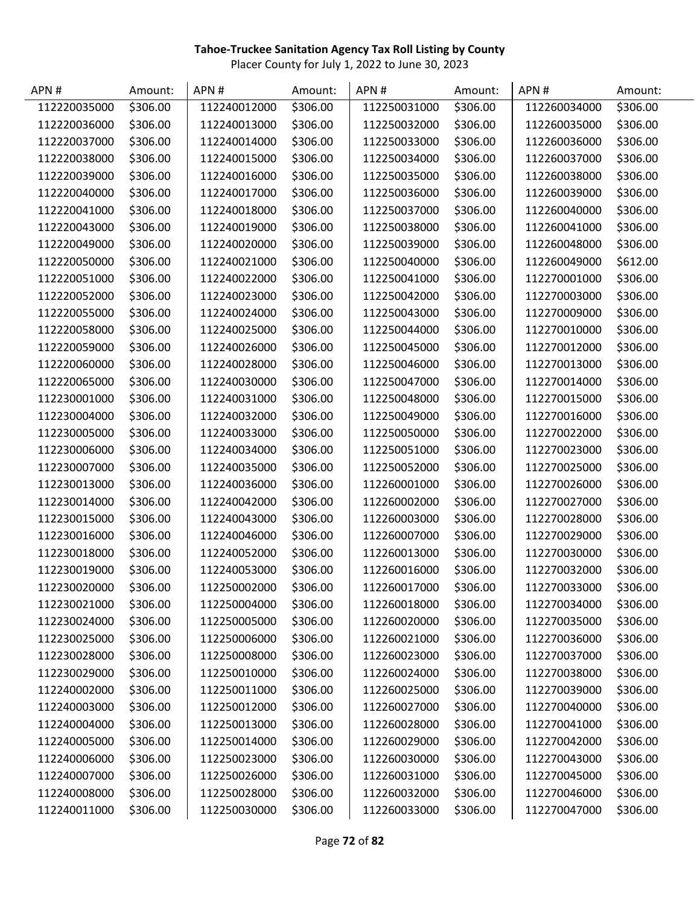**Tahoe-Truckee Sanitation Agency Tax Roll Listing by County**

Placer County for July 1, 2022 to June 30, 2023

| APN # | Amount: | APN # | Amount: | APN # | Amount: | APN # | Amount: |
|---|---|---|---|---|---|---|---|
| 112220035000 | $306.00 | 112240012000 | $306.00 | 112250031000 | $306.00 | 112260034000 | $306.00 |
| 112220036000 | $306.00 | 112240013000 | $306.00 | 112250032000 | $306.00 | 112260035000 | $306.00 |
| 112220037000 | $306.00 | 112240014000 | $306.00 | 112250033000 | $306.00 | 112260036000 | $306.00 |
| 112220038000 | $306.00 | 112240015000 | $306.00 | 112250034000 | $306.00 | 112260037000 | $306.00 |
| 112220039000 | $306.00 | 112240016000 | $306.00 | 112250035000 | $306.00 | 112260038000 | $306.00 |
| 112220040000 | $306.00 | 112240017000 | $306.00 | 112250036000 | $306.00 | 112260039000 | $306.00 |
| 112220041000 | $306.00 | 112240018000 | $306.00 | 112250037000 | $306.00 | 112260040000 | $306.00 |
| 112220043000 | $306.00 | 112240019000 | $306.00 | 112250038000 | $306.00 | 112260041000 | $306.00 |
| 112220049000 | $306.00 | 112240020000 | $306.00 | 112250039000 | $306.00 | 112260048000 | $306.00 |
| 112220050000 | $306.00 | 112240021000 | $306.00 | 112250040000 | $306.00 | 112260049000 | $612.00 |
| 112220051000 | $306.00 | 112240022000 | $306.00 | 112250041000 | $306.00 | 112270001000 | $306.00 |
| 112220052000 | $306.00 | 112240023000 | $306.00 | 112250042000 | $306.00 | 112270003000 | $306.00 |
| 112220055000 | $306.00 | 112240024000 | $306.00 | 112250043000 | $306.00 | 112270009000 | $306.00 |
| 112220058000 | $306.00 | 112240025000 | $306.00 | 112250044000 | $306.00 | 112270010000 | $306.00 |
| 112220059000 | $306.00 | 112240026000 | $306.00 | 112250045000 | $306.00 | 112270012000 | $306.00 |
| 112220060000 | $306.00 | 112240028000 | $306.00 | 112250046000 | $306.00 | 112270013000 | $306.00 |
| 112220065000 | $306.00 | 112240030000 | $306.00 | 112250047000 | $306.00 | 112270014000 | $306.00 |
| 112230001000 | $306.00 | 112240031000 | $306.00 | 112250048000 | $306.00 | 112270015000 | $306.00 |
| 112230004000 | $306.00 | 112240032000 | $306.00 | 112250049000 | $306.00 | 112270016000 | $306.00 |
| 112230005000 | $306.00 | 112240033000 | $306.00 | 112250050000 | $306.00 | 112270022000 | $306.00 |
| 112230006000 | $306.00 | 112240034000 | $306.00 | 112250051000 | $306.00 | 112270023000 | $306.00 |
| 112230007000 | $306.00 | 112240035000 | $306.00 | 112250052000 | $306.00 | 112270025000 | $306.00 |
| 112230013000 | $306.00 | 112240036000 | $306.00 | 112260001000 | $306.00 | 112270026000 | $306.00 |
| 112230014000 | $306.00 | 112240042000 | $306.00 | 112260002000 | $306.00 | 112270027000 | $306.00 |
| 112230015000 | $306.00 | 112240043000 | $306.00 | 112260003000 | $306.00 | 112270028000 | $306.00 |
| 112230016000 | $306.00 | 112240046000 | $306.00 | 112260007000 | $306.00 | 112270029000 | $306.00 |
| 112230018000 | $306.00 | 112240052000 | $306.00 | 112260013000 | $306.00 | 112270030000 | $306.00 |
| 112230019000 | $306.00 | 112240053000 | $306.00 | 112260016000 | $306.00 | 112270032000 | $306.00 |
| 112230020000 | $306.00 | 112250002000 | $306.00 | 112260017000 | $306.00 | 112270033000 | $306.00 |
| 112230021000 | $306.00 | 112250004000 | $306.00 | 112260018000 | $306.00 | 112270034000 | $306.00 |
| 112230024000 | $306.00 | 112250005000 | $306.00 | 112260020000 | $306.00 | 112270035000 | $306.00 |
| 112230025000 | $306.00 | 112250006000 | $306.00 | 112260021000 | $306.00 | 112270036000 | $306.00 |
| 112230028000 | $306.00 | 112250008000 | $306.00 | 112260023000 | $306.00 | 112270037000 | $306.00 |
| 112230029000 | $306.00 | 112250010000 | $306.00 | 112260024000 | $306.00 | 112270038000 | $306.00 |
| 112240002000 | $306.00 | 112250011000 | $306.00 | 112260025000 | $306.00 | 112270039000 | $306.00 |
| 112240003000 | $306.00 | 112250012000 | $306.00 | 112260027000 | $306.00 | 112270040000 | $306.00 |
| 112240004000 | $306.00 | 112250013000 | $306.00 | 112260028000 | $306.00 | 112270041000 | $306.00 |
| 112240005000 | $306.00 | 112250014000 | $306.00 | 112260029000 | $306.00 | 112270042000 | $306.00 |
| 112240006000 | $306.00 | 112250023000 | $306.00 | 112260030000 | $306.00 | 112270043000 | $306.00 |
| 112240007000 | $306.00 | 112250026000 | $306.00 | 112260031000 | $306.00 | 112270045000 | $306.00 |
| 112240008000 | $306.00 | 112250028000 | $306.00 | 112260032000 | $306.00 | 112270046000 | $306.00 |
| 112240011000 | $306.00 | 112250030000 | $306.00 | 112260033000 | $306.00 | 112270047000 | $306.00 |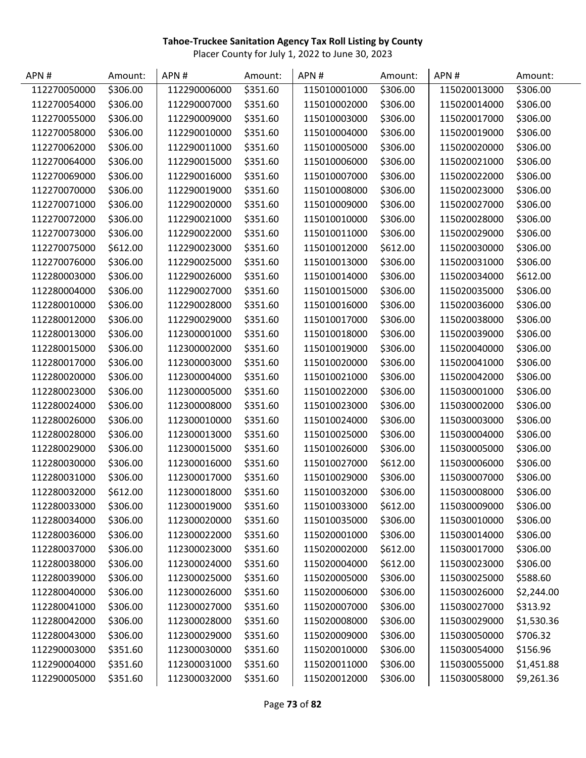**Tahoe-Truckee Sanitation Agency Tax Roll Listing by County**

Placer County for July 1, 2022 to June 30, 2023

| APN # | Amount: | APN # | Amount: | APN # | Amount: | APN # | Amount: |
|---|---|---|---|---|---|---|---|
| 112270050000 | $306.00 | 112290006000 | $351.60 | 115010001000 | $306.00 | 115020013000 | $306.00 |
| 112270054000 | $306.00 | 112290007000 | $351.60 | 115010002000 | $306.00 | 115020014000 | $306.00 |
| 112270055000 | $306.00 | 112290009000 | $351.60 | 115010003000 | $306.00 | 115020017000 | $306.00 |
| 112270058000 | $306.00 | 112290010000 | $351.60 | 115010004000 | $306.00 | 115020019000 | $306.00 |
| 112270062000 | $306.00 | 112290011000 | $351.60 | 115010005000 | $306.00 | 115020020000 | $306.00 |
| 112270064000 | $306.00 | 112290015000 | $351.60 | 115010006000 | $306.00 | 115020021000 | $306.00 |
| 112270069000 | $306.00 | 112290016000 | $351.60 | 115010007000 | $306.00 | 115020022000 | $306.00 |
| 112270070000 | $306.00 | 112290019000 | $351.60 | 115010008000 | $306.00 | 115020023000 | $306.00 |
| 112270071000 | $306.00 | 112290020000 | $351.60 | 115010009000 | $306.00 | 115020027000 | $306.00 |
| 112270072000 | $306.00 | 112290021000 | $351.60 | 115010010000 | $306.00 | 115020028000 | $306.00 |
| 112270073000 | $306.00 | 112290022000 | $351.60 | 115010011000 | $306.00 | 115020029000 | $306.00 |
| 112270075000 | $612.00 | 112290023000 | $351.60 | 115010012000 | $612.00 | 115020030000 | $306.00 |
| 112270076000 | $306.00 | 112290025000 | $351.60 | 115010013000 | $306.00 | 115020031000 | $306.00 |
| 112280003000 | $306.00 | 112290026000 | $351.60 | 115010014000 | $306.00 | 115020034000 | $612.00 |
| 112280004000 | $306.00 | 112290027000 | $351.60 | 115010015000 | $306.00 | 115020035000 | $306.00 |
| 112280010000 | $306.00 | 112290028000 | $351.60 | 115010016000 | $306.00 | 115020036000 | $306.00 |
| 112280012000 | $306.00 | 112290029000 | $351.60 | 115010017000 | $306.00 | 115020038000 | $306.00 |
| 112280013000 | $306.00 | 112300001000 | $351.60 | 115010018000 | $306.00 | 115020039000 | $306.00 |
| 112280015000 | $306.00 | 112300002000 | $351.60 | 115010019000 | $306.00 | 115020040000 | $306.00 |
| 112280017000 | $306.00 | 112300003000 | $351.60 | 115010020000 | $306.00 | 115020041000 | $306.00 |
| 112280020000 | $306.00 | 112300004000 | $351.60 | 115010021000 | $306.00 | 115020042000 | $306.00 |
| 112280023000 | $306.00 | 112300005000 | $351.60 | 115010022000 | $306.00 | 115030001000 | $306.00 |
| 112280024000 | $306.00 | 112300008000 | $351.60 | 115010023000 | $306.00 | 115030002000 | $306.00 |
| 112280026000 | $306.00 | 112300010000 | $351.60 | 115010024000 | $306.00 | 115030003000 | $306.00 |
| 112280028000 | $306.00 | 112300013000 | $351.60 | 115010025000 | $306.00 | 115030004000 | $306.00 |
| 112280029000 | $306.00 | 112300015000 | $351.60 | 115010026000 | $306.00 | 115030005000 | $306.00 |
| 112280030000 | $306.00 | 112300016000 | $351.60 | 115010027000 | $612.00 | 115030006000 | $306.00 |
| 112280031000 | $306.00 | 112300017000 | $351.60 | 115010029000 | $306.00 | 115030007000 | $306.00 |
| 112280032000 | $612.00 | 112300018000 | $351.60 | 115010032000 | $306.00 | 115030008000 | $306.00 |
| 112280033000 | $306.00 | 112300019000 | $351.60 | 115010033000 | $612.00 | 115030009000 | $306.00 |
| 112280034000 | $306.00 | 112300020000 | $351.60 | 115010035000 | $306.00 | 115030010000 | $306.00 |
| 112280036000 | $306.00 | 112300022000 | $351.60 | 115020001000 | $306.00 | 115030014000 | $306.00 |
| 112280037000 | $306.00 | 112300023000 | $351.60 | 115020002000 | $612.00 | 115030017000 | $306.00 |
| 112280038000 | $306.00 | 112300024000 | $351.60 | 115020004000 | $612.00 | 115030023000 | $306.00 |
| 112280039000 | $306.00 | 112300025000 | $351.60 | 115020005000 | $306.00 | 115030025000 | $588.60 |
| 112280040000 | $306.00 | 112300026000 | $351.60 | 115020006000 | $306.00 | 115030026000 | $2,244.00 |
| 112280041000 | $306.00 | 112300027000 | $351.60 | 115020007000 | $306.00 | 115030027000 | $313.92 |
| 112280042000 | $306.00 | 112300028000 | $351.60 | 115020008000 | $306.00 | 115030029000 | $1,530.36 |
| 112280043000 | $306.00 | 112300029000 | $351.60 | 115020009000 | $306.00 | 115030050000 | $706.32 |
| 112290003000 | $351.60 | 112300030000 | $351.60 | 115020010000 | $306.00 | 115030054000 | $156.96 |
| 112290004000 | $351.60 | 112300031000 | $351.60 | 115020011000 | $306.00 | 115030055000 | $1,451.88 |
| 112290005000 | $351.60 | 112300032000 | $351.60 | 115020012000 | $306.00 | 115030058000 | $9,261.36 |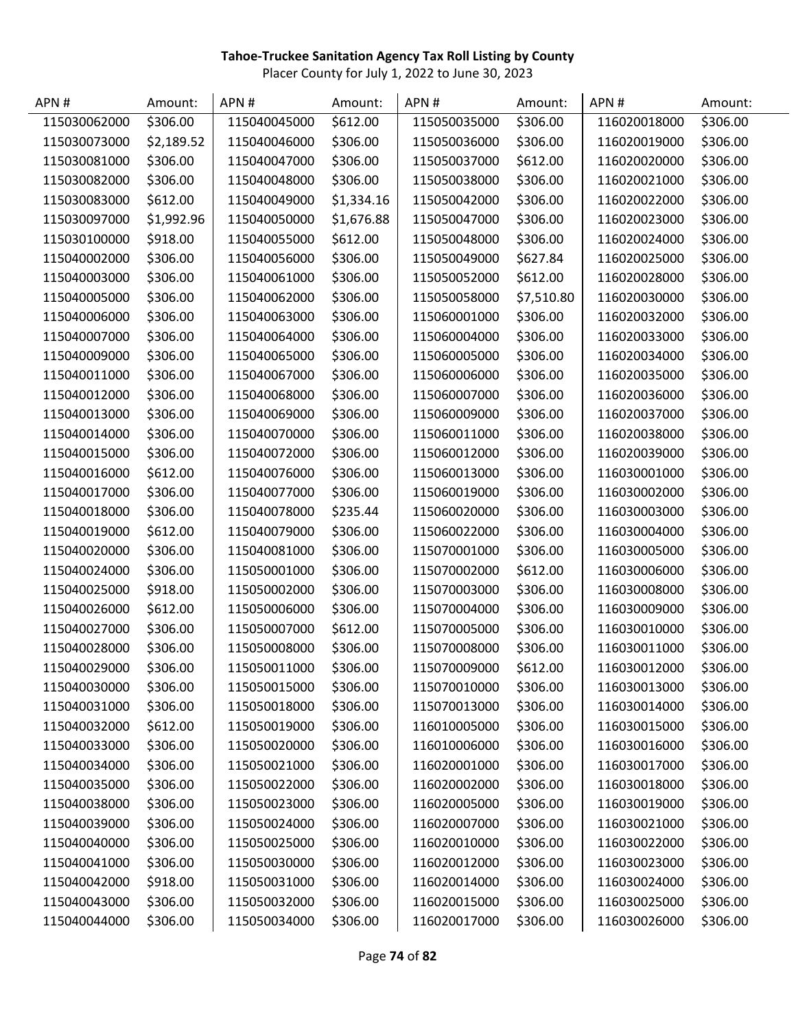**Tahoe-Truckee Sanitation Agency Tax Roll Listing by County**

Placer County for July 1, 2022 to June 30, 2023

| APN # | Amount: | APN # | Amount: | APN # | Amount: | APN # | Amount: |
|---|---|---|---|---|---|---|---|
| 115030062000 | $306.00 | 115040045000 | $612.00 | 115050035000 | $306.00 | 116020018000 | $306.00 |
| 115030073000 | $2,189.52 | 115040046000 | $306.00 | 115050036000 | $306.00 | 116020019000 | $306.00 |
| 115030081000 | $306.00 | 115040047000 | $306.00 | 115050037000 | $612.00 | 116020020000 | $306.00 |
| 115030082000 | $306.00 | 115040048000 | $306.00 | 115050038000 | $306.00 | 116020021000 | $306.00 |
| 115030083000 | $612.00 | 115040049000 | $1,334.16 | 115050042000 | $306.00 | 116020022000 | $306.00 |
| 115030097000 | $1,992.96 | 115040050000 | $1,676.88 | 115050047000 | $306.00 | 116020023000 | $306.00 |
| 115030100000 | $918.00 | 115040055000 | $612.00 | 115050048000 | $306.00 | 116020024000 | $306.00 |
| 115040002000 | $306.00 | 115040056000 | $306.00 | 115050049000 | $627.84 | 116020025000 | $306.00 |
| 115040003000 | $306.00 | 115040061000 | $306.00 | 115050052000 | $612.00 | 116020028000 | $306.00 |
| 115040005000 | $306.00 | 115040062000 | $306.00 | 115050058000 | $7,510.80 | 116020030000 | $306.00 |
| 115040006000 | $306.00 | 115040063000 | $306.00 | 115060001000 | $306.00 | 116020032000 | $306.00 |
| 115040007000 | $306.00 | 115040064000 | $306.00 | 115060004000 | $306.00 | 116020033000 | $306.00 |
| 115040009000 | $306.00 | 115040065000 | $306.00 | 115060005000 | $306.00 | 116020034000 | $306.00 |
| 115040011000 | $306.00 | 115040067000 | $306.00 | 115060006000 | $306.00 | 116020035000 | $306.00 |
| 115040012000 | $306.00 | 115040068000 | $306.00 | 115060007000 | $306.00 | 116020036000 | $306.00 |
| 115040013000 | $306.00 | 115040069000 | $306.00 | 115060009000 | $306.00 | 116020037000 | $306.00 |
| 115040014000 | $306.00 | 115040070000 | $306.00 | 115060011000 | $306.00 | 116020038000 | $306.00 |
| 115040015000 | $306.00 | 115040072000 | $306.00 | 115060012000 | $306.00 | 116020039000 | $306.00 |
| 115040016000 | $612.00 | 115040076000 | $306.00 | 115060013000 | $306.00 | 116030001000 | $306.00 |
| 115040017000 | $306.00 | 115040077000 | $306.00 | 115060019000 | $306.00 | 116030002000 | $306.00 |
| 115040018000 | $306.00 | 115040078000 | $235.44 | 115060020000 | $306.00 | 116030003000 | $306.00 |
| 115040019000 | $612.00 | 115040079000 | $306.00 | 115060022000 | $306.00 | 116030004000 | $306.00 |
| 115040020000 | $306.00 | 115040081000 | $306.00 | 115070001000 | $306.00 | 116030005000 | $306.00 |
| 115040024000 | $306.00 | 115050001000 | $306.00 | 115070002000 | $612.00 | 116030006000 | $306.00 |
| 115040025000 | $918.00 | 115050002000 | $306.00 | 115070003000 | $306.00 | 116030008000 | $306.00 |
| 115040026000 | $612.00 | 115050006000 | $306.00 | 115070004000 | $306.00 | 116030009000 | $306.00 |
| 115040027000 | $306.00 | 115050007000 | $612.00 | 115070005000 | $306.00 | 116030010000 | $306.00 |
| 115040028000 | $306.00 | 115050008000 | $306.00 | 115070008000 | $306.00 | 116030011000 | $306.00 |
| 115040029000 | $306.00 | 115050011000 | $306.00 | 115070009000 | $612.00 | 116030012000 | $306.00 |
| 115040030000 | $306.00 | 115050015000 | $306.00 | 115070010000 | $306.00 | 116030013000 | $306.00 |
| 115040031000 | $306.00 | 115050018000 | $306.00 | 115070013000 | $306.00 | 116030014000 | $306.00 |
| 115040032000 | $612.00 | 115050019000 | $306.00 | 116010005000 | $306.00 | 116030015000 | $306.00 |
| 115040033000 | $306.00 | 115050020000 | $306.00 | 116010006000 | $306.00 | 116030016000 | $306.00 |
| 115040034000 | $306.00 | 115050021000 | $306.00 | 116020001000 | $306.00 | 116030017000 | $306.00 |
| 115040035000 | $306.00 | 115050022000 | $306.00 | 116020002000 | $306.00 | 116030018000 | $306.00 |
| 115040038000 | $306.00 | 115050023000 | $306.00 | 116020005000 | $306.00 | 116030019000 | $306.00 |
| 115040039000 | $306.00 | 115050024000 | $306.00 | 116020007000 | $306.00 | 116030021000 | $306.00 |
| 115040040000 | $306.00 | 115050025000 | $306.00 | 116020010000 | $306.00 | 116030022000 | $306.00 |
| 115040041000 | $306.00 | 115050030000 | $306.00 | 116020012000 | $306.00 | 116030023000 | $306.00 |
| 115040042000 | $918.00 | 115050031000 | $306.00 | 116020014000 | $306.00 | 116030024000 | $306.00 |
| 115040043000 | $306.00 | 115050032000 | $306.00 | 116020015000 | $306.00 | 116030025000 | $306.00 |
| 115040044000 | $306.00 | 115050034000 | $306.00 | 116020017000 | $306.00 | 116030026000 | $306.00 |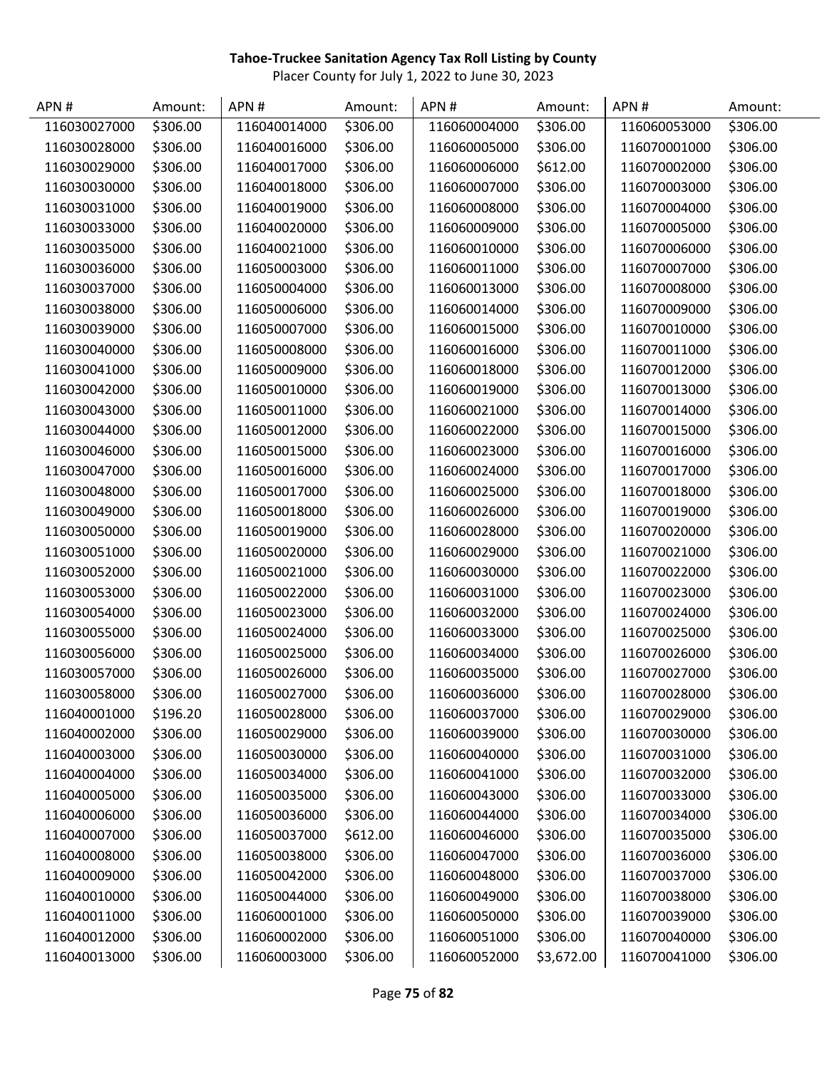**Tahoe-Truckee Sanitation Agency Tax Roll Listing by County**

Placer County for July 1, 2022 to June 30, 2023

| APN # | Amount: | APN # | Amount: | APN # | Amount: | APN # | Amount: |
|---|---|---|---|---|---|---|---|
| 116030027000 | $306.00 | 116040014000 | $306.00 | 116060004000 | $306.00 | 116060053000 | $306.00 |
| 116030028000 | $306.00 | 116040016000 | $306.00 | 116060005000 | $306.00 | 116070001000 | $306.00 |
| 116030029000 | $306.00 | 116040017000 | $306.00 | 116060006000 | $612.00 | 116070002000 | $306.00 |
| 116030030000 | $306.00 | 116040018000 | $306.00 | 116060007000 | $306.00 | 116070003000 | $306.00 |
| 116030031000 | $306.00 | 116040019000 | $306.00 | 116060008000 | $306.00 | 116070004000 | $306.00 |
| 116030033000 | $306.00 | 116040020000 | $306.00 | 116060009000 | $306.00 | 116070005000 | $306.00 |
| 116030035000 | $306.00 | 116040021000 | $306.00 | 116060010000 | $306.00 | 116070006000 | $306.00 |
| 116030036000 | $306.00 | 116050003000 | $306.00 | 116060011000 | $306.00 | 116070007000 | $306.00 |
| 116030037000 | $306.00 | 116050004000 | $306.00 | 116060013000 | $306.00 | 116070008000 | $306.00 |
| 116030038000 | $306.00 | 116050006000 | $306.00 | 116060014000 | $306.00 | 116070009000 | $306.00 |
| 116030039000 | $306.00 | 116050007000 | $306.00 | 116060015000 | $306.00 | 116070010000 | $306.00 |
| 116030040000 | $306.00 | 116050008000 | $306.00 | 116060016000 | $306.00 | 116070011000 | $306.00 |
| 116030041000 | $306.00 | 116050009000 | $306.00 | 116060018000 | $306.00 | 116070012000 | $306.00 |
| 116030042000 | $306.00 | 116050010000 | $306.00 | 116060019000 | $306.00 | 116070013000 | $306.00 |
| 116030043000 | $306.00 | 116050011000 | $306.00 | 116060021000 | $306.00 | 116070014000 | $306.00 |
| 116030044000 | $306.00 | 116050012000 | $306.00 | 116060022000 | $306.00 | 116070015000 | $306.00 |
| 116030046000 | $306.00 | 116050015000 | $306.00 | 116060023000 | $306.00 | 116070016000 | $306.00 |
| 116030047000 | $306.00 | 116050016000 | $306.00 | 116060024000 | $306.00 | 116070017000 | $306.00 |
| 116030048000 | $306.00 | 116050017000 | $306.00 | 116060025000 | $306.00 | 116070018000 | $306.00 |
| 116030049000 | $306.00 | 116050018000 | $306.00 | 116060026000 | $306.00 | 116070019000 | $306.00 |
| 116030050000 | $306.00 | 116050019000 | $306.00 | 116060028000 | $306.00 | 116070020000 | $306.00 |
| 116030051000 | $306.00 | 116050020000 | $306.00 | 116060029000 | $306.00 | 116070021000 | $306.00 |
| 116030052000 | $306.00 | 116050021000 | $306.00 | 116060030000 | $306.00 | 116070022000 | $306.00 |
| 116030053000 | $306.00 | 116050022000 | $306.00 | 116060031000 | $306.00 | 116070023000 | $306.00 |
| 116030054000 | $306.00 | 116050023000 | $306.00 | 116060032000 | $306.00 | 116070024000 | $306.00 |
| 116030055000 | $306.00 | 116050024000 | $306.00 | 116060033000 | $306.00 | 116070025000 | $306.00 |
| 116030056000 | $306.00 | 116050025000 | $306.00 | 116060034000 | $306.00 | 116070026000 | $306.00 |
| 116030057000 | $306.00 | 116050026000 | $306.00 | 116060035000 | $306.00 | 116070027000 | $306.00 |
| 116030058000 | $306.00 | 116050027000 | $306.00 | 116060036000 | $306.00 | 116070028000 | $306.00 |
| 116040001000 | $196.20 | 116050028000 | $306.00 | 116060037000 | $306.00 | 116070029000 | $306.00 |
| 116040002000 | $306.00 | 116050029000 | $306.00 | 116060039000 | $306.00 | 116070030000 | $306.00 |
| 116040003000 | $306.00 | 116050030000 | $306.00 | 116060040000 | $306.00 | 116070031000 | $306.00 |
| 116040004000 | $306.00 | 116050034000 | $306.00 | 116060041000 | $306.00 | 116070032000 | $306.00 |
| 116040005000 | $306.00 | 116050035000 | $306.00 | 116060043000 | $306.00 | 116070033000 | $306.00 |
| 116040006000 | $306.00 | 116050036000 | $306.00 | 116060044000 | $306.00 | 116070034000 | $306.00 |
| 116040007000 | $306.00 | 116050037000 | $612.00 | 116060046000 | $306.00 | 116070035000 | $306.00 |
| 116040008000 | $306.00 | 116050038000 | $306.00 | 116060047000 | $306.00 | 116070036000 | $306.00 |
| 116040009000 | $306.00 | 116050042000 | $306.00 | 116060048000 | $306.00 | 116070037000 | $306.00 |
| 116040010000 | $306.00 | 116050044000 | $306.00 | 116060049000 | $306.00 | 116070038000 | $306.00 |
| 116040011000 | $306.00 | 116060001000 | $306.00 | 116060050000 | $306.00 | 116070039000 | $306.00 |
| 116040012000 | $306.00 | 116060002000 | $306.00 | 116060051000 | $306.00 | 116070040000 | $306.00 |
| 116040013000 | $306.00 | 116060003000 | $306.00 | 116060052000 | $3,672.00 | 116070041000 | $306.00 |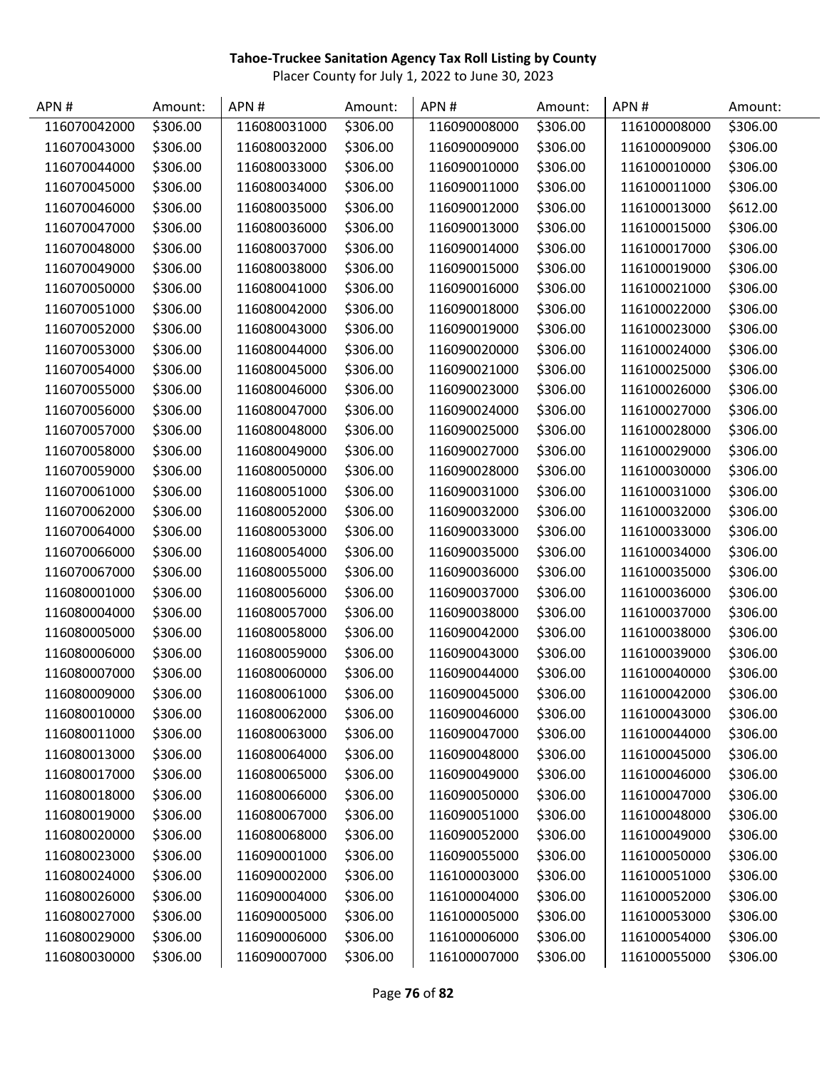**Tahoe-Truckee Sanitation Agency Tax Roll Listing by County**

Placer County for July 1, 2022 to June 30, 2023

| APN # | Amount: | APN # | Amount: | APN # | Amount: | APN # | Amount: |
|---|---|---|---|---|---|---|---|
| 116070042000 | $306.00 | 116080031000 | $306.00 | 116090008000 | $306.00 | 116100008000 | $306.00 |
| 116070043000 | $306.00 | 116080032000 | $306.00 | 116090009000 | $306.00 | 116100009000 | $306.00 |
| 116070044000 | $306.00 | 116080033000 | $306.00 | 116090010000 | $306.00 | 116100010000 | $306.00 |
| 116070045000 | $306.00 | 116080034000 | $306.00 | 116090011000 | $306.00 | 116100011000 | $306.00 |
| 116070046000 | $306.00 | 116080035000 | $306.00 | 116090012000 | $306.00 | 116100013000 | $612.00 |
| 116070047000 | $306.00 | 116080036000 | $306.00 | 116090013000 | $306.00 | 116100015000 | $306.00 |
| 116070048000 | $306.00 | 116080037000 | $306.00 | 116090014000 | $306.00 | 116100017000 | $306.00 |
| 116070049000 | $306.00 | 116080038000 | $306.00 | 116090015000 | $306.00 | 116100019000 | $306.00 |
| 116070050000 | $306.00 | 116080041000 | $306.00 | 116090016000 | $306.00 | 116100021000 | $306.00 |
| 116070051000 | $306.00 | 116080042000 | $306.00 | 116090018000 | $306.00 | 116100022000 | $306.00 |
| 116070052000 | $306.00 | 116080043000 | $306.00 | 116090019000 | $306.00 | 116100023000 | $306.00 |
| 116070053000 | $306.00 | 116080044000 | $306.00 | 116090020000 | $306.00 | 116100024000 | $306.00 |
| 116070054000 | $306.00 | 116080045000 | $306.00 | 116090021000 | $306.00 | 116100025000 | $306.00 |
| 116070055000 | $306.00 | 116080046000 | $306.00 | 116090023000 | $306.00 | 116100026000 | $306.00 |
| 116070056000 | $306.00 | 116080047000 | $306.00 | 116090024000 | $306.00 | 116100027000 | $306.00 |
| 116070057000 | $306.00 | 116080048000 | $306.00 | 116090025000 | $306.00 | 116100028000 | $306.00 |
| 116070058000 | $306.00 | 116080049000 | $306.00 | 116090027000 | $306.00 | 116100029000 | $306.00 |
| 116070059000 | $306.00 | 116080050000 | $306.00 | 116090028000 | $306.00 | 116100030000 | $306.00 |
| 116070061000 | $306.00 | 116080051000 | $306.00 | 116090031000 | $306.00 | 116100031000 | $306.00 |
| 116070062000 | $306.00 | 116080052000 | $306.00 | 116090032000 | $306.00 | 116100032000 | $306.00 |
| 116070064000 | $306.00 | 116080053000 | $306.00 | 116090033000 | $306.00 | 116100033000 | $306.00 |
| 116070066000 | $306.00 | 116080054000 | $306.00 | 116090035000 | $306.00 | 116100034000 | $306.00 |
| 116070067000 | $306.00 | 116080055000 | $306.00 | 116090036000 | $306.00 | 116100035000 | $306.00 |
| 116080001000 | $306.00 | 116080056000 | $306.00 | 116090037000 | $306.00 | 116100036000 | $306.00 |
| 116080004000 | $306.00 | 116080057000 | $306.00 | 116090038000 | $306.00 | 116100037000 | $306.00 |
| 116080005000 | $306.00 | 116080058000 | $306.00 | 116090042000 | $306.00 | 116100038000 | $306.00 |
| 116080006000 | $306.00 | 116080059000 | $306.00 | 116090043000 | $306.00 | 116100039000 | $306.00 |
| 116080007000 | $306.00 | 116080060000 | $306.00 | 116090044000 | $306.00 | 116100040000 | $306.00 |
| 116080009000 | $306.00 | 116080061000 | $306.00 | 116090045000 | $306.00 | 116100042000 | $306.00 |
| 116080010000 | $306.00 | 116080062000 | $306.00 | 116090046000 | $306.00 | 116100043000 | $306.00 |
| 116080011000 | $306.00 | 116080063000 | $306.00 | 116090047000 | $306.00 | 116100044000 | $306.00 |
| 116080013000 | $306.00 | 116080064000 | $306.00 | 116090048000 | $306.00 | 116100045000 | $306.00 |
| 116080017000 | $306.00 | 116080065000 | $306.00 | 116090049000 | $306.00 | 116100046000 | $306.00 |
| 116080018000 | $306.00 | 116080066000 | $306.00 | 116090050000 | $306.00 | 116100047000 | $306.00 |
| 116080019000 | $306.00 | 116080067000 | $306.00 | 116090051000 | $306.00 | 116100048000 | $306.00 |
| 116080020000 | $306.00 | 116080068000 | $306.00 | 116090052000 | $306.00 | 116100049000 | $306.00 |
| 116080023000 | $306.00 | 116090001000 | $306.00 | 116090055000 | $306.00 | 116100050000 | $306.00 |
| 116080024000 | $306.00 | 116090002000 | $306.00 | 116100003000 | $306.00 | 116100051000 | $306.00 |
| 116080026000 | $306.00 | 116090004000 | $306.00 | 116100004000 | $306.00 | 116100052000 | $306.00 |
| 116080027000 | $306.00 | 116090005000 | $306.00 | 116100005000 | $306.00 | 116100053000 | $306.00 |
| 116080029000 | $306.00 | 116090006000 | $306.00 | 116100006000 | $306.00 | 116100054000 | $306.00 |
| 116080030000 | $306.00 | 116090007000 | $306.00 | 116100007000 | $306.00 | 116100055000 | $306.00 |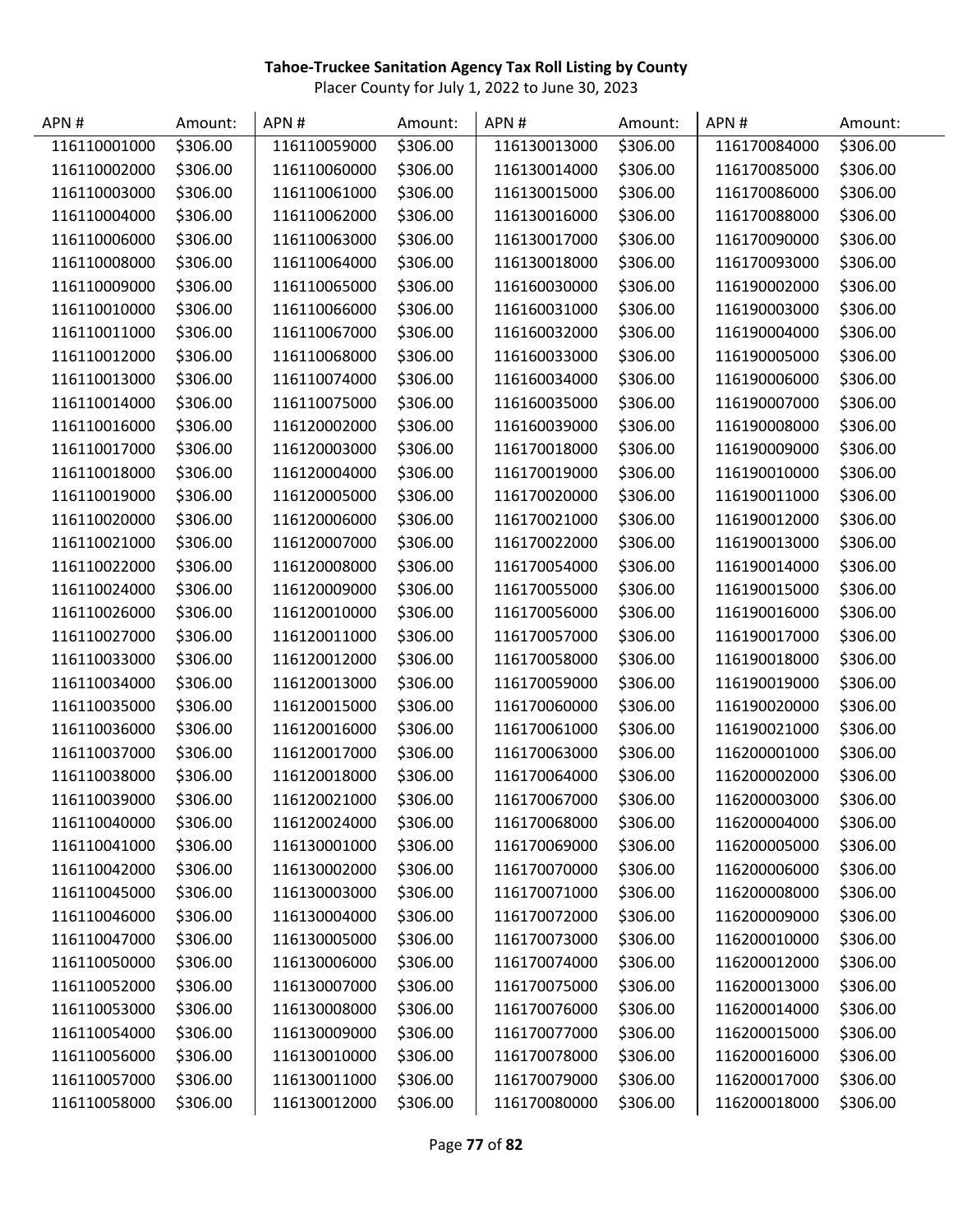**Tahoe-Truckee Sanitation Agency Tax Roll Listing by County**

Placer County for July 1, 2022 to June 30, 2023

| APN # | Amount: | APN # | Amount: | APN # | Amount: | APN # | Amount: |
|---|---|---|---|---|---|---|---|
| 116110001000 | $306.00 | 116110059000 | $306.00 | 116130013000 | $306.00 | 116170084000 | $306.00 |
| 116110002000 | $306.00 | 116110060000 | $306.00 | 116130014000 | $306.00 | 116170085000 | $306.00 |
| 116110003000 | $306.00 | 116110061000 | $306.00 | 116130015000 | $306.00 | 116170086000 | $306.00 |
| 116110004000 | $306.00 | 116110062000 | $306.00 | 116130016000 | $306.00 | 116170088000 | $306.00 |
| 116110006000 | $306.00 | 116110063000 | $306.00 | 116130017000 | $306.00 | 116170090000 | $306.00 |
| 116110008000 | $306.00 | 116110064000 | $306.00 | 116130018000 | $306.00 | 116170093000 | $306.00 |
| 116110009000 | $306.00 | 116110065000 | $306.00 | 116160030000 | $306.00 | 116190002000 | $306.00 |
| 116110010000 | $306.00 | 116110066000 | $306.00 | 116160031000 | $306.00 | 116190003000 | $306.00 |
| 116110011000 | $306.00 | 116110067000 | $306.00 | 116160032000 | $306.00 | 116190004000 | $306.00 |
| 116110012000 | $306.00 | 116110068000 | $306.00 | 116160033000 | $306.00 | 116190005000 | $306.00 |
| 116110013000 | $306.00 | 116110074000 | $306.00 | 116160034000 | $306.00 | 116190006000 | $306.00 |
| 116110014000 | $306.00 | 116110075000 | $306.00 | 116160035000 | $306.00 | 116190007000 | $306.00 |
| 116110016000 | $306.00 | 116120002000 | $306.00 | 116160039000 | $306.00 | 116190008000 | $306.00 |
| 116110017000 | $306.00 | 116120003000 | $306.00 | 116170018000 | $306.00 | 116190009000 | $306.00 |
| 116110018000 | $306.00 | 116120004000 | $306.00 | 116170019000 | $306.00 | 116190010000 | $306.00 |
| 116110019000 | $306.00 | 116120005000 | $306.00 | 116170020000 | $306.00 | 116190011000 | $306.00 |
| 116110020000 | $306.00 | 116120006000 | $306.00 | 116170021000 | $306.00 | 116190012000 | $306.00 |
| 116110021000 | $306.00 | 116120007000 | $306.00 | 116170022000 | $306.00 | 116190013000 | $306.00 |
| 116110022000 | $306.00 | 116120008000 | $306.00 | 116170054000 | $306.00 | 116190014000 | $306.00 |
| 116110024000 | $306.00 | 116120009000 | $306.00 | 116170055000 | $306.00 | 116190015000 | $306.00 |
| 116110026000 | $306.00 | 116120010000 | $306.00 | 116170056000 | $306.00 | 116190016000 | $306.00 |
| 116110027000 | $306.00 | 116120011000 | $306.00 | 116170057000 | $306.00 | 116190017000 | $306.00 |
| 116110033000 | $306.00 | 116120012000 | $306.00 | 116170058000 | $306.00 | 116190018000 | $306.00 |
| 116110034000 | $306.00 | 116120013000 | $306.00 | 116170059000 | $306.00 | 116190019000 | $306.00 |
| 116110035000 | $306.00 | 116120015000 | $306.00 | 116170060000 | $306.00 | 116190020000 | $306.00 |
| 116110036000 | $306.00 | 116120016000 | $306.00 | 116170061000 | $306.00 | 116190021000 | $306.00 |
| 116110037000 | $306.00 | 116120017000 | $306.00 | 116170063000 | $306.00 | 116200001000 | $306.00 |
| 116110038000 | $306.00 | 116120018000 | $306.00 | 116170064000 | $306.00 | 116200002000 | $306.00 |
| 116110039000 | $306.00 | 116120021000 | $306.00 | 116170067000 | $306.00 | 116200003000 | $306.00 |
| 116110040000 | $306.00 | 116120024000 | $306.00 | 116170068000 | $306.00 | 116200004000 | $306.00 |
| 116110041000 | $306.00 | 116130001000 | $306.00 | 116170069000 | $306.00 | 116200005000 | $306.00 |
| 116110042000 | $306.00 | 116130002000 | $306.00 | 116170070000 | $306.00 | 116200006000 | $306.00 |
| 116110045000 | $306.00 | 116130003000 | $306.00 | 116170071000 | $306.00 | 116200008000 | $306.00 |
| 116110046000 | $306.00 | 116130004000 | $306.00 | 116170072000 | $306.00 | 116200009000 | $306.00 |
| 116110047000 | $306.00 | 116130005000 | $306.00 | 116170073000 | $306.00 | 116200010000 | $306.00 |
| 116110050000 | $306.00 | 116130006000 | $306.00 | 116170074000 | $306.00 | 116200012000 | $306.00 |
| 116110052000 | $306.00 | 116130007000 | $306.00 | 116170075000 | $306.00 | 116200013000 | $306.00 |
| 116110053000 | $306.00 | 116130008000 | $306.00 | 116170076000 | $306.00 | 116200014000 | $306.00 |
| 116110054000 | $306.00 | 116130009000 | $306.00 | 116170077000 | $306.00 | 116200015000 | $306.00 |
| 116110056000 | $306.00 | 116130010000 | $306.00 | 116170078000 | $306.00 | 116200016000 | $306.00 |
| 116110057000 | $306.00 | 116130011000 | $306.00 | 116170079000 | $306.00 | 116200017000 | $306.00 |
| 116110058000 | $306.00 | 116130012000 | $306.00 | 116170080000 | $306.00 | 116200018000 | $306.00 |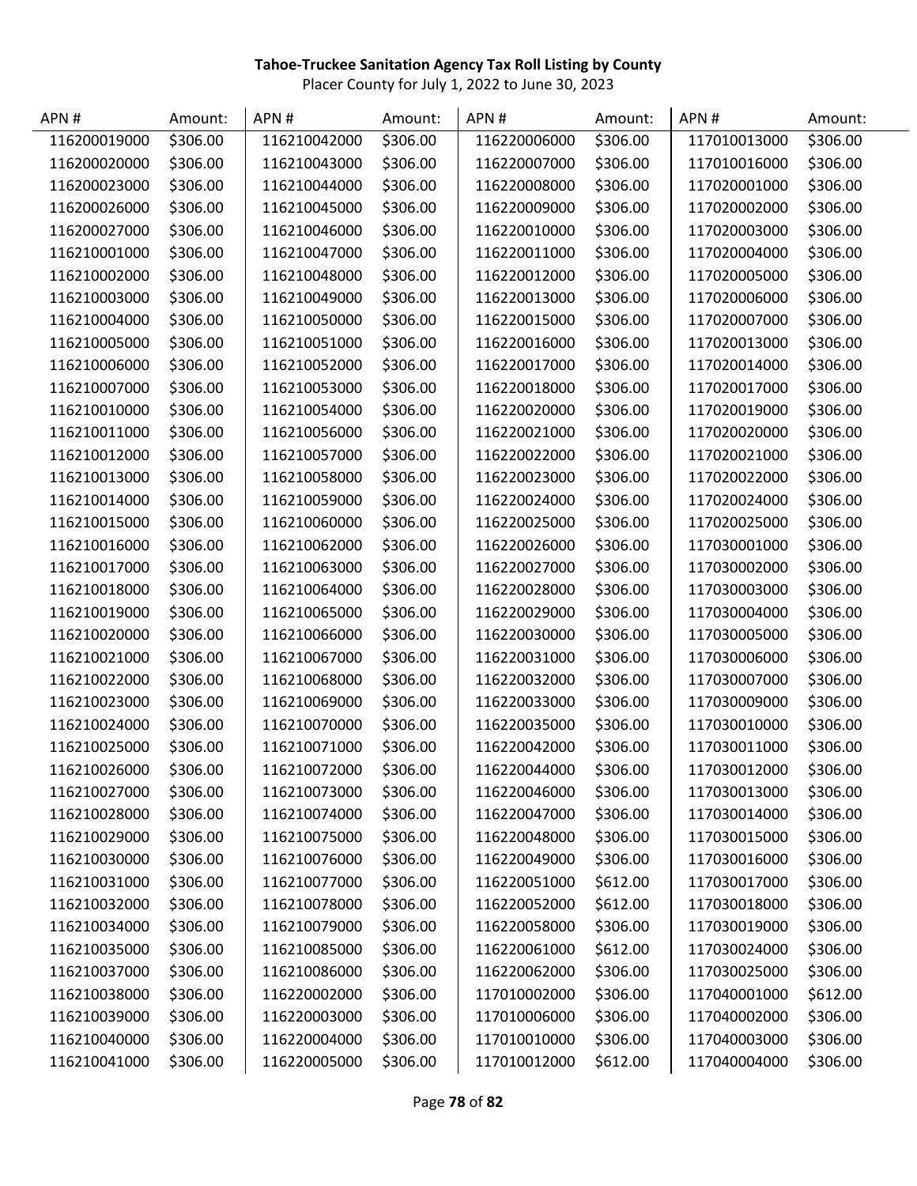**Tahoe-Truckee Sanitation Agency Tax Roll Listing by County**

Placer County for July 1, 2022 to June 30, 2023

| APN # | Amount: | APN # | Amount: | APN # | Amount: | APN # | Amount: |
|---|---|---|---|---|---|---|---|
| 116200019000 | $306.00 | 116210042000 | $306.00 | 116220006000 | $306.00 | 117010013000 | $306.00 |
| 116200020000 | $306.00 | 116210043000 | $306.00 | 116220007000 | $306.00 | 117010016000 | $306.00 |
| 116200023000 | $306.00 | 116210044000 | $306.00 | 116220008000 | $306.00 | 117020001000 | $306.00 |
| 116200026000 | $306.00 | 116210045000 | $306.00 | 116220009000 | $306.00 | 117020002000 | $306.00 |
| 116200027000 | $306.00 | 116210046000 | $306.00 | 116220010000 | $306.00 | 117020003000 | $306.00 |
| 116210001000 | $306.00 | 116210047000 | $306.00 | 116220011000 | $306.00 | 117020004000 | $306.00 |
| 116210002000 | $306.00 | 116210048000 | $306.00 | 116220012000 | $306.00 | 117020005000 | $306.00 |
| 116210003000 | $306.00 | 116210049000 | $306.00 | 116220013000 | $306.00 | 117020006000 | $306.00 |
| 116210004000 | $306.00 | 116210050000 | $306.00 | 116220015000 | $306.00 | 117020007000 | $306.00 |
| 116210005000 | $306.00 | 116210051000 | $306.00 | 116220016000 | $306.00 | 117020013000 | $306.00 |
| 116210006000 | $306.00 | 116210052000 | $306.00 | 116220017000 | $306.00 | 117020014000 | $306.00 |
| 116210007000 | $306.00 | 116210053000 | $306.00 | 116220018000 | $306.00 | 117020017000 | $306.00 |
| 116210010000 | $306.00 | 116210054000 | $306.00 | 116220020000 | $306.00 | 117020019000 | $306.00 |
| 116210011000 | $306.00 | 116210056000 | $306.00 | 116220021000 | $306.00 | 117020020000 | $306.00 |
| 116210012000 | $306.00 | 116210057000 | $306.00 | 116220022000 | $306.00 | 117020021000 | $306.00 |
| 116210013000 | $306.00 | 116210058000 | $306.00 | 116220023000 | $306.00 | 117020022000 | $306.00 |
| 116210014000 | $306.00 | 116210059000 | $306.00 | 116220024000 | $306.00 | 117020024000 | $306.00 |
| 116210015000 | $306.00 | 116210060000 | $306.00 | 116220025000 | $306.00 | 117020025000 | $306.00 |
| 116210016000 | $306.00 | 116210062000 | $306.00 | 116220026000 | $306.00 | 117030001000 | $306.00 |
| 116210017000 | $306.00 | 116210063000 | $306.00 | 116220027000 | $306.00 | 117030002000 | $306.00 |
| 116210018000 | $306.00 | 116210064000 | $306.00 | 116220028000 | $306.00 | 117030003000 | $306.00 |
| 116210019000 | $306.00 | 116210065000 | $306.00 | 116220029000 | $306.00 | 117030004000 | $306.00 |
| 116210020000 | $306.00 | 116210066000 | $306.00 | 116220030000 | $306.00 | 117030005000 | $306.00 |
| 116210021000 | $306.00 | 116210067000 | $306.00 | 116220031000 | $306.00 | 117030006000 | $306.00 |
| 116210022000 | $306.00 | 116210068000 | $306.00 | 116220032000 | $306.00 | 117030007000 | $306.00 |
| 116210023000 | $306.00 | 116210069000 | $306.00 | 116220033000 | $306.00 | 117030009000 | $306.00 |
| 116210024000 | $306.00 | 116210070000 | $306.00 | 116220035000 | $306.00 | 117030010000 | $306.00 |
| 116210025000 | $306.00 | 116210071000 | $306.00 | 116220042000 | $306.00 | 117030011000 | $306.00 |
| 116210026000 | $306.00 | 116210072000 | $306.00 | 116220044000 | $306.00 | 117030012000 | $306.00 |
| 116210027000 | $306.00 | 116210073000 | $306.00 | 116220046000 | $306.00 | 117030013000 | $306.00 |
| 116210028000 | $306.00 | 116210074000 | $306.00 | 116220047000 | $306.00 | 117030014000 | $306.00 |
| 116210029000 | $306.00 | 116210075000 | $306.00 | 116220048000 | $306.00 | 117030015000 | $306.00 |
| 116210030000 | $306.00 | 116210076000 | $306.00 | 116220049000 | $306.00 | 117030016000 | $306.00 |
| 116210031000 | $306.00 | 116210077000 | $306.00 | 116220051000 | $612.00 | 117030017000 | $306.00 |
| 116210032000 | $306.00 | 116210078000 | $306.00 | 116220052000 | $612.00 | 117030018000 | $306.00 |
| 116210034000 | $306.00 | 116210079000 | $306.00 | 116220058000 | $306.00 | 117030019000 | $306.00 |
| 116210035000 | $306.00 | 116210085000 | $306.00 | 116220061000 | $612.00 | 117030024000 | $306.00 |
| 116210037000 | $306.00 | 116210086000 | $306.00 | 116220062000 | $306.00 | 117030025000 | $306.00 |
| 116210038000 | $306.00 | 116220002000 | $306.00 | 117010002000 | $306.00 | 117040001000 | $612.00 |
| 116210039000 | $306.00 | 116220003000 | $306.00 | 117010006000 | $306.00 | 117040002000 | $306.00 |
| 116210040000 | $306.00 | 116220004000 | $306.00 | 117010010000 | $306.00 | 117040003000 | $306.00 |
| 116210041000 | $306.00 | 116220005000 | $306.00 | 117010012000 | $612.00 | 117040004000 | $306.00 |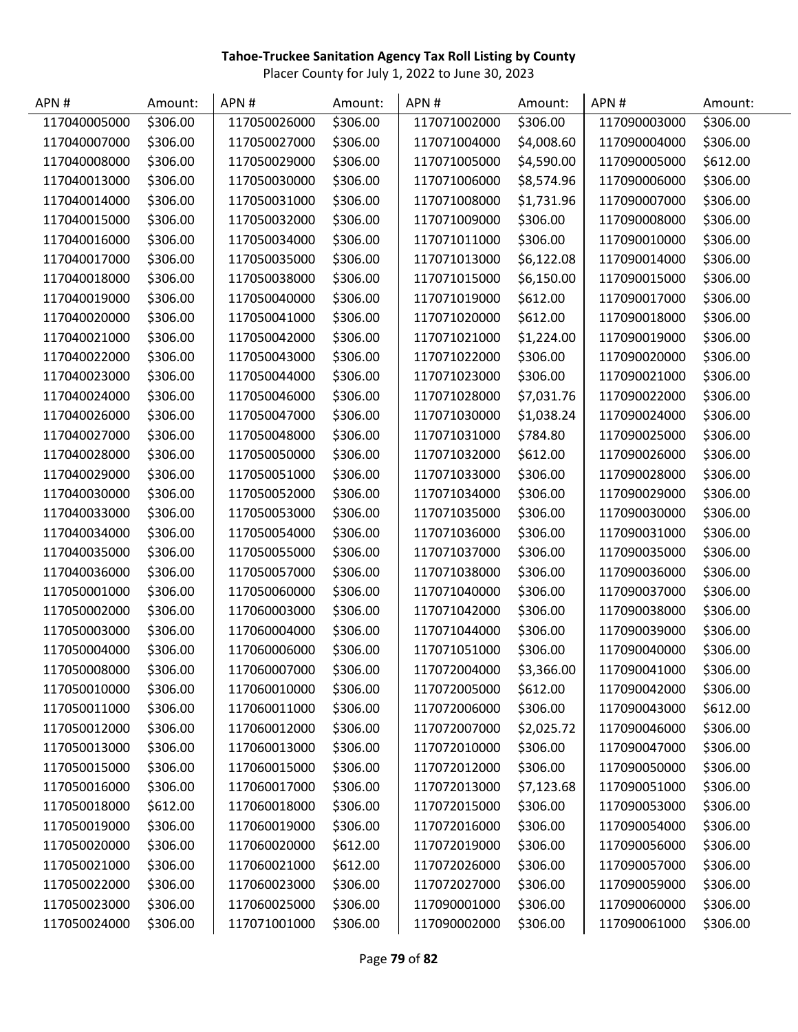**Tahoe-Truckee Sanitation Agency Tax Roll Listing by County**

Placer County for July 1, 2022 to June 30, 2023

| APN # | Amount: | APN # | Amount: | APN # | Amount: | APN # | Amount: |
|---|---|---|---|---|---|---|---|
| 117040005000 | $306.00 | 117050026000 | $306.00 | 117071002000 | $306.00 | 117090003000 | $306.00 |
| 117040007000 | $306.00 | 117050027000 | $306.00 | 117071004000 | $4,008.60 | 117090004000 | $306.00 |
| 117040008000 | $306.00 | 117050029000 | $306.00 | 117071005000 | $4,590.00 | 117090005000 | $612.00 |
| 117040013000 | $306.00 | 117050030000 | $306.00 | 117071006000 | $8,574.96 | 117090006000 | $306.00 |
| 117040014000 | $306.00 | 117050031000 | $306.00 | 117071008000 | $1,731.96 | 117090007000 | $306.00 |
| 117040015000 | $306.00 | 117050032000 | $306.00 | 117071009000 | $306.00 | 117090008000 | $306.00 |
| 117040016000 | $306.00 | 117050034000 | $306.00 | 117071011000 | $306.00 | 117090010000 | $306.00 |
| 117040017000 | $306.00 | 117050035000 | $306.00 | 117071013000 | $6,122.08 | 117090014000 | $306.00 |
| 117040018000 | $306.00 | 117050038000 | $306.00 | 117071015000 | $6,150.00 | 117090015000 | $306.00 |
| 117040019000 | $306.00 | 117050040000 | $306.00 | 117071019000 | $612.00 | 117090017000 | $306.00 |
| 117040020000 | $306.00 | 117050041000 | $306.00 | 117071020000 | $612.00 | 117090018000 | $306.00 |
| 117040021000 | $306.00 | 117050042000 | $306.00 | 117071021000 | $1,224.00 | 117090019000 | $306.00 |
| 117040022000 | $306.00 | 117050043000 | $306.00 | 117071022000 | $306.00 | 117090020000 | $306.00 |
| 117040023000 | $306.00 | 117050044000 | $306.00 | 117071023000 | $306.00 | 117090021000 | $306.00 |
| 117040024000 | $306.00 | 117050046000 | $306.00 | 117071028000 | $7,031.76 | 117090022000 | $306.00 |
| 117040026000 | $306.00 | 117050047000 | $306.00 | 117071030000 | $1,038.24 | 117090024000 | $306.00 |
| 117040027000 | $306.00 | 117050048000 | $306.00 | 117071031000 | $784.80 | 117090025000 | $306.00 |
| 117040028000 | $306.00 | 117050050000 | $306.00 | 117071032000 | $612.00 | 117090026000 | $306.00 |
| 117040029000 | $306.00 | 117050051000 | $306.00 | 117071033000 | $306.00 | 117090028000 | $306.00 |
| 117040030000 | $306.00 | 117050052000 | $306.00 | 117071034000 | $306.00 | 117090029000 | $306.00 |
| 117040033000 | $306.00 | 117050053000 | $306.00 | 117071035000 | $306.00 | 117090030000 | $306.00 |
| 117040034000 | $306.00 | 117050054000 | $306.00 | 117071036000 | $306.00 | 117090031000 | $306.00 |
| 117040035000 | $306.00 | 117050055000 | $306.00 | 117071037000 | $306.00 | 117090035000 | $306.00 |
| 117040036000 | $306.00 | 117050057000 | $306.00 | 117071038000 | $306.00 | 117090036000 | $306.00 |
| 117050001000 | $306.00 | 117050060000 | $306.00 | 117071040000 | $306.00 | 117090037000 | $306.00 |
| 117050002000 | $306.00 | 117060003000 | $306.00 | 117071042000 | $306.00 | 117090038000 | $306.00 |
| 117050003000 | $306.00 | 117060004000 | $306.00 | 117071044000 | $306.00 | 117090039000 | $306.00 |
| 117050004000 | $306.00 | 117060006000 | $306.00 | 117071051000 | $306.00 | 117090040000 | $306.00 |
| 117050008000 | $306.00 | 117060007000 | $306.00 | 117072004000 | $3,366.00 | 117090041000 | $306.00 |
| 117050010000 | $306.00 | 117060010000 | $306.00 | 117072005000 | $612.00 | 117090042000 | $306.00 |
| 117050011000 | $306.00 | 117060011000 | $306.00 | 117072006000 | $306.00 | 117090043000 | $612.00 |
| 117050012000 | $306.00 | 117060012000 | $306.00 | 117072007000 | $2,025.72 | 117090046000 | $306.00 |
| 117050013000 | $306.00 | 117060013000 | $306.00 | 117072010000 | $306.00 | 117090047000 | $306.00 |
| 117050015000 | $306.00 | 117060015000 | $306.00 | 117072012000 | $306.00 | 117090050000 | $306.00 |
| 117050016000 | $306.00 | 117060017000 | $306.00 | 117072013000 | $7,123.68 | 117090051000 | $306.00 |
| 117050018000 | $612.00 | 117060018000 | $306.00 | 117072015000 | $306.00 | 117090053000 | $306.00 |
| 117050019000 | $306.00 | 117060019000 | $306.00 | 117072016000 | $306.00 | 117090054000 | $306.00 |
| 117050020000 | $306.00 | 117060020000 | $612.00 | 117072019000 | $306.00 | 117090056000 | $306.00 |
| 117050021000 | $306.00 | 117060021000 | $612.00 | 117072026000 | $306.00 | 117090057000 | $306.00 |
| 117050022000 | $306.00 | 117060023000 | $306.00 | 117072027000 | $306.00 | 117090059000 | $306.00 |
| 117050023000 | $306.00 | 117060025000 | $306.00 | 117090001000 | $306.00 | 117090060000 | $306.00 |
| 117050024000 | $306.00 | 117071001000 | $306.00 | 117090002000 | $306.00 | 117090061000 | $306.00 |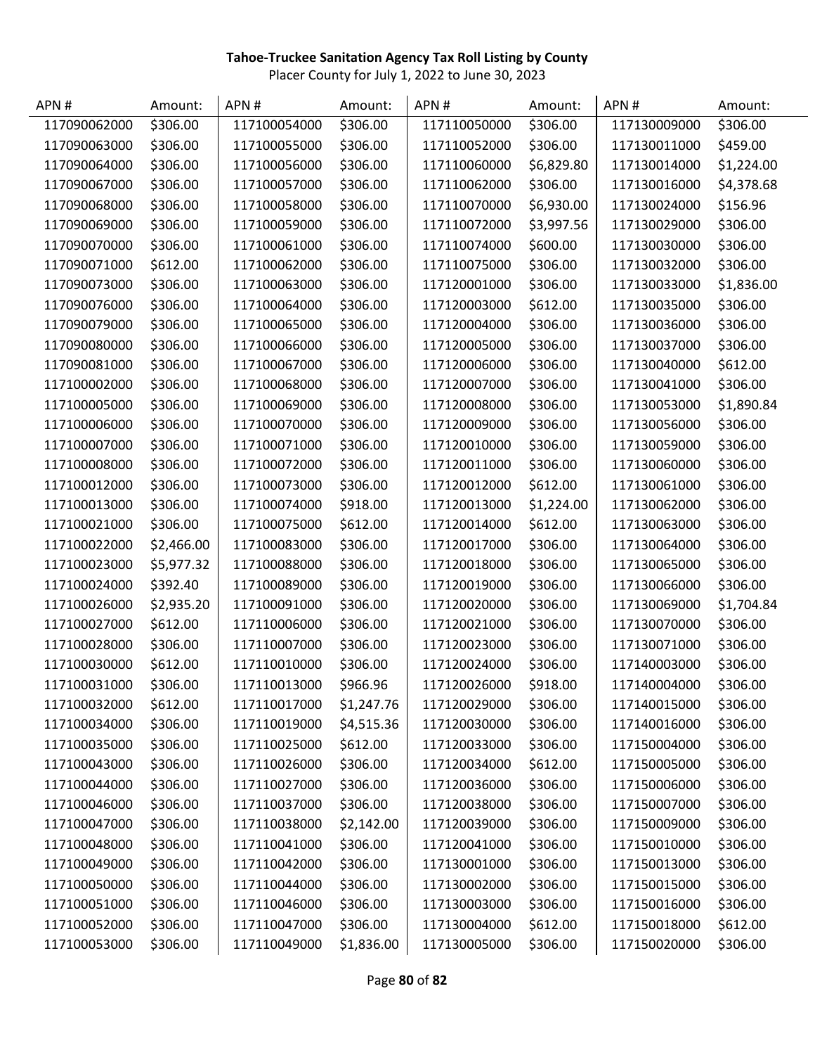**Tahoe-Truckee Sanitation Agency Tax Roll Listing by County**

Placer County for July 1, 2022 to June 30, 2023

| APN # | Amount: | APN # | Amount: | APN # | Amount: | APN # | Amount: |
|---|---|---|---|---|---|---|---|
| 117090062000 | $306.00 | 117100054000 | $306.00 | 117110050000 | $306.00 | 117130009000 | $306.00 |
| 117090063000 | $306.00 | 117100055000 | $306.00 | 117110052000 | $306.00 | 117130011000 | $459.00 |
| 117090064000 | $306.00 | 117100056000 | $306.00 | 117110060000 | $6,829.80 | 117130014000 | $1,224.00 |
| 117090067000 | $306.00 | 117100057000 | $306.00 | 117110062000 | $306.00 | 117130016000 | $4,378.68 |
| 117090068000 | $306.00 | 117100058000 | $306.00 | 117110070000 | $6,930.00 | 117130024000 | $156.96 |
| 117090069000 | $306.00 | 117100059000 | $306.00 | 117110072000 | $3,997.56 | 117130029000 | $306.00 |
| 117090070000 | $306.00 | 117100061000 | $306.00 | 117110074000 | $600.00 | 117130030000 | $306.00 |
| 117090071000 | $612.00 | 117100062000 | $306.00 | 117110075000 | $306.00 | 117130032000 | $306.00 |
| 117090073000 | $306.00 | 117100063000 | $306.00 | 117120001000 | $306.00 | 117130033000 | $1,836.00 |
| 117090076000 | $306.00 | 117100064000 | $306.00 | 117120003000 | $612.00 | 117130035000 | $306.00 |
| 117090079000 | $306.00 | 117100065000 | $306.00 | 117120004000 | $306.00 | 117130036000 | $306.00 |
| 117090080000 | $306.00 | 117100066000 | $306.00 | 117120005000 | $306.00 | 117130037000 | $306.00 |
| 117090081000 | $306.00 | 117100067000 | $306.00 | 117120006000 | $306.00 | 117130040000 | $612.00 |
| 117100002000 | $306.00 | 117100068000 | $306.00 | 117120007000 | $306.00 | 117130041000 | $306.00 |
| 117100005000 | $306.00 | 117100069000 | $306.00 | 117120008000 | $306.00 | 117130053000 | $1,890.84 |
| 117100006000 | $306.00 | 117100070000 | $306.00 | 117120009000 | $306.00 | 117130056000 | $306.00 |
| 117100007000 | $306.00 | 117100071000 | $306.00 | 117120010000 | $306.00 | 117130059000 | $306.00 |
| 117100008000 | $306.00 | 117100072000 | $306.00 | 117120011000 | $306.00 | 117130060000 | $306.00 |
| 117100012000 | $306.00 | 117100073000 | $306.00 | 117120012000 | $612.00 | 117130061000 | $306.00 |
| 117100013000 | $306.00 | 117100074000 | $918.00 | 117120013000 | $1,224.00 | 117130062000 | $306.00 |
| 117100021000 | $306.00 | 117100075000 | $612.00 | 117120014000 | $612.00 | 117130063000 | $306.00 |
| 117100022000 | $2,466.00 | 117100083000 | $306.00 | 117120017000 | $306.00 | 117130064000 | $306.00 |
| 117100023000 | $5,977.32 | 117100088000 | $306.00 | 117120018000 | $306.00 | 117130065000 | $306.00 |
| 117100024000 | $392.40 | 117100089000 | $306.00 | 117120019000 | $306.00 | 117130066000 | $306.00 |
| 117100026000 | $2,935.20 | 117100091000 | $306.00 | 117120020000 | $306.00 | 117130069000 | $1,704.84 |
| 117100027000 | $612.00 | 117110006000 | $306.00 | 117120021000 | $306.00 | 117130070000 | $306.00 |
| 117100028000 | $306.00 | 117110007000 | $306.00 | 117120023000 | $306.00 | 117130071000 | $306.00 |
| 117100030000 | $612.00 | 117110010000 | $306.00 | 117120024000 | $306.00 | 117140003000 | $306.00 |
| 117100031000 | $306.00 | 117110013000 | $966.96 | 117120026000 | $918.00 | 117140004000 | $306.00 |
| 117100032000 | $612.00 | 117110017000 | $1,247.76 | 117120029000 | $306.00 | 117140015000 | $306.00 |
| 117100034000 | $306.00 | 117110019000 | $4,515.36 | 117120030000 | $306.00 | 117140016000 | $306.00 |
| 117100035000 | $306.00 | 117110025000 | $612.00 | 117120033000 | $306.00 | 117150004000 | $306.00 |
| 117100043000 | $306.00 | 117110026000 | $306.00 | 117120034000 | $612.00 | 117150005000 | $306.00 |
| 117100044000 | $306.00 | 117110027000 | $306.00 | 117120036000 | $306.00 | 117150006000 | $306.00 |
| 117100046000 | $306.00 | 117110037000 | $306.00 | 117120038000 | $306.00 | 117150007000 | $306.00 |
| 117100047000 | $306.00 | 117110038000 | $2,142.00 | 117120039000 | $306.00 | 117150009000 | $306.00 |
| 117100048000 | $306.00 | 117110041000 | $306.00 | 117120041000 | $306.00 | 117150010000 | $306.00 |
| 117100049000 | $306.00 | 117110042000 | $306.00 | 117130001000 | $306.00 | 117150013000 | $306.00 |
| 117100050000 | $306.00 | 117110044000 | $306.00 | 117130002000 | $306.00 | 117150015000 | $306.00 |
| 117100051000 | $306.00 | 117110046000 | $306.00 | 117130003000 | $306.00 | 117150016000 | $306.00 |
| 117100052000 | $306.00 | 117110047000 | $306.00 | 117130004000 | $612.00 | 117150018000 | $612.00 |
| 117100053000 | $306.00 | 117110049000 | $1,836.00 | 117130005000 | $306.00 | 117150020000 | $306.00 |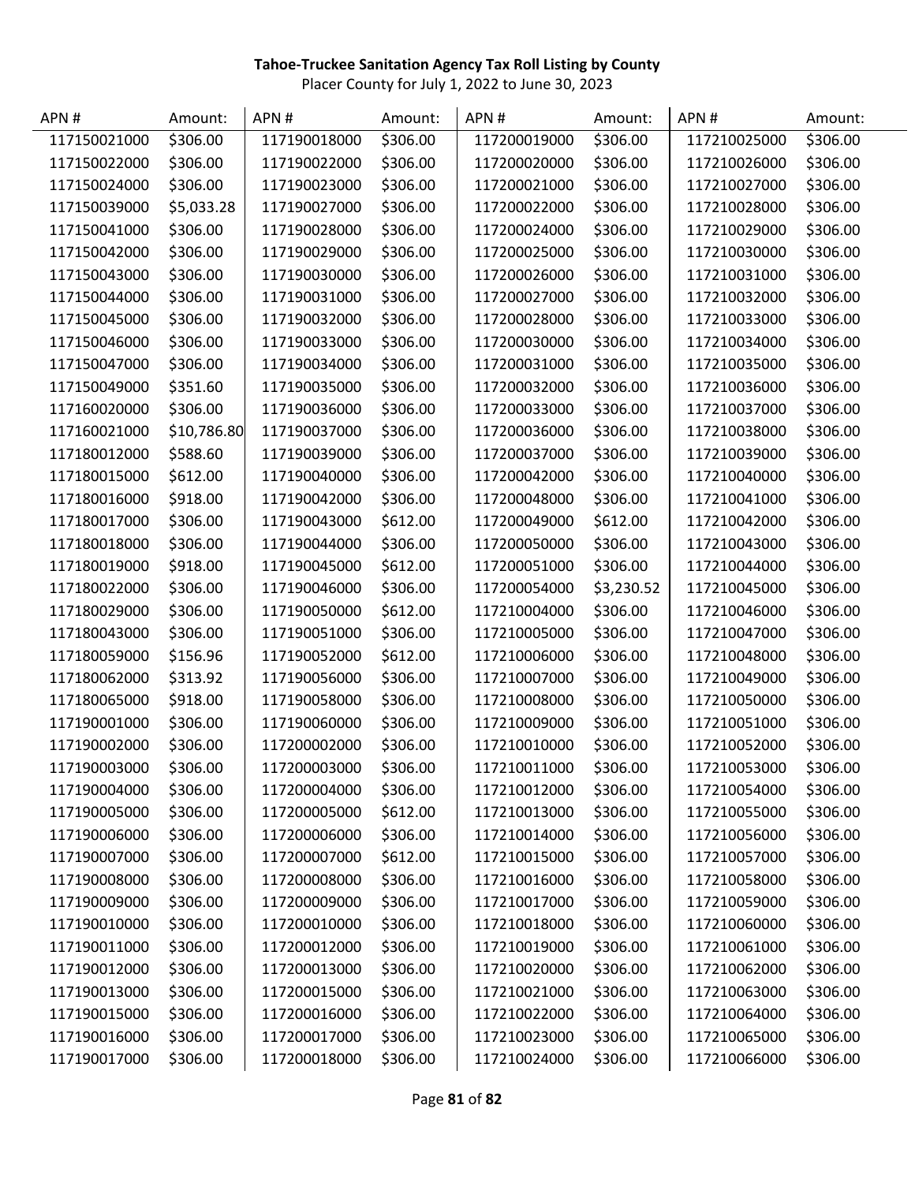**Tahoe-Truckee Sanitation Agency Tax Roll Listing by County**

Placer County for July 1, 2022 to June 30, 2023

| APN # | Amount: | APN # | Amount: | APN # | Amount: | APN # | Amount: |
|---|---|---|---|---|---|---|---|
| 117150021000 | $306.00 | 117190018000 | $306.00 | 117200019000 | $306.00 | 117210025000 | $306.00 |
| 117150022000 | $306.00 | 117190022000 | $306.00 | 117200020000 | $306.00 | 117210026000 | $306.00 |
| 117150024000 | $306.00 | 117190023000 | $306.00 | 117200021000 | $306.00 | 117210027000 | $306.00 |
| 117150039000 | $5,033.28 | 117190027000 | $306.00 | 117200022000 | $306.00 | 117210028000 | $306.00 |
| 117150041000 | $306.00 | 117190028000 | $306.00 | 117200024000 | $306.00 | 117210029000 | $306.00 |
| 117150042000 | $306.00 | 117190029000 | $306.00 | 117200025000 | $306.00 | 117210030000 | $306.00 |
| 117150043000 | $306.00 | 117190030000 | $306.00 | 117200026000 | $306.00 | 117210031000 | $306.00 |
| 117150044000 | $306.00 | 117190031000 | $306.00 | 117200027000 | $306.00 | 117210032000 | $306.00 |
| 117150045000 | $306.00 | 117190032000 | $306.00 | 117200028000 | $306.00 | 117210033000 | $306.00 |
| 117150046000 | $306.00 | 117190033000 | $306.00 | 117200030000 | $306.00 | 117210034000 | $306.00 |
| 117150047000 | $306.00 | 117190034000 | $306.00 | 117200031000 | $306.00 | 117210035000 | $306.00 |
| 117150049000 | $351.60 | 117190035000 | $306.00 | 117200032000 | $306.00 | 117210036000 | $306.00 |
| 117160020000 | $306.00 | 117190036000 | $306.00 | 117200033000 | $306.00 | 117210037000 | $306.00 |
| 117160021000 | $10,786.80 | 117190037000 | $306.00 | 117200036000 | $306.00 | 117210038000 | $306.00 |
| 117180012000 | $588.60 | 117190039000 | $306.00 | 117200037000 | $306.00 | 117210039000 | $306.00 |
| 117180015000 | $612.00 | 117190040000 | $306.00 | 117200042000 | $306.00 | 117210040000 | $306.00 |
| 117180016000 | $918.00 | 117190042000 | $306.00 | 117200048000 | $306.00 | 117210041000 | $306.00 |
| 117180017000 | $306.00 | 117190043000 | $612.00 | 117200049000 | $612.00 | 117210042000 | $306.00 |
| 117180018000 | $306.00 | 117190044000 | $306.00 | 117200050000 | $306.00 | 117210043000 | $306.00 |
| 117180019000 | $918.00 | 117190045000 | $612.00 | 117200051000 | $306.00 | 117210044000 | $306.00 |
| 117180022000 | $306.00 | 117190046000 | $306.00 | 117200054000 | $3,230.52 | 117210045000 | $306.00 |
| 117180029000 | $306.00 | 117190050000 | $612.00 | 117210004000 | $306.00 | 117210046000 | $306.00 |
| 117180043000 | $306.00 | 117190051000 | $306.00 | 117210005000 | $306.00 | 117210047000 | $306.00 |
| 117180059000 | $156.96 | 117190052000 | $612.00 | 117210006000 | $306.00 | 117210048000 | $306.00 |
| 117180062000 | $313.92 | 117190056000 | $306.00 | 117210007000 | $306.00 | 117210049000 | $306.00 |
| 117180065000 | $918.00 | 117190058000 | $306.00 | 117210008000 | $306.00 | 117210050000 | $306.00 |
| 117190001000 | $306.00 | 117190060000 | $306.00 | 117210009000 | $306.00 | 117210051000 | $306.00 |
| 117190002000 | $306.00 | 117200002000 | $306.00 | 117210010000 | $306.00 | 117210052000 | $306.00 |
| 117190003000 | $306.00 | 117200003000 | $306.00 | 117210011000 | $306.00 | 117210053000 | $306.00 |
| 117190004000 | $306.00 | 117200004000 | $306.00 | 117210012000 | $306.00 | 117210054000 | $306.00 |
| 117190005000 | $306.00 | 117200005000 | $612.00 | 117210013000 | $306.00 | 117210055000 | $306.00 |
| 117190006000 | $306.00 | 117200006000 | $306.00 | 117210014000 | $306.00 | 117210056000 | $306.00 |
| 117190007000 | $306.00 | 117200007000 | $612.00 | 117210015000 | $306.00 | 117210057000 | $306.00 |
| 117190008000 | $306.00 | 117200008000 | $306.00 | 117210016000 | $306.00 | 117210058000 | $306.00 |
| 117190009000 | $306.00 | 117200009000 | $306.00 | 117210017000 | $306.00 | 117210059000 | $306.00 |
| 117190010000 | $306.00 | 117200010000 | $306.00 | 117210018000 | $306.00 | 117210060000 | $306.00 |
| 117190011000 | $306.00 | 117200012000 | $306.00 | 117210019000 | $306.00 | 117210061000 | $306.00 |
| 117190012000 | $306.00 | 117200013000 | $306.00 | 117210020000 | $306.00 | 117210062000 | $306.00 |
| 117190013000 | $306.00 | 117200015000 | $306.00 | 117210021000 | $306.00 | 117210063000 | $306.00 |
| 117190015000 | $306.00 | 117200016000 | $306.00 | 117210022000 | $306.00 | 117210064000 | $306.00 |
| 117190016000 | $306.00 | 117200017000 | $306.00 | 117210023000 | $306.00 | 117210065000 | $306.00 |
| 117190017000 | $306.00 | 117200018000 | $306.00 | 117210024000 | $306.00 | 117210066000 | $306.00 |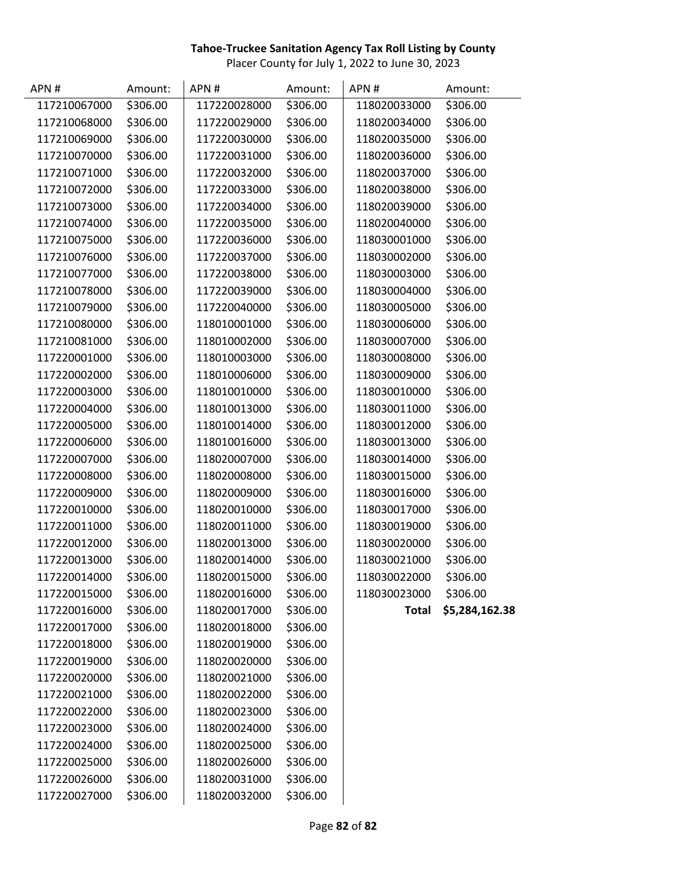**Tahoe-Truckee Sanitation Agency Tax Roll Listing by County**

Placer County for July 1, 2022 to June 30, 2023

| APN # | Amount: | APN # | Amount: | APN # | Amount: |
|---|---|---|---|---|---|
| 117210067000 | $306.00 | 117220028000 | $306.00 | 118020033000 | $306.00 |
| 117210068000 | $306.00 | 117220029000 | $306.00 | 118020034000 | $306.00 |
| 117210069000 | $306.00 | 117220030000 | $306.00 | 118020035000 | $306.00 |
| 117210070000 | $306.00 | 117220031000 | $306.00 | 118020036000 | $306.00 |
| 117210071000 | $306.00 | 117220032000 | $306.00 | 118020037000 | $306.00 |
| 117210072000 | $306.00 | 117220033000 | $306.00 | 118020038000 | $306.00 |
| 117210073000 | $306.00 | 117220034000 | $306.00 | 118020039000 | $306.00 |
| 117210074000 | $306.00 | 117220035000 | $306.00 | 118020040000 | $306.00 |
| 117210075000 | $306.00 | 117220036000 | $306.00 | 118030001000 | $306.00 |
| 117210076000 | $306.00 | 117220037000 | $306.00 | 118030002000 | $306.00 |
| 117210077000 | $306.00 | 117220038000 | $306.00 | 118030003000 | $306.00 |
| 117210078000 | $306.00 | 117220039000 | $306.00 | 118030004000 | $306.00 |
| 117210079000 | $306.00 | 117220040000 | $306.00 | 118030005000 | $306.00 |
| 117210080000 | $306.00 | 118010001000 | $306.00 | 118030006000 | $306.00 |
| 117210081000 | $306.00 | 118010002000 | $306.00 | 118030007000 | $306.00 |
| 117220001000 | $306.00 | 118010003000 | $306.00 | 118030008000 | $306.00 |
| 117220002000 | $306.00 | 118010006000 | $306.00 | 118030009000 | $306.00 |
| 117220003000 | $306.00 | 118010010000 | $306.00 | 118030010000 | $306.00 |
| 117220004000 | $306.00 | 118010013000 | $306.00 | 118030011000 | $306.00 |
| 117220005000 | $306.00 | 118010014000 | $306.00 | 118030012000 | $306.00 |
| 117220006000 | $306.00 | 118010016000 | $306.00 | 118030013000 | $306.00 |
| 117220007000 | $306.00 | 118020007000 | $306.00 | 118030014000 | $306.00 |
| 117220008000 | $306.00 | 118020008000 | $306.00 | 118030015000 | $306.00 |
| 117220009000 | $306.00 | 118020009000 | $306.00 | 118030016000 | $306.00 |
| 117220010000 | $306.00 | 118020010000 | $306.00 | 118030017000 | $306.00 |
| 117220011000 | $306.00 | 118020011000 | $306.00 | 118030019000 | $306.00 |
| 117220012000 | $306.00 | 118020013000 | $306.00 | 118030020000 | $306.00 |
| 117220013000 | $306.00 | 118020014000 | $306.00 | 118030021000 | $306.00 |
| 117220014000 | $306.00 | 118020015000 | $306.00 | 118030022000 | $306.00 |
| 117220015000 | $306.00 | 118020016000 | $306.00 | 118030023000 | $306.00 |
| 117220016000 | $306.00 | 118020017000 | $306.00 | **Total** | **$5,284,162.38** |
| 117220017000 | $306.00 | 118020018000 | $306.00 | | |
| 117220018000 | $306.00 | 118020019000 | $306.00 | | |
| 117220019000 | $306.00 | 118020020000 | $306.00 | | |
| 117220020000 | $306.00 | 118020021000 | $306.00 | | |
| 117220021000 | $306.00 | 118020022000 | $306.00 | | |
| 117220022000 | $306.00 | 118020023000 | $306.00 | | |
| 117220023000 | $306.00 | 118020024000 | $306.00 | | |
| 117220024000 | $306.00 | 118020025000 | $306.00 | | |
| 117220025000 | $306.00 | 118020026000 | $306.00 | | |
| 117220026000 | $306.00 | 118020031000 | $306.00 | | |
| 117220027000 | $306.00 | 118020032000 | $306.00 | | |